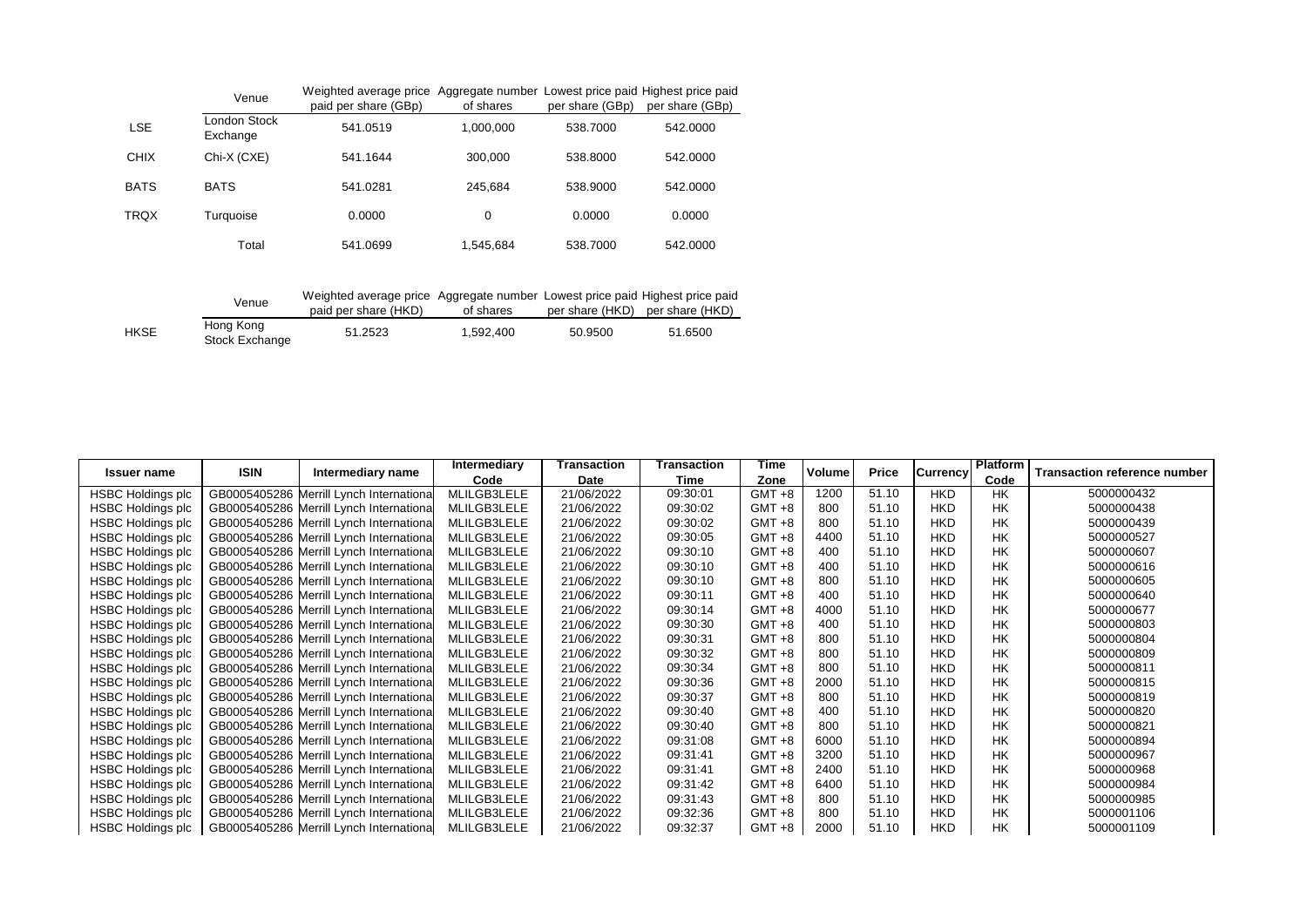| | Venue | Weighted average price paid per share (GBp) | Aggregate number of shares | Lowest price paid per share (GBp) | Highest price paid per share (GBp) |
|---|---|---|---|---|---|
| LSE | London Stock Exchange | 541.0519 | 1,000,000 | 538.7000 | 542.0000 |
| CHIX | Chi-X (CXE) | 541.1644 | 300,000 | 538.8000 | 542.0000 |
| BATS | BATS | 541.0281 | 245,684 | 538.9000 | 542.0000 |
| TRQX | Turquoise | 0.0000 | 0 | 0.0000 | 0.0000 |
| | Total | 541.0699 | 1,545,684 | 538.7000 | 542.0000 |

| | Venue | Weighted average price paid per share (HKD) | Aggregate number of shares | Lowest price paid per share (HKD) | Highest price paid per share (HKD) |
|---|---|---|---|---|---|
| HKSE | Hong Kong Stock Exchange | 51.2523 | 1,592,400 | 50.9500 | 51.6500 |

| Issuer name | ISIN | Intermediary name | Intermediary Code | Transaction Date | Transaction Time | Time Zone | Volume | Price | Currency | Platform Code | Transaction reference number |
|---|---|---|---|---|---|---|---|---|---|---|---|
| HSBC Holdings plc | GB0005405286 | Merrill Lynch International | MLILGB3LELE | 21/06/2022 | 09:30:01 | GMT +8 | 1200 | 51.10 | HKD | HK | 5000000432 |
| HSBC Holdings plc | GB0005405286 | Merrill Lynch International | MLILGB3LELE | 21/06/2022 | 09:30:02 | GMT +8 | 800 | 51.10 | HKD | HK | 5000000438 |
| HSBC Holdings plc | GB0005405286 | Merrill Lynch International | MLILGB3LELE | 21/06/2022 | 09:30:02 | GMT +8 | 800 | 51.10 | HKD | HK | 5000000439 |
| HSBC Holdings plc | GB0005405286 | Merrill Lynch International | MLILGB3LELE | 21/06/2022 | 09:30:05 | GMT +8 | 4400 | 51.10 | HKD | HK | 5000000527 |
| HSBC Holdings plc | GB0005405286 | Merrill Lynch International | MLILGB3LELE | 21/06/2022 | 09:30:10 | GMT +8 | 400 | 51.10 | HKD | HK | 5000000607 |
| HSBC Holdings plc | GB0005405286 | Merrill Lynch International | MLILGB3LELE | 21/06/2022 | 09:30:10 | GMT +8 | 400 | 51.10 | HKD | HK | 5000000616 |
| HSBC Holdings plc | GB0005405286 | Merrill Lynch International | MLILGB3LELE | 21/06/2022 | 09:30:10 | GMT +8 | 800 | 51.10 | HKD | HK | 5000000605 |
| HSBC Holdings plc | GB0005405286 | Merrill Lynch International | MLILGB3LELE | 21/06/2022 | 09:30:11 | GMT +8 | 400 | 51.10 | HKD | HK | 5000000640 |
| HSBC Holdings plc | GB0005405286 | Merrill Lynch International | MLILGB3LELE | 21/06/2022 | 09:30:14 | GMT +8 | 4000 | 51.10 | HKD | HK | 5000000677 |
| HSBC Holdings plc | GB0005405286 | Merrill Lynch International | MLILGB3LELE | 21/06/2022 | 09:30:30 | GMT +8 | 400 | 51.10 | HKD | HK | 5000000803 |
| HSBC Holdings plc | GB0005405286 | Merrill Lynch International | MLILGB3LELE | 21/06/2022 | 09:30:31 | GMT +8 | 800 | 51.10 | HKD | HK | 5000000804 |
| HSBC Holdings plc | GB0005405286 | Merrill Lynch International | MLILGB3LELE | 21/06/2022 | 09:30:32 | GMT +8 | 800 | 51.10 | HKD | HK | 5000000809 |
| HSBC Holdings plc | GB0005405286 | Merrill Lynch International | MLILGB3LELE | 21/06/2022 | 09:30:34 | GMT +8 | 800 | 51.10 | HKD | HK | 5000000811 |
| HSBC Holdings plc | GB0005405286 | Merrill Lynch International | MLILGB3LELE | 21/06/2022 | 09:30:36 | GMT +8 | 2000 | 51.10 | HKD | HK | 5000000815 |
| HSBC Holdings plc | GB0005405286 | Merrill Lynch International | MLILGB3LELE | 21/06/2022 | 09:30:37 | GMT +8 | 800 | 51.10 | HKD | HK | 5000000819 |
| HSBC Holdings plc | GB0005405286 | Merrill Lynch International | MLILGB3LELE | 21/06/2022 | 09:30:40 | GMT +8 | 400 | 51.10 | HKD | HK | 5000000820 |
| HSBC Holdings plc | GB0005405286 | Merrill Lynch International | MLILGB3LELE | 21/06/2022 | 09:30:40 | GMT +8 | 800 | 51.10 | HKD | HK | 5000000821 |
| HSBC Holdings plc | GB0005405286 | Merrill Lynch International | MLILGB3LELE | 21/06/2022 | 09:31:08 | GMT +8 | 6000 | 51.10 | HKD | HK | 5000000894 |
| HSBC Holdings plc | GB0005405286 | Merrill Lynch International | MLILGB3LELE | 21/06/2022 | 09:31:41 | GMT +8 | 3200 | 51.10 | HKD | HK | 5000000967 |
| HSBC Holdings plc | GB0005405286 | Merrill Lynch International | MLILGB3LELE | 21/06/2022 | 09:31:41 | GMT +8 | 2400 | 51.10 | HKD | HK | 5000000968 |
| HSBC Holdings plc | GB0005405286 | Merrill Lynch International | MLILGB3LELE | 21/06/2022 | 09:31:42 | GMT +8 | 6400 | 51.10 | HKD | HK | 5000000984 |
| HSBC Holdings plc | GB0005405286 | Merrill Lynch International | MLILGB3LELE | 21/06/2022 | 09:31:43 | GMT +8 | 800 | 51.10 | HKD | HK | 5000000985 |
| HSBC Holdings plc | GB0005405286 | Merrill Lynch International | MLILGB3LELE | 21/06/2022 | 09:32:36 | GMT +8 | 800 | 51.10 | HKD | HK | 5000001106 |
| HSBC Holdings plc | GB0005405286 | Merrill Lynch International | MLILGB3LELE | 21/06/2022 | 09:32:37 | GMT +8 | 2000 | 51.10 | HKD | HK | 5000001109 |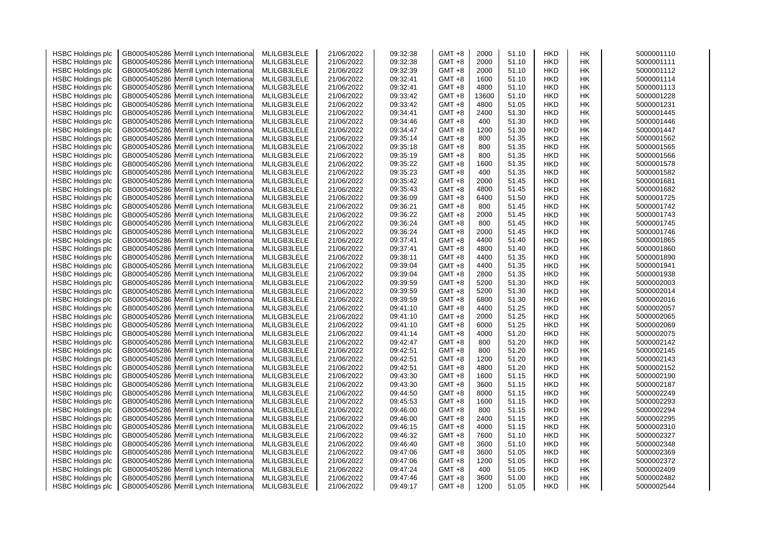| | | | | | | | | | | | |
|---|---|---|---|---|---|---|---|---|---|---|---|
| HSBC Holdings plc | GB0005405286 | Merrill Lynch International | MLILGB3LELE | 21/06/2022 | 09:32:38 | GMT +8 | 2000 | 51.10 | HKD | HK | 5000001110 |
| HSBC Holdings plc | GB0005405286 | Merrill Lynch International | MLILGB3LELE | 21/06/2022 | 09:32:38 | GMT +8 | 2000 | 51.10 | HKD | HK | 5000001111 |
| HSBC Holdings plc | GB0005405286 | Merrill Lynch International | MLILGB3LELE | 21/06/2022 | 09:32:39 | GMT +8 | 2000 | 51.10 | HKD | HK | 5000001112 |
| HSBC Holdings plc | GB0005405286 | Merrill Lynch International | MLILGB3LELE | 21/06/2022 | 09:32:41 | GMT +8 | 1600 | 51.10 | HKD | HK | 5000001114 |
| HSBC Holdings plc | GB0005405286 | Merrill Lynch International | MLILGB3LELE | 21/06/2022 | 09:32:41 | GMT +8 | 4800 | 51.10 | HKD | HK | 5000001113 |
| HSBC Holdings plc | GB0005405286 | Merrill Lynch International | MLILGB3LELE | 21/06/2022 | 09:33:42 | GMT +8 | 13600 | 51.10 | HKD | HK | 5000001228 |
| HSBC Holdings plc | GB0005405286 | Merrill Lynch International | MLILGB3LELE | 21/06/2022 | 09:33:42 | GMT +8 | 4800 | 51.05 | HKD | HK | 5000001231 |
| HSBC Holdings plc | GB0005405286 | Merrill Lynch International | MLILGB3LELE | 21/06/2022 | 09:34:41 | GMT +8 | 2400 | 51.30 | HKD | HK | 5000001445 |
| HSBC Holdings plc | GB0005405286 | Merrill Lynch International | MLILGB3LELE | 21/06/2022 | 09:34:46 | GMT +8 | 400 | 51.30 | HKD | HK | 5000001446 |
| HSBC Holdings plc | GB0005405286 | Merrill Lynch International | MLILGB3LELE | 21/06/2022 | 09:34:47 | GMT +8 | 1200 | 51.30 | HKD | HK | 5000001447 |
| HSBC Holdings plc | GB0005405286 | Merrill Lynch International | MLILGB3LELE | 21/06/2022 | 09:35:14 | GMT +8 | 800 | 51.35 | HKD | HK | 5000001562 |
| HSBC Holdings plc | GB0005405286 | Merrill Lynch International | MLILGB3LELE | 21/06/2022 | 09:35:18 | GMT +8 | 800 | 51.35 | HKD | HK | 5000001565 |
| HSBC Holdings plc | GB0005405286 | Merrill Lynch International | MLILGB3LELE | 21/06/2022 | 09:35:19 | GMT +8 | 800 | 51.35 | HKD | HK | 5000001566 |
| HSBC Holdings plc | GB0005405286 | Merrill Lynch International | MLILGB3LELE | 21/06/2022 | 09:35:22 | GMT +8 | 1600 | 51.35 | HKD | HK | 5000001578 |
| HSBC Holdings plc | GB0005405286 | Merrill Lynch International | MLILGB3LELE | 21/06/2022 | 09:35:23 | GMT +8 | 400 | 51.35 | HKD | HK | 5000001582 |
| HSBC Holdings plc | GB0005405286 | Merrill Lynch International | MLILGB3LELE | 21/06/2022 | 09:35:42 | GMT +8 | 2000 | 51.45 | HKD | HK | 5000001681 |
| HSBC Holdings plc | GB0005405286 | Merrill Lynch International | MLILGB3LELE | 21/06/2022 | 09:35:43 | GMT +8 | 4800 | 51.45 | HKD | HK | 5000001682 |
| HSBC Holdings plc | GB0005405286 | Merrill Lynch International | MLILGB3LELE | 21/06/2022 | 09:36:09 | GMT +8 | 6400 | 51.50 | HKD | HK | 5000001725 |
| HSBC Holdings plc | GB0005405286 | Merrill Lynch International | MLILGB3LELE | 21/06/2022 | 09:36:21 | GMT +8 | 800 | 51.45 | HKD | HK | 5000001742 |
| HSBC Holdings plc | GB0005405286 | Merrill Lynch International | MLILGB3LELE | 21/06/2022 | 09:36:22 | GMT +8 | 2000 | 51.45 | HKD | HK | 5000001743 |
| HSBC Holdings plc | GB0005405286 | Merrill Lynch International | MLILGB3LELE | 21/06/2022 | 09:36:24 | GMT +8 | 800 | 51.45 | HKD | HK | 5000001745 |
| HSBC Holdings plc | GB0005405286 | Merrill Lynch International | MLILGB3LELE | 21/06/2022 | 09:36:24 | GMT +8 | 2000 | 51.45 | HKD | HK | 5000001746 |
| HSBC Holdings plc | GB0005405286 | Merrill Lynch International | MLILGB3LELE | 21/06/2022 | 09:37:41 | GMT +8 | 4400 | 51.40 | HKD | HK | 5000001865 |
| HSBC Holdings plc | GB0005405286 | Merrill Lynch International | MLILGB3LELE | 21/06/2022 | 09:37:41 | GMT +8 | 4800 | 51.40 | HKD | HK | 5000001860 |
| HSBC Holdings plc | GB0005405286 | Merrill Lynch International | MLILGB3LELE | 21/06/2022 | 09:38:11 | GMT +8 | 4400 | 51.35 | HKD | HK | 5000001890 |
| HSBC Holdings plc | GB0005405286 | Merrill Lynch International | MLILGB3LELE | 21/06/2022 | 09:39:04 | GMT +8 | 4400 | 51.35 | HKD | HK | 5000001941 |
| HSBC Holdings plc | GB0005405286 | Merrill Lynch International | MLILGB3LELE | 21/06/2022 | 09:39:04 | GMT +8 | 2800 | 51.35 | HKD | HK | 5000001938 |
| HSBC Holdings plc | GB0005405286 | Merrill Lynch International | MLILGB3LELE | 21/06/2022 | 09:39:59 | GMT +8 | 5200 | 51.30 | HKD | HK | 5000002003 |
| HSBC Holdings plc | GB0005405286 | Merrill Lynch International | MLILGB3LELE | 21/06/2022 | 09:39:59 | GMT +8 | 5200 | 51.30 | HKD | HK | 5000002014 |
| HSBC Holdings plc | GB0005405286 | Merrill Lynch International | MLILGB3LELE | 21/06/2022 | 09:39:59 | GMT +8 | 6800 | 51.30 | HKD | HK | 5000002016 |
| HSBC Holdings plc | GB0005405286 | Merrill Lynch International | MLILGB3LELE | 21/06/2022 | 09:41:10 | GMT +8 | 4400 | 51.25 | HKD | HK | 5000002057 |
| HSBC Holdings plc | GB0005405286 | Merrill Lynch International | MLILGB3LELE | 21/06/2022 | 09:41:10 | GMT +8 | 2000 | 51.25 | HKD | HK | 5000002065 |
| HSBC Holdings plc | GB0005405286 | Merrill Lynch International | MLILGB3LELE | 21/06/2022 | 09:41:10 | GMT +8 | 6000 | 51.25 | HKD | HK | 5000002069 |
| HSBC Holdings plc | GB0005405286 | Merrill Lynch International | MLILGB3LELE | 21/06/2022 | 09:41:14 | GMT +8 | 4000 | 51.20 | HKD | HK | 5000002075 |
| HSBC Holdings plc | GB0005405286 | Merrill Lynch International | MLILGB3LELE | 21/06/2022 | 09:42:47 | GMT +8 | 800 | 51.20 | HKD | HK | 5000002142 |
| HSBC Holdings plc | GB0005405286 | Merrill Lynch International | MLILGB3LELE | 21/06/2022 | 09:42:51 | GMT +8 | 800 | 51.20 | HKD | HK | 5000002145 |
| HSBC Holdings plc | GB0005405286 | Merrill Lynch International | MLILGB3LELE | 21/06/2022 | 09:42:51 | GMT +8 | 1200 | 51.20 | HKD | HK | 5000002143 |
| HSBC Holdings plc | GB0005405286 | Merrill Lynch International | MLILGB3LELE | 21/06/2022 | 09:42:51 | GMT +8 | 4800 | 51.20 | HKD | HK | 5000002152 |
| HSBC Holdings plc | GB0005405286 | Merrill Lynch International | MLILGB3LELE | 21/06/2022 | 09:43:30 | GMT +8 | 1600 | 51.15 | HKD | HK | 5000002190 |
| HSBC Holdings plc | GB0005405286 | Merrill Lynch International | MLILGB3LELE | 21/06/2022 | 09:43:30 | GMT +8 | 3600 | 51.15 | HKD | HK | 5000002187 |
| HSBC Holdings plc | GB0005405286 | Merrill Lynch International | MLILGB3LELE | 21/06/2022 | 09:44:50 | GMT +8 | 8000 | 51.15 | HKD | HK | 5000002249 |
| HSBC Holdings plc | GB0005405286 | Merrill Lynch International | MLILGB3LELE | 21/06/2022 | 09:45:53 | GMT +8 | 1600 | 51.15 | HKD | HK | 5000002293 |
| HSBC Holdings plc | GB0005405286 | Merrill Lynch International | MLILGB3LELE | 21/06/2022 | 09:46:00 | GMT +8 | 800 | 51.15 | HKD | HK | 5000002294 |
| HSBC Holdings plc | GB0005405286 | Merrill Lynch International | MLILGB3LELE | 21/06/2022 | 09:46:00 | GMT +8 | 2400 | 51.15 | HKD | HK | 5000002295 |
| HSBC Holdings plc | GB0005405286 | Merrill Lynch International | MLILGB3LELE | 21/06/2022 | 09:46:15 | GMT +8 | 4000 | 51.15 | HKD | HK | 5000002310 |
| HSBC Holdings plc | GB0005405286 | Merrill Lynch International | MLILGB3LELE | 21/06/2022 | 09:46:32 | GMT +8 | 7600 | 51.10 | HKD | HK | 5000002327 |
| HSBC Holdings plc | GB0005405286 | Merrill Lynch International | MLILGB3LELE | 21/06/2022 | 09:46:40 | GMT +8 | 3600 | 51.10 | HKD | HK | 5000002348 |
| HSBC Holdings plc | GB0005405286 | Merrill Lynch International | MLILGB3LELE | 21/06/2022 | 09:47:06 | GMT +8 | 3600 | 51.05 | HKD | HK | 5000002369 |
| HSBC Holdings plc | GB0005405286 | Merrill Lynch International | MLILGB3LELE | 21/06/2022 | 09:47:06 | GMT +8 | 1200 | 51.05 | HKD | HK | 5000002372 |
| HSBC Holdings plc | GB0005405286 | Merrill Lynch International | MLILGB3LELE | 21/06/2022 | 09:47:24 | GMT +8 | 400 | 51.05 | HKD | HK | 5000002409 |
| HSBC Holdings plc | GB0005405286 | Merrill Lynch International | MLILGB3LELE | 21/06/2022 | 09:47:46 | GMT +8 | 3600 | 51.00 | HKD | HK | 5000002482 |
| HSBC Holdings plc | GB0005405286 | Merrill Lynch International | MLILGB3LELE | 21/06/2022 | 09:49:17 | GMT +8 | 1200 | 51.05 | HKD | HK | 5000002544 |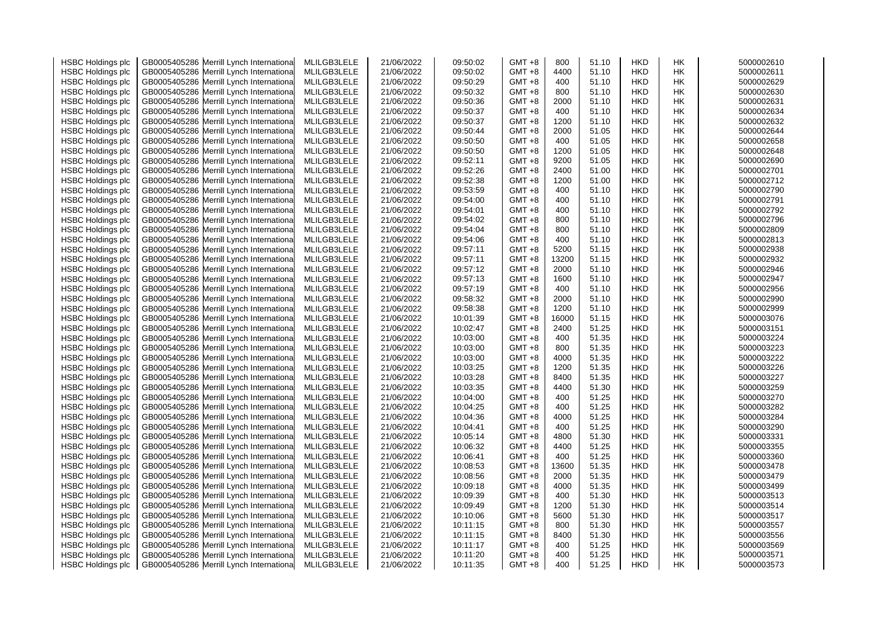| | | | | | | | | | | | |
|---|---|---|---|---|---|---|---|---|---|---|---|
| HSBC Holdings plc | GB0005405286 | Merrill Lynch International | MLILGB3LELE | 21/06/2022 | 09:50:02 | GMT +8 | 800 | 51.10 | HKD | HK | 5000002610 |
| HSBC Holdings plc | GB0005405286 | Merrill Lynch International | MLILGB3LELE | 21/06/2022 | 09:50:02 | GMT +8 | 4400 | 51.10 | HKD | HK | 5000002611 |
| HSBC Holdings plc | GB0005405286 | Merrill Lynch International | MLILGB3LELE | 21/06/2022 | 09:50:29 | GMT +8 | 400 | 51.10 | HKD | HK | 5000002629 |
| HSBC Holdings plc | GB0005405286 | Merrill Lynch International | MLILGB3LELE | 21/06/2022 | 09:50:32 | GMT +8 | 800 | 51.10 | HKD | HK | 5000002630 |
| HSBC Holdings plc | GB0005405286 | Merrill Lynch International | MLILGB3LELE | 21/06/2022 | 09:50:36 | GMT +8 | 2000 | 51.10 | HKD | HK | 5000002631 |
| HSBC Holdings plc | GB0005405286 | Merrill Lynch International | MLILGB3LELE | 21/06/2022 | 09:50:37 | GMT +8 | 400 | 51.10 | HKD | HK | 5000002634 |
| HSBC Holdings plc | GB0005405286 | Merrill Lynch International | MLILGB3LELE | 21/06/2022 | 09:50:37 | GMT +8 | 1200 | 51.10 | HKD | HK | 5000002632 |
| HSBC Holdings plc | GB0005405286 | Merrill Lynch International | MLILGB3LELE | 21/06/2022 | 09:50:44 | GMT +8 | 2000 | 51.05 | HKD | HK | 5000002644 |
| HSBC Holdings plc | GB0005405286 | Merrill Lynch International | MLILGB3LELE | 21/06/2022 | 09:50:50 | GMT +8 | 400 | 51.05 | HKD | HK | 5000002658 |
| HSBC Holdings plc | GB0005405286 | Merrill Lynch International | MLILGB3LELE | 21/06/2022 | 09:50:50 | GMT +8 | 1200 | 51.05 | HKD | HK | 5000002648 |
| HSBC Holdings plc | GB0005405286 | Merrill Lynch International | MLILGB3LELE | 21/06/2022 | 09:52:11 | GMT +8 | 9200 | 51.05 | HKD | HK | 5000002690 |
| HSBC Holdings plc | GB0005405286 | Merrill Lynch International | MLILGB3LELE | 21/06/2022 | 09:52:26 | GMT +8 | 2400 | 51.00 | HKD | HK | 5000002701 |
| HSBC Holdings plc | GB0005405286 | Merrill Lynch International | MLILGB3LELE | 21/06/2022 | 09:52:38 | GMT +8 | 1200 | 51.00 | HKD | HK | 5000002712 |
| HSBC Holdings plc | GB0005405286 | Merrill Lynch International | MLILGB3LELE | 21/06/2022 | 09:53:59 | GMT +8 | 400 | 51.10 | HKD | HK | 5000002790 |
| HSBC Holdings plc | GB0005405286 | Merrill Lynch International | MLILGB3LELE | 21/06/2022 | 09:54:00 | GMT +8 | 400 | 51.10 | HKD | HK | 5000002791 |
| HSBC Holdings plc | GB0005405286 | Merrill Lynch International | MLILGB3LELE | 21/06/2022 | 09:54:01 | GMT +8 | 400 | 51.10 | HKD | HK | 5000002792 |
| HSBC Holdings plc | GB0005405286 | Merrill Lynch International | MLILGB3LELE | 21/06/2022 | 09:54:02 | GMT +8 | 800 | 51.10 | HKD | HK | 5000002796 |
| HSBC Holdings plc | GB0005405286 | Merrill Lynch International | MLILGB3LELE | 21/06/2022 | 09:54:04 | GMT +8 | 800 | 51.10 | HKD | HK | 5000002809 |
| HSBC Holdings plc | GB0005405286 | Merrill Lynch International | MLILGB3LELE | 21/06/2022 | 09:54:06 | GMT +8 | 400 | 51.10 | HKD | HK | 5000002813 |
| HSBC Holdings plc | GB0005405286 | Merrill Lynch International | MLILGB3LELE | 21/06/2022 | 09:57:11 | GMT +8 | 5200 | 51.15 | HKD | HK | 5000002938 |
| HSBC Holdings plc | GB0005405286 | Merrill Lynch International | MLILGB3LELE | 21/06/2022 | 09:57:11 | GMT +8 | 13200 | 51.15 | HKD | HK | 5000002932 |
| HSBC Holdings plc | GB0005405286 | Merrill Lynch International | MLILGB3LELE | 21/06/2022 | 09:57:12 | GMT +8 | 2000 | 51.10 | HKD | HK | 5000002946 |
| HSBC Holdings plc | GB0005405286 | Merrill Lynch International | MLILGB3LELE | 21/06/2022 | 09:57:13 | GMT +8 | 1600 | 51.10 | HKD | HK | 5000002947 |
| HSBC Holdings plc | GB0005405286 | Merrill Lynch International | MLILGB3LELE | 21/06/2022 | 09:57:19 | GMT +8 | 400 | 51.10 | HKD | HK | 5000002956 |
| HSBC Holdings plc | GB0005405286 | Merrill Lynch International | MLILGB3LELE | 21/06/2022 | 09:58:32 | GMT +8 | 2000 | 51.10 | HKD | HK | 5000002990 |
| HSBC Holdings plc | GB0005405286 | Merrill Lynch International | MLILGB3LELE | 21/06/2022 | 09:58:38 | GMT +8 | 1200 | 51.10 | HKD | HK | 5000002999 |
| HSBC Holdings plc | GB0005405286 | Merrill Lynch International | MLILGB3LELE | 21/06/2022 | 10:01:39 | GMT +8 | 16000 | 51.15 | HKD | HK | 5000003076 |
| HSBC Holdings plc | GB0005405286 | Merrill Lynch International | MLILGB3LELE | 21/06/2022 | 10:02:47 | GMT +8 | 2400 | 51.25 | HKD | HK | 5000003151 |
| HSBC Holdings plc | GB0005405286 | Merrill Lynch International | MLILGB3LELE | 21/06/2022 | 10:03:00 | GMT +8 | 400 | 51.35 | HKD | HK | 5000003224 |
| HSBC Holdings plc | GB0005405286 | Merrill Lynch International | MLILGB3LELE | 21/06/2022 | 10:03:00 | GMT +8 | 800 | 51.35 | HKD | HK | 5000003223 |
| HSBC Holdings plc | GB0005405286 | Merrill Lynch International | MLILGB3LELE | 21/06/2022 | 10:03:00 | GMT +8 | 4000 | 51.35 | HKD | HK | 5000003222 |
| HSBC Holdings plc | GB0005405286 | Merrill Lynch International | MLILGB3LELE | 21/06/2022 | 10:03:25 | GMT +8 | 1200 | 51.35 | HKD | HK | 5000003226 |
| HSBC Holdings plc | GB0005405286 | Merrill Lynch International | MLILGB3LELE | 21/06/2022 | 10:03:28 | GMT +8 | 8400 | 51.35 | HKD | HK | 5000003227 |
| HSBC Holdings plc | GB0005405286 | Merrill Lynch International | MLILGB3LELE | 21/06/2022 | 10:03:35 | GMT +8 | 4400 | 51.30 | HKD | HK | 5000003259 |
| HSBC Holdings plc | GB0005405286 | Merrill Lynch International | MLILGB3LELE | 21/06/2022 | 10:04:00 | GMT +8 | 400 | 51.25 | HKD | HK | 5000003270 |
| HSBC Holdings plc | GB0005405286 | Merrill Lynch International | MLILGB3LELE | 21/06/2022 | 10:04:25 | GMT +8 | 400 | 51.25 | HKD | HK | 5000003282 |
| HSBC Holdings plc | GB0005405286 | Merrill Lynch International | MLILGB3LELE | 21/06/2022 | 10:04:36 | GMT +8 | 4000 | 51.25 | HKD | HK | 5000003284 |
| HSBC Holdings plc | GB0005405286 | Merrill Lynch International | MLILGB3LELE | 21/06/2022 | 10:04:41 | GMT +8 | 400 | 51.25 | HKD | HK | 5000003290 |
| HSBC Holdings plc | GB0005405286 | Merrill Lynch International | MLILGB3LELE | 21/06/2022 | 10:05:14 | GMT +8 | 4800 | 51.30 | HKD | HK | 5000003331 |
| HSBC Holdings plc | GB0005405286 | Merrill Lynch International | MLILGB3LELE | 21/06/2022 | 10:06:32 | GMT +8 | 4400 | 51.25 | HKD | HK | 5000003355 |
| HSBC Holdings plc | GB0005405286 | Merrill Lynch International | MLILGB3LELE | 21/06/2022 | 10:06:41 | GMT +8 | 400 | 51.25 | HKD | HK | 5000003360 |
| HSBC Holdings plc | GB0005405286 | Merrill Lynch International | MLILGB3LELE | 21/06/2022 | 10:08:53 | GMT +8 | 13600 | 51.35 | HKD | HK | 5000003478 |
| HSBC Holdings plc | GB0005405286 | Merrill Lynch International | MLILGB3LELE | 21/06/2022 | 10:08:56 | GMT +8 | 2000 | 51.35 | HKD | HK | 5000003479 |
| HSBC Holdings plc | GB0005405286 | Merrill Lynch International | MLILGB3LELE | 21/06/2022 | 10:09:18 | GMT +8 | 4000 | 51.35 | HKD | HK | 5000003499 |
| HSBC Holdings plc | GB0005405286 | Merrill Lynch International | MLILGB3LELE | 21/06/2022 | 10:09:39 | GMT +8 | 400 | 51.30 | HKD | HK | 5000003513 |
| HSBC Holdings plc | GB0005405286 | Merrill Lynch International | MLILGB3LELE | 21/06/2022 | 10:09:49 | GMT +8 | 1200 | 51.30 | HKD | HK | 5000003514 |
| HSBC Holdings plc | GB0005405286 | Merrill Lynch International | MLILGB3LELE | 21/06/2022 | 10:10:06 | GMT +8 | 5600 | 51.30 | HKD | HK | 5000003517 |
| HSBC Holdings plc | GB0005405286 | Merrill Lynch International | MLILGB3LELE | 21/06/2022 | 10:11:15 | GMT +8 | 800 | 51.30 | HKD | HK | 5000003557 |
| HSBC Holdings plc | GB0005405286 | Merrill Lynch International | MLILGB3LELE | 21/06/2022 | 10:11:15 | GMT +8 | 8400 | 51.30 | HKD | HK | 5000003556 |
| HSBC Holdings plc | GB0005405286 | Merrill Lynch International | MLILGB3LELE | 21/06/2022 | 10:11:17 | GMT +8 | 400 | 51.25 | HKD | HK | 5000003569 |
| HSBC Holdings plc | GB0005405286 | Merrill Lynch International | MLILGB3LELE | 21/06/2022 | 10:11:20 | GMT +8 | 400 | 51.25 | HKD | HK | 5000003571 |
| HSBC Holdings plc | GB0005405286 | Merrill Lynch International | MLILGB3LELE | 21/06/2022 | 10:11:35 | GMT +8 | 400 | 51.25 | HKD | HK | 5000003573 |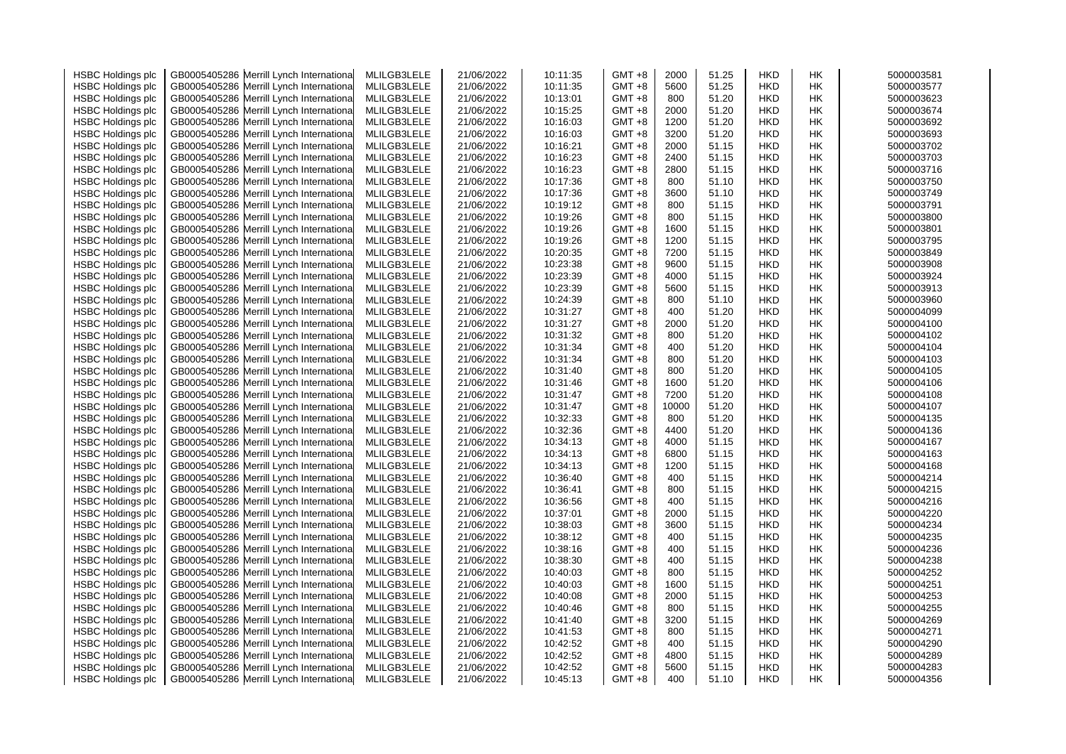| | | | | | | | | | | | |
|---|---|---|---|---|---|---|---|---|---|---|---|
| HSBC Holdings plc | GB0005405286 | Merrill Lynch International | MLILGB3LELE | 21/06/2022 | 10:11:35 | GMT +8 | 2000 | 51.25 | HKD | HK | 5000003581 |
| HSBC Holdings plc | GB0005405286 | Merrill Lynch International | MLILGB3LELE | 21/06/2022 | 10:11:35 | GMT +8 | 5600 | 51.25 | HKD | HK | 5000003577 |
| HSBC Holdings plc | GB0005405286 | Merrill Lynch International | MLILGB3LELE | 21/06/2022 | 10:13:01 | GMT +8 | 800 | 51.20 | HKD | HK | 5000003623 |
| HSBC Holdings plc | GB0005405286 | Merrill Lynch International | MLILGB3LELE | 21/06/2022 | 10:15:25 | GMT +8 | 2000 | 51.20 | HKD | HK | 5000003674 |
| HSBC Holdings plc | GB0005405286 | Merrill Lynch International | MLILGB3LELE | 21/06/2022 | 10:16:03 | GMT +8 | 1200 | 51.20 | HKD | HK | 5000003692 |
| HSBC Holdings plc | GB0005405286 | Merrill Lynch International | MLILGB3LELE | 21/06/2022 | 10:16:03 | GMT +8 | 3200 | 51.20 | HKD | HK | 5000003693 |
| HSBC Holdings plc | GB0005405286 | Merrill Lynch International | MLILGB3LELE | 21/06/2022 | 10:16:21 | GMT +8 | 2000 | 51.15 | HKD | HK | 5000003702 |
| HSBC Holdings plc | GB0005405286 | Merrill Lynch International | MLILGB3LELE | 21/06/2022 | 10:16:23 | GMT +8 | 2400 | 51.15 | HKD | HK | 5000003703 |
| HSBC Holdings plc | GB0005405286 | Merrill Lynch International | MLILGB3LELE | 21/06/2022 | 10:16:23 | GMT +8 | 2800 | 51.15 | HKD | HK | 5000003716 |
| HSBC Holdings plc | GB0005405286 | Merrill Lynch International | MLILGB3LELE | 21/06/2022 | 10:17:36 | GMT +8 | 800 | 51.10 | HKD | HK | 5000003750 |
| HSBC Holdings plc | GB0005405286 | Merrill Lynch International | MLILGB3LELE | 21/06/2022 | 10:17:36 | GMT +8 | 3600 | 51.10 | HKD | HK | 5000003749 |
| HSBC Holdings plc | GB0005405286 | Merrill Lynch International | MLILGB3LELE | 21/06/2022 | 10:19:12 | GMT +8 | 800 | 51.15 | HKD | HK | 5000003791 |
| HSBC Holdings plc | GB0005405286 | Merrill Lynch International | MLILGB3LELE | 21/06/2022 | 10:19:26 | GMT +8 | 800 | 51.15 | HKD | HK | 5000003800 |
| HSBC Holdings plc | GB0005405286 | Merrill Lynch International | MLILGB3LELE | 21/06/2022 | 10:19:26 | GMT +8 | 1600 | 51.15 | HKD | HK | 5000003801 |
| HSBC Holdings plc | GB0005405286 | Merrill Lynch International | MLILGB3LELE | 21/06/2022 | 10:19:26 | GMT +8 | 1200 | 51.15 | HKD | HK | 5000003795 |
| HSBC Holdings plc | GB0005405286 | Merrill Lynch International | MLILGB3LELE | 21/06/2022 | 10:20:35 | GMT +8 | 7200 | 51.15 | HKD | HK | 5000003849 |
| HSBC Holdings plc | GB0005405286 | Merrill Lynch International | MLILGB3LELE | 21/06/2022 | 10:23:38 | GMT +8 | 9600 | 51.15 | HKD | HK | 5000003908 |
| HSBC Holdings plc | GB0005405286 | Merrill Lynch International | MLILGB3LELE | 21/06/2022 | 10:23:39 | GMT +8 | 4000 | 51.15 | HKD | HK | 5000003924 |
| HSBC Holdings plc | GB0005405286 | Merrill Lynch International | MLILGB3LELE | 21/06/2022 | 10:23:39 | GMT +8 | 5600 | 51.15 | HKD | HK | 5000003913 |
| HSBC Holdings plc | GB0005405286 | Merrill Lynch International | MLILGB3LELE | 21/06/2022 | 10:24:39 | GMT +8 | 800 | 51.10 | HKD | HK | 5000003960 |
| HSBC Holdings plc | GB0005405286 | Merrill Lynch International | MLILGB3LELE | 21/06/2022 | 10:31:27 | GMT +8 | 400 | 51.20 | HKD | HK | 5000004099 |
| HSBC Holdings plc | GB0005405286 | Merrill Lynch International | MLILGB3LELE | 21/06/2022 | 10:31:27 | GMT +8 | 2000 | 51.20 | HKD | HK | 5000004100 |
| HSBC Holdings plc | GB0005405286 | Merrill Lynch International | MLILGB3LELE | 21/06/2022 | 10:31:32 | GMT +8 | 800 | 51.20 | HKD | HK | 5000004102 |
| HSBC Holdings plc | GB0005405286 | Merrill Lynch International | MLILGB3LELE | 21/06/2022 | 10:31:34 | GMT +8 | 400 | 51.20 | HKD | HK | 5000004104 |
| HSBC Holdings plc | GB0005405286 | Merrill Lynch International | MLILGB3LELE | 21/06/2022 | 10:31:34 | GMT +8 | 800 | 51.20 | HKD | HK | 5000004103 |
| HSBC Holdings plc | GB0005405286 | Merrill Lynch International | MLILGB3LELE | 21/06/2022 | 10:31:40 | GMT +8 | 800 | 51.20 | HKD | HK | 5000004105 |
| HSBC Holdings plc | GB0005405286 | Merrill Lynch International | MLILGB3LELE | 21/06/2022 | 10:31:46 | GMT +8 | 1600 | 51.20 | HKD | HK | 5000004106 |
| HSBC Holdings plc | GB0005405286 | Merrill Lynch International | MLILGB3LELE | 21/06/2022 | 10:31:47 | GMT +8 | 7200 | 51.20 | HKD | HK | 5000004108 |
| HSBC Holdings plc | GB0005405286 | Merrill Lynch International | MLILGB3LELE | 21/06/2022 | 10:31:47 | GMT +8 | 10000 | 51.20 | HKD | HK | 5000004107 |
| HSBC Holdings plc | GB0005405286 | Merrill Lynch International | MLILGB3LELE | 21/06/2022 | 10:32:33 | GMT +8 | 800 | 51.20 | HKD | HK | 5000004135 |
| HSBC Holdings plc | GB0005405286 | Merrill Lynch International | MLILGB3LELE | 21/06/2022 | 10:32:36 | GMT +8 | 4400 | 51.20 | HKD | HK | 5000004136 |
| HSBC Holdings plc | GB0005405286 | Merrill Lynch International | MLILGB3LELE | 21/06/2022 | 10:34:13 | GMT +8 | 4000 | 51.15 | HKD | HK | 5000004167 |
| HSBC Holdings plc | GB0005405286 | Merrill Lynch International | MLILGB3LELE | 21/06/2022 | 10:34:13 | GMT +8 | 6800 | 51.15 | HKD | HK | 5000004163 |
| HSBC Holdings plc | GB0005405286 | Merrill Lynch International | MLILGB3LELE | 21/06/2022 | 10:34:13 | GMT +8 | 1200 | 51.15 | HKD | HK | 5000004168 |
| HSBC Holdings plc | GB0005405286 | Merrill Lynch International | MLILGB3LELE | 21/06/2022 | 10:36:40 | GMT +8 | 400 | 51.15 | HKD | HK | 5000004214 |
| HSBC Holdings plc | GB0005405286 | Merrill Lynch International | MLILGB3LELE | 21/06/2022 | 10:36:41 | GMT +8 | 800 | 51.15 | HKD | HK | 5000004215 |
| HSBC Holdings plc | GB0005405286 | Merrill Lynch International | MLILGB3LELE | 21/06/2022 | 10:36:56 | GMT +8 | 400 | 51.15 | HKD | HK | 5000004216 |
| HSBC Holdings plc | GB0005405286 | Merrill Lynch International | MLILGB3LELE | 21/06/2022 | 10:37:01 | GMT +8 | 2000 | 51.15 | HKD | HK | 5000004220 |
| HSBC Holdings plc | GB0005405286 | Merrill Lynch International | MLILGB3LELE | 21/06/2022 | 10:38:03 | GMT +8 | 3600 | 51.15 | HKD | HK | 5000004234 |
| HSBC Holdings plc | GB0005405286 | Merrill Lynch International | MLILGB3LELE | 21/06/2022 | 10:38:12 | GMT +8 | 400 | 51.15 | HKD | HK | 5000004235 |
| HSBC Holdings plc | GB0005405286 | Merrill Lynch International | MLILGB3LELE | 21/06/2022 | 10:38:16 | GMT +8 | 400 | 51.15 | HKD | HK | 5000004236 |
| HSBC Holdings plc | GB0005405286 | Merrill Lynch International | MLILGB3LELE | 21/06/2022 | 10:38:30 | GMT +8 | 400 | 51.15 | HKD | HK | 5000004238 |
| HSBC Holdings plc | GB0005405286 | Merrill Lynch International | MLILGB3LELE | 21/06/2022 | 10:40:03 | GMT +8 | 800 | 51.15 | HKD | HK | 5000004252 |
| HSBC Holdings plc | GB0005405286 | Merrill Lynch International | MLILGB3LELE | 21/06/2022 | 10:40:03 | GMT +8 | 1600 | 51.15 | HKD | HK | 5000004251 |
| HSBC Holdings plc | GB0005405286 | Merrill Lynch International | MLILGB3LELE | 21/06/2022 | 10:40:08 | GMT +8 | 2000 | 51.15 | HKD | HK | 5000004253 |
| HSBC Holdings plc | GB0005405286 | Merrill Lynch International | MLILGB3LELE | 21/06/2022 | 10:40:46 | GMT +8 | 800 | 51.15 | HKD | HK | 5000004255 |
| HSBC Holdings plc | GB0005405286 | Merrill Lynch International | MLILGB3LELE | 21/06/2022 | 10:41:40 | GMT +8 | 3200 | 51.15 | HKD | HK | 5000004269 |
| HSBC Holdings plc | GB0005405286 | Merrill Lynch International | MLILGB3LELE | 21/06/2022 | 10:41:53 | GMT +8 | 800 | 51.15 | HKD | HK | 5000004271 |
| HSBC Holdings plc | GB0005405286 | Merrill Lynch International | MLILGB3LELE | 21/06/2022 | 10:42:52 | GMT +8 | 400 | 51.15 | HKD | HK | 5000004290 |
| HSBC Holdings plc | GB0005405286 | Merrill Lynch International | MLILGB3LELE | 21/06/2022 | 10:42:52 | GMT +8 | 4800 | 51.15 | HKD | HK | 5000004289 |
| HSBC Holdings plc | GB0005405286 | Merrill Lynch International | MLILGB3LELE | 21/06/2022 | 10:42:52 | GMT +8 | 5600 | 51.15 | HKD | HK | 5000004283 |
| HSBC Holdings plc | GB0005405286 | Merrill Lynch International | MLILGB3LELE | 21/06/2022 | 10:45:13 | GMT +8 | 400 | 51.10 | HKD | HK | 5000004356 |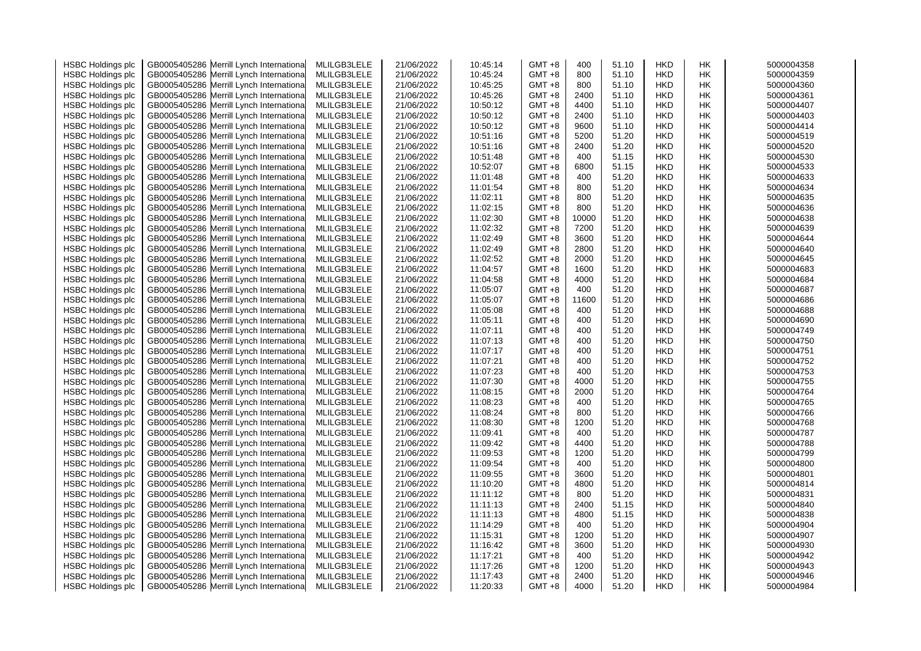| HSBC Holdings plc | GB0005405286 | Merrill Lynch International | MLILGB3LELE | 21/06/2022 | 10:45:14 | GMT +8 | 400 | 51.10 | HKD | HK | 5000004358 |
|---|---|---|---|---|---|---|---|---|---|---|---|
| HSBC Holdings plc | GB0005405286 | Merrill Lynch International | MLILGB3LELE | 21/06/2022 | 10:45:24 | GMT +8 | 800 | 51.10 | HKD | HK | 5000004359 |
| HSBC Holdings plc | GB0005405286 | Merrill Lynch International | MLILGB3LELE | 21/06/2022 | 10:45:25 | GMT +8 | 800 | 51.10 | HKD | HK | 5000004360 |
| HSBC Holdings plc | GB0005405286 | Merrill Lynch International | MLILGB3LELE | 21/06/2022 | 10:45:26 | GMT +8 | 2400 | 51.10 | HKD | HK | 5000004361 |
| HSBC Holdings plc | GB0005405286 | Merrill Lynch International | MLILGB3LELE | 21/06/2022 | 10:50:12 | GMT +8 | 4400 | 51.10 | HKD | HK | 5000004407 |
| HSBC Holdings plc | GB0005405286 | Merrill Lynch International | MLILGB3LELE | 21/06/2022 | 10:50:12 | GMT +8 | 2400 | 51.10 | HKD | HK | 5000004403 |
| HSBC Holdings plc | GB0005405286 | Merrill Lynch International | MLILGB3LELE | 21/06/2022 | 10:50:12 | GMT +8 | 9600 | 51.10 | HKD | HK | 5000004414 |
| HSBC Holdings plc | GB0005405286 | Merrill Lynch International | MLILGB3LELE | 21/06/2022 | 10:51:16 | GMT +8 | 5200 | 51.20 | HKD | HK | 5000004519 |
| HSBC Holdings plc | GB0005405286 | Merrill Lynch International | MLILGB3LELE | 21/06/2022 | 10:51:16 | GMT +8 | 2400 | 51.20 | HKD | HK | 5000004520 |
| HSBC Holdings plc | GB0005405286 | Merrill Lynch International | MLILGB3LELE | 21/06/2022 | 10:51:48 | GMT +8 | 400 | 51.15 | HKD | HK | 5000004530 |
| HSBC Holdings plc | GB0005405286 | Merrill Lynch International | MLILGB3LELE | 21/06/2022 | 10:52:07 | GMT +8 | 6800 | 51.15 | HKD | HK | 5000004533 |
| HSBC Holdings plc | GB0005405286 | Merrill Lynch International | MLILGB3LELE | 21/06/2022 | 11:01:48 | GMT +8 | 400 | 51.20 | HKD | HK | 5000004633 |
| HSBC Holdings plc | GB0005405286 | Merrill Lynch International | MLILGB3LELE | 21/06/2022 | 11:01:54 | GMT +8 | 800 | 51.20 | HKD | HK | 5000004634 |
| HSBC Holdings plc | GB0005405286 | Merrill Lynch International | MLILGB3LELE | 21/06/2022 | 11:02:11 | GMT +8 | 800 | 51.20 | HKD | HK | 5000004635 |
| HSBC Holdings plc | GB0005405286 | Merrill Lynch International | MLILGB3LELE | 21/06/2022 | 11:02:15 | GMT +8 | 800 | 51.20 | HKD | HK | 5000004636 |
| HSBC Holdings plc | GB0005405286 | Merrill Lynch International | MLILGB3LELE | 21/06/2022 | 11:02:30 | GMT +8 | 10000 | 51.20 | HKD | HK | 5000004638 |
| HSBC Holdings plc | GB0005405286 | Merrill Lynch International | MLILGB3LELE | 21/06/2022 | 11:02:32 | GMT +8 | 7200 | 51.20 | HKD | HK | 5000004639 |
| HSBC Holdings plc | GB0005405286 | Merrill Lynch International | MLILGB3LELE | 21/06/2022 | 11:02:49 | GMT +8 | 3600 | 51.20 | HKD | HK | 5000004644 |
| HSBC Holdings plc | GB0005405286 | Merrill Lynch International | MLILGB3LELE | 21/06/2022 | 11:02:49 | GMT +8 | 2800 | 51.20 | HKD | HK | 5000004640 |
| HSBC Holdings plc | GB0005405286 | Merrill Lynch International | MLILGB3LELE | 21/06/2022 | 11:02:52 | GMT +8 | 2000 | 51.20 | HKD | HK | 5000004645 |
| HSBC Holdings plc | GB0005405286 | Merrill Lynch International | MLILGB3LELE | 21/06/2022 | 11:04:57 | GMT +8 | 1600 | 51.20 | HKD | HK | 5000004683 |
| HSBC Holdings plc | GB0005405286 | Merrill Lynch International | MLILGB3LELE | 21/06/2022 | 11:04:58 | GMT +8 | 4000 | 51.20 | HKD | HK | 5000004684 |
| HSBC Holdings plc | GB0005405286 | Merrill Lynch International | MLILGB3LELE | 21/06/2022 | 11:05:07 | GMT +8 | 400 | 51.20 | HKD | HK | 5000004687 |
| HSBC Holdings plc | GB0005405286 | Merrill Lynch International | MLILGB3LELE | 21/06/2022 | 11:05:07 | GMT +8 | 11600 | 51.20 | HKD | HK | 5000004686 |
| HSBC Holdings plc | GB0005405286 | Merrill Lynch International | MLILGB3LELE | 21/06/2022 | 11:05:08 | GMT +8 | 400 | 51.20 | HKD | HK | 5000004688 |
| HSBC Holdings plc | GB0005405286 | Merrill Lynch International | MLILGB3LELE | 21/06/2022 | 11:05:11 | GMT +8 | 400 | 51.20 | HKD | HK | 5000004690 |
| HSBC Holdings plc | GB0005405286 | Merrill Lynch International | MLILGB3LELE | 21/06/2022 | 11:07:11 | GMT +8 | 400 | 51.20 | HKD | HK | 5000004749 |
| HSBC Holdings plc | GB0005405286 | Merrill Lynch International | MLILGB3LELE | 21/06/2022 | 11:07:13 | GMT +8 | 400 | 51.20 | HKD | HK | 5000004750 |
| HSBC Holdings plc | GB0005405286 | Merrill Lynch International | MLILGB3LELE | 21/06/2022 | 11:07:17 | GMT +8 | 400 | 51.20 | HKD | HK | 5000004751 |
| HSBC Holdings plc | GB0005405286 | Merrill Lynch International | MLILGB3LELE | 21/06/2022 | 11:07:21 | GMT +8 | 400 | 51.20 | HKD | HK | 5000004752 |
| HSBC Holdings plc | GB0005405286 | Merrill Lynch International | MLILGB3LELE | 21/06/2022 | 11:07:23 | GMT +8 | 400 | 51.20 | HKD | HK | 5000004753 |
| HSBC Holdings plc | GB0005405286 | Merrill Lynch International | MLILGB3LELE | 21/06/2022 | 11:07:30 | GMT +8 | 4000 | 51.20 | HKD | HK | 5000004755 |
| HSBC Holdings plc | GB0005405286 | Merrill Lynch International | MLILGB3LELE | 21/06/2022 | 11:08:15 | GMT +8 | 2000 | 51.20 | HKD | HK | 5000004764 |
| HSBC Holdings plc | GB0005405286 | Merrill Lynch International | MLILGB3LELE | 21/06/2022 | 11:08:23 | GMT +8 | 400 | 51.20 | HKD | HK | 5000004765 |
| HSBC Holdings plc | GB0005405286 | Merrill Lynch International | MLILGB3LELE | 21/06/2022 | 11:08:24 | GMT +8 | 800 | 51.20 | HKD | HK | 5000004766 |
| HSBC Holdings plc | GB0005405286 | Merrill Lynch International | MLILGB3LELE | 21/06/2022 | 11:08:30 | GMT +8 | 1200 | 51.20 | HKD | HK | 5000004768 |
| HSBC Holdings plc | GB0005405286 | Merrill Lynch International | MLILGB3LELE | 21/06/2022 | 11:09:41 | GMT +8 | 400 | 51.20 | HKD | HK | 5000004787 |
| HSBC Holdings plc | GB0005405286 | Merrill Lynch International | MLILGB3LELE | 21/06/2022 | 11:09:42 | GMT +8 | 4400 | 51.20 | HKD | HK | 5000004788 |
| HSBC Holdings plc | GB0005405286 | Merrill Lynch International | MLILGB3LELE | 21/06/2022 | 11:09:53 | GMT +8 | 1200 | 51.20 | HKD | HK | 5000004799 |
| HSBC Holdings plc | GB0005405286 | Merrill Lynch International | MLILGB3LELE | 21/06/2022 | 11:09:54 | GMT +8 | 400 | 51.20 | HKD | HK | 5000004800 |
| HSBC Holdings plc | GB0005405286 | Merrill Lynch International | MLILGB3LELE | 21/06/2022 | 11:09:55 | GMT +8 | 3600 | 51.20 | HKD | HK | 5000004801 |
| HSBC Holdings plc | GB0005405286 | Merrill Lynch International | MLILGB3LELE | 21/06/2022 | 11:10:20 | GMT +8 | 4800 | 51.20 | HKD | HK | 5000004814 |
| HSBC Holdings plc | GB0005405286 | Merrill Lynch International | MLILGB3LELE | 21/06/2022 | 11:11:12 | GMT +8 | 800 | 51.20 | HKD | HK | 5000004831 |
| HSBC Holdings plc | GB0005405286 | Merrill Lynch International | MLILGB3LELE | 21/06/2022 | 11:11:13 | GMT +8 | 2400 | 51.15 | HKD | HK | 5000004840 |
| HSBC Holdings plc | GB0005405286 | Merrill Lynch International | MLILGB3LELE | 21/06/2022 | 11:11:13 | GMT +8 | 4800 | 51.15 | HKD | HK | 5000004838 |
| HSBC Holdings plc | GB0005405286 | Merrill Lynch International | MLILGB3LELE | 21/06/2022 | 11:14:29 | GMT +8 | 400 | 51.20 | HKD | HK | 5000004904 |
| HSBC Holdings plc | GB0005405286 | Merrill Lynch International | MLILGB3LELE | 21/06/2022 | 11:15:31 | GMT +8 | 1200 | 51.20 | HKD | HK | 5000004907 |
| HSBC Holdings plc | GB0005405286 | Merrill Lynch International | MLILGB3LELE | 21/06/2022 | 11:16:42 | GMT +8 | 3600 | 51.20 | HKD | HK | 5000004930 |
| HSBC Holdings plc | GB0005405286 | Merrill Lynch International | MLILGB3LELE | 21/06/2022 | 11:17:21 | GMT +8 | 400 | 51.20 | HKD | HK | 5000004942 |
| HSBC Holdings plc | GB0005405286 | Merrill Lynch International | MLILGB3LELE | 21/06/2022 | 11:17:26 | GMT +8 | 1200 | 51.20 | HKD | HK | 5000004943 |
| HSBC Holdings plc | GB0005405286 | Merrill Lynch International | MLILGB3LELE | 21/06/2022 | 11:17:43 | GMT +8 | 2400 | 51.20 | HKD | HK | 5000004946 |
| HSBC Holdings plc | GB0005405286 | Merrill Lynch International | MLILGB3LELE | 21/06/2022 | 11:20:33 | GMT +8 | 4000 | 51.20 | HKD | HK | 5000004984 |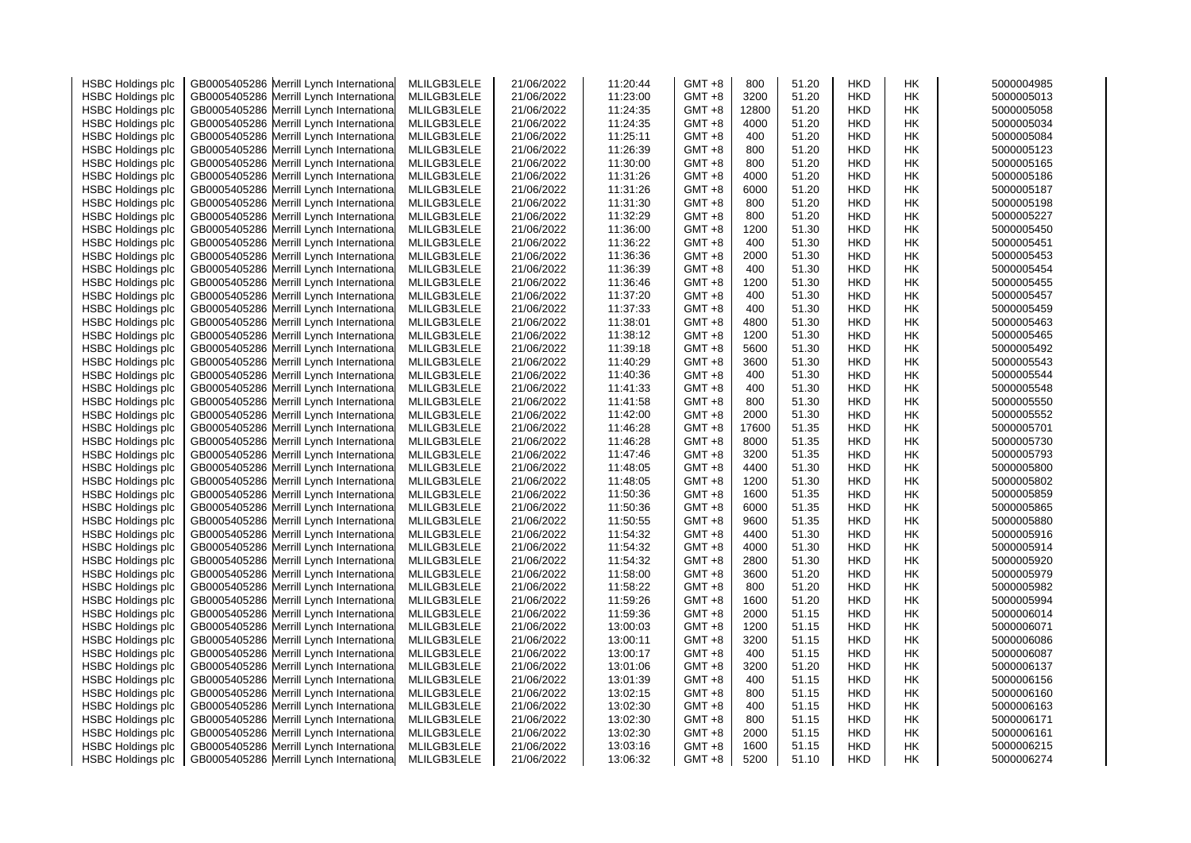| | | | | | | | | | | | |
|---|---|---|---|---|---|---|---|---|---|---|---|
| HSBC Holdings plc | GB0005405286 | Merrill Lynch International | MLILGB3LELE | 21/06/2022 | 11:20:44 | GMT +8 | 800 | 51.20 | HKD | HK | 5000004985 |
| HSBC Holdings plc | GB0005405286 | Merrill Lynch International | MLILGB3LELE | 21/06/2022 | 11:23:00 | GMT +8 | 3200 | 51.20 | HKD | HK | 5000005013 |
| HSBC Holdings plc | GB0005405286 | Merrill Lynch International | MLILGB3LELE | 21/06/2022 | 11:24:35 | GMT +8 | 12800 | 51.20 | HKD | HK | 5000005058 |
| HSBC Holdings plc | GB0005405286 | Merrill Lynch International | MLILGB3LELE | 21/06/2022 | 11:24:35 | GMT +8 | 4000 | 51.20 | HKD | HK | 5000005034 |
| HSBC Holdings plc | GB0005405286 | Merrill Lynch International | MLILGB3LELE | 21/06/2022 | 11:25:11 | GMT +8 | 400 | 51.20 | HKD | HK | 5000005084 |
| HSBC Holdings plc | GB0005405286 | Merrill Lynch International | MLILGB3LELE | 21/06/2022 | 11:26:39 | GMT +8 | 800 | 51.20 | HKD | HK | 5000005123 |
| HSBC Holdings plc | GB0005405286 | Merrill Lynch International | MLILGB3LELE | 21/06/2022 | 11:30:00 | GMT +8 | 800 | 51.20 | HKD | HK | 5000005165 |
| HSBC Holdings plc | GB0005405286 | Merrill Lynch International | MLILGB3LELE | 21/06/2022 | 11:31:26 | GMT +8 | 4000 | 51.20 | HKD | HK | 5000005186 |
| HSBC Holdings plc | GB0005405286 | Merrill Lynch International | MLILGB3LELE | 21/06/2022 | 11:31:26 | GMT +8 | 6000 | 51.20 | HKD | HK | 5000005187 |
| HSBC Holdings plc | GB0005405286 | Merrill Lynch International | MLILGB3LELE | 21/06/2022 | 11:31:30 | GMT +8 | 800 | 51.20 | HKD | HK | 5000005198 |
| HSBC Holdings plc | GB0005405286 | Merrill Lynch International | MLILGB3LELE | 21/06/2022 | 11:32:29 | GMT +8 | 800 | 51.20 | HKD | HK | 5000005227 |
| HSBC Holdings plc | GB0005405286 | Merrill Lynch International | MLILGB3LELE | 21/06/2022 | 11:36:00 | GMT +8 | 1200 | 51.30 | HKD | HK | 5000005450 |
| HSBC Holdings plc | GB0005405286 | Merrill Lynch International | MLILGB3LELE | 21/06/2022 | 11:36:22 | GMT +8 | 400 | 51.30 | HKD | HK | 5000005451 |
| HSBC Holdings plc | GB0005405286 | Merrill Lynch International | MLILGB3LELE | 21/06/2022 | 11:36:36 | GMT +8 | 2000 | 51.30 | HKD | HK | 5000005453 |
| HSBC Holdings plc | GB0005405286 | Merrill Lynch International | MLILGB3LELE | 21/06/2022 | 11:36:39 | GMT +8 | 400 | 51.30 | HKD | HK | 5000005454 |
| HSBC Holdings plc | GB0005405286 | Merrill Lynch International | MLILGB3LELE | 21/06/2022 | 11:36:46 | GMT +8 | 1200 | 51.30 | HKD | HK | 5000005455 |
| HSBC Holdings plc | GB0005405286 | Merrill Lynch International | MLILGB3LELE | 21/06/2022 | 11:37:20 | GMT +8 | 400 | 51.30 | HKD | HK | 5000005457 |
| HSBC Holdings plc | GB0005405286 | Merrill Lynch International | MLILGB3LELE | 21/06/2022 | 11:37:33 | GMT +8 | 400 | 51.30 | HKD | HK | 5000005459 |
| HSBC Holdings plc | GB0005405286 | Merrill Lynch International | MLILGB3LELE | 21/06/2022 | 11:38:01 | GMT +8 | 4800 | 51.30 | HKD | HK | 5000005463 |
| HSBC Holdings plc | GB0005405286 | Merrill Lynch International | MLILGB3LELE | 21/06/2022 | 11:38:12 | GMT +8 | 1200 | 51.30 | HKD | HK | 5000005465 |
| HSBC Holdings plc | GB0005405286 | Merrill Lynch International | MLILGB3LELE | 21/06/2022 | 11:39:18 | GMT +8 | 5600 | 51.30 | HKD | HK | 5000005492 |
| HSBC Holdings plc | GB0005405286 | Merrill Lynch International | MLILGB3LELE | 21/06/2022 | 11:40:29 | GMT +8 | 3600 | 51.30 | HKD | HK | 5000005543 |
| HSBC Holdings plc | GB0005405286 | Merrill Lynch International | MLILGB3LELE | 21/06/2022 | 11:40:36 | GMT +8 | 400 | 51.30 | HKD | HK | 5000005544 |
| HSBC Holdings plc | GB0005405286 | Merrill Lynch International | MLILGB3LELE | 21/06/2022 | 11:41:33 | GMT +8 | 400 | 51.30 | HKD | HK | 5000005548 |
| HSBC Holdings plc | GB0005405286 | Merrill Lynch International | MLILGB3LELE | 21/06/2022 | 11:41:58 | GMT +8 | 800 | 51.30 | HKD | HK | 5000005550 |
| HSBC Holdings plc | GB0005405286 | Merrill Lynch International | MLILGB3LELE | 21/06/2022 | 11:42:00 | GMT +8 | 2000 | 51.30 | HKD | HK | 5000005552 |
| HSBC Holdings plc | GB0005405286 | Merrill Lynch International | MLILGB3LELE | 21/06/2022 | 11:46:28 | GMT +8 | 17600 | 51.35 | HKD | HK | 5000005701 |
| HSBC Holdings plc | GB0005405286 | Merrill Lynch International | MLILGB3LELE | 21/06/2022 | 11:46:28 | GMT +8 | 8000 | 51.35 | HKD | HK | 5000005730 |
| HSBC Holdings plc | GB0005405286 | Merrill Lynch International | MLILGB3LELE | 21/06/2022 | 11:47:46 | GMT +8 | 3200 | 51.35 | HKD | HK | 5000005793 |
| HSBC Holdings plc | GB0005405286 | Merrill Lynch International | MLILGB3LELE | 21/06/2022 | 11:48:05 | GMT +8 | 4400 | 51.30 | HKD | HK | 5000005800 |
| HSBC Holdings plc | GB0005405286 | Merrill Lynch International | MLILGB3LELE | 21/06/2022 | 11:48:05 | GMT +8 | 1200 | 51.30 | HKD | HK | 5000005802 |
| HSBC Holdings plc | GB0005405286 | Merrill Lynch International | MLILGB3LELE | 21/06/2022 | 11:50:36 | GMT +8 | 1600 | 51.35 | HKD | HK | 5000005859 |
| HSBC Holdings plc | GB0005405286 | Merrill Lynch International | MLILGB3LELE | 21/06/2022 | 11:50:36 | GMT +8 | 6000 | 51.35 | HKD | HK | 5000005865 |
| HSBC Holdings plc | GB0005405286 | Merrill Lynch International | MLILGB3LELE | 21/06/2022 | 11:50:55 | GMT +8 | 9600 | 51.35 | HKD | HK | 5000005880 |
| HSBC Holdings plc | GB0005405286 | Merrill Lynch International | MLILGB3LELE | 21/06/2022 | 11:54:32 | GMT +8 | 4400 | 51.30 | HKD | HK | 5000005916 |
| HSBC Holdings plc | GB0005405286 | Merrill Lynch International | MLILGB3LELE | 21/06/2022 | 11:54:32 | GMT +8 | 4000 | 51.30 | HKD | HK | 5000005914 |
| HSBC Holdings plc | GB0005405286 | Merrill Lynch International | MLILGB3LELE | 21/06/2022 | 11:54:32 | GMT +8 | 2800 | 51.30 | HKD | HK | 5000005920 |
| HSBC Holdings plc | GB0005405286 | Merrill Lynch International | MLILGB3LELE | 21/06/2022 | 11:58:00 | GMT +8 | 3600 | 51.20 | HKD | HK | 5000005979 |
| HSBC Holdings plc | GB0005405286 | Merrill Lynch International | MLILGB3LELE | 21/06/2022 | 11:58:22 | GMT +8 | 800 | 51.20 | HKD | HK | 5000005982 |
| HSBC Holdings plc | GB0005405286 | Merrill Lynch International | MLILGB3LELE | 21/06/2022 | 11:59:26 | GMT +8 | 1600 | 51.20 | HKD | HK | 5000005994 |
| HSBC Holdings plc | GB0005405286 | Merrill Lynch International | MLILGB3LELE | 21/06/2022 | 11:59:36 | GMT +8 | 2000 | 51.15 | HKD | HK | 5000006014 |
| HSBC Holdings plc | GB0005405286 | Merrill Lynch International | MLILGB3LELE | 21/06/2022 | 13:00:03 | GMT +8 | 1200 | 51.15 | HKD | HK | 5000006071 |
| HSBC Holdings plc | GB0005405286 | Merrill Lynch International | MLILGB3LELE | 21/06/2022 | 13:00:11 | GMT +8 | 3200 | 51.15 | HKD | HK | 5000006086 |
| HSBC Holdings plc | GB0005405286 | Merrill Lynch International | MLILGB3LELE | 21/06/2022 | 13:00:17 | GMT +8 | 400 | 51.15 | HKD | HK | 5000006087 |
| HSBC Holdings plc | GB0005405286 | Merrill Lynch International | MLILGB3LELE | 21/06/2022 | 13:01:06 | GMT +8 | 3200 | 51.20 | HKD | HK | 5000006137 |
| HSBC Holdings plc | GB0005405286 | Merrill Lynch International | MLILGB3LELE | 21/06/2022 | 13:01:39 | GMT +8 | 400 | 51.15 | HKD | HK | 5000006156 |
| HSBC Holdings plc | GB0005405286 | Merrill Lynch International | MLILGB3LELE | 21/06/2022 | 13:02:15 | GMT +8 | 800 | 51.15 | HKD | HK | 5000006160 |
| HSBC Holdings plc | GB0005405286 | Merrill Lynch International | MLILGB3LELE | 21/06/2022 | 13:02:30 | GMT +8 | 400 | 51.15 | HKD | HK | 5000006163 |
| HSBC Holdings plc | GB0005405286 | Merrill Lynch International | MLILGB3LELE | 21/06/2022 | 13:02:30 | GMT +8 | 800 | 51.15 | HKD | HK | 5000006171 |
| HSBC Holdings plc | GB0005405286 | Merrill Lynch International | MLILGB3LELE | 21/06/2022 | 13:02:30 | GMT +8 | 2000 | 51.15 | HKD | HK | 5000006161 |
| HSBC Holdings plc | GB0005405286 | Merrill Lynch International | MLILGB3LELE | 21/06/2022 | 13:03:16 | GMT +8 | 1600 | 51.15 | HKD | HK | 5000006215 |
| HSBC Holdings plc | GB0005405286 | Merrill Lynch International | MLILGB3LELE | 21/06/2022 | 13:06:32 | GMT +8 | 5200 | 51.10 | HKD | HK | 5000006274 |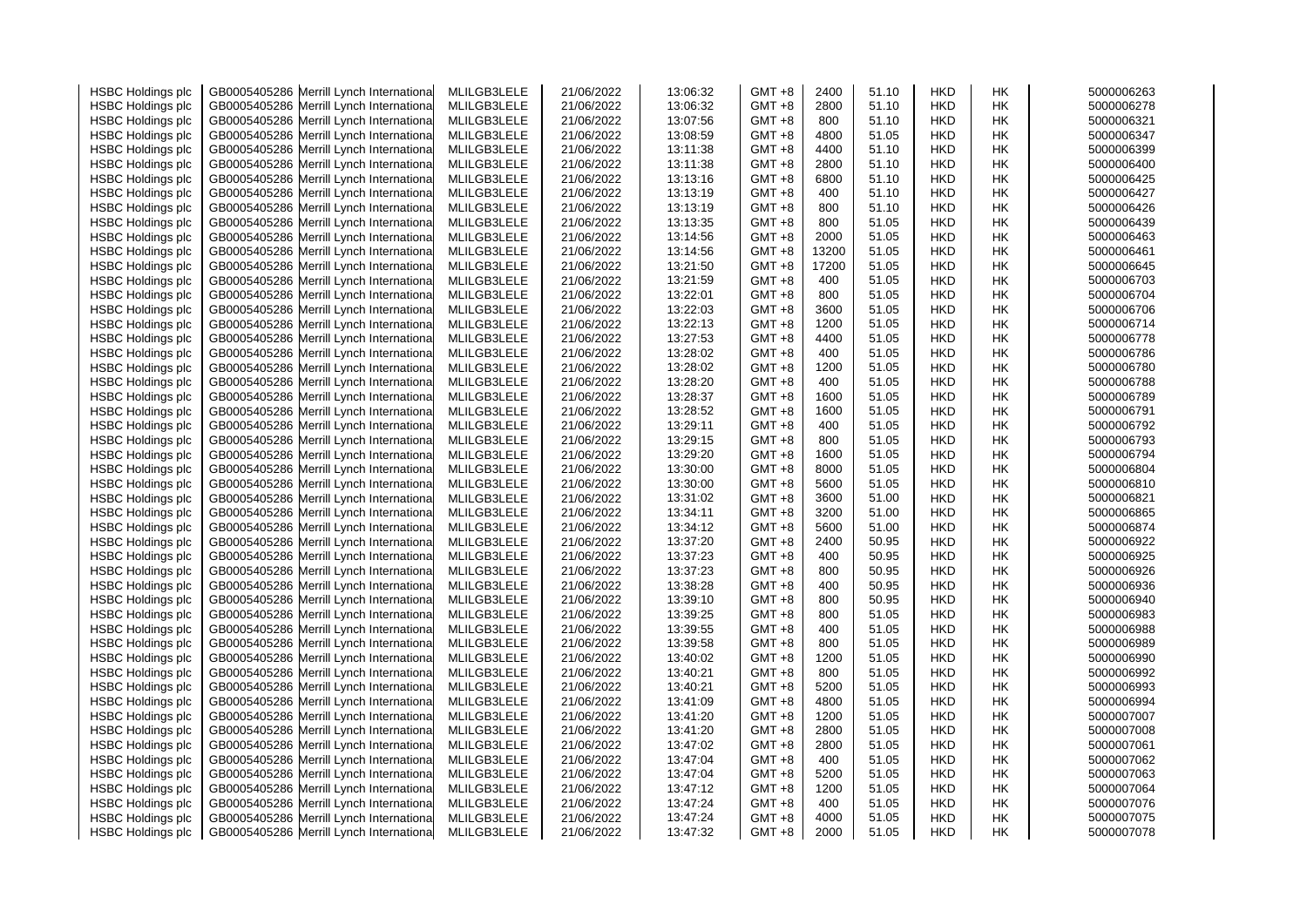| HSBC Holdings plc | GB0005405286 | Merrill Lynch International | MLILGB3LELE | 21/06/2022 | 13:06:32 | GMT +8 | 2400 | 51.10 | HKD | HK | 5000006263 |
|---|---|---|---|---|---|---|---|---|---|---|---|
| HSBC Holdings plc | GB0005405286 | Merrill Lynch International | MLILGB3LELE | 21/06/2022 | 13:06:32 | GMT +8 | 2800 | 51.10 | HKD | HK | 5000006278 |
| HSBC Holdings plc | GB0005405286 | Merrill Lynch International | MLILGB3LELE | 21/06/2022 | 13:07:56 | GMT +8 | 800 | 51.10 | HKD | HK | 5000006321 |
| HSBC Holdings plc | GB0005405286 | Merrill Lynch International | MLILGB3LELE | 21/06/2022 | 13:08:59 | GMT +8 | 4800 | 51.05 | HKD | HK | 5000006347 |
| HSBC Holdings plc | GB0005405286 | Merrill Lynch International | MLILGB3LELE | 21/06/2022 | 13:11:38 | GMT +8 | 4400 | 51.10 | HKD | HK | 5000006399 |
| HSBC Holdings plc | GB0005405286 | Merrill Lynch International | MLILGB3LELE | 21/06/2022 | 13:11:38 | GMT +8 | 2800 | 51.10 | HKD | HK | 5000006400 |
| HSBC Holdings plc | GB0005405286 | Merrill Lynch International | MLILGB3LELE | 21/06/2022 | 13:13:16 | GMT +8 | 6800 | 51.10 | HKD | HK | 5000006425 |
| HSBC Holdings plc | GB0005405286 | Merrill Lynch International | MLILGB3LELE | 21/06/2022 | 13:13:19 | GMT +8 | 400 | 51.10 | HKD | HK | 5000006427 |
| HSBC Holdings plc | GB0005405286 | Merrill Lynch International | MLILGB3LELE | 21/06/2022 | 13:13:19 | GMT +8 | 800 | 51.10 | HKD | HK | 5000006426 |
| HSBC Holdings plc | GB0005405286 | Merrill Lynch International | MLILGB3LELE | 21/06/2022 | 13:13:35 | GMT +8 | 800 | 51.05 | HKD | HK | 5000006439 |
| HSBC Holdings plc | GB0005405286 | Merrill Lynch International | MLILGB3LELE | 21/06/2022 | 13:14:56 | GMT +8 | 2000 | 51.05 | HKD | HK | 5000006463 |
| HSBC Holdings plc | GB0005405286 | Merrill Lynch International | MLILGB3LELE | 21/06/2022 | 13:14:56 | GMT +8 | 13200 | 51.05 | HKD | HK | 5000006461 |
| HSBC Holdings plc | GB0005405286 | Merrill Lynch International | MLILGB3LELE | 21/06/2022 | 13:21:50 | GMT +8 | 17200 | 51.05 | HKD | HK | 5000006645 |
| HSBC Holdings plc | GB0005405286 | Merrill Lynch International | MLILGB3LELE | 21/06/2022 | 13:21:59 | GMT +8 | 400 | 51.05 | HKD | HK | 5000006703 |
| HSBC Holdings plc | GB0005405286 | Merrill Lynch International | MLILGB3LELE | 21/06/2022 | 13:22:01 | GMT +8 | 800 | 51.05 | HKD | HK | 5000006704 |
| HSBC Holdings plc | GB0005405286 | Merrill Lynch International | MLILGB3LELE | 21/06/2022 | 13:22:03 | GMT +8 | 3600 | 51.05 | HKD | HK | 5000006706 |
| HSBC Holdings plc | GB0005405286 | Merrill Lynch International | MLILGB3LELE | 21/06/2022 | 13:22:13 | GMT +8 | 1200 | 51.05 | HKD | HK | 5000006714 |
| HSBC Holdings plc | GB0005405286 | Merrill Lynch International | MLILGB3LELE | 21/06/2022 | 13:27:53 | GMT +8 | 4400 | 51.05 | HKD | HK | 5000006778 |
| HSBC Holdings plc | GB0005405286 | Merrill Lynch International | MLILGB3LELE | 21/06/2022 | 13:28:02 | GMT +8 | 400 | 51.05 | HKD | HK | 5000006786 |
| HSBC Holdings plc | GB0005405286 | Merrill Lynch International | MLILGB3LELE | 21/06/2022 | 13:28:02 | GMT +8 | 1200 | 51.05 | HKD | HK | 5000006780 |
| HSBC Holdings plc | GB0005405286 | Merrill Lynch International | MLILGB3LELE | 21/06/2022 | 13:28:20 | GMT +8 | 400 | 51.05 | HKD | HK | 5000006788 |
| HSBC Holdings plc | GB0005405286 | Merrill Lynch International | MLILGB3LELE | 21/06/2022 | 13:28:37 | GMT +8 | 1600 | 51.05 | HKD | HK | 5000006789 |
| HSBC Holdings plc | GB0005405286 | Merrill Lynch International | MLILGB3LELE | 21/06/2022 | 13:28:52 | GMT +8 | 1600 | 51.05 | HKD | HK | 5000006791 |
| HSBC Holdings plc | GB0005405286 | Merrill Lynch International | MLILGB3LELE | 21/06/2022 | 13:29:11 | GMT +8 | 400 | 51.05 | HKD | HK | 5000006792 |
| HSBC Holdings plc | GB0005405286 | Merrill Lynch International | MLILGB3LELE | 21/06/2022 | 13:29:15 | GMT +8 | 800 | 51.05 | HKD | HK | 5000006793 |
| HSBC Holdings plc | GB0005405286 | Merrill Lynch International | MLILGB3LELE | 21/06/2022 | 13:29:20 | GMT +8 | 1600 | 51.05 | HKD | HK | 5000006794 |
| HSBC Holdings plc | GB0005405286 | Merrill Lynch International | MLILGB3LELE | 21/06/2022 | 13:30:00 | GMT +8 | 8000 | 51.05 | HKD | HK | 5000006804 |
| HSBC Holdings plc | GB0005405286 | Merrill Lynch International | MLILGB3LELE | 21/06/2022 | 13:30:00 | GMT +8 | 5600 | 51.05 | HKD | HK | 5000006810 |
| HSBC Holdings plc | GB0005405286 | Merrill Lynch International | MLILGB3LELE | 21/06/2022 | 13:31:02 | GMT +8 | 3600 | 51.00 | HKD | HK | 5000006821 |
| HSBC Holdings plc | GB0005405286 | Merrill Lynch International | MLILGB3LELE | 21/06/2022 | 13:34:11 | GMT +8 | 3200 | 51.00 | HKD | HK | 5000006865 |
| HSBC Holdings plc | GB0005405286 | Merrill Lynch International | MLILGB3LELE | 21/06/2022 | 13:34:12 | GMT +8 | 5600 | 51.00 | HKD | HK | 5000006874 |
| HSBC Holdings plc | GB0005405286 | Merrill Lynch International | MLILGB3LELE | 21/06/2022 | 13:37:20 | GMT +8 | 2400 | 50.95 | HKD | HK | 5000006922 |
| HSBC Holdings plc | GB0005405286 | Merrill Lynch International | MLILGB3LELE | 21/06/2022 | 13:37:23 | GMT +8 | 400 | 50.95 | HKD | HK | 5000006925 |
| HSBC Holdings plc | GB0005405286 | Merrill Lynch International | MLILGB3LELE | 21/06/2022 | 13:37:23 | GMT +8 | 800 | 50.95 | HKD | HK | 5000006926 |
| HSBC Holdings plc | GB0005405286 | Merrill Lynch International | MLILGB3LELE | 21/06/2022 | 13:38:28 | GMT +8 | 400 | 50.95 | HKD | HK | 5000006936 |
| HSBC Holdings plc | GB0005405286 | Merrill Lynch International | MLILGB3LELE | 21/06/2022 | 13:39:10 | GMT +8 | 800 | 50.95 | HKD | HK | 5000006940 |
| HSBC Holdings plc | GB0005405286 | Merrill Lynch International | MLILGB3LELE | 21/06/2022 | 13:39:25 | GMT +8 | 800 | 51.05 | HKD | HK | 5000006983 |
| HSBC Holdings plc | GB0005405286 | Merrill Lynch International | MLILGB3LELE | 21/06/2022 | 13:39:55 | GMT +8 | 400 | 51.05 | HKD | HK | 5000006988 |
| HSBC Holdings plc | GB0005405286 | Merrill Lynch International | MLILGB3LELE | 21/06/2022 | 13:39:58 | GMT +8 | 800 | 51.05 | HKD | HK | 5000006989 |
| HSBC Holdings plc | GB0005405286 | Merrill Lynch International | MLILGB3LELE | 21/06/2022 | 13:40:02 | GMT +8 | 1200 | 51.05 | HKD | HK | 5000006990 |
| HSBC Holdings plc | GB0005405286 | Merrill Lynch International | MLILGB3LELE | 21/06/2022 | 13:40:21 | GMT +8 | 800 | 51.05 | HKD | HK | 5000006992 |
| HSBC Holdings plc | GB0005405286 | Merrill Lynch International | MLILGB3LELE | 21/06/2022 | 13:40:21 | GMT +8 | 5200 | 51.05 | HKD | HK | 5000006993 |
| HSBC Holdings plc | GB0005405286 | Merrill Lynch International | MLILGB3LELE | 21/06/2022 | 13:41:09 | GMT +8 | 4800 | 51.05 | HKD | HK | 5000006994 |
| HSBC Holdings plc | GB0005405286 | Merrill Lynch International | MLILGB3LELE | 21/06/2022 | 13:41:20 | GMT +8 | 1200 | 51.05 | HKD | HK | 5000007007 |
| HSBC Holdings plc | GB0005405286 | Merrill Lynch International | MLILGB3LELE | 21/06/2022 | 13:41:20 | GMT +8 | 2800 | 51.05 | HKD | HK | 5000007008 |
| HSBC Holdings plc | GB0005405286 | Merrill Lynch International | MLILGB3LELE | 21/06/2022 | 13:47:02 | GMT +8 | 2800 | 51.05 | HKD | HK | 5000007061 |
| HSBC Holdings plc | GB0005405286 | Merrill Lynch International | MLILGB3LELE | 21/06/2022 | 13:47:04 | GMT +8 | 400 | 51.05 | HKD | HK | 5000007062 |
| HSBC Holdings plc | GB0005405286 | Merrill Lynch International | MLILGB3LELE | 21/06/2022 | 13:47:04 | GMT +8 | 5200 | 51.05 | HKD | HK | 5000007063 |
| HSBC Holdings plc | GB0005405286 | Merrill Lynch International | MLILGB3LELE | 21/06/2022 | 13:47:12 | GMT +8 | 1200 | 51.05 | HKD | HK | 5000007064 |
| HSBC Holdings plc | GB0005405286 | Merrill Lynch International | MLILGB3LELE | 21/06/2022 | 13:47:24 | GMT +8 | 400 | 51.05 | HKD | HK | 5000007076 |
| HSBC Holdings plc | GB0005405286 | Merrill Lynch International | MLILGB3LELE | 21/06/2022 | 13:47:24 | GMT +8 | 4000 | 51.05 | HKD | HK | 5000007075 |
| HSBC Holdings plc | GB0005405286 | Merrill Lynch International | MLILGB3LELE | 21/06/2022 | 13:47:32 | GMT +8 | 2000 | 51.05 | HKD | HK | 5000007078 |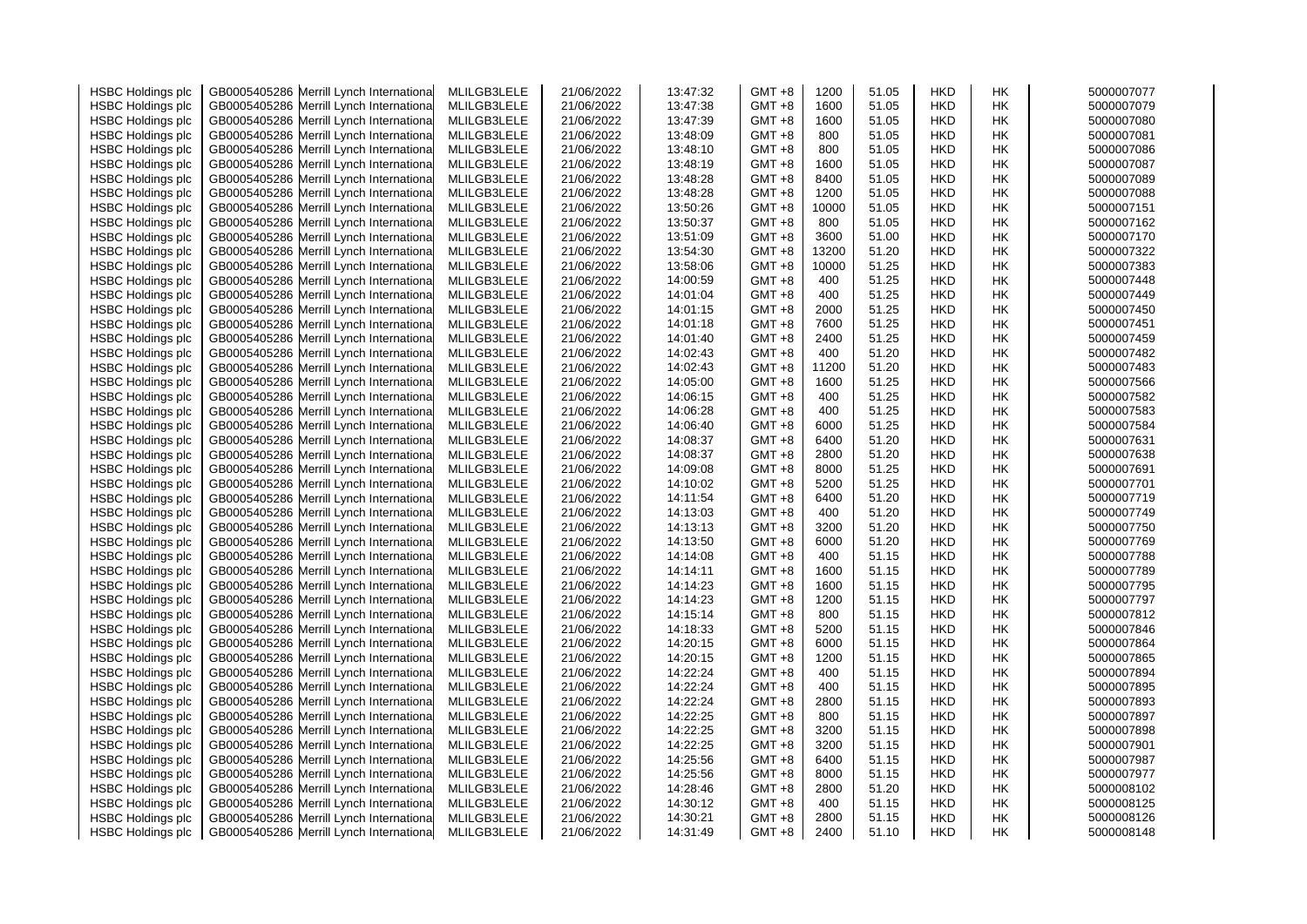| | | | | | | | | | | | |
|---|---|---|---|---|---|---|---|---|---|---|---|
| HSBC Holdings plc | GB0005405286 | Merrill Lynch International | MLILGB3LELE | 21/06/2022 | 13:47:32 | GMT +8 | 1200 | 51.05 | HKD | HK | 5000007077 |
| HSBC Holdings plc | GB0005405286 | Merrill Lynch International | MLILGB3LELE | 21/06/2022 | 13:47:38 | GMT +8 | 1600 | 51.05 | HKD | HK | 5000007079 |
| HSBC Holdings plc | GB0005405286 | Merrill Lynch International | MLILGB3LELE | 21/06/2022 | 13:47:39 | GMT +8 | 1600 | 51.05 | HKD | HK | 5000007080 |
| HSBC Holdings plc | GB0005405286 | Merrill Lynch International | MLILGB3LELE | 21/06/2022 | 13:48:09 | GMT +8 | 800 | 51.05 | HKD | HK | 5000007081 |
| HSBC Holdings plc | GB0005405286 | Merrill Lynch International | MLILGB3LELE | 21/06/2022 | 13:48:10 | GMT +8 | 800 | 51.05 | HKD | HK | 5000007086 |
| HSBC Holdings plc | GB0005405286 | Merrill Lynch International | MLILGB3LELE | 21/06/2022 | 13:48:19 | GMT +8 | 1600 | 51.05 | HKD | HK | 5000007087 |
| HSBC Holdings plc | GB0005405286 | Merrill Lynch International | MLILGB3LELE | 21/06/2022 | 13:48:28 | GMT +8 | 8400 | 51.05 | HKD | HK | 5000007089 |
| HSBC Holdings plc | GB0005405286 | Merrill Lynch International | MLILGB3LELE | 21/06/2022 | 13:48:28 | GMT +8 | 1200 | 51.05 | HKD | HK | 5000007088 |
| HSBC Holdings plc | GB0005405286 | Merrill Lynch International | MLILGB3LELE | 21/06/2022 | 13:50:26 | GMT +8 | 10000 | 51.05 | HKD | HK | 5000007151 |
| HSBC Holdings plc | GB0005405286 | Merrill Lynch International | MLILGB3LELE | 21/06/2022 | 13:50:37 | GMT +8 | 800 | 51.05 | HKD | HK | 5000007162 |
| HSBC Holdings plc | GB0005405286 | Merrill Lynch International | MLILGB3LELE | 21/06/2022 | 13:51:09 | GMT +8 | 3600 | 51.00 | HKD | HK | 5000007170 |
| HSBC Holdings plc | GB0005405286 | Merrill Lynch International | MLILGB3LELE | 21/06/2022 | 13:54:30 | GMT +8 | 13200 | 51.20 | HKD | HK | 5000007322 |
| HSBC Holdings plc | GB0005405286 | Merrill Lynch International | MLILGB3LELE | 21/06/2022 | 13:58:06 | GMT +8 | 10000 | 51.25 | HKD | HK | 5000007383 |
| HSBC Holdings plc | GB0005405286 | Merrill Lynch International | MLILGB3LELE | 21/06/2022 | 14:00:59 | GMT +8 | 400 | 51.25 | HKD | HK | 5000007448 |
| HSBC Holdings plc | GB0005405286 | Merrill Lynch International | MLILGB3LELE | 21/06/2022 | 14:01:04 | GMT +8 | 400 | 51.25 | HKD | HK | 5000007449 |
| HSBC Holdings plc | GB0005405286 | Merrill Lynch International | MLILGB3LELE | 21/06/2022 | 14:01:15 | GMT +8 | 2000 | 51.25 | HKD | HK | 5000007450 |
| HSBC Holdings plc | GB0005405286 | Merrill Lynch International | MLILGB3LELE | 21/06/2022 | 14:01:18 | GMT +8 | 7600 | 51.25 | HKD | HK | 5000007451 |
| HSBC Holdings plc | GB0005405286 | Merrill Lynch International | MLILGB3LELE | 21/06/2022 | 14:01:40 | GMT +8 | 2400 | 51.25 | HKD | HK | 5000007459 |
| HSBC Holdings plc | GB0005405286 | Merrill Lynch International | MLILGB3LELE | 21/06/2022 | 14:02:43 | GMT +8 | 400 | 51.20 | HKD | HK | 5000007482 |
| HSBC Holdings plc | GB0005405286 | Merrill Lynch International | MLILGB3LELE | 21/06/2022 | 14:02:43 | GMT +8 | 11200 | 51.20 | HKD | HK | 5000007483 |
| HSBC Holdings plc | GB0005405286 | Merrill Lynch International | MLILGB3LELE | 21/06/2022 | 14:05:00 | GMT +8 | 1600 | 51.25 | HKD | HK | 5000007566 |
| HSBC Holdings plc | GB0005405286 | Merrill Lynch International | MLILGB3LELE | 21/06/2022 | 14:06:15 | GMT +8 | 400 | 51.25 | HKD | HK | 5000007582 |
| HSBC Holdings plc | GB0005405286 | Merrill Lynch International | MLILGB3LELE | 21/06/2022 | 14:06:28 | GMT +8 | 400 | 51.25 | HKD | HK | 5000007583 |
| HSBC Holdings plc | GB0005405286 | Merrill Lynch International | MLILGB3LELE | 21/06/2022 | 14:06:40 | GMT +8 | 6000 | 51.25 | HKD | HK | 5000007584 |
| HSBC Holdings plc | GB0005405286 | Merrill Lynch International | MLILGB3LELE | 21/06/2022 | 14:08:37 | GMT +8 | 6400 | 51.20 | HKD | HK | 5000007631 |
| HSBC Holdings plc | GB0005405286 | Merrill Lynch International | MLILGB3LELE | 21/06/2022 | 14:08:37 | GMT +8 | 2800 | 51.20 | HKD | HK | 5000007638 |
| HSBC Holdings plc | GB0005405286 | Merrill Lynch International | MLILGB3LELE | 21/06/2022 | 14:09:08 | GMT +8 | 8000 | 51.25 | HKD | HK | 5000007691 |
| HSBC Holdings plc | GB0005405286 | Merrill Lynch International | MLILGB3LELE | 21/06/2022 | 14:10:02 | GMT +8 | 5200 | 51.25 | HKD | HK | 5000007701 |
| HSBC Holdings plc | GB0005405286 | Merrill Lynch International | MLILGB3LELE | 21/06/2022 | 14:11:54 | GMT +8 | 6400 | 51.20 | HKD | HK | 5000007719 |
| HSBC Holdings plc | GB0005405286 | Merrill Lynch International | MLILGB3LELE | 21/06/2022 | 14:13:03 | GMT +8 | 400 | 51.20 | HKD | HK | 5000007749 |
| HSBC Holdings plc | GB0005405286 | Merrill Lynch International | MLILGB3LELE | 21/06/2022 | 14:13:13 | GMT +8 | 3200 | 51.20 | HKD | HK | 5000007750 |
| HSBC Holdings plc | GB0005405286 | Merrill Lynch International | MLILGB3LELE | 21/06/2022 | 14:13:50 | GMT +8 | 6000 | 51.20 | HKD | HK | 5000007769 |
| HSBC Holdings plc | GB0005405286 | Merrill Lynch International | MLILGB3LELE | 21/06/2022 | 14:14:08 | GMT +8 | 400 | 51.15 | HKD | HK | 5000007788 |
| HSBC Holdings plc | GB0005405286 | Merrill Lynch International | MLILGB3LELE | 21/06/2022 | 14:14:11 | GMT +8 | 1600 | 51.15 | HKD | HK | 5000007789 |
| HSBC Holdings plc | GB0005405286 | Merrill Lynch International | MLILGB3LELE | 21/06/2022 | 14:14:23 | GMT +8 | 1600 | 51.15 | HKD | HK | 5000007795 |
| HSBC Holdings plc | GB0005405286 | Merrill Lynch International | MLILGB3LELE | 21/06/2022 | 14:14:23 | GMT +8 | 1200 | 51.15 | HKD | HK | 5000007797 |
| HSBC Holdings plc | GB0005405286 | Merrill Lynch International | MLILGB3LELE | 21/06/2022 | 14:15:14 | GMT +8 | 800 | 51.15 | HKD | HK | 5000007812 |
| HSBC Holdings plc | GB0005405286 | Merrill Lynch International | MLILGB3LELE | 21/06/2022 | 14:18:33 | GMT +8 | 5200 | 51.15 | HKD | HK | 5000007846 |
| HSBC Holdings plc | GB0005405286 | Merrill Lynch International | MLILGB3LELE | 21/06/2022 | 14:20:15 | GMT +8 | 6000 | 51.15 | HKD | HK | 5000007864 |
| HSBC Holdings plc | GB0005405286 | Merrill Lynch International | MLILGB3LELE | 21/06/2022 | 14:20:15 | GMT +8 | 1200 | 51.15 | HKD | HK | 5000007865 |
| HSBC Holdings plc | GB0005405286 | Merrill Lynch International | MLILGB3LELE | 21/06/2022 | 14:22:24 | GMT +8 | 400 | 51.15 | HKD | HK | 5000007894 |
| HSBC Holdings plc | GB0005405286 | Merrill Lynch International | MLILGB3LELE | 21/06/2022 | 14:22:24 | GMT +8 | 400 | 51.15 | HKD | HK | 5000007895 |
| HSBC Holdings plc | GB0005405286 | Merrill Lynch International | MLILGB3LELE | 21/06/2022 | 14:22:24 | GMT +8 | 2800 | 51.15 | HKD | HK | 5000007893 |
| HSBC Holdings plc | GB0005405286 | Merrill Lynch International | MLILGB3LELE | 21/06/2022 | 14:22:25 | GMT +8 | 800 | 51.15 | HKD | HK | 5000007897 |
| HSBC Holdings plc | GB0005405286 | Merrill Lynch International | MLILGB3LELE | 21/06/2022 | 14:22:25 | GMT +8 | 3200 | 51.15 | HKD | HK | 5000007898 |
| HSBC Holdings plc | GB0005405286 | Merrill Lynch International | MLILGB3LELE | 21/06/2022 | 14:22:25 | GMT +8 | 3200 | 51.15 | HKD | HK | 5000007901 |
| HSBC Holdings plc | GB0005405286 | Merrill Lynch International | MLILGB3LELE | 21/06/2022 | 14:25:56 | GMT +8 | 6400 | 51.15 | HKD | HK | 5000007987 |
| HSBC Holdings plc | GB0005405286 | Merrill Lynch International | MLILGB3LELE | 21/06/2022 | 14:25:56 | GMT +8 | 8000 | 51.15 | HKD | HK | 5000007977 |
| HSBC Holdings plc | GB0005405286 | Merrill Lynch International | MLILGB3LELE | 21/06/2022 | 14:28:46 | GMT +8 | 2800 | 51.20 | HKD | HK | 5000008102 |
| HSBC Holdings plc | GB0005405286 | Merrill Lynch International | MLILGB3LELE | 21/06/2022 | 14:30:12 | GMT +8 | 400 | 51.15 | HKD | HK | 5000008125 |
| HSBC Holdings plc | GB0005405286 | Merrill Lynch International | MLILGB3LELE | 21/06/2022 | 14:30:21 | GMT +8 | 2800 | 51.15 | HKD | HK | 5000008126 |
| HSBC Holdings plc | GB0005405286 | Merrill Lynch International | MLILGB3LELE | 21/06/2022 | 14:31:49 | GMT +8 | 2400 | 51.10 | HKD | HK | 5000008148 |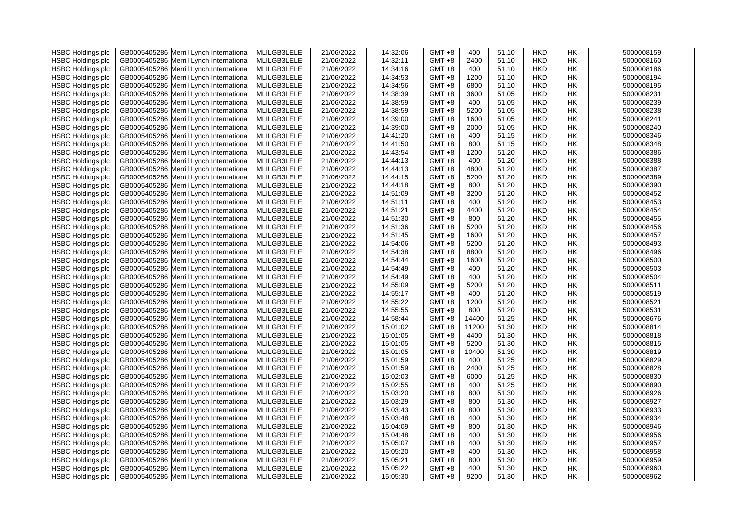| HSBC Holdings plc | GB0005405286 | Merrill Lynch International | MLILGB3LELE | 21/06/2022 | 14:32:06 | GMT +8 | 400 | 51.10 | HKD | HK | 5000008159 |
|---|---|---|---|---|---|---|---|---|---|---|---|
| HSBC Holdings plc | GB0005405286 | Merrill Lynch International | MLILGB3LELE | 21/06/2022 | 14:32:11 | GMT +8 | 2400 | 51.10 | HKD | HK | 5000008160 |
| HSBC Holdings plc | GB0005405286 | Merrill Lynch International | MLILGB3LELE | 21/06/2022 | 14:34:16 | GMT +8 | 400 | 51.10 | HKD | HK | 5000008186 |
| HSBC Holdings plc | GB0005405286 | Merrill Lynch International | MLILGB3LELE | 21/06/2022 | 14:34:53 | GMT +8 | 1200 | 51.10 | HKD | HK | 5000008194 |
| HSBC Holdings plc | GB0005405286 | Merrill Lynch International | MLILGB3LELE | 21/06/2022 | 14:34:56 | GMT +8 | 6800 | 51.10 | HKD | HK | 5000008195 |
| HSBC Holdings plc | GB0005405286 | Merrill Lynch International | MLILGB3LELE | 21/06/2022 | 14:38:39 | GMT +8 | 3600 | 51.05 | HKD | HK | 5000008231 |
| HSBC Holdings plc | GB0005405286 | Merrill Lynch International | MLILGB3LELE | 21/06/2022 | 14:38:59 | GMT +8 | 400 | 51.05 | HKD | HK | 5000008239 |
| HSBC Holdings plc | GB0005405286 | Merrill Lynch International | MLILGB3LELE | 21/06/2022 | 14:38:59 | GMT +8 | 5200 | 51.05 | HKD | HK | 5000008238 |
| HSBC Holdings plc | GB0005405286 | Merrill Lynch International | MLILGB3LELE | 21/06/2022 | 14:39:00 | GMT +8 | 1600 | 51.05 | HKD | HK | 5000008241 |
| HSBC Holdings plc | GB0005405286 | Merrill Lynch International | MLILGB3LELE | 21/06/2022 | 14:39:00 | GMT +8 | 2000 | 51.05 | HKD | HK | 5000008240 |
| HSBC Holdings plc | GB0005405286 | Merrill Lynch International | MLILGB3LELE | 21/06/2022 | 14:41:20 | GMT +8 | 400 | 51.15 | HKD | HK | 5000008346 |
| HSBC Holdings plc | GB0005405286 | Merrill Lynch International | MLILGB3LELE | 21/06/2022 | 14:41:50 | GMT +8 | 800 | 51.15 | HKD | HK | 5000008348 |
| HSBC Holdings plc | GB0005405286 | Merrill Lynch International | MLILGB3LELE | 21/06/2022 | 14:43:54 | GMT +8 | 1200 | 51.20 | HKD | HK | 5000008386 |
| HSBC Holdings plc | GB0005405286 | Merrill Lynch International | MLILGB3LELE | 21/06/2022 | 14:44:13 | GMT +8 | 400 | 51.20 | HKD | HK | 5000008388 |
| HSBC Holdings plc | GB0005405286 | Merrill Lynch International | MLILGB3LELE | 21/06/2022 | 14:44:13 | GMT +8 | 4800 | 51.20 | HKD | HK | 5000008387 |
| HSBC Holdings plc | GB0005405286 | Merrill Lynch International | MLILGB3LELE | 21/06/2022 | 14:44:15 | GMT +8 | 5200 | 51.20 | HKD | HK | 5000008389 |
| HSBC Holdings plc | GB0005405286 | Merrill Lynch International | MLILGB3LELE | 21/06/2022 | 14:44:18 | GMT +8 | 800 | 51.20 | HKD | HK | 5000008390 |
| HSBC Holdings plc | GB0005405286 | Merrill Lynch International | MLILGB3LELE | 21/06/2022 | 14:51:09 | GMT +8 | 3200 | 51.20 | HKD | HK | 5000008452 |
| HSBC Holdings plc | GB0005405286 | Merrill Lynch International | MLILGB3LELE | 21/06/2022 | 14:51:11 | GMT +8 | 400 | 51.20 | HKD | HK | 5000008453 |
| HSBC Holdings plc | GB0005405286 | Merrill Lynch International | MLILGB3LELE | 21/06/2022 | 14:51:21 | GMT +8 | 4400 | 51.20 | HKD | HK | 5000008454 |
| HSBC Holdings plc | GB0005405286 | Merrill Lynch International | MLILGB3LELE | 21/06/2022 | 14:51:30 | GMT +8 | 800 | 51.20 | HKD | HK | 5000008455 |
| HSBC Holdings plc | GB0005405286 | Merrill Lynch International | MLILGB3LELE | 21/06/2022 | 14:51:36 | GMT +8 | 5200 | 51.20 | HKD | HK | 5000008456 |
| HSBC Holdings plc | GB0005405286 | Merrill Lynch International | MLILGB3LELE | 21/06/2022 | 14:51:45 | GMT +8 | 1600 | 51.20 | HKD | HK | 5000008457 |
| HSBC Holdings plc | GB0005405286 | Merrill Lynch International | MLILGB3LELE | 21/06/2022 | 14:54:06 | GMT +8 | 5200 | 51.20 | HKD | HK | 5000008493 |
| HSBC Holdings plc | GB0005405286 | Merrill Lynch International | MLILGB3LELE | 21/06/2022 | 14:54:38 | GMT +8 | 8800 | 51.20 | HKD | HK | 5000008496 |
| HSBC Holdings plc | GB0005405286 | Merrill Lynch International | MLILGB3LELE | 21/06/2022 | 14:54:44 | GMT +8 | 1600 | 51.20 | HKD | HK | 5000008500 |
| HSBC Holdings plc | GB0005405286 | Merrill Lynch International | MLILGB3LELE | 21/06/2022 | 14:54:49 | GMT +8 | 400 | 51.20 | HKD | HK | 5000008503 |
| HSBC Holdings plc | GB0005405286 | Merrill Lynch International | MLILGB3LELE | 21/06/2022 | 14:54:49 | GMT +8 | 400 | 51.20 | HKD | HK | 5000008504 |
| HSBC Holdings plc | GB0005405286 | Merrill Lynch International | MLILGB3LELE | 21/06/2022 | 14:55:09 | GMT +8 | 5200 | 51.20 | HKD | HK | 5000008511 |
| HSBC Holdings plc | GB0005405286 | Merrill Lynch International | MLILGB3LELE | 21/06/2022 | 14:55:17 | GMT +8 | 400 | 51.20 | HKD | HK | 5000008519 |
| HSBC Holdings plc | GB0005405286 | Merrill Lynch International | MLILGB3LELE | 21/06/2022 | 14:55:22 | GMT +8 | 1200 | 51.20 | HKD | HK | 5000008521 |
| HSBC Holdings plc | GB0005405286 | Merrill Lynch International | MLILGB3LELE | 21/06/2022 | 14:55:55 | GMT +8 | 800 | 51.20 | HKD | HK | 5000008531 |
| HSBC Holdings plc | GB0005405286 | Merrill Lynch International | MLILGB3LELE | 21/06/2022 | 14:58:44 | GMT +8 | 14400 | 51.25 | HKD | HK | 5000008676 |
| HSBC Holdings plc | GB0005405286 | Merrill Lynch International | MLILGB3LELE | 21/06/2022 | 15:01:02 | GMT +8 | 11200 | 51.30 | HKD | HK | 5000008814 |
| HSBC Holdings plc | GB0005405286 | Merrill Lynch International | MLILGB3LELE | 21/06/2022 | 15:01:05 | GMT +8 | 4400 | 51.30 | HKD | HK | 5000008818 |
| HSBC Holdings plc | GB0005405286 | Merrill Lynch International | MLILGB3LELE | 21/06/2022 | 15:01:05 | GMT +8 | 5200 | 51.30 | HKD | HK | 5000008815 |
| HSBC Holdings plc | GB0005405286 | Merrill Lynch International | MLILGB3LELE | 21/06/2022 | 15:01:05 | GMT +8 | 10400 | 51.30 | HKD | HK | 5000008819 |
| HSBC Holdings plc | GB0005405286 | Merrill Lynch International | MLILGB3LELE | 21/06/2022 | 15:01:59 | GMT +8 | 400 | 51.25 | HKD | HK | 5000008829 |
| HSBC Holdings plc | GB0005405286 | Merrill Lynch International | MLILGB3LELE | 21/06/2022 | 15:01:59 | GMT +8 | 2400 | 51.25 | HKD | HK | 5000008828 |
| HSBC Holdings plc | GB0005405286 | Merrill Lynch International | MLILGB3LELE | 21/06/2022 | 15:02:03 | GMT +8 | 6000 | 51.25 | HKD | HK | 5000008830 |
| HSBC Holdings plc | GB0005405286 | Merrill Lynch International | MLILGB3LELE | 21/06/2022 | 15:02:55 | GMT +8 | 400 | 51.25 | HKD | HK | 5000008890 |
| HSBC Holdings plc | GB0005405286 | Merrill Lynch International | MLILGB3LELE | 21/06/2022 | 15:03:20 | GMT +8 | 800 | 51.30 | HKD | HK | 5000008926 |
| HSBC Holdings plc | GB0005405286 | Merrill Lynch International | MLILGB3LELE | 21/06/2022 | 15:03:29 | GMT +8 | 800 | 51.30 | HKD | HK | 5000008927 |
| HSBC Holdings plc | GB0005405286 | Merrill Lynch International | MLILGB3LELE | 21/06/2022 | 15:03:43 | GMT +8 | 800 | 51.30 | HKD | HK | 5000008933 |
| HSBC Holdings plc | GB0005405286 | Merrill Lynch International | MLILGB3LELE | 21/06/2022 | 15:03:48 | GMT +8 | 400 | 51.30 | HKD | HK | 5000008934 |
| HSBC Holdings plc | GB0005405286 | Merrill Lynch International | MLILGB3LELE | 21/06/2022 | 15:04:09 | GMT +8 | 800 | 51.30 | HKD | HK | 5000008946 |
| HSBC Holdings plc | GB0005405286 | Merrill Lynch International | MLILGB3LELE | 21/06/2022 | 15:04:48 | GMT +8 | 400 | 51.30 | HKD | HK | 5000008956 |
| HSBC Holdings plc | GB0005405286 | Merrill Lynch International | MLILGB3LELE | 21/06/2022 | 15:05:07 | GMT +8 | 400 | 51.30 | HKD | HK | 5000008957 |
| HSBC Holdings plc | GB0005405286 | Merrill Lynch International | MLILGB3LELE | 21/06/2022 | 15:05:20 | GMT +8 | 400 | 51.30 | HKD | HK | 5000008958 |
| HSBC Holdings plc | GB0005405286 | Merrill Lynch International | MLILGB3LELE | 21/06/2022 | 15:05:21 | GMT +8 | 800 | 51.30 | HKD | HK | 5000008959 |
| HSBC Holdings plc | GB0005405286 | Merrill Lynch International | MLILGB3LELE | 21/06/2022 | 15:05:22 | GMT +8 | 400 | 51.30 | HKD | HK | 5000008960 |
| HSBC Holdings plc | GB0005405286 | Merrill Lynch International | MLILGB3LELE | 21/06/2022 | 15:05:30 | GMT +8 | 9200 | 51.30 | HKD | HK | 5000008962 |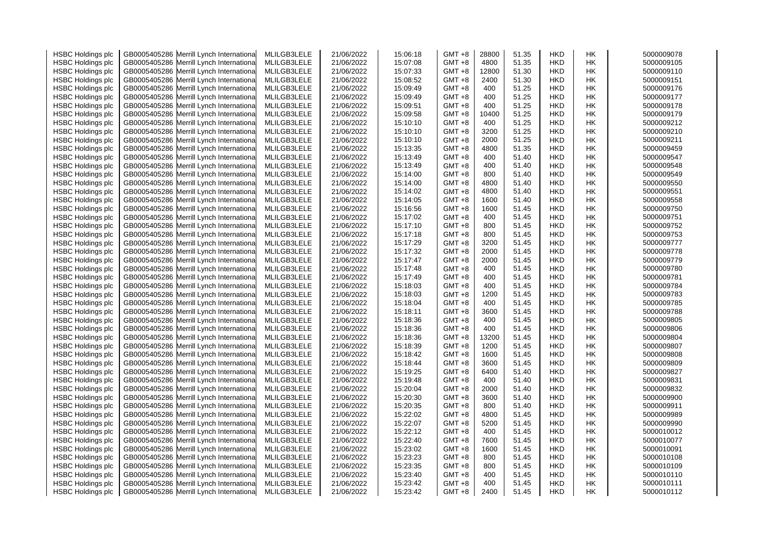| | | | | | | | | | | | |
|---|---|---|---|---|---|---|---|---|---|---|---|
| HSBC Holdings plc | GB0005405286 | Merrill Lynch International | MLILGB3LELE | 21/06/2022 | 15:06:18 | GMT +8 | 28800 | 51.35 | HKD | HK | 5000009078 |
| HSBC Holdings plc | GB0005405286 | Merrill Lynch International | MLILGB3LELE | 21/06/2022 | 15:07:08 | GMT +8 | 4800 | 51.35 | HKD | HK | 5000009105 |
| HSBC Holdings plc | GB0005405286 | Merrill Lynch International | MLILGB3LELE | 21/06/2022 | 15:07:33 | GMT +8 | 12800 | 51.30 | HKD | HK | 5000009110 |
| HSBC Holdings plc | GB0005405286 | Merrill Lynch International | MLILGB3LELE | 21/06/2022 | 15:08:52 | GMT +8 | 2400 | 51.30 | HKD | HK | 5000009151 |
| HSBC Holdings plc | GB0005405286 | Merrill Lynch International | MLILGB3LELE | 21/06/2022 | 15:09:49 | GMT +8 | 400 | 51.25 | HKD | HK | 5000009176 |
| HSBC Holdings plc | GB0005405286 | Merrill Lynch International | MLILGB3LELE | 21/06/2022 | 15:09:49 | GMT +8 | 400 | 51.25 | HKD | HK | 5000009177 |
| HSBC Holdings plc | GB0005405286 | Merrill Lynch International | MLILGB3LELE | 21/06/2022 | 15:09:51 | GMT +8 | 400 | 51.25 | HKD | HK | 5000009178 |
| HSBC Holdings plc | GB0005405286 | Merrill Lynch International | MLILGB3LELE | 21/06/2022 | 15:09:58 | GMT +8 | 10400 | 51.25 | HKD | HK | 5000009179 |
| HSBC Holdings plc | GB0005405286 | Merrill Lynch International | MLILGB3LELE | 21/06/2022 | 15:10:10 | GMT +8 | 400 | 51.25 | HKD | HK | 5000009212 |
| HSBC Holdings plc | GB0005405286 | Merrill Lynch International | MLILGB3LELE | 21/06/2022 | 15:10:10 | GMT +8 | 3200 | 51.25 | HKD | HK | 5000009210 |
| HSBC Holdings plc | GB0005405286 | Merrill Lynch International | MLILGB3LELE | 21/06/2022 | 15:10:10 | GMT +8 | 2000 | 51.25 | HKD | HK | 5000009211 |
| HSBC Holdings plc | GB0005405286 | Merrill Lynch International | MLILGB3LELE | 21/06/2022 | 15:13:35 | GMT +8 | 4800 | 51.35 | HKD | HK | 5000009459 |
| HSBC Holdings plc | GB0005405286 | Merrill Lynch International | MLILGB3LELE | 21/06/2022 | 15:13:49 | GMT +8 | 400 | 51.40 | HKD | HK | 5000009547 |
| HSBC Holdings plc | GB0005405286 | Merrill Lynch International | MLILGB3LELE | 21/06/2022 | 15:13:49 | GMT +8 | 400 | 51.40 | HKD | HK | 5000009548 |
| HSBC Holdings plc | GB0005405286 | Merrill Lynch International | MLILGB3LELE | 21/06/2022 | 15:14:00 | GMT +8 | 800 | 51.40 | HKD | HK | 5000009549 |
| HSBC Holdings plc | GB0005405286 | Merrill Lynch International | MLILGB3LELE | 21/06/2022 | 15:14:00 | GMT +8 | 4800 | 51.40 | HKD | HK | 5000009550 |
| HSBC Holdings plc | GB0005405286 | Merrill Lynch International | MLILGB3LELE | 21/06/2022 | 15:14:02 | GMT +8 | 4800 | 51.40 | HKD | HK | 5000009551 |
| HSBC Holdings plc | GB0005405286 | Merrill Lynch International | MLILGB3LELE | 21/06/2022 | 15:14:05 | GMT +8 | 1600 | 51.40 | HKD | HK | 5000009558 |
| HSBC Holdings plc | GB0005405286 | Merrill Lynch International | MLILGB3LELE | 21/06/2022 | 15:16:56 | GMT +8 | 1600 | 51.45 | HKD | HK | 5000009750 |
| HSBC Holdings plc | GB0005405286 | Merrill Lynch International | MLILGB3LELE | 21/06/2022 | 15:17:02 | GMT +8 | 400 | 51.45 | HKD | HK | 5000009751 |
| HSBC Holdings plc | GB0005405286 | Merrill Lynch International | MLILGB3LELE | 21/06/2022 | 15:17:10 | GMT +8 | 800 | 51.45 | HKD | HK | 5000009752 |
| HSBC Holdings plc | GB0005405286 | Merrill Lynch International | MLILGB3LELE | 21/06/2022 | 15:17:18 | GMT +8 | 800 | 51.45 | HKD | HK | 5000009753 |
| HSBC Holdings plc | GB0005405286 | Merrill Lynch International | MLILGB3LELE | 21/06/2022 | 15:17:29 | GMT +8 | 3200 | 51.45 | HKD | HK | 5000009777 |
| HSBC Holdings plc | GB0005405286 | Merrill Lynch International | MLILGB3LELE | 21/06/2022 | 15:17:32 | GMT +8 | 2000 | 51.45 | HKD | HK | 5000009778 |
| HSBC Holdings plc | GB0005405286 | Merrill Lynch International | MLILGB3LELE | 21/06/2022 | 15:17:47 | GMT +8 | 2000 | 51.45 | HKD | HK | 5000009779 |
| HSBC Holdings plc | GB0005405286 | Merrill Lynch International | MLILGB3LELE | 21/06/2022 | 15:17:48 | GMT +8 | 400 | 51.45 | HKD | HK | 5000009780 |
| HSBC Holdings plc | GB0005405286 | Merrill Lynch International | MLILGB3LELE | 21/06/2022 | 15:17:49 | GMT +8 | 400 | 51.45 | HKD | HK | 5000009781 |
| HSBC Holdings plc | GB0005405286 | Merrill Lynch International | MLILGB3LELE | 21/06/2022 | 15:18:03 | GMT +8 | 400 | 51.45 | HKD | HK | 5000009784 |
| HSBC Holdings plc | GB0005405286 | Merrill Lynch International | MLILGB3LELE | 21/06/2022 | 15:18:03 | GMT +8 | 1200 | 51.45 | HKD | HK | 5000009783 |
| HSBC Holdings plc | GB0005405286 | Merrill Lynch International | MLILGB3LELE | 21/06/2022 | 15:18:04 | GMT +8 | 400 | 51.45 | HKD | HK | 5000009785 |
| HSBC Holdings plc | GB0005405286 | Merrill Lynch International | MLILGB3LELE | 21/06/2022 | 15:18:11 | GMT +8 | 3600 | 51.45 | HKD | HK | 5000009788 |
| HSBC Holdings plc | GB0005405286 | Merrill Lynch International | MLILGB3LELE | 21/06/2022 | 15:18:36 | GMT +8 | 400 | 51.45 | HKD | HK | 5000009805 |
| HSBC Holdings plc | GB0005405286 | Merrill Lynch International | MLILGB3LELE | 21/06/2022 | 15:18:36 | GMT +8 | 400 | 51.45 | HKD | HK | 5000009806 |
| HSBC Holdings plc | GB0005405286 | Merrill Lynch International | MLILGB3LELE | 21/06/2022 | 15:18:36 | GMT +8 | 13200 | 51.45 | HKD | HK | 5000009804 |
| HSBC Holdings plc | GB0005405286 | Merrill Lynch International | MLILGB3LELE | 21/06/2022 | 15:18:39 | GMT +8 | 1200 | 51.45 | HKD | HK | 5000009807 |
| HSBC Holdings plc | GB0005405286 | Merrill Lynch International | MLILGB3LELE | 21/06/2022 | 15:18:42 | GMT +8 | 1600 | 51.45 | HKD | HK | 5000009808 |
| HSBC Holdings plc | GB0005405286 | Merrill Lynch International | MLILGB3LELE | 21/06/2022 | 15:18:44 | GMT +8 | 3600 | 51.45 | HKD | HK | 5000009809 |
| HSBC Holdings plc | GB0005405286 | Merrill Lynch International | MLILGB3LELE | 21/06/2022 | 15:19:25 | GMT +8 | 6400 | 51.40 | HKD | HK | 5000009827 |
| HSBC Holdings plc | GB0005405286 | Merrill Lynch International | MLILGB3LELE | 21/06/2022 | 15:19:48 | GMT +8 | 400 | 51.40 | HKD | HK | 5000009831 |
| HSBC Holdings plc | GB0005405286 | Merrill Lynch International | MLILGB3LELE | 21/06/2022 | 15:20:04 | GMT +8 | 2000 | 51.40 | HKD | HK | 5000009832 |
| HSBC Holdings plc | GB0005405286 | Merrill Lynch International | MLILGB3LELE | 21/06/2022 | 15:20:30 | GMT +8 | 3600 | 51.40 | HKD | HK | 5000009900 |
| HSBC Holdings plc | GB0005405286 | Merrill Lynch International | MLILGB3LELE | 21/06/2022 | 15:20:35 | GMT +8 | 800 | 51.40 | HKD | HK | 5000009911 |
| HSBC Holdings plc | GB0005405286 | Merrill Lynch International | MLILGB3LELE | 21/06/2022 | 15:22:02 | GMT +8 | 4800 | 51.45 | HKD | HK | 5000009989 |
| HSBC Holdings plc | GB0005405286 | Merrill Lynch International | MLILGB3LELE | 21/06/2022 | 15:22:07 | GMT +8 | 5200 | 51.45 | HKD | HK | 5000009990 |
| HSBC Holdings plc | GB0005405286 | Merrill Lynch International | MLILGB3LELE | 21/06/2022 | 15:22:12 | GMT +8 | 400 | 51.45 | HKD | HK | 5000010012 |
| HSBC Holdings plc | GB0005405286 | Merrill Lynch International | MLILGB3LELE | 21/06/2022 | 15:22:40 | GMT +8 | 7600 | 51.45 | HKD | HK | 5000010077 |
| HSBC Holdings plc | GB0005405286 | Merrill Lynch International | MLILGB3LELE | 21/06/2022 | 15:23:02 | GMT +8 | 1600 | 51.45 | HKD | HK | 5000010091 |
| HSBC Holdings plc | GB0005405286 | Merrill Lynch International | MLILGB3LELE | 21/06/2022 | 15:23:23 | GMT +8 | 800 | 51.45 | HKD | HK | 5000010108 |
| HSBC Holdings plc | GB0005405286 | Merrill Lynch International | MLILGB3LELE | 21/06/2022 | 15:23:35 | GMT +8 | 800 | 51.45 | HKD | HK | 5000010109 |
| HSBC Holdings plc | GB0005405286 | Merrill Lynch International | MLILGB3LELE | 21/06/2022 | 15:23:40 | GMT +8 | 400 | 51.45 | HKD | HK | 5000010110 |
| HSBC Holdings plc | GB0005405286 | Merrill Lynch International | MLILGB3LELE | 21/06/2022 | 15:23:42 | GMT +8 | 400 | 51.45 | HKD | HK | 5000010111 |
| HSBC Holdings plc | GB0005405286 | Merrill Lynch International | MLILGB3LELE | 21/06/2022 | 15:23:42 | GMT +8 | 2400 | 51.45 | HKD | HK | 5000010112 |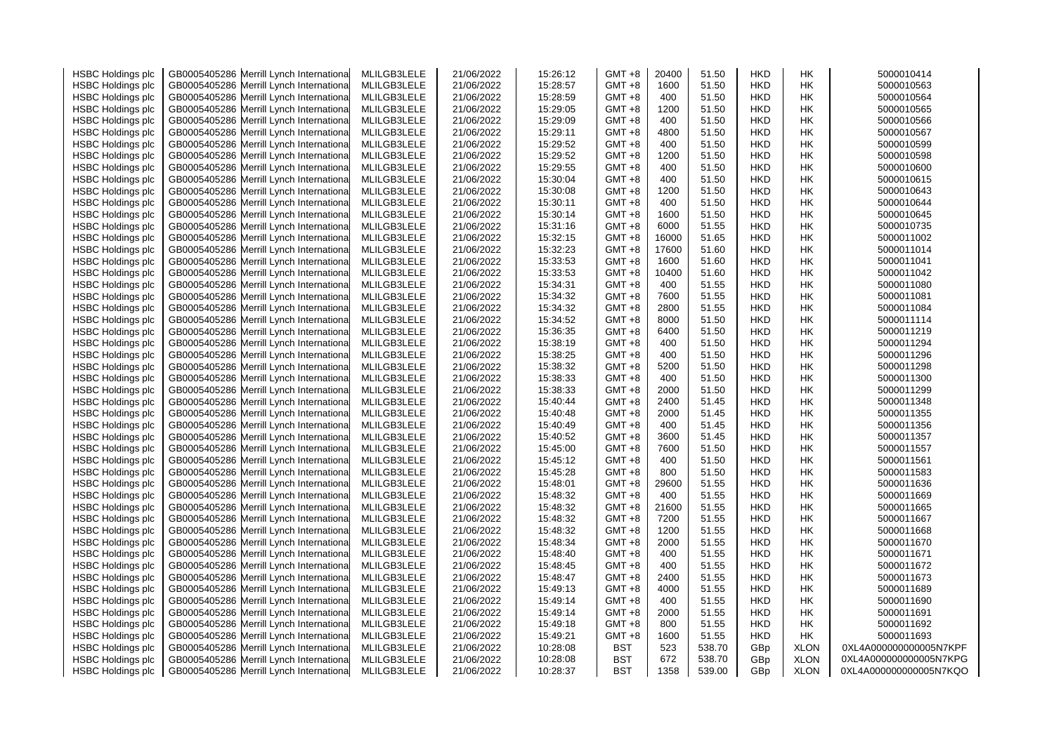| HSBC Holdings plc | GB0005405286 | Merrill Lynch International | MLILGB3LELE | 21/06/2022 | 15:26:12 | GMT +8 | 20400 | 51.50 | HKD | HK | 5000010414 |
|---|---|---|---|---|---|---|---|---|---|---|---|
| HSBC Holdings plc | GB0005405286 | Merrill Lynch International | MLILGB3LELE | 21/06/2022 | 15:28:57 | GMT +8 | 1600 | 51.50 | HKD | HK | 5000010563 |
| HSBC Holdings plc | GB0005405286 | Merrill Lynch International | MLILGB3LELE | 21/06/2022 | 15:28:59 | GMT +8 | 400 | 51.50 | HKD | HK | 5000010564 |
| HSBC Holdings plc | GB0005405286 | Merrill Lynch International | MLILGB3LELE | 21/06/2022 | 15:29:05 | GMT +8 | 1200 | 51.50 | HKD | HK | 5000010565 |
| HSBC Holdings plc | GB0005405286 | Merrill Lynch International | MLILGB3LELE | 21/06/2022 | 15:29:09 | GMT +8 | 400 | 51.50 | HKD | HK | 5000010566 |
| HSBC Holdings plc | GB0005405286 | Merrill Lynch International | MLILGB3LELE | 21/06/2022 | 15:29:11 | GMT +8 | 4800 | 51.50 | HKD | HK | 5000010567 |
| HSBC Holdings plc | GB0005405286 | Merrill Lynch International | MLILGB3LELE | 21/06/2022 | 15:29:52 | GMT +8 | 400 | 51.50 | HKD | HK | 5000010599 |
| HSBC Holdings plc | GB0005405286 | Merrill Lynch International | MLILGB3LELE | 21/06/2022 | 15:29:52 | GMT +8 | 1200 | 51.50 | HKD | HK | 5000010598 |
| HSBC Holdings plc | GB0005405286 | Merrill Lynch International | MLILGB3LELE | 21/06/2022 | 15:29:55 | GMT +8 | 400 | 51.50 | HKD | HK | 5000010600 |
| HSBC Holdings plc | GB0005405286 | Merrill Lynch International | MLILGB3LELE | 21/06/2022 | 15:30:04 | GMT +8 | 400 | 51.50 | HKD | HK | 5000010615 |
| HSBC Holdings plc | GB0005405286 | Merrill Lynch International | MLILGB3LELE | 21/06/2022 | 15:30:08 | GMT +8 | 1200 | 51.50 | HKD | HK | 5000010643 |
| HSBC Holdings plc | GB0005405286 | Merrill Lynch International | MLILGB3LELE | 21/06/2022 | 15:30:11 | GMT +8 | 400 | 51.50 | HKD | HK | 5000010644 |
| HSBC Holdings plc | GB0005405286 | Merrill Lynch International | MLILGB3LELE | 21/06/2022 | 15:30:14 | GMT +8 | 1600 | 51.50 | HKD | HK | 5000010645 |
| HSBC Holdings plc | GB0005405286 | Merrill Lynch International | MLILGB3LELE | 21/06/2022 | 15:31:16 | GMT +8 | 6000 | 51.55 | HKD | HK | 5000010735 |
| HSBC Holdings plc | GB0005405286 | Merrill Lynch International | MLILGB3LELE | 21/06/2022 | 15:32:15 | GMT +8 | 16000 | 51.65 | HKD | HK | 5000011002 |
| HSBC Holdings plc | GB0005405286 | Merrill Lynch International | MLILGB3LELE | 21/06/2022 | 15:32:23 | GMT +8 | 17600 | 51.60 | HKD | HK | 5000011014 |
| HSBC Holdings plc | GB0005405286 | Merrill Lynch International | MLILGB3LELE | 21/06/2022 | 15:33:53 | GMT +8 | 1600 | 51.60 | HKD | HK | 5000011041 |
| HSBC Holdings plc | GB0005405286 | Merrill Lynch International | MLILGB3LELE | 21/06/2022 | 15:33:53 | GMT +8 | 10400 | 51.60 | HKD | HK | 5000011042 |
| HSBC Holdings plc | GB0005405286 | Merrill Lynch International | MLILGB3LELE | 21/06/2022 | 15:34:31 | GMT +8 | 400 | 51.55 | HKD | HK | 5000011080 |
| HSBC Holdings plc | GB0005405286 | Merrill Lynch International | MLILGB3LELE | 21/06/2022 | 15:34:32 | GMT +8 | 7600 | 51.55 | HKD | HK | 5000011081 |
| HSBC Holdings plc | GB0005405286 | Merrill Lynch International | MLILGB3LELE | 21/06/2022 | 15:34:32 | GMT +8 | 2800 | 51.55 | HKD | HK | 5000011084 |
| HSBC Holdings plc | GB0005405286 | Merrill Lynch International | MLILGB3LELE | 21/06/2022 | 15:34:52 | GMT +8 | 8000 | 51.50 | HKD | HK | 5000011114 |
| HSBC Holdings plc | GB0005405286 | Merrill Lynch International | MLILGB3LELE | 21/06/2022 | 15:36:35 | GMT +8 | 6400 | 51.50 | HKD | HK | 5000011219 |
| HSBC Holdings plc | GB0005405286 | Merrill Lynch International | MLILGB3LELE | 21/06/2022 | 15:38:19 | GMT +8 | 400 | 51.50 | HKD | HK | 5000011294 |
| HSBC Holdings plc | GB0005405286 | Merrill Lynch International | MLILGB3LELE | 21/06/2022 | 15:38:25 | GMT +8 | 400 | 51.50 | HKD | HK | 5000011296 |
| HSBC Holdings plc | GB0005405286 | Merrill Lynch International | MLILGB3LELE | 21/06/2022 | 15:38:32 | GMT +8 | 5200 | 51.50 | HKD | HK | 5000011298 |
| HSBC Holdings plc | GB0005405286 | Merrill Lynch International | MLILGB3LELE | 21/06/2022 | 15:38:33 | GMT +8 | 400 | 51.50 | HKD | HK | 5000011300 |
| HSBC Holdings plc | GB0005405286 | Merrill Lynch International | MLILGB3LELE | 21/06/2022 | 15:38:33 | GMT +8 | 2000 | 51.50 | HKD | HK | 5000011299 |
| HSBC Holdings plc | GB0005405286 | Merrill Lynch International | MLILGB3LELE | 21/06/2022 | 15:40:44 | GMT +8 | 2400 | 51.45 | HKD | HK | 5000011348 |
| HSBC Holdings plc | GB0005405286 | Merrill Lynch International | MLILGB3LELE | 21/06/2022 | 15:40:48 | GMT +8 | 2000 | 51.45 | HKD | HK | 5000011355 |
| HSBC Holdings plc | GB0005405286 | Merrill Lynch International | MLILGB3LELE | 21/06/2022 | 15:40:49 | GMT +8 | 400 | 51.45 | HKD | HK | 5000011356 |
| HSBC Holdings plc | GB0005405286 | Merrill Lynch International | MLILGB3LELE | 21/06/2022 | 15:40:52 | GMT +8 | 3600 | 51.45 | HKD | HK | 5000011357 |
| HSBC Holdings plc | GB0005405286 | Merrill Lynch International | MLILGB3LELE | 21/06/2022 | 15:45:00 | GMT +8 | 7600 | 51.50 | HKD | HK | 5000011557 |
| HSBC Holdings plc | GB0005405286 | Merrill Lynch International | MLILGB3LELE | 21/06/2022 | 15:45:12 | GMT +8 | 400 | 51.50 | HKD | HK | 5000011561 |
| HSBC Holdings plc | GB0005405286 | Merrill Lynch International | MLILGB3LELE | 21/06/2022 | 15:45:28 | GMT +8 | 800 | 51.50 | HKD | HK | 5000011583 |
| HSBC Holdings plc | GB0005405286 | Merrill Lynch International | MLILGB3LELE | 21/06/2022 | 15:48:01 | GMT +8 | 29600 | 51.55 | HKD | HK | 5000011636 |
| HSBC Holdings plc | GB0005405286 | Merrill Lynch International | MLILGB3LELE | 21/06/2022 | 15:48:32 | GMT +8 | 400 | 51.55 | HKD | HK | 5000011669 |
| HSBC Holdings plc | GB0005405286 | Merrill Lynch International | MLILGB3LELE | 21/06/2022 | 15:48:32 | GMT +8 | 21600 | 51.55 | HKD | HK | 5000011665 |
| HSBC Holdings plc | GB0005405286 | Merrill Lynch International | MLILGB3LELE | 21/06/2022 | 15:48:32 | GMT +8 | 7200 | 51.55 | HKD | HK | 5000011667 |
| HSBC Holdings plc | GB0005405286 | Merrill Lynch International | MLILGB3LELE | 21/06/2022 | 15:48:32 | GMT +8 | 1200 | 51.55 | HKD | HK | 5000011668 |
| HSBC Holdings plc | GB0005405286 | Merrill Lynch International | MLILGB3LELE | 21/06/2022 | 15:48:34 | GMT +8 | 2000 | 51.55 | HKD | HK | 5000011670 |
| HSBC Holdings plc | GB0005405286 | Merrill Lynch International | MLILGB3LELE | 21/06/2022 | 15:48:40 | GMT +8 | 400 | 51.55 | HKD | HK | 5000011671 |
| HSBC Holdings plc | GB0005405286 | Merrill Lynch International | MLILGB3LELE | 21/06/2022 | 15:48:45 | GMT +8 | 400 | 51.55 | HKD | HK | 5000011672 |
| HSBC Holdings plc | GB0005405286 | Merrill Lynch International | MLILGB3LELE | 21/06/2022 | 15:48:47 | GMT +8 | 2400 | 51.55 | HKD | HK | 5000011673 |
| HSBC Holdings plc | GB0005405286 | Merrill Lynch International | MLILGB3LELE | 21/06/2022 | 15:49:13 | GMT +8 | 4000 | 51.55 | HKD | HK | 5000011689 |
| HSBC Holdings plc | GB0005405286 | Merrill Lynch International | MLILGB3LELE | 21/06/2022 | 15:49:14 | GMT +8 | 400 | 51.55 | HKD | HK | 5000011690 |
| HSBC Holdings plc | GB0005405286 | Merrill Lynch International | MLILGB3LELE | 21/06/2022 | 15:49:14 | GMT +8 | 2000 | 51.55 | HKD | HK | 5000011691 |
| HSBC Holdings plc | GB0005405286 | Merrill Lynch International | MLILGB3LELE | 21/06/2022 | 15:49:18 | GMT +8 | 800 | 51.55 | HKD | HK | 5000011692 |
| HSBC Holdings plc | GB0005405286 | Merrill Lynch International | MLILGB3LELE | 21/06/2022 | 15:49:21 | GMT +8 | 1600 | 51.55 | HKD | HK | 5000011693 |
| HSBC Holdings plc | GB0005405286 | Merrill Lynch International | MLILGB3LELE | 21/06/2022 | 10:28:08 | BST | 523 | 538.70 | GBp | XLON | 0XL4A000000000005N7KPF |
| HSBC Holdings plc | GB0005405286 | Merrill Lynch International | MLILGB3LELE | 21/06/2022 | 10:28:08 | BST | 672 | 538.70 | GBp | XLON | 0XL4A000000000005N7KPG |
| HSBC Holdings plc | GB0005405286 | Merrill Lynch International | MLILGB3LELE | 21/06/2022 | 10:28:37 | BST | 1358 | 539.00 | GBp | XLON | 0XL4A000000000005N7KQO |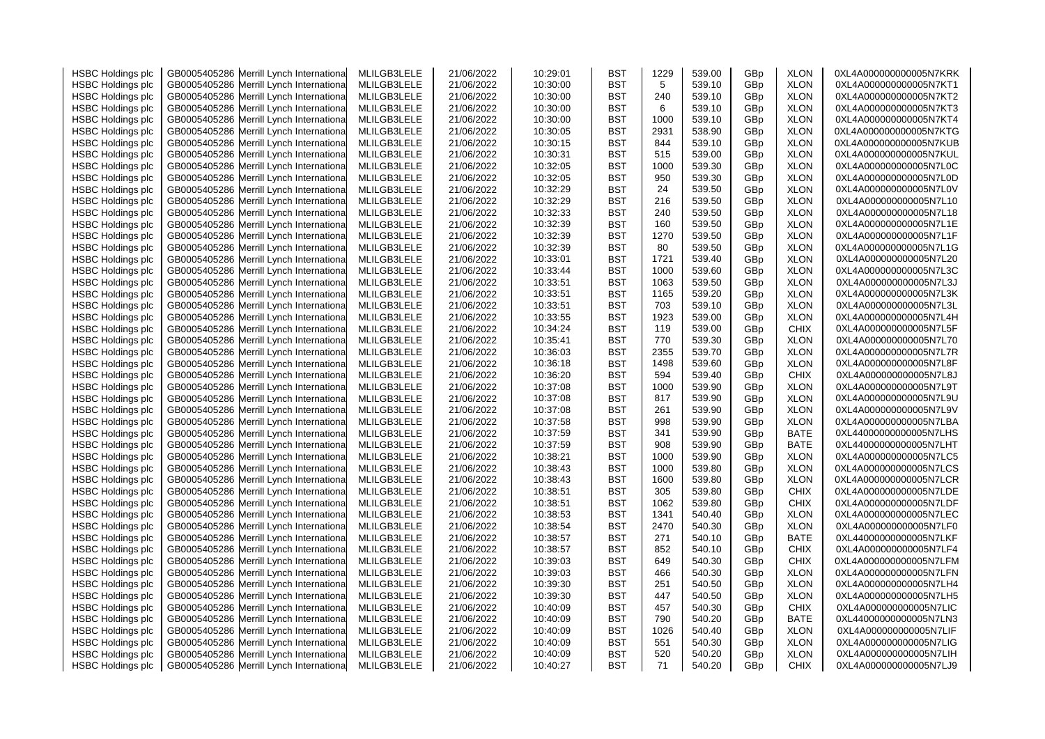| HSBC Holdings plc | GB0005405286 | Merrill Lynch International | MLILGB3LELE | 21/06/2022 | 10:29:01 | BST | 1229 | 539.00 | GBp | XLON | 0XL4A000000000005N7KRK |
|---|---|---|---|---|---|---|---|---|---|---|---|
| HSBC Holdings plc | GB0005405286 | Merrill Lynch International | MLILGB3LELE | 21/06/2022 | 10:30:00 | BST | 5 | 539.10 | GBp | XLON | 0XL4A000000000005N7KT1 |
| HSBC Holdings plc | GB0005405286 | Merrill Lynch International | MLILGB3LELE | 21/06/2022 | 10:30:00 | BST | 240 | 539.10 | GBp | XLON | 0XL4A000000000005N7KT2 |
| HSBC Holdings plc | GB0005405286 | Merrill Lynch International | MLILGB3LELE | 21/06/2022 | 10:30:00 | BST | 6 | 539.10 | GBp | XLON | 0XL4A000000000005N7KT3 |
| HSBC Holdings plc | GB0005405286 | Merrill Lynch International | MLILGB3LELE | 21/06/2022 | 10:30:00 | BST | 1000 | 539.10 | GBp | XLON | 0XL4A000000000005N7KT4 |
| HSBC Holdings plc | GB0005405286 | Merrill Lynch International | MLILGB3LELE | 21/06/2022 | 10:30:05 | BST | 2931 | 538.90 | GBp | XLON | 0XL4A000000000005N7KTG |
| HSBC Holdings plc | GB0005405286 | Merrill Lynch International | MLILGB3LELE | 21/06/2022 | 10:30:15 | BST | 844 | 539.10 | GBp | XLON | 0XL4A000000000005N7KUB |
| HSBC Holdings plc | GB0005405286 | Merrill Lynch International | MLILGB3LELE | 21/06/2022 | 10:30:31 | BST | 515 | 539.00 | GBp | XLON | 0XL4A000000000005N7KUL |
| HSBC Holdings plc | GB0005405286 | Merrill Lynch International | MLILGB3LELE | 21/06/2022 | 10:32:05 | BST | 1000 | 539.30 | GBp | XLON | 0XL4A000000000005N7L0C |
| HSBC Holdings plc | GB0005405286 | Merrill Lynch International | MLILGB3LELE | 21/06/2022 | 10:32:05 | BST | 950 | 539.30 | GBp | XLON | 0XL4A000000000005N7L0D |
| HSBC Holdings plc | GB0005405286 | Merrill Lynch International | MLILGB3LELE | 21/06/2022 | 10:32:29 | BST | 24 | 539.50 | GBp | XLON | 0XL4A000000000005N7L0V |
| HSBC Holdings plc | GB0005405286 | Merrill Lynch International | MLILGB3LELE | 21/06/2022 | 10:32:29 | BST | 216 | 539.50 | GBp | XLON | 0XL4A000000000005N7L10 |
| HSBC Holdings plc | GB0005405286 | Merrill Lynch International | MLILGB3LELE | 21/06/2022 | 10:32:33 | BST | 240 | 539.50 | GBp | XLON | 0XL4A000000000005N7L18 |
| HSBC Holdings plc | GB0005405286 | Merrill Lynch International | MLILGB3LELE | 21/06/2022 | 10:32:39 | BST | 160 | 539.50 | GBp | XLON | 0XL4A000000000005N7L1E |
| HSBC Holdings plc | GB0005405286 | Merrill Lynch International | MLILGB3LELE | 21/06/2022 | 10:32:39 | BST | 1270 | 539.50 | GBp | XLON | 0XL4A000000000005N7L1F |
| HSBC Holdings plc | GB0005405286 | Merrill Lynch International | MLILGB3LELE | 21/06/2022 | 10:32:39 | BST | 80 | 539.50 | GBp | XLON | 0XL4A000000000005N7L1G |
| HSBC Holdings plc | GB0005405286 | Merrill Lynch International | MLILGB3LELE | 21/06/2022 | 10:33:01 | BST | 1721 | 539.40 | GBp | XLON | 0XL4A000000000005N7L20 |
| HSBC Holdings plc | GB0005405286 | Merrill Lynch International | MLILGB3LELE | 21/06/2022 | 10:33:44 | BST | 1000 | 539.60 | GBp | XLON | 0XL4A000000000005N7L3C |
| HSBC Holdings plc | GB0005405286 | Merrill Lynch International | MLILGB3LELE | 21/06/2022 | 10:33:51 | BST | 1063 | 539.50 | GBp | XLON | 0XL4A000000000005N7L3J |
| HSBC Holdings plc | GB0005405286 | Merrill Lynch International | MLILGB3LELE | 21/06/2022 | 10:33:51 | BST | 1165 | 539.20 | GBp | XLON | 0XL4A000000000005N7L3K |
| HSBC Holdings plc | GB0005405286 | Merrill Lynch International | MLILGB3LELE | 21/06/2022 | 10:33:51 | BST | 703 | 539.10 | GBp | XLON | 0XL4A000000000005N7L3L |
| HSBC Holdings plc | GB0005405286 | Merrill Lynch International | MLILGB3LELE | 21/06/2022 | 10:33:55 | BST | 1923 | 539.00 | GBp | XLON | 0XL4A000000000005N7L4H |
| HSBC Holdings plc | GB0005405286 | Merrill Lynch International | MLILGB3LELE | 21/06/2022 | 10:34:24 | BST | 119 | 539.00 | GBp | CHIX | 0XL4A000000000005N7L5F |
| HSBC Holdings plc | GB0005405286 | Merrill Lynch International | MLILGB3LELE | 21/06/2022 | 10:35:41 | BST | 770 | 539.30 | GBp | XLON | 0XL4A000000000005N7L70 |
| HSBC Holdings plc | GB0005405286 | Merrill Lynch International | MLILGB3LELE | 21/06/2022 | 10:36:03 | BST | 2355 | 539.70 | GBp | XLON | 0XL4A000000000005N7L7R |
| HSBC Holdings plc | GB0005405286 | Merrill Lynch International | MLILGB3LELE | 21/06/2022 | 10:36:18 | BST | 1498 | 539.60 | GBp | XLON | 0XL4A000000000005N7L8F |
| HSBC Holdings plc | GB0005405286 | Merrill Lynch International | MLILGB3LELE | 21/06/2022 | 10:36:20 | BST | 594 | 539.40 | GBp | CHIX | 0XL4A000000000005N7L8J |
| HSBC Holdings plc | GB0005405286 | Merrill Lynch International | MLILGB3LELE | 21/06/2022 | 10:37:08 | BST | 1000 | 539.90 | GBp | XLON | 0XL4A000000000005N7L9T |
| HSBC Holdings plc | GB0005405286 | Merrill Lynch International | MLILGB3LELE | 21/06/2022 | 10:37:08 | BST | 817 | 539.90 | GBp | XLON | 0XL4A000000000005N7L9U |
| HSBC Holdings plc | GB0005405286 | Merrill Lynch International | MLILGB3LELE | 21/06/2022 | 10:37:08 | BST | 261 | 539.90 | GBp | XLON | 0XL4A000000000005N7L9V |
| HSBC Holdings plc | GB0005405286 | Merrill Lynch International | MLILGB3LELE | 21/06/2022 | 10:37:58 | BST | 998 | 539.90 | GBp | XLON | 0XL4A000000000005N7LBA |
| HSBC Holdings plc | GB0005405286 | Merrill Lynch International | MLILGB3LELE | 21/06/2022 | 10:37:59 | BST | 341 | 539.90 | GBp | BATE | 0XL44000000000005N7LHS |
| HSBC Holdings plc | GB0005405286 | Merrill Lynch International | MLILGB3LELE | 21/06/2022 | 10:37:59 | BST | 908 | 539.90 | GBp | BATE | 0XL44000000000005N7LHT |
| HSBC Holdings plc | GB0005405286 | Merrill Lynch International | MLILGB3LELE | 21/06/2022 | 10:38:21 | BST | 1000 | 539.90 | GBp | XLON | 0XL4A000000000005N7LC5 |
| HSBC Holdings plc | GB0005405286 | Merrill Lynch International | MLILGB3LELE | 21/06/2022 | 10:38:43 | BST | 1000 | 539.80 | GBp | XLON | 0XL4A000000000005N7LCS |
| HSBC Holdings plc | GB0005405286 | Merrill Lynch International | MLILGB3LELE | 21/06/2022 | 10:38:43 | BST | 1600 | 539.80 | GBp | XLON | 0XL4A000000000005N7LCR |
| HSBC Holdings plc | GB0005405286 | Merrill Lynch International | MLILGB3LELE | 21/06/2022 | 10:38:51 | BST | 305 | 539.80 | GBp | CHIX | 0XL4A000000000005N7LDE |
| HSBC Holdings plc | GB0005405286 | Merrill Lynch International | MLILGB3LELE | 21/06/2022 | 10:38:51 | BST | 1062 | 539.80 | GBp | CHIX | 0XL4A000000000005N7LDF |
| HSBC Holdings plc | GB0005405286 | Merrill Lynch International | MLILGB3LELE | 21/06/2022 | 10:38:53 | BST | 1341 | 540.40 | GBp | XLON | 0XL4A000000000005N7LEC |
| HSBC Holdings plc | GB0005405286 | Merrill Lynch International | MLILGB3LELE | 21/06/2022 | 10:38:54 | BST | 2470 | 540.30 | GBp | XLON | 0XL4A000000000005N7LF0 |
| HSBC Holdings plc | GB0005405286 | Merrill Lynch International | MLILGB3LELE | 21/06/2022 | 10:38:57 | BST | 271 | 540.10 | GBp | BATE | 0XL44000000000005N7LKF |
| HSBC Holdings plc | GB0005405286 | Merrill Lynch International | MLILGB3LELE | 21/06/2022 | 10:38:57 | BST | 852 | 540.10 | GBp | CHIX | 0XL4A000000000005N7LF4 |
| HSBC Holdings plc | GB0005405286 | Merrill Lynch International | MLILGB3LELE | 21/06/2022 | 10:39:03 | BST | 649 | 540.30 | GBp | CHIX | 0XL4A000000000005N7LFM |
| HSBC Holdings plc | GB0005405286 | Merrill Lynch International | MLILGB3LELE | 21/06/2022 | 10:39:03 | BST | 466 | 540.30 | GBp | XLON | 0XL4A000000000005N7LFN |
| HSBC Holdings plc | GB0005405286 | Merrill Lynch International | MLILGB3LELE | 21/06/2022 | 10:39:30 | BST | 251 | 540.50 | GBp | XLON | 0XL4A000000000005N7LH4 |
| HSBC Holdings plc | GB0005405286 | Merrill Lynch International | MLILGB3LELE | 21/06/2022 | 10:39:30 | BST | 447 | 540.50 | GBp | XLON | 0XL4A000000000005N7LH5 |
| HSBC Holdings plc | GB0005405286 | Merrill Lynch International | MLILGB3LELE | 21/06/2022 | 10:40:09 | BST | 457 | 540.30 | GBp | CHIX | 0XL4A000000000005N7LIC |
| HSBC Holdings plc | GB0005405286 | Merrill Lynch International | MLILGB3LELE | 21/06/2022 | 10:40:09 | BST | 790 | 540.20 | GBp | BATE | 0XL44000000000005N7LN3 |
| HSBC Holdings plc | GB0005405286 | Merrill Lynch International | MLILGB3LELE | 21/06/2022 | 10:40:09 | BST | 1026 | 540.40 | GBp | XLON | 0XL4A000000000005N7LIF |
| HSBC Holdings plc | GB0005405286 | Merrill Lynch International | MLILGB3LELE | 21/06/2022 | 10:40:09 | BST | 551 | 540.30 | GBp | XLON | 0XL4A000000000005N7LIG |
| HSBC Holdings plc | GB0005405286 | Merrill Lynch International | MLILGB3LELE | 21/06/2022 | 10:40:09 | BST | 520 | 540.20 | GBp | XLON | 0XL4A000000000005N7LIH |
| HSBC Holdings plc | GB0005405286 | Merrill Lynch International | MLILGB3LELE | 21/06/2022 | 10:40:27 | BST | 71 | 540.20 | GBp | CHIX | 0XL4A000000000005N7LJ9 |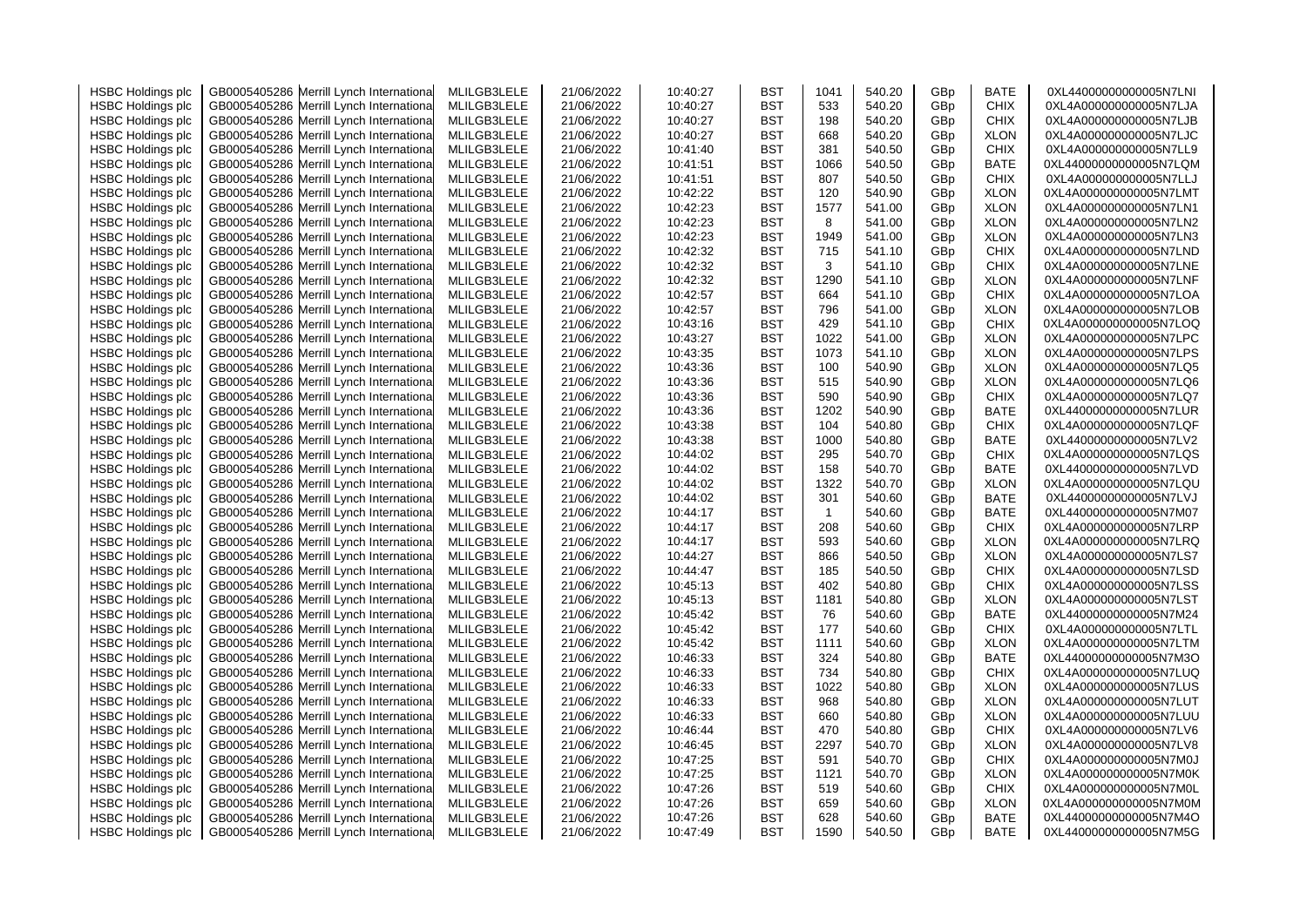| HSBC Holdings plc | GB0005405286 | Merrill Lynch International | MLILGB3LELE | 21/06/2022 | 10:40:27 | BST | 1041 | 540.20 | GBp | BATE | 0XL44000000000005N7LNI |
|---|---|---|---|---|---|---|---|---|---|---|---|
| HSBC Holdings plc | GB0005405286 | Merrill Lynch International | MLILGB3LELE | 21/06/2022 | 10:40:27 | BST | 533 | 540.20 | GBp | CHIX | 0XL4A000000000005N7LJA |
| HSBC Holdings plc | GB0005405286 | Merrill Lynch International | MLILGB3LELE | 21/06/2022 | 10:40:27 | BST | 198 | 540.20 | GBp | CHIX | 0XL4A000000000005N7LJB |
| HSBC Holdings plc | GB0005405286 | Merrill Lynch International | MLILGB3LELE | 21/06/2022 | 10:40:27 | BST | 668 | 540.20 | GBp | XLON | 0XL4A000000000005N7LJC |
| HSBC Holdings plc | GB0005405286 | Merrill Lynch International | MLILGB3LELE | 21/06/2022 | 10:41:40 | BST | 381 | 540.50 | GBp | CHIX | 0XL4A000000000005N7LL9 |
| HSBC Holdings plc | GB0005405286 | Merrill Lynch International | MLILGB3LELE | 21/06/2022 | 10:41:51 | BST | 1066 | 540.50 | GBp | BATE | 0XL44000000000005N7LQM |
| HSBC Holdings plc | GB0005405286 | Merrill Lynch International | MLILGB3LELE | 21/06/2022 | 10:41:51 | BST | 807 | 540.50 | GBp | CHIX | 0XL4A000000000005N7LLJ |
| HSBC Holdings plc | GB0005405286 | Merrill Lynch International | MLILGB3LELE | 21/06/2022 | 10:42:22 | BST | 120 | 540.90 | GBp | XLON | 0XL4A000000000005N7LMT |
| HSBC Holdings plc | GB0005405286 | Merrill Lynch International | MLILGB3LELE | 21/06/2022 | 10:42:23 | BST | 1577 | 541.00 | GBp | XLON | 0XL4A000000000005N7LN1 |
| HSBC Holdings plc | GB0005405286 | Merrill Lynch International | MLILGB3LELE | 21/06/2022 | 10:42:23 | BST | 8 | 541.00 | GBp | XLON | 0XL4A000000000005N7LN2 |
| HSBC Holdings plc | GB0005405286 | Merrill Lynch International | MLILGB3LELE | 21/06/2022 | 10:42:23 | BST | 1949 | 541.00 | GBp | XLON | 0XL4A000000000005N7LN3 |
| HSBC Holdings plc | GB0005405286 | Merrill Lynch International | MLILGB3LELE | 21/06/2022 | 10:42:32 | BST | 715 | 541.10 | GBp | CHIX | 0XL4A000000000005N7LND |
| HSBC Holdings plc | GB0005405286 | Merrill Lynch International | MLILGB3LELE | 21/06/2022 | 10:42:32 | BST | 3 | 541.10 | GBp | CHIX | 0XL4A000000000005N7LNE |
| HSBC Holdings plc | GB0005405286 | Merrill Lynch International | MLILGB3LELE | 21/06/2022 | 10:42:32 | BST | 1290 | 541.10 | GBp | XLON | 0XL4A000000000005N7LNF |
| HSBC Holdings plc | GB0005405286 | Merrill Lynch International | MLILGB3LELE | 21/06/2022 | 10:42:57 | BST | 664 | 541.10 | GBp | CHIX | 0XL4A000000000005N7LOA |
| HSBC Holdings plc | GB0005405286 | Merrill Lynch International | MLILGB3LELE | 21/06/2022 | 10:42:57 | BST | 796 | 541.00 | GBp | XLON | 0XL4A000000000005N7LOB |
| HSBC Holdings plc | GB0005405286 | Merrill Lynch International | MLILGB3LELE | 21/06/2022 | 10:43:16 | BST | 429 | 541.10 | GBp | CHIX | 0XL4A000000000005N7LOQ |
| HSBC Holdings plc | GB0005405286 | Merrill Lynch International | MLILGB3LELE | 21/06/2022 | 10:43:27 | BST | 1022 | 541.00 | GBp | XLON | 0XL4A000000000005N7LPC |
| HSBC Holdings plc | GB0005405286 | Merrill Lynch International | MLILGB3LELE | 21/06/2022 | 10:43:35 | BST | 1073 | 541.10 | GBp | XLON | 0XL4A000000000005N7LPS |
| HSBC Holdings plc | GB0005405286 | Merrill Lynch International | MLILGB3LELE | 21/06/2022 | 10:43:36 | BST | 100 | 540.90 | GBp | XLON | 0XL4A000000000005N7LQ5 |
| HSBC Holdings plc | GB0005405286 | Merrill Lynch International | MLILGB3LELE | 21/06/2022 | 10:43:36 | BST | 515 | 540.90 | GBp | XLON | 0XL4A000000000005N7LQ6 |
| HSBC Holdings plc | GB0005405286 | Merrill Lynch International | MLILGB3LELE | 21/06/2022 | 10:43:36 | BST | 590 | 540.90 | GBp | CHIX | 0XL4A000000000005N7LQ7 |
| HSBC Holdings plc | GB0005405286 | Merrill Lynch International | MLILGB3LELE | 21/06/2022 | 10:43:36 | BST | 1202 | 540.90 | GBp | BATE | 0XL44000000000005N7LUR |
| HSBC Holdings plc | GB0005405286 | Merrill Lynch International | MLILGB3LELE | 21/06/2022 | 10:43:38 | BST | 104 | 540.80 | GBp | CHIX | 0XL4A000000000005N7LQF |
| HSBC Holdings plc | GB0005405286 | Merrill Lynch International | MLILGB3LELE | 21/06/2022 | 10:43:38 | BST | 1000 | 540.80 | GBp | BATE | 0XL44000000000005N7LV2 |
| HSBC Holdings plc | GB0005405286 | Merrill Lynch International | MLILGB3LELE | 21/06/2022 | 10:44:02 | BST | 295 | 540.70 | GBp | CHIX | 0XL4A000000000005N7LQS |
| HSBC Holdings plc | GB0005405286 | Merrill Lynch International | MLILGB3LELE | 21/06/2022 | 10:44:02 | BST | 158 | 540.70 | GBp | BATE | 0XL44000000000005N7LVD |
| HSBC Holdings plc | GB0005405286 | Merrill Lynch International | MLILGB3LELE | 21/06/2022 | 10:44:02 | BST | 1322 | 540.70 | GBp | XLON | 0XL4A000000000005N7LQU |
| HSBC Holdings plc | GB0005405286 | Merrill Lynch International | MLILGB3LELE | 21/06/2022 | 10:44:02 | BST | 301 | 540.60 | GBp | BATE | 0XL44000000000005N7LVJ |
| HSBC Holdings plc | GB0005405286 | Merrill Lynch International | MLILGB3LELE | 21/06/2022 | 10:44:17 | BST | 1 | 540.60 | GBp | BATE | 0XL44000000000005N7M07 |
| HSBC Holdings plc | GB0005405286 | Merrill Lynch International | MLILGB3LELE | 21/06/2022 | 10:44:17 | BST | 208 | 540.60 | GBp | CHIX | 0XL4A000000000005N7LRP |
| HSBC Holdings plc | GB0005405286 | Merrill Lynch International | MLILGB3LELE | 21/06/2022 | 10:44:17 | BST | 593 | 540.60 | GBp | XLON | 0XL4A000000000005N7LRQ |
| HSBC Holdings plc | GB0005405286 | Merrill Lynch International | MLILGB3LELE | 21/06/2022 | 10:44:27 | BST | 866 | 540.50 | GBp | XLON | 0XL4A000000000005N7LS7 |
| HSBC Holdings plc | GB0005405286 | Merrill Lynch International | MLILGB3LELE | 21/06/2022 | 10:44:47 | BST | 185 | 540.50 | GBp | CHIX | 0XL4A000000000005N7LSD |
| HSBC Holdings plc | GB0005405286 | Merrill Lynch International | MLILGB3LELE | 21/06/2022 | 10:45:13 | BST | 402 | 540.80 | GBp | CHIX | 0XL4A000000000005N7LSS |
| HSBC Holdings plc | GB0005405286 | Merrill Lynch International | MLILGB3LELE | 21/06/2022 | 10:45:13 | BST | 1181 | 540.80 | GBp | XLON | 0XL4A000000000005N7LST |
| HSBC Holdings plc | GB0005405286 | Merrill Lynch International | MLILGB3LELE | 21/06/2022 | 10:45:42 | BST | 76 | 540.60 | GBp | BATE | 0XL44000000000005N7M24 |
| HSBC Holdings plc | GB0005405286 | Merrill Lynch International | MLILGB3LELE | 21/06/2022 | 10:45:42 | BST | 177 | 540.60 | GBp | CHIX | 0XL4A000000000005N7LTL |
| HSBC Holdings plc | GB0005405286 | Merrill Lynch International | MLILGB3LELE | 21/06/2022 | 10:45:42 | BST | 1111 | 540.60 | GBp | XLON | 0XL4A000000000005N7LTM |
| HSBC Holdings plc | GB0005405286 | Merrill Lynch International | MLILGB3LELE | 21/06/2022 | 10:46:33 | BST | 324 | 540.80 | GBp | BATE | 0XL44000000000005N7M3O |
| HSBC Holdings plc | GB0005405286 | Merrill Lynch International | MLILGB3LELE | 21/06/2022 | 10:46:33 | BST | 734 | 540.80 | GBp | CHIX | 0XL4A000000000005N7LUQ |
| HSBC Holdings plc | GB0005405286 | Merrill Lynch International | MLILGB3LELE | 21/06/2022 | 10:46:33 | BST | 1022 | 540.80 | GBp | XLON | 0XL4A000000000005N7LUS |
| HSBC Holdings plc | GB0005405286 | Merrill Lynch International | MLILGB3LELE | 21/06/2022 | 10:46:33 | BST | 968 | 540.80 | GBp | XLON | 0XL4A000000000005N7LUT |
| HSBC Holdings plc | GB0005405286 | Merrill Lynch International | MLILGB3LELE | 21/06/2022 | 10:46:33 | BST | 660 | 540.80 | GBp | XLON | 0XL4A000000000005N7LUU |
| HSBC Holdings plc | GB0005405286 | Merrill Lynch International | MLILGB3LELE | 21/06/2022 | 10:46:44 | BST | 470 | 540.80 | GBp | CHIX | 0XL4A000000000005N7LV6 |
| HSBC Holdings plc | GB0005405286 | Merrill Lynch International | MLILGB3LELE | 21/06/2022 | 10:46:45 | BST | 2297 | 540.70 | GBp | XLON | 0XL4A000000000005N7LV8 |
| HSBC Holdings plc | GB0005405286 | Merrill Lynch International | MLILGB3LELE | 21/06/2022 | 10:47:25 | BST | 591 | 540.70 | GBp | CHIX | 0XL4A000000000005N7M0J |
| HSBC Holdings plc | GB0005405286 | Merrill Lynch International | MLILGB3LELE | 21/06/2022 | 10:47:25 | BST | 1121 | 540.70 | GBp | XLON | 0XL4A000000000005N7M0K |
| HSBC Holdings plc | GB0005405286 | Merrill Lynch International | MLILGB3LELE | 21/06/2022 | 10:47:26 | BST | 519 | 540.60 | GBp | CHIX | 0XL4A000000000005N7M0L |
| HSBC Holdings plc | GB0005405286 | Merrill Lynch International | MLILGB3LELE | 21/06/2022 | 10:47:26 | BST | 659 | 540.60 | GBp | XLON | 0XL4A000000000005N7M0M |
| HSBC Holdings plc | GB0005405286 | Merrill Lynch International | MLILGB3LELE | 21/06/2022 | 10:47:26 | BST | 628 | 540.60 | GBp | BATE | 0XL44000000000005N7M4O |
| HSBC Holdings plc | GB0005405286 | Merrill Lynch International | MLILGB3LELE | 21/06/2022 | 10:47:49 | BST | 1590 | 540.50 | GBp | BATE | 0XL44000000000005N7M5G |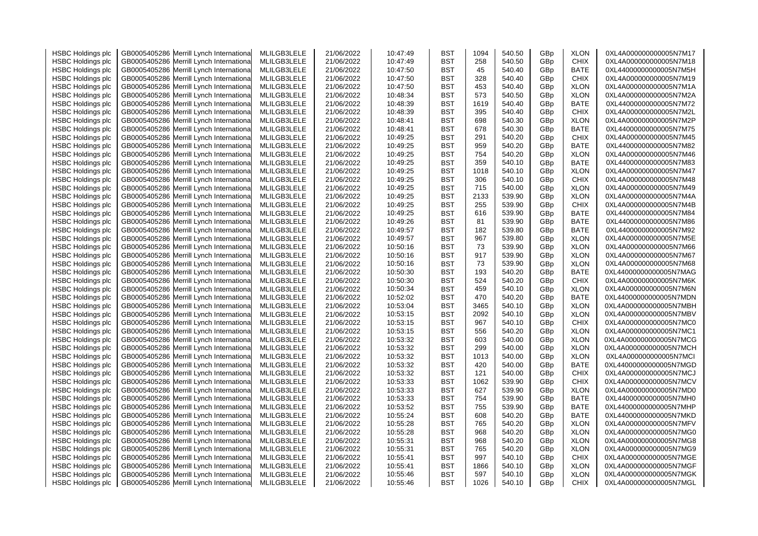| HSBC Holdings plc | GB0005405286 | Merrill Lynch International | MLILGB3LELE | 21/06/2022 | 10:47:49 | BST | 1094 | 540.50 | GBp | XLON | 0XL4A000000000005N7M17 |
|---|---|---|---|---|---|---|---|---|---|---|---|
| HSBC Holdings plc | GB0005405286 | Merrill Lynch International | MLILGB3LELE | 21/06/2022 | 10:47:49 | BST | 258 | 540.50 | GBp | CHIX | 0XL4A000000000005N7M18 |
| HSBC Holdings plc | GB0005405286 | Merrill Lynch International | MLILGB3LELE | 21/06/2022 | 10:47:50 | BST | 45 | 540.40 | GBp | BATE | 0XL44000000000005N7M5H |
| HSBC Holdings plc | GB0005405286 | Merrill Lynch International | MLILGB3LELE | 21/06/2022 | 10:47:50 | BST | 328 | 540.40 | GBp | CHIX | 0XL4A000000000005N7M19 |
| HSBC Holdings plc | GB0005405286 | Merrill Lynch International | MLILGB3LELE | 21/06/2022 | 10:47:50 | BST | 453 | 540.40 | GBp | XLON | 0XL4A000000000005N7M1A |
| HSBC Holdings plc | GB0005405286 | Merrill Lynch International | MLILGB3LELE | 21/06/2022 | 10:48:34 | BST | 573 | 540.50 | GBp | XLON | 0XL4A000000000005N7M2A |
| HSBC Holdings plc | GB0005405286 | Merrill Lynch International | MLILGB3LELE | 21/06/2022 | 10:48:39 | BST | 1619 | 540.40 | GBp | BATE | 0XL44000000000005N7M72 |
| HSBC Holdings plc | GB0005405286 | Merrill Lynch International | MLILGB3LELE | 21/06/2022 | 10:48:39 | BST | 395 | 540.40 | GBp | CHIX | 0XL4A000000000005N7M2L |
| HSBC Holdings plc | GB0005405286 | Merrill Lynch International | MLILGB3LELE | 21/06/2022 | 10:48:41 | BST | 698 | 540.30 | GBp | XLON | 0XL4A000000000005N7M2P |
| HSBC Holdings plc | GB0005405286 | Merrill Lynch International | MLILGB3LELE | 21/06/2022 | 10:48:41 | BST | 678 | 540.30 | GBp | BATE | 0XL44000000000005N7M75 |
| HSBC Holdings plc | GB0005405286 | Merrill Lynch International | MLILGB3LELE | 21/06/2022 | 10:49:25 | BST | 291 | 540.20 | GBp | CHIX | 0XL4A000000000005N7M45 |
| HSBC Holdings plc | GB0005405286 | Merrill Lynch International | MLILGB3LELE | 21/06/2022 | 10:49:25 | BST | 959 | 540.20 | GBp | BATE | 0XL44000000000005N7M82 |
| HSBC Holdings plc | GB0005405286 | Merrill Lynch International | MLILGB3LELE | 21/06/2022 | 10:49:25 | BST | 754 | 540.20 | GBp | XLON | 0XL4A000000000005N7M46 |
| HSBC Holdings plc | GB0005405286 | Merrill Lynch International | MLILGB3LELE | 21/06/2022 | 10:49:25 | BST | 359 | 540.10 | GBp | BATE | 0XL44000000000005N7M83 |
| HSBC Holdings plc | GB0005405286 | Merrill Lynch International | MLILGB3LELE | 21/06/2022 | 10:49:25 | BST | 1018 | 540.10 | GBp | XLON | 0XL4A000000000005N7M47 |
| HSBC Holdings plc | GB0005405286 | Merrill Lynch International | MLILGB3LELE | 21/06/2022 | 10:49:25 | BST | 306 | 540.10 | GBp | CHIX | 0XL4A000000000005N7M48 |
| HSBC Holdings plc | GB0005405286 | Merrill Lynch International | MLILGB3LELE | 21/06/2022 | 10:49:25 | BST | 715 | 540.00 | GBp | XLON | 0XL4A000000000005N7M49 |
| HSBC Holdings plc | GB0005405286 | Merrill Lynch International | MLILGB3LELE | 21/06/2022 | 10:49:25 | BST | 2133 | 539.90 | GBp | XLON | 0XL4A000000000005N7M4A |
| HSBC Holdings plc | GB0005405286 | Merrill Lynch International | MLILGB3LELE | 21/06/2022 | 10:49:25 | BST | 255 | 539.90 | GBp | CHIX | 0XL4A000000000005N7M4B |
| HSBC Holdings plc | GB0005405286 | Merrill Lynch International | MLILGB3LELE | 21/06/2022 | 10:49:25 | BST | 616 | 539.90 | GBp | BATE | 0XL44000000000005N7M84 |
| HSBC Holdings plc | GB0005405286 | Merrill Lynch International | MLILGB3LELE | 21/06/2022 | 10:49:26 | BST | 81 | 539.90 | GBp | BATE | 0XL44000000000005N7M86 |
| HSBC Holdings plc | GB0005405286 | Merrill Lynch International | MLILGB3LELE | 21/06/2022 | 10:49:57 | BST | 182 | 539.80 | GBp | BATE | 0XL44000000000005N7M92 |
| HSBC Holdings plc | GB0005405286 | Merrill Lynch International | MLILGB3LELE | 21/06/2022 | 10:49:57 | BST | 967 | 539.80 | GBp | XLON | 0XL4A000000000005N7M5E |
| HSBC Holdings plc | GB0005405286 | Merrill Lynch International | MLILGB3LELE | 21/06/2022 | 10:50:16 | BST | 73 | 539.90 | GBp | XLON | 0XL4A000000000005N7M66 |
| HSBC Holdings plc | GB0005405286 | Merrill Lynch International | MLILGB3LELE | 21/06/2022 | 10:50:16 | BST | 917 | 539.90 | GBp | XLON | 0XL4A000000000005N7M67 |
| HSBC Holdings plc | GB0005405286 | Merrill Lynch International | MLILGB3LELE | 21/06/2022 | 10:50:16 | BST | 73 | 539.90 | GBp | XLON | 0XL4A000000000005N7M68 |
| HSBC Holdings plc | GB0005405286 | Merrill Lynch International | MLILGB3LELE | 21/06/2022 | 10:50:30 | BST | 193 | 540.20 | GBp | BATE | 0XL44000000000005N7MAG |
| HSBC Holdings plc | GB0005405286 | Merrill Lynch International | MLILGB3LELE | 21/06/2022 | 10:50:30 | BST | 524 | 540.20 | GBp | CHIX | 0XL4A000000000005N7M6K |
| HSBC Holdings plc | GB0005405286 | Merrill Lynch International | MLILGB3LELE | 21/06/2022 | 10:50:34 | BST | 459 | 540.10 | GBp | XLON | 0XL4A000000000005N7M6N |
| HSBC Holdings plc | GB0005405286 | Merrill Lynch International | MLILGB3LELE | 21/06/2022 | 10:52:02 | BST | 470 | 540.20 | GBp | BATE | 0XL44000000000005N7MDN |
| HSBC Holdings plc | GB0005405286 | Merrill Lynch International | MLILGB3LELE | 21/06/2022 | 10:53:04 | BST | 3465 | 540.10 | GBp | XLON | 0XL4A000000000005N7MBH |
| HSBC Holdings plc | GB0005405286 | Merrill Lynch International | MLILGB3LELE | 21/06/2022 | 10:53:15 | BST | 2092 | 540.10 | GBp | XLON | 0XL4A000000000005N7MBV |
| HSBC Holdings plc | GB0005405286 | Merrill Lynch International | MLILGB3LELE | 21/06/2022 | 10:53:15 | BST | 967 | 540.10 | GBp | CHIX | 0XL4A000000000005N7MC0 |
| HSBC Holdings plc | GB0005405286 | Merrill Lynch International | MLILGB3LELE | 21/06/2022 | 10:53:15 | BST | 556 | 540.20 | GBp | XLON | 0XL4A000000000005N7MC1 |
| HSBC Holdings plc | GB0005405286 | Merrill Lynch International | MLILGB3LELE | 21/06/2022 | 10:53:32 | BST | 603 | 540.00 | GBp | XLON | 0XL4A000000000005N7MCG |
| HSBC Holdings plc | GB0005405286 | Merrill Lynch International | MLILGB3LELE | 21/06/2022 | 10:53:32 | BST | 299 | 540.00 | GBp | XLON | 0XL4A000000000005N7MCH |
| HSBC Holdings plc | GB0005405286 | Merrill Lynch International | MLILGB3LELE | 21/06/2022 | 10:53:32 | BST | 1013 | 540.00 | GBp | XLON | 0XL4A000000000005N7MCI |
| HSBC Holdings plc | GB0005405286 | Merrill Lynch International | MLILGB3LELE | 21/06/2022 | 10:53:32 | BST | 420 | 540.00 | GBp | BATE | 0XL44000000000005N7MGD |
| HSBC Holdings plc | GB0005405286 | Merrill Lynch International | MLILGB3LELE | 21/06/2022 | 10:53:32 | BST | 121 | 540.00 | GBp | CHIX | 0XL4A000000000005N7MCJ |
| HSBC Holdings plc | GB0005405286 | Merrill Lynch International | MLILGB3LELE | 21/06/2022 | 10:53:33 | BST | 1062 | 539.90 | GBp | CHIX | 0XL4A000000000005N7MCV |
| HSBC Holdings plc | GB0005405286 | Merrill Lynch International | MLILGB3LELE | 21/06/2022 | 10:53:33 | BST | 627 | 539.90 | GBp | XLON | 0XL4A000000000005N7MD0 |
| HSBC Holdings plc | GB0005405286 | Merrill Lynch International | MLILGB3LELE | 21/06/2022 | 10:53:33 | BST | 754 | 539.90 | GBp | BATE | 0XL44000000000005N7MH0 |
| HSBC Holdings plc | GB0005405286 | Merrill Lynch International | MLILGB3LELE | 21/06/2022 | 10:53:52 | BST | 755 | 539.90 | GBp | BATE | 0XL44000000000005N7MHP |
| HSBC Holdings plc | GB0005405286 | Merrill Lynch International | MLILGB3LELE | 21/06/2022 | 10:55:24 | BST | 608 | 540.20 | GBp | BATE | 0XL44000000000005N7MKD |
| HSBC Holdings plc | GB0005405286 | Merrill Lynch International | MLILGB3LELE | 21/06/2022 | 10:55:28 | BST | 765 | 540.20 | GBp | XLON | 0XL4A000000000005N7MFV |
| HSBC Holdings plc | GB0005405286 | Merrill Lynch International | MLILGB3LELE | 21/06/2022 | 10:55:28 | BST | 968 | 540.20 | GBp | XLON | 0XL4A000000000005N7MG0 |
| HSBC Holdings plc | GB0005405286 | Merrill Lynch International | MLILGB3LELE | 21/06/2022 | 10:55:31 | BST | 968 | 540.20 | GBp | XLON | 0XL4A000000000005N7MG8 |
| HSBC Holdings plc | GB0005405286 | Merrill Lynch International | MLILGB3LELE | 21/06/2022 | 10:55:31 | BST | 765 | 540.20 | GBp | XLON | 0XL4A000000000005N7MG9 |
| HSBC Holdings plc | GB0005405286 | Merrill Lynch International | MLILGB3LELE | 21/06/2022 | 10:55:41 | BST | 997 | 540.10 | GBp | CHIX | 0XL4A000000000005N7MGE |
| HSBC Holdings plc | GB0005405286 | Merrill Lynch International | MLILGB3LELE | 21/06/2022 | 10:55:41 | BST | 1866 | 540.10 | GBp | XLON | 0XL4A000000000005N7MGF |
| HSBC Holdings plc | GB0005405286 | Merrill Lynch International | MLILGB3LELE | 21/06/2022 | 10:55:46 | BST | 597 | 540.10 | GBp | XLON | 0XL4A000000000005N7MGK |
| HSBC Holdings plc | GB0005405286 | Merrill Lynch International | MLILGB3LELE | 21/06/2022 | 10:55:46 | BST | 1026 | 540.10 | GBp | CHIX | 0XL4A000000000005N7MGL |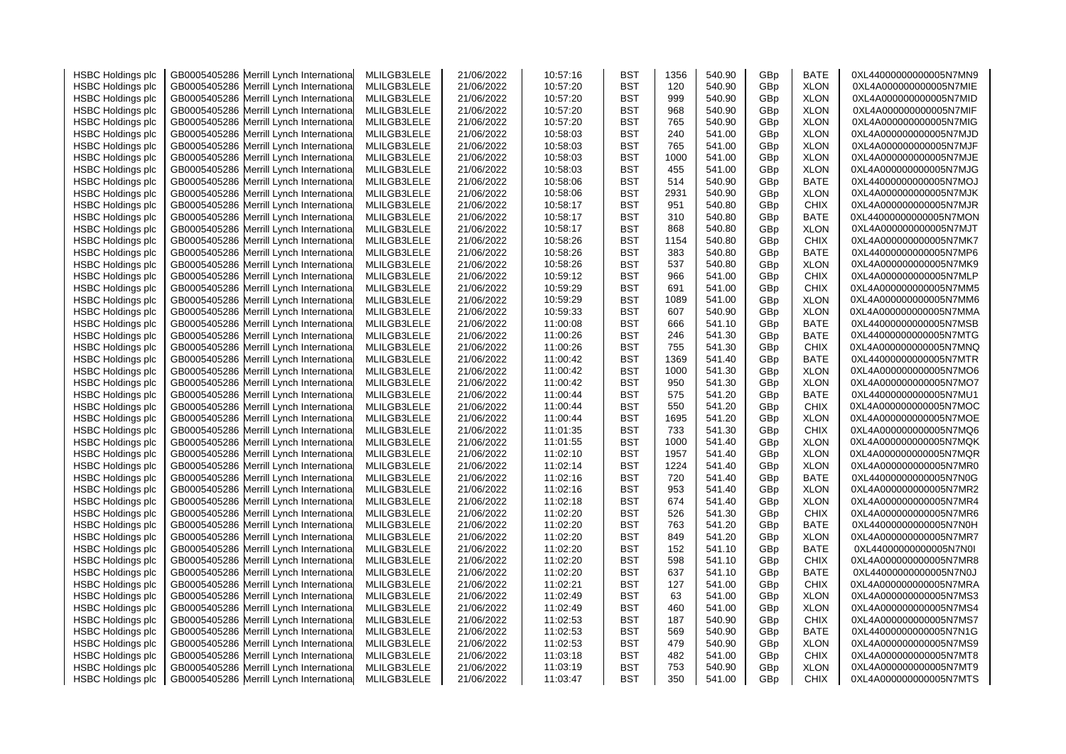| HSBC Holdings plc | GB0005405286 | Merrill Lynch International | MLILGB3LELE | 21/06/2022 | 10:57:16 | BST | 1356 | 540.90 | GBp | BATE | 0XL44000000000005N7MN9 |
|---|---|---|---|---|---|---|---|---|---|---|---|
| HSBC Holdings plc | GB0005405286 | Merrill Lynch International | MLILGB3LELE | 21/06/2022 | 10:57:20 | BST | 120 | 540.90 | GBp | XLON | 0XL4A000000000005N7MIE |
| HSBC Holdings plc | GB0005405286 | Merrill Lynch International | MLILGB3LELE | 21/06/2022 | 10:57:20 | BST | 999 | 540.90 | GBp | XLON | 0XL4A000000000005N7MID |
| HSBC Holdings plc | GB0005405286 | Merrill Lynch International | MLILGB3LELE | 21/06/2022 | 10:57:20 | BST | 968 | 540.90 | GBp | XLON | 0XL4A000000000005N7MIF |
| HSBC Holdings plc | GB0005405286 | Merrill Lynch International | MLILGB3LELE | 21/06/2022 | 10:57:20 | BST | 765 | 540.90 | GBp | XLON | 0XL4A000000000005N7MIG |
| HSBC Holdings plc | GB0005405286 | Merrill Lynch International | MLILGB3LELE | 21/06/2022 | 10:58:03 | BST | 240 | 541.00 | GBp | XLON | 0XL4A000000000005N7MJD |
| HSBC Holdings plc | GB0005405286 | Merrill Lynch International | MLILGB3LELE | 21/06/2022 | 10:58:03 | BST | 765 | 541.00 | GBp | XLON | 0XL4A000000000005N7MJF |
| HSBC Holdings plc | GB0005405286 | Merrill Lynch International | MLILGB3LELE | 21/06/2022 | 10:58:03 | BST | 1000 | 541.00 | GBp | XLON | 0XL4A000000000005N7MJE |
| HSBC Holdings plc | GB0005405286 | Merrill Lynch International | MLILGB3LELE | 21/06/2022 | 10:58:03 | BST | 455 | 541.00 | GBp | XLON | 0XL4A000000000005N7MJG |
| HSBC Holdings plc | GB0005405286 | Merrill Lynch International | MLILGB3LELE | 21/06/2022 | 10:58:06 | BST | 514 | 540.90 | GBp | BATE | 0XL44000000000005N7MOJ |
| HSBC Holdings plc | GB0005405286 | Merrill Lynch International | MLILGB3LELE | 21/06/2022 | 10:58:06 | BST | 2931 | 540.90 | GBp | XLON | 0XL4A000000000005N7MJK |
| HSBC Holdings plc | GB0005405286 | Merrill Lynch International | MLILGB3LELE | 21/06/2022 | 10:58:17 | BST | 951 | 540.80 | GBp | CHIX | 0XL4A000000000005N7MJR |
| HSBC Holdings plc | GB0005405286 | Merrill Lynch International | MLILGB3LELE | 21/06/2022 | 10:58:17 | BST | 310 | 540.80 | GBp | BATE | 0XL44000000000005N7MON |
| HSBC Holdings plc | GB0005405286 | Merrill Lynch International | MLILGB3LELE | 21/06/2022 | 10:58:17 | BST | 868 | 540.80 | GBp | XLON | 0XL4A000000000005N7MJT |
| HSBC Holdings plc | GB0005405286 | Merrill Lynch International | MLILGB3LELE | 21/06/2022 | 10:58:26 | BST | 1154 | 540.80 | GBp | CHIX | 0XL4A000000000005N7MK7 |
| HSBC Holdings plc | GB0005405286 | Merrill Lynch International | MLILGB3LELE | 21/06/2022 | 10:58:26 | BST | 383 | 540.80 | GBp | BATE | 0XL44000000000005N7MP6 |
| HSBC Holdings plc | GB0005405286 | Merrill Lynch International | MLILGB3LELE | 21/06/2022 | 10:58:26 | BST | 537 | 540.80 | GBp | XLON | 0XL4A000000000005N7MK9 |
| HSBC Holdings plc | GB0005405286 | Merrill Lynch International | MLILGB3LELE | 21/06/2022 | 10:59:12 | BST | 966 | 541.00 | GBp | CHIX | 0XL4A000000000005N7MLP |
| HSBC Holdings plc | GB0005405286 | Merrill Lynch International | MLILGB3LELE | 21/06/2022 | 10:59:29 | BST | 691 | 541.00 | GBp | CHIX | 0XL4A000000000005N7MM5 |
| HSBC Holdings plc | GB0005405286 | Merrill Lynch International | MLILGB3LELE | 21/06/2022 | 10:59:29 | BST | 1089 | 541.00 | GBp | XLON | 0XL4A000000000005N7MM6 |
| HSBC Holdings plc | GB0005405286 | Merrill Lynch International | MLILGB3LELE | 21/06/2022 | 10:59:33 | BST | 607 | 540.90 | GBp | XLON | 0XL4A000000000005N7MMA |
| HSBC Holdings plc | GB0005405286 | Merrill Lynch International | MLILGB3LELE | 21/06/2022 | 11:00:08 | BST | 666 | 541.10 | GBp | BATE | 0XL44000000000005N7MSB |
| HSBC Holdings plc | GB0005405286 | Merrill Lynch International | MLILGB3LELE | 21/06/2022 | 11:00:26 | BST | 246 | 541.30 | GBp | BATE | 0XL44000000000005N7MTG |
| HSBC Holdings plc | GB0005405286 | Merrill Lynch International | MLILGB3LELE | 21/06/2022 | 11:00:26 | BST | 755 | 541.30 | GBp | CHIX | 0XL4A000000000005N7MNQ |
| HSBC Holdings plc | GB0005405286 | Merrill Lynch International | MLILGB3LELE | 21/06/2022 | 11:00:42 | BST | 1369 | 541.40 | GBp | BATE | 0XL44000000000005N7MTR |
| HSBC Holdings plc | GB0005405286 | Merrill Lynch International | MLILGB3LELE | 21/06/2022 | 11:00:42 | BST | 1000 | 541.30 | GBp | XLON | 0XL4A000000000005N7MO6 |
| HSBC Holdings plc | GB0005405286 | Merrill Lynch International | MLILGB3LELE | 21/06/2022 | 11:00:42 | BST | 950 | 541.30 | GBp | XLON | 0XL4A000000000005N7MO7 |
| HSBC Holdings plc | GB0005405286 | Merrill Lynch International | MLILGB3LELE | 21/06/2022 | 11:00:44 | BST | 575 | 541.20 | GBp | BATE | 0XL44000000000005N7MU1 |
| HSBC Holdings plc | GB0005405286 | Merrill Lynch International | MLILGB3LELE | 21/06/2022 | 11:00:44 | BST | 550 | 541.20 | GBp | CHIX | 0XL4A000000000005N7MOC |
| HSBC Holdings plc | GB0005405286 | Merrill Lynch International | MLILGB3LELE | 21/06/2022 | 11:00:44 | BST | 1695 | 541.20 | GBp | XLON | 0XL4A000000000005N7MOE |
| HSBC Holdings plc | GB0005405286 | Merrill Lynch International | MLILGB3LELE | 21/06/2022 | 11:01:35 | BST | 733 | 541.30 | GBp | CHIX | 0XL4A000000000005N7MQ6 |
| HSBC Holdings plc | GB0005405286 | Merrill Lynch International | MLILGB3LELE | 21/06/2022 | 11:01:55 | BST | 1000 | 541.40 | GBp | XLON | 0XL4A000000000005N7MQK |
| HSBC Holdings plc | GB0005405286 | Merrill Lynch International | MLILGB3LELE | 21/06/2022 | 11:02:10 | BST | 1957 | 541.40 | GBp | XLON | 0XL4A000000000005N7MQR |
| HSBC Holdings plc | GB0005405286 | Merrill Lynch International | MLILGB3LELE | 21/06/2022 | 11:02:14 | BST | 1224 | 541.40 | GBp | XLON | 0XL4A000000000005N7MR0 |
| HSBC Holdings plc | GB0005405286 | Merrill Lynch International | MLILGB3LELE | 21/06/2022 | 11:02:16 | BST | 720 | 541.40 | GBp | BATE | 0XL44000000000005N7N0G |
| HSBC Holdings plc | GB0005405286 | Merrill Lynch International | MLILGB3LELE | 21/06/2022 | 11:02:16 | BST | 953 | 541.40 | GBp | XLON | 0XL4A000000000005N7MR2 |
| HSBC Holdings plc | GB0005405286 | Merrill Lynch International | MLILGB3LELE | 21/06/2022 | 11:02:18 | BST | 674 | 541.40 | GBp | XLON | 0XL4A000000000005N7MR4 |
| HSBC Holdings plc | GB0005405286 | Merrill Lynch International | MLILGB3LELE | 21/06/2022 | 11:02:20 | BST | 526 | 541.30 | GBp | CHIX | 0XL4A000000000005N7MR6 |
| HSBC Holdings plc | GB0005405286 | Merrill Lynch International | MLILGB3LELE | 21/06/2022 | 11:02:20 | BST | 763 | 541.20 | GBp | BATE | 0XL44000000000005N7N0H |
| HSBC Holdings plc | GB0005405286 | Merrill Lynch International | MLILGB3LELE | 21/06/2022 | 11:02:20 | BST | 849 | 541.20 | GBp | XLON | 0XL4A000000000005N7MR7 |
| HSBC Holdings plc | GB0005405286 | Merrill Lynch International | MLILGB3LELE | 21/06/2022 | 11:02:20 | BST | 152 | 541.10 | GBp | BATE | 0XL44000000000005N7N0I |
| HSBC Holdings plc | GB0005405286 | Merrill Lynch International | MLILGB3LELE | 21/06/2022 | 11:02:20 | BST | 598 | 541.10 | GBp | CHIX | 0XL4A000000000005N7MR8 |
| HSBC Holdings plc | GB0005405286 | Merrill Lynch International | MLILGB3LELE | 21/06/2022 | 11:02:20 | BST | 637 | 541.10 | GBp | BATE | 0XL44000000000005N7N0J |
| HSBC Holdings plc | GB0005405286 | Merrill Lynch International | MLILGB3LELE | 21/06/2022 | 11:02:21 | BST | 127 | 541.00 | GBp | CHIX | 0XL4A000000000005N7MRA |
| HSBC Holdings plc | GB0005405286 | Merrill Lynch International | MLILGB3LELE | 21/06/2022 | 11:02:49 | BST | 63 | 541.00 | GBp | XLON | 0XL4A000000000005N7MS3 |
| HSBC Holdings plc | GB0005405286 | Merrill Lynch International | MLILGB3LELE | 21/06/2022 | 11:02:49 | BST | 460 | 541.00 | GBp | XLON | 0XL4A000000000005N7MS4 |
| HSBC Holdings plc | GB0005405286 | Merrill Lynch International | MLILGB3LELE | 21/06/2022 | 11:02:53 | BST | 187 | 540.90 | GBp | CHIX | 0XL4A000000000005N7MS7 |
| HSBC Holdings plc | GB0005405286 | Merrill Lynch International | MLILGB3LELE | 21/06/2022 | 11:02:53 | BST | 569 | 540.90 | GBp | BATE | 0XL44000000000005N7N1G |
| HSBC Holdings plc | GB0005405286 | Merrill Lynch International | MLILGB3LELE | 21/06/2022 | 11:02:53 | BST | 479 | 540.90 | GBp | XLON | 0XL4A000000000005N7MS9 |
| HSBC Holdings plc | GB0005405286 | Merrill Lynch International | MLILGB3LELE | 21/06/2022 | 11:03:18 | BST | 482 | 541.00 | GBp | CHIX | 0XL4A000000000005N7MT8 |
| HSBC Holdings plc | GB0005405286 | Merrill Lynch International | MLILGB3LELE | 21/06/2022 | 11:03:19 | BST | 753 | 540.90 | GBp | XLON | 0XL4A000000000005N7MT9 |
| HSBC Holdings plc | GB0005405286 | Merrill Lynch International | MLILGB3LELE | 21/06/2022 | 11:03:47 | BST | 350 | 541.00 | GBp | CHIX | 0XL4A000000000005N7MTS |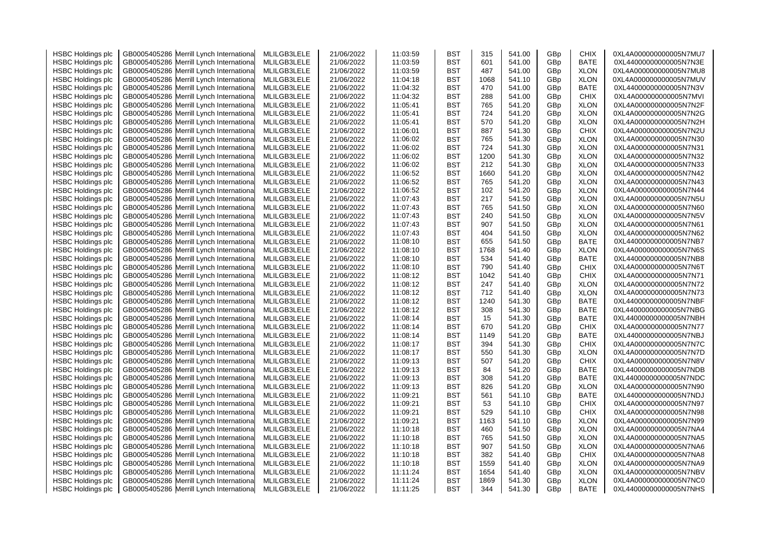| HSBC Holdings plc | GB0005405286 | Merrill Lynch International | MLILGB3LELE | 21/06/2022 | 11:03:59 | BST | 315 | 541.00 | GBp | CHIX | 0XL4A000000000005N7MU7 |
|---|---|---|---|---|---|---|---|---|---|---|---|
| HSBC Holdings plc | GB0005405286 | Merrill Lynch International | MLILGB3LELE | 21/06/2022 | 11:03:59 | BST | 601 | 541.00 | GBp | BATE | 0XL44000000000005N7N3E |
| HSBC Holdings plc | GB0005405286 | Merrill Lynch International | MLILGB3LELE | 21/06/2022 | 11:03:59 | BST | 487 | 541.00 | GBp | XLON | 0XL4A000000000005N7MU8 |
| HSBC Holdings plc | GB0005405286 | Merrill Lynch International | MLILGB3LELE | 21/06/2022 | 11:04:18 | BST | 1068 | 541.10 | GBp | XLON | 0XL4A000000000005N7MUV |
| HSBC Holdings plc | GB0005405286 | Merrill Lynch International | MLILGB3LELE | 21/06/2022 | 11:04:32 | BST | 470 | 541.00 | GBp | BATE | 0XL44000000000005N7N3V |
| HSBC Holdings plc | GB0005405286 | Merrill Lynch International | MLILGB3LELE | 21/06/2022 | 11:04:32 | BST | 288 | 541.00 | GBp | CHIX | 0XL4A000000000005N7MVI |
| HSBC Holdings plc | GB0005405286 | Merrill Lynch International | MLILGB3LELE | 21/06/2022 | 11:05:41 | BST | 765 | 541.20 | GBp | XLON | 0XL4A000000000005N7N2F |
| HSBC Holdings plc | GB0005405286 | Merrill Lynch International | MLILGB3LELE | 21/06/2022 | 11:05:41 | BST | 724 | 541.20 | GBp | XLON | 0XL4A000000000005N7N2G |
| HSBC Holdings plc | GB0005405286 | Merrill Lynch International | MLILGB3LELE | 21/06/2022 | 11:05:41 | BST | 570 | 541.20 | GBp | XLON | 0XL4A000000000005N7N2H |
| HSBC Holdings plc | GB0005405286 | Merrill Lynch International | MLILGB3LELE | 21/06/2022 | 11:06:01 | BST | 887 | 541.30 | GBp | CHIX | 0XL4A000000000005N7N2U |
| HSBC Holdings plc | GB0005405286 | Merrill Lynch International | MLILGB3LELE | 21/06/2022 | 11:06:02 | BST | 765 | 541.30 | GBp | XLON | 0XL4A000000000005N7N30 |
| HSBC Holdings plc | GB0005405286 | Merrill Lynch International | MLILGB3LELE | 21/06/2022 | 11:06:02 | BST | 724 | 541.30 | GBp | XLON | 0XL4A000000000005N7N31 |
| HSBC Holdings plc | GB0005405286 | Merrill Lynch International | MLILGB3LELE | 21/06/2022 | 11:06:02 | BST | 1200 | 541.30 | GBp | XLON | 0XL4A000000000005N7N32 |
| HSBC Holdings plc | GB0005405286 | Merrill Lynch International | MLILGB3LELE | 21/06/2022 | 11:06:02 | BST | 212 | 541.30 | GBp | XLON | 0XL4A000000000005N7N33 |
| HSBC Holdings plc | GB0005405286 | Merrill Lynch International | MLILGB3LELE | 21/06/2022 | 11:06:52 | BST | 1660 | 541.20 | GBp | XLON | 0XL4A000000000005N7N42 |
| HSBC Holdings plc | GB0005405286 | Merrill Lynch International | MLILGB3LELE | 21/06/2022 | 11:06:52 | BST | 765 | 541.20 | GBp | XLON | 0XL4A000000000005N7N43 |
| HSBC Holdings plc | GB0005405286 | Merrill Lynch International | MLILGB3LELE | 21/06/2022 | 11:06:52 | BST | 102 | 541.20 | GBp | XLON | 0XL4A000000000005N7N44 |
| HSBC Holdings plc | GB0005405286 | Merrill Lynch International | MLILGB3LELE | 21/06/2022 | 11:07:43 | BST | 217 | 541.50 | GBp | XLON | 0XL4A000000000005N7N5U |
| HSBC Holdings plc | GB0005405286 | Merrill Lynch International | MLILGB3LELE | 21/06/2022 | 11:07:43 | BST | 765 | 541.50 | GBp | XLON | 0XL4A000000000005N7N60 |
| HSBC Holdings plc | GB0005405286 | Merrill Lynch International | MLILGB3LELE | 21/06/2022 | 11:07:43 | BST | 240 | 541.50 | GBp | XLON | 0XL4A000000000005N7N5V |
| HSBC Holdings plc | GB0005405286 | Merrill Lynch International | MLILGB3LELE | 21/06/2022 | 11:07:43 | BST | 907 | 541.50 | GBp | XLON | 0XL4A000000000005N7N61 |
| HSBC Holdings plc | GB0005405286 | Merrill Lynch International | MLILGB3LELE | 21/06/2022 | 11:07:43 | BST | 404 | 541.50 | GBp | XLON | 0XL4A000000000005N7N62 |
| HSBC Holdings plc | GB0005405286 | Merrill Lynch International | MLILGB3LELE | 21/06/2022 | 11:08:10 | BST | 655 | 541.50 | GBp | BATE | 0XL44000000000005N7NB7 |
| HSBC Holdings plc | GB0005405286 | Merrill Lynch International | MLILGB3LELE | 21/06/2022 | 11:08:10 | BST | 1768 | 541.40 | GBp | XLON | 0XL4A000000000005N7N6S |
| HSBC Holdings plc | GB0005405286 | Merrill Lynch International | MLILGB3LELE | 21/06/2022 | 11:08:10 | BST | 534 | 541.40 | GBp | BATE | 0XL44000000000005N7NB8 |
| HSBC Holdings plc | GB0005405286 | Merrill Lynch International | MLILGB3LELE | 21/06/2022 | 11:08:10 | BST | 790 | 541.40 | GBp | CHIX | 0XL4A000000000005N7N6T |
| HSBC Holdings plc | GB0005405286 | Merrill Lynch International | MLILGB3LELE | 21/06/2022 | 11:08:12 | BST | 1042 | 541.40 | GBp | CHIX | 0XL4A000000000005N7N71 |
| HSBC Holdings plc | GB0005405286 | Merrill Lynch International | MLILGB3LELE | 21/06/2022 | 11:08:12 | BST | 247 | 541.40 | GBp | XLON | 0XL4A000000000005N7N72 |
| HSBC Holdings plc | GB0005405286 | Merrill Lynch International | MLILGB3LELE | 21/06/2022 | 11:08:12 | BST | 712 | 541.40 | GBp | XLON | 0XL4A000000000005N7N73 |
| HSBC Holdings plc | GB0005405286 | Merrill Lynch International | MLILGB3LELE | 21/06/2022 | 11:08:12 | BST | 1240 | 541.30 | GBp | BATE | 0XL44000000000005N7NBF |
| HSBC Holdings plc | GB0005405286 | Merrill Lynch International | MLILGB3LELE | 21/06/2022 | 11:08:12 | BST | 308 | 541.30 | GBp | BATE | 0XL44000000000005N7NBG |
| HSBC Holdings plc | GB0005405286 | Merrill Lynch International | MLILGB3LELE | 21/06/2022 | 11:08:14 | BST | 15 | 541.30 | GBp | BATE | 0XL44000000000005N7NBH |
| HSBC Holdings plc | GB0005405286 | Merrill Lynch International | MLILGB3LELE | 21/06/2022 | 11:08:14 | BST | 670 | 541.20 | GBp | CHIX | 0XL4A000000000005N7N77 |
| HSBC Holdings plc | GB0005405286 | Merrill Lynch International | MLILGB3LELE | 21/06/2022 | 11:08:14 | BST | 1149 | 541.20 | GBp | BATE | 0XL44000000000005N7NBJ |
| HSBC Holdings plc | GB0005405286 | Merrill Lynch International | MLILGB3LELE | 21/06/2022 | 11:08:17 | BST | 394 | 541.30 | GBp | CHIX | 0XL4A000000000005N7N7C |
| HSBC Holdings plc | GB0005405286 | Merrill Lynch International | MLILGB3LELE | 21/06/2022 | 11:08:17 | BST | 550 | 541.30 | GBp | XLON | 0XL4A000000000005N7N7D |
| HSBC Holdings plc | GB0005405286 | Merrill Lynch International | MLILGB3LELE | 21/06/2022 | 11:09:13 | BST | 507 | 541.20 | GBp | CHIX | 0XL4A000000000005N7N8V |
| HSBC Holdings plc | GB0005405286 | Merrill Lynch International | MLILGB3LELE | 21/06/2022 | 11:09:13 | BST | 84 | 541.20 | GBp | BATE | 0XL44000000000005N7NDB |
| HSBC Holdings plc | GB0005405286 | Merrill Lynch International | MLILGB3LELE | 21/06/2022 | 11:09:13 | BST | 308 | 541.20 | GBp | BATE | 0XL44000000000005N7NDC |
| HSBC Holdings plc | GB0005405286 | Merrill Lynch International | MLILGB3LELE | 21/06/2022 | 11:09:13 | BST | 826 | 541.20 | GBp | XLON | 0XL4A000000000005N7N90 |
| HSBC Holdings plc | GB0005405286 | Merrill Lynch International | MLILGB3LELE | 21/06/2022 | 11:09:21 | BST | 561 | 541.10 | GBp | BATE | 0XL44000000000005N7NDJ |
| HSBC Holdings plc | GB0005405286 | Merrill Lynch International | MLILGB3LELE | 21/06/2022 | 11:09:21 | BST | 53 | 541.10 | GBp | CHIX | 0XL4A000000000005N7N97 |
| HSBC Holdings plc | GB0005405286 | Merrill Lynch International | MLILGB3LELE | 21/06/2022 | 11:09:21 | BST | 529 | 541.10 | GBp | CHIX | 0XL4A000000000005N7N98 |
| HSBC Holdings plc | GB0005405286 | Merrill Lynch International | MLILGB3LELE | 21/06/2022 | 11:09:21 | BST | 1163 | 541.10 | GBp | XLON | 0XL4A000000000005N7N99 |
| HSBC Holdings plc | GB0005405286 | Merrill Lynch International | MLILGB3LELE | 21/06/2022 | 11:10:18 | BST | 460 | 541.50 | GBp | XLON | 0XL4A000000000005N7NA4 |
| HSBC Holdings plc | GB0005405286 | Merrill Lynch International | MLILGB3LELE | 21/06/2022 | 11:10:18 | BST | 765 | 541.50 | GBp | XLON | 0XL4A000000000005N7NA5 |
| HSBC Holdings plc | GB0005405286 | Merrill Lynch International | MLILGB3LELE | 21/06/2022 | 11:10:18 | BST | 907 | 541.50 | GBp | XLON | 0XL4A000000000005N7NA6 |
| HSBC Holdings plc | GB0005405286 | Merrill Lynch International | MLILGB3LELE | 21/06/2022 | 11:10:18 | BST | 382 | 541.40 | GBp | CHIX | 0XL4A000000000005N7NA8 |
| HSBC Holdings plc | GB0005405286 | Merrill Lynch International | MLILGB3LELE | 21/06/2022 | 11:10:18 | BST | 1559 | 541.40 | GBp | XLON | 0XL4A000000000005N7NA9 |
| HSBC Holdings plc | GB0005405286 | Merrill Lynch International | MLILGB3LELE | 21/06/2022 | 11:11:24 | BST | 1654 | 541.40 | GBp | XLON | 0XL4A000000000005N7NBV |
| HSBC Holdings plc | GB0005405286 | Merrill Lynch International | MLILGB3LELE | 21/06/2022 | 11:11:24 | BST | 1869 | 541.30 | GBp | XLON | 0XL4A000000000005N7NC0 |
| HSBC Holdings plc | GB0005405286 | Merrill Lynch International | MLILGB3LELE | 21/06/2022 | 11:11:25 | BST | 344 | 541.30 | GBp | BATE | 0XL44000000000005N7NHS |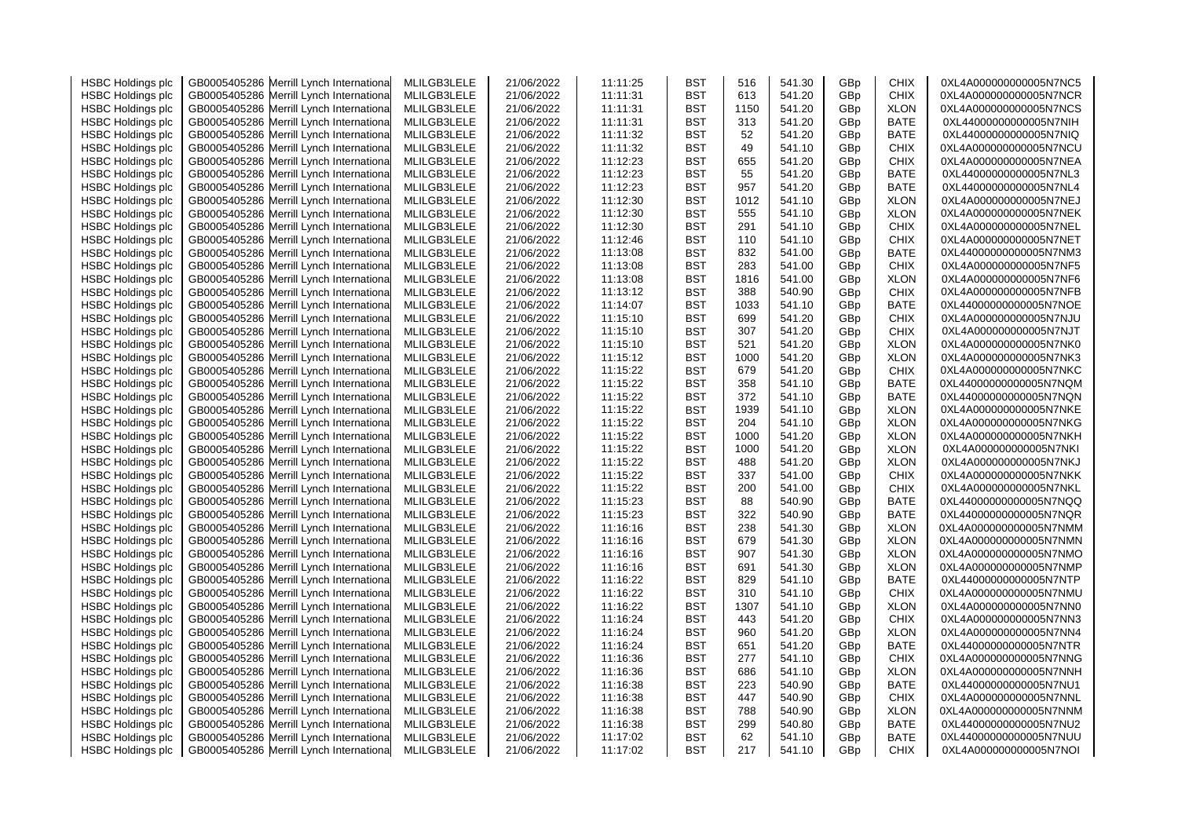| HSBC Holdings plc | GB0005405286 | Merrill Lynch International | MLILGB3LELE | 21/06/2022 | 11:11:25 | BST | 516 | 541.30 | GBp | CHIX | 0XL4A000000000005N7NC5 |
|---|---|---|---|---|---|---|---|---|---|---|---|
| HSBC Holdings plc | GB0005405286 | Merrill Lynch International | MLILGB3LELE | 21/06/2022 | 11:11:31 | BST | 613 | 541.20 | GBp | CHIX | 0XL4A000000000005N7NCR |
| HSBC Holdings plc | GB0005405286 | Merrill Lynch International | MLILGB3LELE | 21/06/2022 | 11:11:31 | BST | 1150 | 541.20 | GBp | XLON | 0XL4A000000000005N7NCS |
| HSBC Holdings plc | GB0005405286 | Merrill Lynch International | MLILGB3LELE | 21/06/2022 | 11:11:31 | BST | 313 | 541.20 | GBp | BATE | 0XL44000000000005N7NIH |
| HSBC Holdings plc | GB0005405286 | Merrill Lynch International | MLILGB3LELE | 21/06/2022 | 11:11:32 | BST | 52 | 541.20 | GBp | BATE | 0XL44000000000005N7NIQ |
| HSBC Holdings plc | GB0005405286 | Merrill Lynch International | MLILGB3LELE | 21/06/2022 | 11:11:32 | BST | 49 | 541.10 | GBp | CHIX | 0XL4A000000000005N7NCU |
| HSBC Holdings plc | GB0005405286 | Merrill Lynch International | MLILGB3LELE | 21/06/2022 | 11:12:23 | BST | 655 | 541.20 | GBp | CHIX | 0XL4A000000000005N7NEA |
| HSBC Holdings plc | GB0005405286 | Merrill Lynch International | MLILGB3LELE | 21/06/2022 | 11:12:23 | BST | 55 | 541.20 | GBp | BATE | 0XL44000000000005N7NL3 |
| HSBC Holdings plc | GB0005405286 | Merrill Lynch International | MLILGB3LELE | 21/06/2022 | 11:12:23 | BST | 957 | 541.20 | GBp | BATE | 0XL44000000000005N7NL4 |
| HSBC Holdings plc | GB0005405286 | Merrill Lynch International | MLILGB3LELE | 21/06/2022 | 11:12:30 | BST | 1012 | 541.10 | GBp | XLON | 0XL4A000000000005N7NEJ |
| HSBC Holdings plc | GB0005405286 | Merrill Lynch International | MLILGB3LELE | 21/06/2022 | 11:12:30 | BST | 555 | 541.10 | GBp | XLON | 0XL4A000000000005N7NEK |
| HSBC Holdings plc | GB0005405286 | Merrill Lynch International | MLILGB3LELE | 21/06/2022 | 11:12:30 | BST | 291 | 541.10 | GBp | CHIX | 0XL4A000000000005N7NEL |
| HSBC Holdings plc | GB0005405286 | Merrill Lynch International | MLILGB3LELE | 21/06/2022 | 11:12:46 | BST | 110 | 541.10 | GBp | CHIX | 0XL4A000000000005N7NET |
| HSBC Holdings plc | GB0005405286 | Merrill Lynch International | MLILGB3LELE | 21/06/2022 | 11:13:08 | BST | 832 | 541.00 | GBp | BATE | 0XL44000000000005N7NM3 |
| HSBC Holdings plc | GB0005405286 | Merrill Lynch International | MLILGB3LELE | 21/06/2022 | 11:13:08 | BST | 283 | 541.00 | GBp | CHIX | 0XL4A000000000005N7NF5 |
| HSBC Holdings plc | GB0005405286 | Merrill Lynch International | MLILGB3LELE | 21/06/2022 | 11:13:08 | BST | 1816 | 541.00 | GBp | XLON | 0XL4A000000000005N7NF6 |
| HSBC Holdings plc | GB0005405286 | Merrill Lynch International | MLILGB3LELE | 21/06/2022 | 11:13:12 | BST | 388 | 540.90 | GBp | CHIX | 0XL4A000000000005N7NFB |
| HSBC Holdings plc | GB0005405286 | Merrill Lynch International | MLILGB3LELE | 21/06/2022 | 11:14:07 | BST | 1033 | 541.10 | GBp | BATE | 0XL44000000000005N7NOE |
| HSBC Holdings plc | GB0005405286 | Merrill Lynch International | MLILGB3LELE | 21/06/2022 | 11:15:10 | BST | 699 | 541.20 | GBp | CHIX | 0XL4A000000000005N7NJU |
| HSBC Holdings plc | GB0005405286 | Merrill Lynch International | MLILGB3LELE | 21/06/2022 | 11:15:10 | BST | 307 | 541.20 | GBp | CHIX | 0XL4A000000000005N7NJT |
| HSBC Holdings plc | GB0005405286 | Merrill Lynch International | MLILGB3LELE | 21/06/2022 | 11:15:10 | BST | 521 | 541.20 | GBp | XLON | 0XL4A000000000005N7NK0 |
| HSBC Holdings plc | GB0005405286 | Merrill Lynch International | MLILGB3LELE | 21/06/2022 | 11:15:12 | BST | 1000 | 541.20 | GBp | XLON | 0XL4A000000000005N7NK3 |
| HSBC Holdings plc | GB0005405286 | Merrill Lynch International | MLILGB3LELE | 21/06/2022 | 11:15:22 | BST | 679 | 541.20 | GBp | CHIX | 0XL4A000000000005N7NKC |
| HSBC Holdings plc | GB0005405286 | Merrill Lynch International | MLILGB3LELE | 21/06/2022 | 11:15:22 | BST | 358 | 541.10 | GBp | BATE | 0XL44000000000005N7NQM |
| HSBC Holdings plc | GB0005405286 | Merrill Lynch International | MLILGB3LELE | 21/06/2022 | 11:15:22 | BST | 372 | 541.10 | GBp | BATE | 0XL44000000000005N7NQN |
| HSBC Holdings plc | GB0005405286 | Merrill Lynch International | MLILGB3LELE | 21/06/2022 | 11:15:22 | BST | 1939 | 541.10 | GBp | XLON | 0XL4A000000000005N7NKE |
| HSBC Holdings plc | GB0005405286 | Merrill Lynch International | MLILGB3LELE | 21/06/2022 | 11:15:22 | BST | 204 | 541.10 | GBp | XLON | 0XL4A000000000005N7NKG |
| HSBC Holdings plc | GB0005405286 | Merrill Lynch International | MLILGB3LELE | 21/06/2022 | 11:15:22 | BST | 1000 | 541.20 | GBp | XLON | 0XL4A000000000005N7NKH |
| HSBC Holdings plc | GB0005405286 | Merrill Lynch International | MLILGB3LELE | 21/06/2022 | 11:15:22 | BST | 1000 | 541.20 | GBp | XLON | 0XL4A000000000005N7NKI |
| HSBC Holdings plc | GB0005405286 | Merrill Lynch International | MLILGB3LELE | 21/06/2022 | 11:15:22 | BST | 488 | 541.20 | GBp | XLON | 0XL4A000000000005N7NKJ |
| HSBC Holdings plc | GB0005405286 | Merrill Lynch International | MLILGB3LELE | 21/06/2022 | 11:15:22 | BST | 337 | 541.00 | GBp | CHIX | 0XL4A000000000005N7NKK |
| HSBC Holdings plc | GB0005405286 | Merrill Lynch International | MLILGB3LELE | 21/06/2022 | 11:15:22 | BST | 200 | 541.00 | GBp | CHIX | 0XL4A000000000005N7NKL |
| HSBC Holdings plc | GB0005405286 | Merrill Lynch International | MLILGB3LELE | 21/06/2022 | 11:15:23 | BST | 88 | 540.90 | GBp | BATE | 0XL44000000000005N7NQQ |
| HSBC Holdings plc | GB0005405286 | Merrill Lynch International | MLILGB3LELE | 21/06/2022 | 11:15:23 | BST | 322 | 540.90 | GBp | BATE | 0XL44000000000005N7NQR |
| HSBC Holdings plc | GB0005405286 | Merrill Lynch International | MLILGB3LELE | 21/06/2022 | 11:16:16 | BST | 238 | 541.30 | GBp | XLON | 0XL4A000000000005N7NMM |
| HSBC Holdings plc | GB0005405286 | Merrill Lynch International | MLILGB3LELE | 21/06/2022 | 11:16:16 | BST | 679 | 541.30 | GBp | XLON | 0XL4A000000000005N7NMN |
| HSBC Holdings plc | GB0005405286 | Merrill Lynch International | MLILGB3LELE | 21/06/2022 | 11:16:16 | BST | 907 | 541.30 | GBp | XLON | 0XL4A000000000005N7NMO |
| HSBC Holdings plc | GB0005405286 | Merrill Lynch International | MLILGB3LELE | 21/06/2022 | 11:16:16 | BST | 691 | 541.30 | GBp | XLON | 0XL4A000000000005N7NMP |
| HSBC Holdings plc | GB0005405286 | Merrill Lynch International | MLILGB3LELE | 21/06/2022 | 11:16:22 | BST | 829 | 541.10 | GBp | BATE | 0XL44000000000005N7NTP |
| HSBC Holdings plc | GB0005405286 | Merrill Lynch International | MLILGB3LELE | 21/06/2022 | 11:16:22 | BST | 310 | 541.10 | GBp | CHIX | 0XL4A000000000005N7NMU |
| HSBC Holdings plc | GB0005405286 | Merrill Lynch International | MLILGB3LELE | 21/06/2022 | 11:16:22 | BST | 1307 | 541.10 | GBp | XLON | 0XL4A000000000005N7NN0 |
| HSBC Holdings plc | GB0005405286 | Merrill Lynch International | MLILGB3LELE | 21/06/2022 | 11:16:24 | BST | 443 | 541.20 | GBp | CHIX | 0XL4A000000000005N7NN3 |
| HSBC Holdings plc | GB0005405286 | Merrill Lynch International | MLILGB3LELE | 21/06/2022 | 11:16:24 | BST | 960 | 541.20 | GBp | XLON | 0XL4A000000000005N7NN4 |
| HSBC Holdings plc | GB0005405286 | Merrill Lynch International | MLILGB3LELE | 21/06/2022 | 11:16:24 | BST | 651 | 541.20 | GBp | BATE | 0XL44000000000005N7NTR |
| HSBC Holdings plc | GB0005405286 | Merrill Lynch International | MLILGB3LELE | 21/06/2022 | 11:16:36 | BST | 277 | 541.10 | GBp | CHIX | 0XL4A000000000005N7NNG |
| HSBC Holdings plc | GB0005405286 | Merrill Lynch International | MLILGB3LELE | 21/06/2022 | 11:16:36 | BST | 686 | 541.10 | GBp | XLON | 0XL4A000000000005N7NNH |
| HSBC Holdings plc | GB0005405286 | Merrill Lynch International | MLILGB3LELE | 21/06/2022 | 11:16:38 | BST | 223 | 540.90 | GBp | BATE | 0XL44000000000005N7NU1 |
| HSBC Holdings plc | GB0005405286 | Merrill Lynch International | MLILGB3LELE | 21/06/2022 | 11:16:38 | BST | 447 | 540.90 | GBp | CHIX | 0XL4A000000000005N7NNL |
| HSBC Holdings plc | GB0005405286 | Merrill Lynch International | MLILGB3LELE | 21/06/2022 | 11:16:38 | BST | 788 | 540.90 | GBp | XLON | 0XL4A000000000005N7NNM |
| HSBC Holdings plc | GB0005405286 | Merrill Lynch International | MLILGB3LELE | 21/06/2022 | 11:16:38 | BST | 299 | 540.80 | GBp | BATE | 0XL44000000000005N7NU2 |
| HSBC Holdings plc | GB0005405286 | Merrill Lynch International | MLILGB3LELE | 21/06/2022 | 11:17:02 | BST | 62 | 541.10 | GBp | BATE | 0XL44000000000005N7NUU |
| HSBC Holdings plc | GB0005405286 | Merrill Lynch International | MLILGB3LELE | 21/06/2022 | 11:17:02 | BST | 217 | 541.10 | GBp | CHIX | 0XL4A000000000005N7NOI |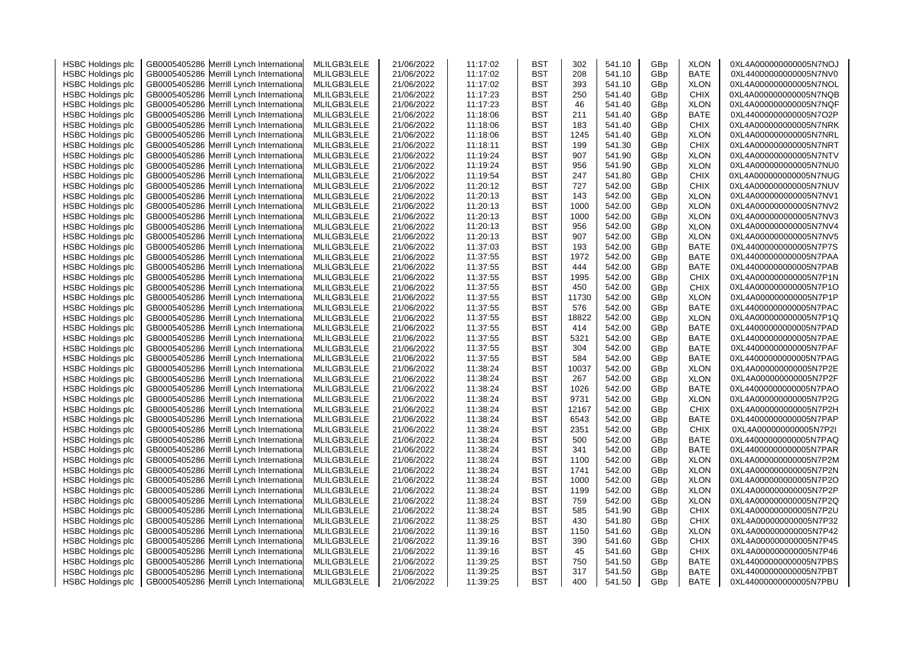| HSBC Holdings plc | GB0005405286 | Merrill Lynch International | MLILGB3LELE | 21/06/2022 | 11:17:02 | BST | 302 | 541.10 | GBp | XLON | 0XL4A000000000005N7NOJ |
|---|---|---|---|---|---|---|---|---|---|---|---|
| HSBC Holdings plc | GB0005405286 | Merrill Lynch International | MLILGB3LELE | 21/06/2022 | 11:17:02 | BST | 208 | 541.10 | GBp | BATE | 0XL44000000000005N7NV0 |
| HSBC Holdings plc | GB0005405286 | Merrill Lynch International | MLILGB3LELE | 21/06/2022 | 11:17:02 | BST | 393 | 541.10 | GBp | XLON | 0XL4A000000000005N7NOL |
| HSBC Holdings plc | GB0005405286 | Merrill Lynch International | MLILGB3LELE | 21/06/2022 | 11:17:23 | BST | 250 | 541.40 | GBp | CHIX | 0XL4A000000000005N7NQB |
| HSBC Holdings plc | GB0005405286 | Merrill Lynch International | MLILGB3LELE | 21/06/2022 | 11:17:23 | BST | 46 | 541.40 | GBp | XLON | 0XL4A000000000005N7NQF |
| HSBC Holdings plc | GB0005405286 | Merrill Lynch International | MLILGB3LELE | 21/06/2022 | 11:18:06 | BST | 211 | 541.40 | GBp | BATE | 0XL44000000000005N7O2P |
| HSBC Holdings plc | GB0005405286 | Merrill Lynch International | MLILGB3LELE | 21/06/2022 | 11:18:06 | BST | 183 | 541.40 | GBp | CHIX | 0XL4A000000000005N7NRK |
| HSBC Holdings plc | GB0005405286 | Merrill Lynch International | MLILGB3LELE | 21/06/2022 | 11:18:06 | BST | 1245 | 541.40 | GBp | XLON | 0XL4A000000000005N7NRL |
| HSBC Holdings plc | GB0005405286 | Merrill Lynch International | MLILGB3LELE | 21/06/2022 | 11:18:11 | BST | 199 | 541.30 | GBp | CHIX | 0XL4A000000000005N7NRT |
| HSBC Holdings plc | GB0005405286 | Merrill Lynch International | MLILGB3LELE | 21/06/2022 | 11:19:24 | BST | 907 | 541.90 | GBp | XLON | 0XL4A000000000005N7NTV |
| HSBC Holdings plc | GB0005405286 | Merrill Lynch International | MLILGB3LELE | 21/06/2022 | 11:19:24 | BST | 956 | 541.90 | GBp | XLON | 0XL4A000000000005N7NU0 |
| HSBC Holdings plc | GB0005405286 | Merrill Lynch International | MLILGB3LELE | 21/06/2022 | 11:19:54 | BST | 247 | 541.80 | GBp | CHIX | 0XL4A000000000005N7NUG |
| HSBC Holdings plc | GB0005405286 | Merrill Lynch International | MLILGB3LELE | 21/06/2022 | 11:20:12 | BST | 727 | 542.00 | GBp | CHIX | 0XL4A000000000005N7NUV |
| HSBC Holdings plc | GB0005405286 | Merrill Lynch International | MLILGB3LELE | 21/06/2022 | 11:20:13 | BST | 143 | 542.00 | GBp | XLON | 0XL4A000000000005N7NV1 |
| HSBC Holdings plc | GB0005405286 | Merrill Lynch International | MLILGB3LELE | 21/06/2022 | 11:20:13 | BST | 1000 | 542.00 | GBp | XLON | 0XL4A000000000005N7NV2 |
| HSBC Holdings plc | GB0005405286 | Merrill Lynch International | MLILGB3LELE | 21/06/2022 | 11:20:13 | BST | 1000 | 542.00 | GBp | XLON | 0XL4A000000000005N7NV3 |
| HSBC Holdings plc | GB0005405286 | Merrill Lynch International | MLILGB3LELE | 21/06/2022 | 11:20:13 | BST | 956 | 542.00 | GBp | XLON | 0XL4A000000000005N7NV4 |
| HSBC Holdings plc | GB0005405286 | Merrill Lynch International | MLILGB3LELE | 21/06/2022 | 11:20:13 | BST | 907 | 542.00 | GBp | XLON | 0XL4A000000000005N7NV5 |
| HSBC Holdings plc | GB0005405286 | Merrill Lynch International | MLILGB3LELE | 21/06/2022 | 11:37:03 | BST | 193 | 542.00 | GBp | BATE | 0XL44000000000005N7P7S |
| HSBC Holdings plc | GB0005405286 | Merrill Lynch International | MLILGB3LELE | 21/06/2022 | 11:37:55 | BST | 1972 | 542.00 | GBp | BATE | 0XL44000000000005N7PAA |
| HSBC Holdings plc | GB0005405286 | Merrill Lynch International | MLILGB3LELE | 21/06/2022 | 11:37:55 | BST | 444 | 542.00 | GBp | BATE | 0XL44000000000005N7PAB |
| HSBC Holdings plc | GB0005405286 | Merrill Lynch International | MLILGB3LELE | 21/06/2022 | 11:37:55 | BST | 1995 | 542.00 | GBp | CHIX | 0XL4A000000000005N7P1N |
| HSBC Holdings plc | GB0005405286 | Merrill Lynch International | MLILGB3LELE | 21/06/2022 | 11:37:55 | BST | 450 | 542.00 | GBp | CHIX | 0XL4A000000000005N7P1O |
| HSBC Holdings plc | GB0005405286 | Merrill Lynch International | MLILGB3LELE | 21/06/2022 | 11:37:55 | BST | 11730 | 542.00 | GBp | XLON | 0XL4A000000000005N7P1P |
| HSBC Holdings plc | GB0005405286 | Merrill Lynch International | MLILGB3LELE | 21/06/2022 | 11:37:55 | BST | 576 | 542.00 | GBp | BATE | 0XL44000000000005N7PAC |
| HSBC Holdings plc | GB0005405286 | Merrill Lynch International | MLILGB3LELE | 21/06/2022 | 11:37:55 | BST | 18822 | 542.00 | GBp | XLON | 0XL4A000000000005N7P1Q |
| HSBC Holdings plc | GB0005405286 | Merrill Lynch International | MLILGB3LELE | 21/06/2022 | 11:37:55 | BST | 414 | 542.00 | GBp | BATE | 0XL44000000000005N7PAD |
| HSBC Holdings plc | GB0005405286 | Merrill Lynch International | MLILGB3LELE | 21/06/2022 | 11:37:55 | BST | 5321 | 542.00 | GBp | BATE | 0XL44000000000005N7PAE |
| HSBC Holdings plc | GB0005405286 | Merrill Lynch International | MLILGB3LELE | 21/06/2022 | 11:37:55 | BST | 304 | 542.00 | GBp | BATE | 0XL44000000000005N7PAF |
| HSBC Holdings plc | GB0005405286 | Merrill Lynch International | MLILGB3LELE | 21/06/2022 | 11:37:55 | BST | 584 | 542.00 | GBp | BATE | 0XL44000000000005N7PAG |
| HSBC Holdings plc | GB0005405286 | Merrill Lynch International | MLILGB3LELE | 21/06/2022 | 11:38:24 | BST | 10037 | 542.00 | GBp | XLON | 0XL4A000000000005N7P2E |
| HSBC Holdings plc | GB0005405286 | Merrill Lynch International | MLILGB3LELE | 21/06/2022 | 11:38:24 | BST | 267 | 542.00 | GBp | XLON | 0XL4A000000000005N7P2F |
| HSBC Holdings plc | GB0005405286 | Merrill Lynch International | MLILGB3LELE | 21/06/2022 | 11:38:24 | BST | 1026 | 542.00 | GBp | BATE | 0XL44000000000005N7PAO |
| HSBC Holdings plc | GB0005405286 | Merrill Lynch International | MLILGB3LELE | 21/06/2022 | 11:38:24 | BST | 9731 | 542.00 | GBp | XLON | 0XL4A000000000005N7P2G |
| HSBC Holdings plc | GB0005405286 | Merrill Lynch International | MLILGB3LELE | 21/06/2022 | 11:38:24 | BST | 12167 | 542.00 | GBp | CHIX | 0XL4A000000000005N7P2H |
| HSBC Holdings plc | GB0005405286 | Merrill Lynch International | MLILGB3LELE | 21/06/2022 | 11:38:24 | BST | 6543 | 542.00 | GBp | BATE | 0XL44000000000005N7PAP |
| HSBC Holdings plc | GB0005405286 | Merrill Lynch International | MLILGB3LELE | 21/06/2022 | 11:38:24 | BST | 2351 | 542.00 | GBp | CHIX | 0XL4A000000000005N7P2I |
| HSBC Holdings plc | GB0005405286 | Merrill Lynch International | MLILGB3LELE | 21/06/2022 | 11:38:24 | BST | 500 | 542.00 | GBp | BATE | 0XL44000000000005N7PAQ |
| HSBC Holdings plc | GB0005405286 | Merrill Lynch International | MLILGB3LELE | 21/06/2022 | 11:38:24 | BST | 341 | 542.00 | GBp | BATE | 0XL44000000000005N7PAR |
| HSBC Holdings plc | GB0005405286 | Merrill Lynch International | MLILGB3LELE | 21/06/2022 | 11:38:24 | BST | 1100 | 542.00 | GBp | XLON | 0XL4A000000000005N7P2M |
| HSBC Holdings plc | GB0005405286 | Merrill Lynch International | MLILGB3LELE | 21/06/2022 | 11:38:24 | BST | 1741 | 542.00 | GBp | XLON | 0XL4A000000000005N7P2N |
| HSBC Holdings plc | GB0005405286 | Merrill Lynch International | MLILGB3LELE | 21/06/2022 | 11:38:24 | BST | 1000 | 542.00 | GBp | XLON | 0XL4A000000000005N7P2O |
| HSBC Holdings plc | GB0005405286 | Merrill Lynch International | MLILGB3LELE | 21/06/2022 | 11:38:24 | BST | 1199 | 542.00 | GBp | XLON | 0XL4A000000000005N7P2P |
| HSBC Holdings plc | GB0005405286 | Merrill Lynch International | MLILGB3LELE | 21/06/2022 | 11:38:24 | BST | 759 | 542.00 | GBp | XLON | 0XL4A000000000005N7P2Q |
| HSBC Holdings plc | GB0005405286 | Merrill Lynch International | MLILGB3LELE | 21/06/2022 | 11:38:24 | BST | 585 | 541.90 | GBp | CHIX | 0XL4A000000000005N7P2U |
| HSBC Holdings plc | GB0005405286 | Merrill Lynch International | MLILGB3LELE | 21/06/2022 | 11:38:25 | BST | 430 | 541.80 | GBp | CHIX | 0XL4A000000000005N7P32 |
| HSBC Holdings plc | GB0005405286 | Merrill Lynch International | MLILGB3LELE | 21/06/2022 | 11:39:16 | BST | 1150 | 541.60 | GBp | XLON | 0XL4A000000000005N7P42 |
| HSBC Holdings plc | GB0005405286 | Merrill Lynch International | MLILGB3LELE | 21/06/2022 | 11:39:16 | BST | 390 | 541.60 | GBp | CHIX | 0XL4A000000000005N7P45 |
| HSBC Holdings plc | GB0005405286 | Merrill Lynch International | MLILGB3LELE | 21/06/2022 | 11:39:16 | BST | 45 | 541.60 | GBp | CHIX | 0XL4A000000000005N7P46 |
| HSBC Holdings plc | GB0005405286 | Merrill Lynch International | MLILGB3LELE | 21/06/2022 | 11:39:25 | BST | 750 | 541.50 | GBp | BATE | 0XL44000000000005N7PBS |
| HSBC Holdings plc | GB0005405286 | Merrill Lynch International | MLILGB3LELE | 21/06/2022 | 11:39:25 | BST | 317 | 541.50 | GBp | BATE | 0XL44000000000005N7PBT |
| HSBC Holdings plc | GB0005405286 | Merrill Lynch International | MLILGB3LELE | 21/06/2022 | 11:39:25 | BST | 400 | 541.50 | GBp | BATE | 0XL44000000000005N7PBU |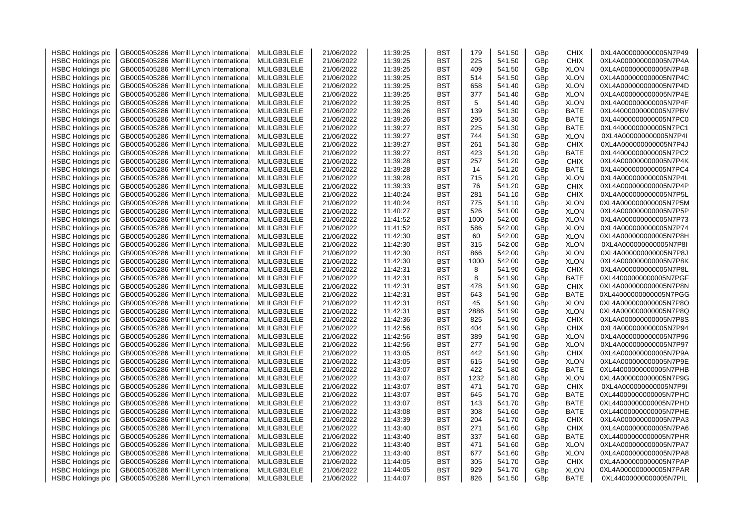| | | | | | | | | | | | |
|---|---|---|---|---|---|---|---|---|---|---|---|
| HSBC Holdings plc | GB0005405286 | Merrill Lynch International | MLILGB3LELE | 21/06/2022 | 11:39:25 | BST | 179 | 541.50 | GBp | CHIX | 0XL4A000000000005N7P49 |
| HSBC Holdings plc | GB0005405286 | Merrill Lynch International | MLILGB3LELE | 21/06/2022 | 11:39:25 | BST | 225 | 541.50 | GBp | CHIX | 0XL4A000000000005N7P4A |
| HSBC Holdings plc | GB0005405286 | Merrill Lynch International | MLILGB3LELE | 21/06/2022 | 11:39:25 | BST | 409 | 541.50 | GBp | XLON | 0XL4A000000000005N7P4B |
| HSBC Holdings plc | GB0005405286 | Merrill Lynch International | MLILGB3LELE | 21/06/2022 | 11:39:25 | BST | 514 | 541.50 | GBp | XLON | 0XL4A000000000005N7P4C |
| HSBC Holdings plc | GB0005405286 | Merrill Lynch International | MLILGB3LELE | 21/06/2022 | 11:39:25 | BST | 658 | 541.40 | GBp | XLON | 0XL4A000000000005N7P4D |
| HSBC Holdings plc | GB0005405286 | Merrill Lynch International | MLILGB3LELE | 21/06/2022 | 11:39:25 | BST | 377 | 541.40 | GBp | XLON | 0XL4A000000000005N7P4E |
| HSBC Holdings plc | GB0005405286 | Merrill Lynch International | MLILGB3LELE | 21/06/2022 | 11:39:25 | BST | 5 | 541.40 | GBp | XLON | 0XL4A000000000005N7P4F |
| HSBC Holdings plc | GB0005405286 | Merrill Lynch International | MLILGB3LELE | 21/06/2022 | 11:39:26 | BST | 139 | 541.30 | GBp | BATE | 0XL44000000000005N7PBV |
| HSBC Holdings plc | GB0005405286 | Merrill Lynch International | MLILGB3LELE | 21/06/2022 | 11:39:26 | BST | 295 | 541.30 | GBp | BATE | 0XL44000000000005N7PC0 |
| HSBC Holdings plc | GB0005405286 | Merrill Lynch International | MLILGB3LELE | 21/06/2022 | 11:39:27 | BST | 225 | 541.30 | GBp | BATE | 0XL44000000000005N7PC1 |
| HSBC Holdings plc | GB0005405286 | Merrill Lynch International | MLILGB3LELE | 21/06/2022 | 11:39:27 | BST | 744 | 541.30 | GBp | XLON | 0XL4A000000000005N7P4I |
| HSBC Holdings plc | GB0005405286 | Merrill Lynch International | MLILGB3LELE | 21/06/2022 | 11:39:27 | BST | 261 | 541.30 | GBp | CHIX | 0XL4A000000000005N7P4J |
| HSBC Holdings plc | GB0005405286 | Merrill Lynch International | MLILGB3LELE | 21/06/2022 | 11:39:27 | BST | 423 | 541.20 | GBp | BATE | 0XL44000000000005N7PC2 |
| HSBC Holdings plc | GB0005405286 | Merrill Lynch International | MLILGB3LELE | 21/06/2022 | 11:39:28 | BST | 257 | 541.20 | GBp | CHIX | 0XL4A000000000005N7P4K |
| HSBC Holdings plc | GB0005405286 | Merrill Lynch International | MLILGB3LELE | 21/06/2022 | 11:39:28 | BST | 14 | 541.20 | GBp | BATE | 0XL44000000000005N7PC4 |
| HSBC Holdings plc | GB0005405286 | Merrill Lynch International | MLILGB3LELE | 21/06/2022 | 11:39:28 | BST | 715 | 541.20 | GBp | XLON | 0XL4A000000000005N7P4L |
| HSBC Holdings plc | GB0005405286 | Merrill Lynch International | MLILGB3LELE | 21/06/2022 | 11:39:33 | BST | 76 | 541.20 | GBp | CHIX | 0XL4A000000000005N7P4P |
| HSBC Holdings plc | GB0005405286 | Merrill Lynch International | MLILGB3LELE | 21/06/2022 | 11:40:24 | BST | 281 | 541.10 | GBp | CHIX | 0XL4A000000000005N7P5L |
| HSBC Holdings plc | GB0005405286 | Merrill Lynch International | MLILGB3LELE | 21/06/2022 | 11:40:24 | BST | 775 | 541.10 | GBp | XLON | 0XL4A000000000005N7P5M |
| HSBC Holdings plc | GB0005405286 | Merrill Lynch International | MLILGB3LELE | 21/06/2022 | 11:40:27 | BST | 526 | 541.00 | GBp | XLON | 0XL4A000000000005N7P5P |
| HSBC Holdings plc | GB0005405286 | Merrill Lynch International | MLILGB3LELE | 21/06/2022 | 11:41:52 | BST | 1000 | 542.00 | GBp | XLON | 0XL4A000000000005N7P73 |
| HSBC Holdings plc | GB0005405286 | Merrill Lynch International | MLILGB3LELE | 21/06/2022 | 11:41:52 | BST | 586 | 542.00 | GBp | XLON | 0XL4A000000000005N7P74 |
| HSBC Holdings plc | GB0005405286 | Merrill Lynch International | MLILGB3LELE | 21/06/2022 | 11:42:30 | BST | 60 | 542.00 | GBp | XLON | 0XL4A000000000005N7P8H |
| HSBC Holdings plc | GB0005405286 | Merrill Lynch International | MLILGB3LELE | 21/06/2022 | 11:42:30 | BST | 315 | 542.00 | GBp | XLON | 0XL4A000000000005N7P8I |
| HSBC Holdings plc | GB0005405286 | Merrill Lynch International | MLILGB3LELE | 21/06/2022 | 11:42:30 | BST | 866 | 542.00 | GBp | XLON | 0XL4A000000000005N7P8J |
| HSBC Holdings plc | GB0005405286 | Merrill Lynch International | MLILGB3LELE | 21/06/2022 | 11:42:30 | BST | 1000 | 542.00 | GBp | XLON | 0XL4A000000000005N7P8K |
| HSBC Holdings plc | GB0005405286 | Merrill Lynch International | MLILGB3LELE | 21/06/2022 | 11:42:31 | BST | 8 | 541.90 | GBp | CHIX | 0XL4A000000000005N7P8L |
| HSBC Holdings plc | GB0005405286 | Merrill Lynch International | MLILGB3LELE | 21/06/2022 | 11:42:31 | BST | 8 | 541.90 | GBp | BATE | 0XL44000000000005N7PGF |
| HSBC Holdings plc | GB0005405286 | Merrill Lynch International | MLILGB3LELE | 21/06/2022 | 11:42:31 | BST | 478 | 541.90 | GBp | CHIX | 0XL4A000000000005N7P8N |
| HSBC Holdings plc | GB0005405286 | Merrill Lynch International | MLILGB3LELE | 21/06/2022 | 11:42:31 | BST | 643 | 541.90 | GBp | BATE | 0XL44000000000005N7PGG |
| HSBC Holdings plc | GB0005405286 | Merrill Lynch International | MLILGB3LELE | 21/06/2022 | 11:42:31 | BST | 45 | 541.90 | GBp | XLON | 0XL4A000000000005N7P8O |
| HSBC Holdings plc | GB0005405286 | Merrill Lynch International | MLILGB3LELE | 21/06/2022 | 11:42:31 | BST | 2886 | 541.90 | GBp | XLON | 0XL4A000000000005N7P8Q |
| HSBC Holdings plc | GB0005405286 | Merrill Lynch International | MLILGB3LELE | 21/06/2022 | 11:42:36 | BST | 825 | 541.90 | GBp | CHIX | 0XL4A000000000005N7P8S |
| HSBC Holdings plc | GB0005405286 | Merrill Lynch International | MLILGB3LELE | 21/06/2022 | 11:42:56 | BST | 404 | 541.90 | GBp | CHIX | 0XL4A000000000005N7P94 |
| HSBC Holdings plc | GB0005405286 | Merrill Lynch International | MLILGB3LELE | 21/06/2022 | 11:42:56 | BST | 389 | 541.90 | GBp | XLON | 0XL4A000000000005N7P96 |
| HSBC Holdings plc | GB0005405286 | Merrill Lynch International | MLILGB3LELE | 21/06/2022 | 11:42:56 | BST | 277 | 541.90 | GBp | XLON | 0XL4A000000000005N7P97 |
| HSBC Holdings plc | GB0005405286 | Merrill Lynch International | MLILGB3LELE | 21/06/2022 | 11:43:05 | BST | 442 | 541.90 | GBp | CHIX | 0XL4A000000000005N7P9A |
| HSBC Holdings plc | GB0005405286 | Merrill Lynch International | MLILGB3LELE | 21/06/2022 | 11:43:05 | BST | 615 | 541.90 | GBp | XLON | 0XL4A000000000005N7P9E |
| HSBC Holdings plc | GB0005405286 | Merrill Lynch International | MLILGB3LELE | 21/06/2022 | 11:43:07 | BST | 422 | 541.80 | GBp | BATE | 0XL44000000000005N7PHB |
| HSBC Holdings plc | GB0005405286 | Merrill Lynch International | MLILGB3LELE | 21/06/2022 | 11:43:07 | BST | 1232 | 541.80 | GBp | XLON | 0XL4A000000000005N7P9G |
| HSBC Holdings plc | GB0005405286 | Merrill Lynch International | MLILGB3LELE | 21/06/2022 | 11:43:07 | BST | 471 | 541.70 | GBp | CHIX | 0XL4A000000000005N7P9I |
| HSBC Holdings plc | GB0005405286 | Merrill Lynch International | MLILGB3LELE | 21/06/2022 | 11:43:07 | BST | 645 | 541.70 | GBp | BATE | 0XL44000000000005N7PHC |
| HSBC Holdings plc | GB0005405286 | Merrill Lynch International | MLILGB3LELE | 21/06/2022 | 11:43:07 | BST | 143 | 541.70 | GBp | BATE | 0XL44000000000005N7PHD |
| HSBC Holdings plc | GB0005405286 | Merrill Lynch International | MLILGB3LELE | 21/06/2022 | 11:43:08 | BST | 308 | 541.60 | GBp | BATE | 0XL44000000000005N7PHE |
| HSBC Holdings plc | GB0005405286 | Merrill Lynch International | MLILGB3LELE | 21/06/2022 | 11:43:39 | BST | 204 | 541.70 | GBp | CHIX | 0XL4A000000000005N7PA3 |
| HSBC Holdings plc | GB0005405286 | Merrill Lynch International | MLILGB3LELE | 21/06/2022 | 11:43:40 | BST | 271 | 541.60 | GBp | CHIX | 0XL4A000000000005N7PA6 |
| HSBC Holdings plc | GB0005405286 | Merrill Lynch International | MLILGB3LELE | 21/06/2022 | 11:43:40 | BST | 337 | 541.60 | GBp | BATE | 0XL44000000000005N7PHR |
| HSBC Holdings plc | GB0005405286 | Merrill Lynch International | MLILGB3LELE | 21/06/2022 | 11:43:40 | BST | 471 | 541.60 | GBp | XLON | 0XL4A000000000005N7PA7 |
| HSBC Holdings plc | GB0005405286 | Merrill Lynch International | MLILGB3LELE | 21/06/2022 | 11:43:40 | BST | 677 | 541.60 | GBp | XLON | 0XL4A000000000005N7PA8 |
| HSBC Holdings plc | GB0005405286 | Merrill Lynch International | MLILGB3LELE | 21/06/2022 | 11:44:05 | BST | 305 | 541.70 | GBp | CHIX | 0XL4A000000000005N7PAP |
| HSBC Holdings plc | GB0005405286 | Merrill Lynch International | MLILGB3LELE | 21/06/2022 | 11:44:05 | BST | 929 | 541.70 | GBp | XLON | 0XL4A000000000005N7PAR |
| HSBC Holdings plc | GB0005405286 | Merrill Lynch International | MLILGB3LELE | 21/06/2022 | 11:44:07 | BST | 826 | 541.50 | GBp | BATE | 0XL44000000000005N7PIL |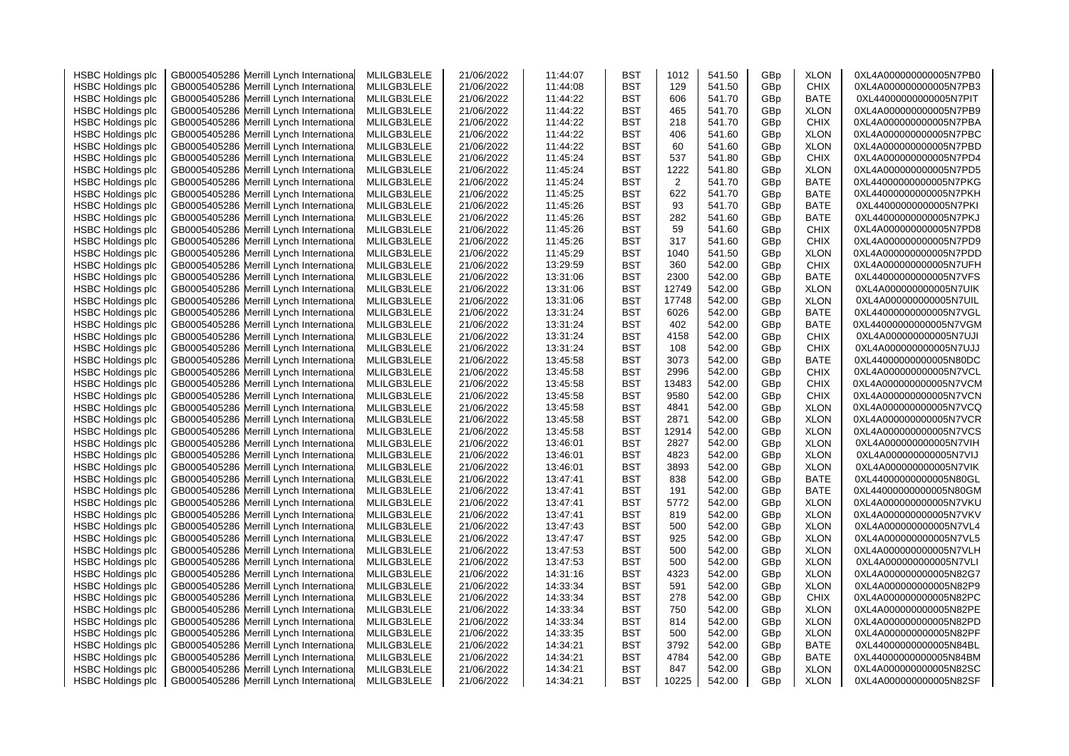| HSBC Holdings plc | GB0005405286 | Merrill Lynch International | MLILGB3LELE | 21/06/2022 | 11:44:07 | BST | 1012 | 541.50 | GBp | XLON | 0XL4A000000000005N7PB0 |
|---|---|---|---|---|---|---|---|---|---|---|---|
| HSBC Holdings plc | GB0005405286 | Merrill Lynch International | MLILGB3LELE | 21/06/2022 | 11:44:08 | BST | 129 | 541.50 | GBp | CHIX | 0XL4A000000000005N7PB3 |
| HSBC Holdings plc | GB0005405286 | Merrill Lynch International | MLILGB3LELE | 21/06/2022 | 11:44:22 | BST | 606 | 541.70 | GBp | BATE | 0XL44000000000005N7PIT |
| HSBC Holdings plc | GB0005405286 | Merrill Lynch International | MLILGB3LELE | 21/06/2022 | 11:44:22 | BST | 465 | 541.70 | GBp | XLON | 0XL4A000000000005N7PB9 |
| HSBC Holdings plc | GB0005405286 | Merrill Lynch International | MLILGB3LELE | 21/06/2022 | 11:44:22 | BST | 218 | 541.70 | GBp | CHIX | 0XL4A000000000005N7PBA |
| HSBC Holdings plc | GB0005405286 | Merrill Lynch International | MLILGB3LELE | 21/06/2022 | 11:44:22 | BST | 406 | 541.60 | GBp | XLON | 0XL4A000000000005N7PBC |
| HSBC Holdings plc | GB0005405286 | Merrill Lynch International | MLILGB3LELE | 21/06/2022 | 11:44:22 | BST | 60 | 541.60 | GBp | XLON | 0XL4A000000000005N7PBD |
| HSBC Holdings plc | GB0005405286 | Merrill Lynch International | MLILGB3LELE | 21/06/2022 | 11:45:24 | BST | 537 | 541.80 | GBp | CHIX | 0XL4A000000000005N7PD4 |
| HSBC Holdings plc | GB0005405286 | Merrill Lynch International | MLILGB3LELE | 21/06/2022 | 11:45:24 | BST | 1222 | 541.80 | GBp | XLON | 0XL4A000000000005N7PD5 |
| HSBC Holdings plc | GB0005405286 | Merrill Lynch International | MLILGB3LELE | 21/06/2022 | 11:45:24 | BST | 2 | 541.70 | GBp | BATE | 0XL44000000000005N7PKG |
| HSBC Holdings plc | GB0005405286 | Merrill Lynch International | MLILGB3LELE | 21/06/2022 | 11:45:25 | BST | 622 | 541.70 | GBp | BATE | 0XL44000000000005N7PKH |
| HSBC Holdings plc | GB0005405286 | Merrill Lynch International | MLILGB3LELE | 21/06/2022 | 11:45:26 | BST | 93 | 541.70 | GBp | BATE | 0XL44000000000005N7PKI |
| HSBC Holdings plc | GB0005405286 | Merrill Lynch International | MLILGB3LELE | 21/06/2022 | 11:45:26 | BST | 282 | 541.60 | GBp | BATE | 0XL44000000000005N7PKJ |
| HSBC Holdings plc | GB0005405286 | Merrill Lynch International | MLILGB3LELE | 21/06/2022 | 11:45:26 | BST | 59 | 541.60 | GBp | CHIX | 0XL4A000000000005N7PD8 |
| HSBC Holdings plc | GB0005405286 | Merrill Lynch International | MLILGB3LELE | 21/06/2022 | 11:45:26 | BST | 317 | 541.60 | GBp | CHIX | 0XL4A000000000005N7PD9 |
| HSBC Holdings plc | GB0005405286 | Merrill Lynch International | MLILGB3LELE | 21/06/2022 | 11:45:29 | BST | 1040 | 541.50 | GBp | XLON | 0XL4A000000000005N7PDD |
| HSBC Holdings plc | GB0005405286 | Merrill Lynch International | MLILGB3LELE | 21/06/2022 | 13:29:59 | BST | 360 | 542.00 | GBp | CHIX | 0XL4A000000000005N7UFH |
| HSBC Holdings plc | GB0005405286 | Merrill Lynch International | MLILGB3LELE | 21/06/2022 | 13:31:06 | BST | 2300 | 542.00 | GBp | BATE | 0XL44000000000005N7VFS |
| HSBC Holdings plc | GB0005405286 | Merrill Lynch International | MLILGB3LELE | 21/06/2022 | 13:31:06 | BST | 12749 | 542.00 | GBp | XLON | 0XL4A000000000005N7UIK |
| HSBC Holdings plc | GB0005405286 | Merrill Lynch International | MLILGB3LELE | 21/06/2022 | 13:31:06 | BST | 17748 | 542.00 | GBp | XLON | 0XL4A000000000005N7UIL |
| HSBC Holdings plc | GB0005405286 | Merrill Lynch International | MLILGB3LELE | 21/06/2022 | 13:31:24 | BST | 6026 | 542.00 | GBp | BATE | 0XL44000000000005N7VGL |
| HSBC Holdings plc | GB0005405286 | Merrill Lynch International | MLILGB3LELE | 21/06/2022 | 13:31:24 | BST | 402 | 542.00 | GBp | BATE | 0XL44000000000005N7VGM |
| HSBC Holdings plc | GB0005405286 | Merrill Lynch International | MLILGB3LELE | 21/06/2022 | 13:31:24 | BST | 4158 | 542.00 | GBp | CHIX | 0XL4A000000000005N7UJI |
| HSBC Holdings plc | GB0005405286 | Merrill Lynch International | MLILGB3LELE | 21/06/2022 | 13:31:24 | BST | 108 | 542.00 | GBp | CHIX | 0XL4A000000000005N7UJJ |
| HSBC Holdings plc | GB0005405286 | Merrill Lynch International | MLILGB3LELE | 21/06/2022 | 13:45:58 | BST | 3073 | 542.00 | GBp | BATE | 0XL44000000000005N80DC |
| HSBC Holdings plc | GB0005405286 | Merrill Lynch International | MLILGB3LELE | 21/06/2022 | 13:45:58 | BST | 2996 | 542.00 | GBp | CHIX | 0XL4A000000000005N7VCL |
| HSBC Holdings plc | GB0005405286 | Merrill Lynch International | MLILGB3LELE | 21/06/2022 | 13:45:58 | BST | 13483 | 542.00 | GBp | CHIX | 0XL4A000000000005N7VCM |
| HSBC Holdings plc | GB0005405286 | Merrill Lynch International | MLILGB3LELE | 21/06/2022 | 13:45:58 | BST | 9580 | 542.00 | GBp | CHIX | 0XL4A000000000005N7VCN |
| HSBC Holdings plc | GB0005405286 | Merrill Lynch International | MLILGB3LELE | 21/06/2022 | 13:45:58 | BST | 4841 | 542.00 | GBp | XLON | 0XL4A000000000005N7VCQ |
| HSBC Holdings plc | GB0005405286 | Merrill Lynch International | MLILGB3LELE | 21/06/2022 | 13:45:58 | BST | 2871 | 542.00 | GBp | XLON | 0XL4A000000000005N7VCR |
| HSBC Holdings plc | GB0005405286 | Merrill Lynch International | MLILGB3LELE | 21/06/2022 | 13:45:58 | BST | 12914 | 542.00 | GBp | XLON | 0XL4A000000000005N7VCS |
| HSBC Holdings plc | GB0005405286 | Merrill Lynch International | MLILGB3LELE | 21/06/2022 | 13:46:01 | BST | 2827 | 542.00 | GBp | XLON | 0XL4A000000000005N7VIH |
| HSBC Holdings plc | GB0005405286 | Merrill Lynch International | MLILGB3LELE | 21/06/2022 | 13:46:01 | BST | 4823 | 542.00 | GBp | XLON | 0XL4A000000000005N7VIJ |
| HSBC Holdings plc | GB0005405286 | Merrill Lynch International | MLILGB3LELE | 21/06/2022 | 13:46:01 | BST | 3893 | 542.00 | GBp | XLON | 0XL4A000000000005N7VIK |
| HSBC Holdings plc | GB0005405286 | Merrill Lynch International | MLILGB3LELE | 21/06/2022 | 13:47:41 | BST | 838 | 542.00 | GBp | BATE | 0XL44000000000005N80GL |
| HSBC Holdings plc | GB0005405286 | Merrill Lynch International | MLILGB3LELE | 21/06/2022 | 13:47:41 | BST | 191 | 542.00 | GBp | BATE | 0XL44000000000005N80GM |
| HSBC Holdings plc | GB0005405286 | Merrill Lynch International | MLILGB3LELE | 21/06/2022 | 13:47:41 | BST | 5772 | 542.00 | GBp | XLON | 0XL4A000000000005N7VKU |
| HSBC Holdings plc | GB0005405286 | Merrill Lynch International | MLILGB3LELE | 21/06/2022 | 13:47:41 | BST | 819 | 542.00 | GBp | XLON | 0XL4A000000000005N7VKV |
| HSBC Holdings plc | GB0005405286 | Merrill Lynch International | MLILGB3LELE | 21/06/2022 | 13:47:43 | BST | 500 | 542.00 | GBp | XLON | 0XL4A000000000005N7VL4 |
| HSBC Holdings plc | GB0005405286 | Merrill Lynch International | MLILGB3LELE | 21/06/2022 | 13:47:47 | BST | 925 | 542.00 | GBp | XLON | 0XL4A000000000005N7VL5 |
| HSBC Holdings plc | GB0005405286 | Merrill Lynch International | MLILGB3LELE | 21/06/2022 | 13:47:53 | BST | 500 | 542.00 | GBp | XLON | 0XL4A000000000005N7VLH |
| HSBC Holdings plc | GB0005405286 | Merrill Lynch International | MLILGB3LELE | 21/06/2022 | 13:47:53 | BST | 500 | 542.00 | GBp | XLON | 0XL4A000000000005N7VLI |
| HSBC Holdings plc | GB0005405286 | Merrill Lynch International | MLILGB3LELE | 21/06/2022 | 14:31:16 | BST | 4323 | 542.00 | GBp | XLON | 0XL4A000000000005N82G7 |
| HSBC Holdings plc | GB0005405286 | Merrill Lynch International | MLILGB3LELE | 21/06/2022 | 14:33:34 | BST | 591 | 542.00 | GBp | XLON | 0XL4A000000000005N82P9 |
| HSBC Holdings plc | GB0005405286 | Merrill Lynch International | MLILGB3LELE | 21/06/2022 | 14:33:34 | BST | 278 | 542.00 | GBp | CHIX | 0XL4A000000000005N82PC |
| HSBC Holdings plc | GB0005405286 | Merrill Lynch International | MLILGB3LELE | 21/06/2022 | 14:33:34 | BST | 750 | 542.00 | GBp | XLON | 0XL4A000000000005N82PE |
| HSBC Holdings plc | GB0005405286 | Merrill Lynch International | MLILGB3LELE | 21/06/2022 | 14:33:34 | BST | 814 | 542.00 | GBp | XLON | 0XL4A000000000005N82PD |
| HSBC Holdings plc | GB0005405286 | Merrill Lynch International | MLILGB3LELE | 21/06/2022 | 14:33:35 | BST | 500 | 542.00 | GBp | XLON | 0XL4A000000000005N82PF |
| HSBC Holdings plc | GB0005405286 | Merrill Lynch International | MLILGB3LELE | 21/06/2022 | 14:34:21 | BST | 3792 | 542.00 | GBp | BATE | 0XL44000000000005N84BL |
| HSBC Holdings plc | GB0005405286 | Merrill Lynch International | MLILGB3LELE | 21/06/2022 | 14:34:21 | BST | 4784 | 542.00 | GBp | BATE | 0XL44000000000005N84BM |
| HSBC Holdings plc | GB0005405286 | Merrill Lynch International | MLILGB3LELE | 21/06/2022 | 14:34:21 | BST | 847 | 542.00 | GBp | XLON | 0XL4A000000000005N82SC |
| HSBC Holdings plc | GB0005405286 | Merrill Lynch International | MLILGB3LELE | 21/06/2022 | 14:34:21 | BST | 10225 | 542.00 | GBp | XLON | 0XL4A000000000005N82SF |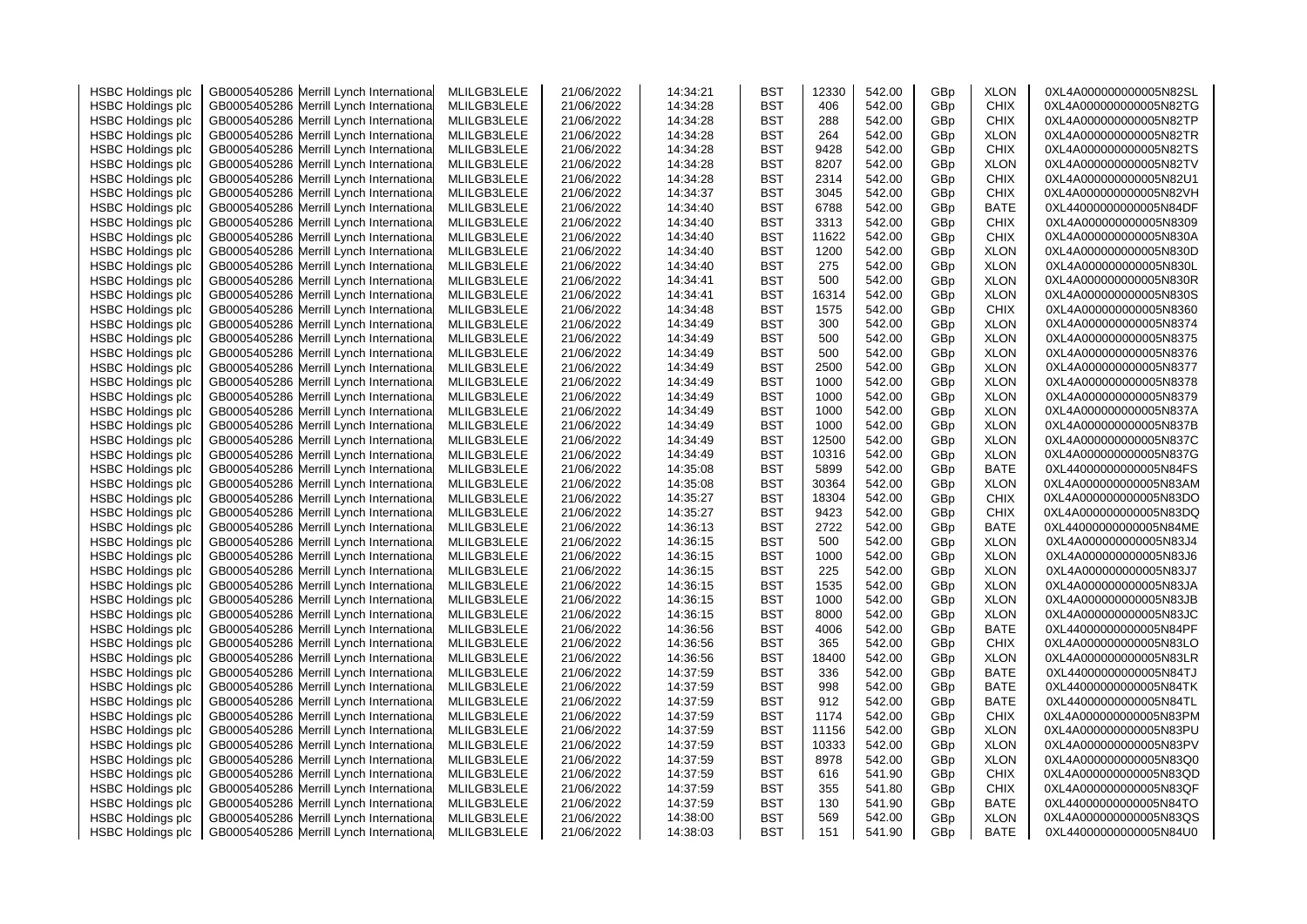| HSBC Holdings plc | GB0005405286 | Merrill Lynch International | MLILGB3LELE | 21/06/2022 | 14:34:21 | BST | 12330 | 542.00 | GBp | XLON | 0XL4A000000000005N82SL |
|---|---|---|---|---|---|---|---|---|---|---|---|
| HSBC Holdings plc | GB0005405286 | Merrill Lynch International | MLILGB3LELE | 21/06/2022 | 14:34:28 | BST | 406 | 542.00 | GBp | CHIX | 0XL4A000000000005N82TG |
| HSBC Holdings plc | GB0005405286 | Merrill Lynch International | MLILGB3LELE | 21/06/2022 | 14:34:28 | BST | 288 | 542.00 | GBp | CHIX | 0XL4A000000000005N82TP |
| HSBC Holdings plc | GB0005405286 | Merrill Lynch International | MLILGB3LELE | 21/06/2022 | 14:34:28 | BST | 264 | 542.00 | GBp | XLON | 0XL4A000000000005N82TR |
| HSBC Holdings plc | GB0005405286 | Merrill Lynch International | MLILGB3LELE | 21/06/2022 | 14:34:28 | BST | 9428 | 542.00 | GBp | CHIX | 0XL4A000000000005N82TS |
| HSBC Holdings plc | GB0005405286 | Merrill Lynch International | MLILGB3LELE | 21/06/2022 | 14:34:28 | BST | 8207 | 542.00 | GBp | XLON | 0XL4A000000000005N82TV |
| HSBC Holdings plc | GB0005405286 | Merrill Lynch International | MLILGB3LELE | 21/06/2022 | 14:34:28 | BST | 2314 | 542.00 | GBp | CHIX | 0XL4A000000000005N82U1 |
| HSBC Holdings plc | GB0005405286 | Merrill Lynch International | MLILGB3LELE | 21/06/2022 | 14:34:37 | BST | 3045 | 542.00 | GBp | CHIX | 0XL4A000000000005N82VH |
| HSBC Holdings plc | GB0005405286 | Merrill Lynch International | MLILGB3LELE | 21/06/2022 | 14:34:40 | BST | 6788 | 542.00 | GBp | BATE | 0XL44000000000005N84DF |
| HSBC Holdings plc | GB0005405286 | Merrill Lynch International | MLILGB3LELE | 21/06/2022 | 14:34:40 | BST | 3313 | 542.00 | GBp | CHIX | 0XL4A000000000005N8309 |
| HSBC Holdings plc | GB0005405286 | Merrill Lynch International | MLILGB3LELE | 21/06/2022 | 14:34:40 | BST | 11622 | 542.00 | GBp | CHIX | 0XL4A000000000005N830A |
| HSBC Holdings plc | GB0005405286 | Merrill Lynch International | MLILGB3LELE | 21/06/2022 | 14:34:40 | BST | 1200 | 542.00 | GBp | XLON | 0XL4A000000000005N830D |
| HSBC Holdings plc | GB0005405286 | Merrill Lynch International | MLILGB3LELE | 21/06/2022 | 14:34:40 | BST | 275 | 542.00 | GBp | XLON | 0XL4A000000000005N830L |
| HSBC Holdings plc | GB0005405286 | Merrill Lynch International | MLILGB3LELE | 21/06/2022 | 14:34:41 | BST | 500 | 542.00 | GBp | XLON | 0XL4A000000000005N830R |
| HSBC Holdings plc | GB0005405286 | Merrill Lynch International | MLILGB3LELE | 21/06/2022 | 14:34:41 | BST | 16314 | 542.00 | GBp | XLON | 0XL4A000000000005N830S |
| HSBC Holdings plc | GB0005405286 | Merrill Lynch International | MLILGB3LELE | 21/06/2022 | 14:34:48 | BST | 1575 | 542.00 | GBp | CHIX | 0XL4A000000000005N8360 |
| HSBC Holdings plc | GB0005405286 | Merrill Lynch International | MLILGB3LELE | 21/06/2022 | 14:34:49 | BST | 300 | 542.00 | GBp | XLON | 0XL4A000000000005N8374 |
| HSBC Holdings plc | GB0005405286 | Merrill Lynch International | MLILGB3LELE | 21/06/2022 | 14:34:49 | BST | 500 | 542.00 | GBp | XLON | 0XL4A000000000005N8375 |
| HSBC Holdings plc | GB0005405286 | Merrill Lynch International | MLILGB3LELE | 21/06/2022 | 14:34:49 | BST | 500 | 542.00 | GBp | XLON | 0XL4A000000000005N8376 |
| HSBC Holdings plc | GB0005405286 | Merrill Lynch International | MLILGB3LELE | 21/06/2022 | 14:34:49 | BST | 2500 | 542.00 | GBp | XLON | 0XL4A000000000005N8377 |
| HSBC Holdings plc | GB0005405286 | Merrill Lynch International | MLILGB3LELE | 21/06/2022 | 14:34:49 | BST | 1000 | 542.00 | GBp | XLON | 0XL4A000000000005N8378 |
| HSBC Holdings plc | GB0005405286 | Merrill Lynch International | MLILGB3LELE | 21/06/2022 | 14:34:49 | BST | 1000 | 542.00 | GBp | XLON | 0XL4A000000000005N8379 |
| HSBC Holdings plc | GB0005405286 | Merrill Lynch International | MLILGB3LELE | 21/06/2022 | 14:34:49 | BST | 1000 | 542.00 | GBp | XLON | 0XL4A000000000005N837A |
| HSBC Holdings plc | GB0005405286 | Merrill Lynch International | MLILGB3LELE | 21/06/2022 | 14:34:49 | BST | 1000 | 542.00 | GBp | XLON | 0XL4A000000000005N837B |
| HSBC Holdings plc | GB0005405286 | Merrill Lynch International | MLILGB3LELE | 21/06/2022 | 14:34:49 | BST | 12500 | 542.00 | GBp | XLON | 0XL4A000000000005N837C |
| HSBC Holdings plc | GB0005405286 | Merrill Lynch International | MLILGB3LELE | 21/06/2022 | 14:34:49 | BST | 10316 | 542.00 | GBp | XLON | 0XL4A000000000005N837G |
| HSBC Holdings plc | GB0005405286 | Merrill Lynch International | MLILGB3LELE | 21/06/2022 | 14:35:08 | BST | 5899 | 542.00 | GBp | BATE | 0XL44000000000005N84FS |
| HSBC Holdings plc | GB0005405286 | Merrill Lynch International | MLILGB3LELE | 21/06/2022 | 14:35:08 | BST | 30364 | 542.00 | GBp | XLON | 0XL4A000000000005N83AM |
| HSBC Holdings plc | GB0005405286 | Merrill Lynch International | MLILGB3LELE | 21/06/2022 | 14:35:27 | BST | 18304 | 542.00 | GBp | CHIX | 0XL4A000000000005N83DO |
| HSBC Holdings plc | GB0005405286 | Merrill Lynch International | MLILGB3LELE | 21/06/2022 | 14:35:27 | BST | 9423 | 542.00 | GBp | CHIX | 0XL4A000000000005N83DQ |
| HSBC Holdings plc | GB0005405286 | Merrill Lynch International | MLILGB3LELE | 21/06/2022 | 14:36:13 | BST | 2722 | 542.00 | GBp | BATE | 0XL44000000000005N84ME |
| HSBC Holdings plc | GB0005405286 | Merrill Lynch International | MLILGB3LELE | 21/06/2022 | 14:36:15 | BST | 500 | 542.00 | GBp | XLON | 0XL4A000000000005N83J4 |
| HSBC Holdings plc | GB0005405286 | Merrill Lynch International | MLILGB3LELE | 21/06/2022 | 14:36:15 | BST | 1000 | 542.00 | GBp | XLON | 0XL4A000000000005N83J6 |
| HSBC Holdings plc | GB0005405286 | Merrill Lynch International | MLILGB3LELE | 21/06/2022 | 14:36:15 | BST | 225 | 542.00 | GBp | XLON | 0XL4A000000000005N83J7 |
| HSBC Holdings plc | GB0005405286 | Merrill Lynch International | MLILGB3LELE | 21/06/2022 | 14:36:15 | BST | 1535 | 542.00 | GBp | XLON | 0XL4A000000000005N83JA |
| HSBC Holdings plc | GB0005405286 | Merrill Lynch International | MLILGB3LELE | 21/06/2022 | 14:36:15 | BST | 1000 | 542.00 | GBp | XLON | 0XL4A000000000005N83JB |
| HSBC Holdings plc | GB0005405286 | Merrill Lynch International | MLILGB3LELE | 21/06/2022 | 14:36:15 | BST | 8000 | 542.00 | GBp | XLON | 0XL4A000000000005N83JC |
| HSBC Holdings plc | GB0005405286 | Merrill Lynch International | MLILGB3LELE | 21/06/2022 | 14:36:56 | BST | 4006 | 542.00 | GBp | BATE | 0XL44000000000005N84PF |
| HSBC Holdings plc | GB0005405286 | Merrill Lynch International | MLILGB3LELE | 21/06/2022 | 14:36:56 | BST | 365 | 542.00 | GBp | CHIX | 0XL4A000000000005N83LO |
| HSBC Holdings plc | GB0005405286 | Merrill Lynch International | MLILGB3LELE | 21/06/2022 | 14:36:56 | BST | 18400 | 542.00 | GBp | XLON | 0XL4A000000000005N83LR |
| HSBC Holdings plc | GB0005405286 | Merrill Lynch International | MLILGB3LELE | 21/06/2022 | 14:37:59 | BST | 336 | 542.00 | GBp | BATE | 0XL44000000000005N84TJ |
| HSBC Holdings plc | GB0005405286 | Merrill Lynch International | MLILGB3LELE | 21/06/2022 | 14:37:59 | BST | 998 | 542.00 | GBp | BATE | 0XL44000000000005N84TK |
| HSBC Holdings plc | GB0005405286 | Merrill Lynch International | MLILGB3LELE | 21/06/2022 | 14:37:59 | BST | 912 | 542.00 | GBp | BATE | 0XL44000000000005N84TL |
| HSBC Holdings plc | GB0005405286 | Merrill Lynch International | MLILGB3LELE | 21/06/2022 | 14:37:59 | BST | 1174 | 542.00 | GBp | CHIX | 0XL4A000000000005N83PM |
| HSBC Holdings plc | GB0005405286 | Merrill Lynch International | MLILGB3LELE | 21/06/2022 | 14:37:59 | BST | 11156 | 542.00 | GBp | XLON | 0XL4A000000000005N83PU |
| HSBC Holdings plc | GB0005405286 | Merrill Lynch International | MLILGB3LELE | 21/06/2022 | 14:37:59 | BST | 10333 | 542.00 | GBp | XLON | 0XL4A000000000005N83PV |
| HSBC Holdings plc | GB0005405286 | Merrill Lynch International | MLILGB3LELE | 21/06/2022 | 14:37:59 | BST | 8978 | 542.00 | GBp | XLON | 0XL4A000000000005N83Q0 |
| HSBC Holdings plc | GB0005405286 | Merrill Lynch International | MLILGB3LELE | 21/06/2022 | 14:37:59 | BST | 616 | 541.90 | GBp | CHIX | 0XL4A000000000005N83QD |
| HSBC Holdings plc | GB0005405286 | Merrill Lynch International | MLILGB3LELE | 21/06/2022 | 14:37:59 | BST | 355 | 541.80 | GBp | CHIX | 0XL4A000000000005N83QF |
| HSBC Holdings plc | GB0005405286 | Merrill Lynch International | MLILGB3LELE | 21/06/2022 | 14:37:59 | BST | 130 | 541.90 | GBp | BATE | 0XL44000000000005N84TO |
| HSBC Holdings plc | GB0005405286 | Merrill Lynch International | MLILGB3LELE | 21/06/2022 | 14:38:00 | BST | 569 | 542.00 | GBp | XLON | 0XL4A000000000005N83QS |
| HSBC Holdings plc | GB0005405286 | Merrill Lynch International | MLILGB3LELE | 21/06/2022 | 14:38:03 | BST | 151 | 541.90 | GBp | BATE | 0XL44000000000005N84U0 |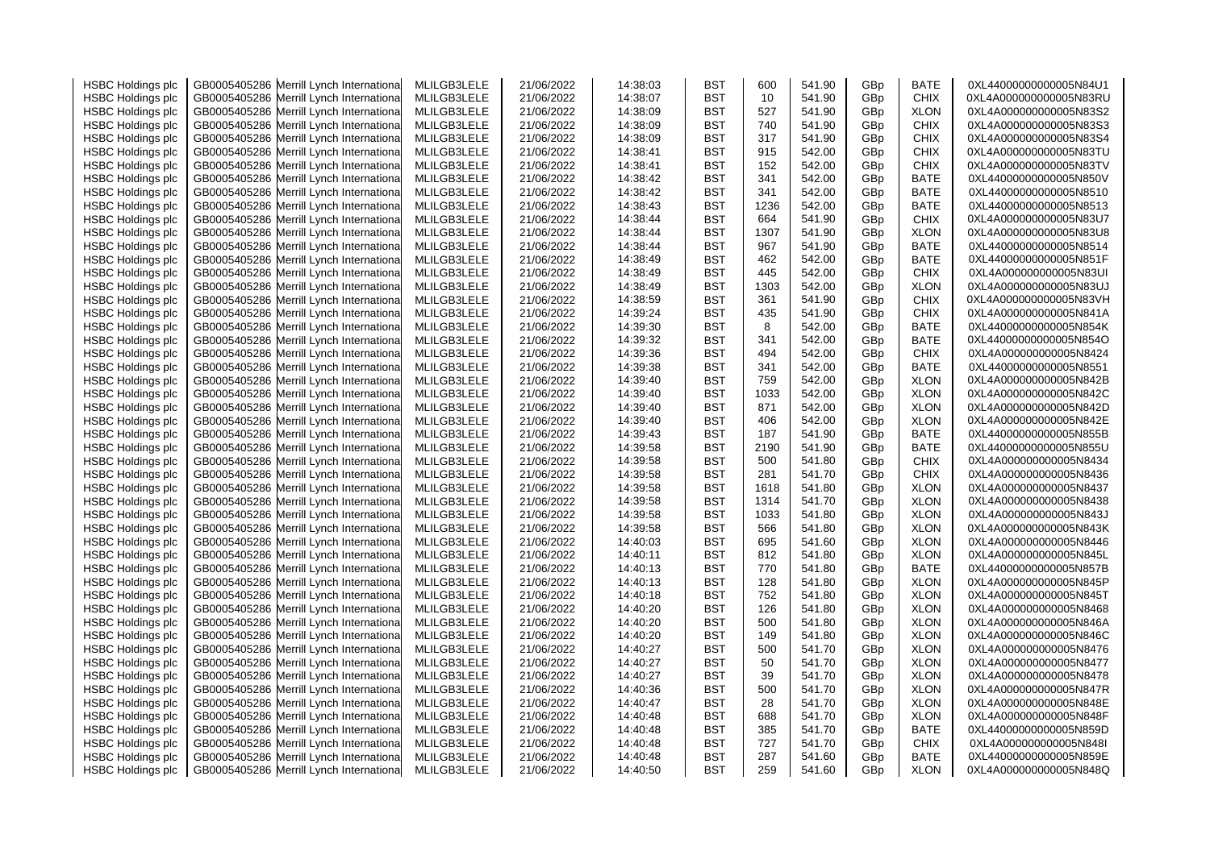| | | | | | | | | | | | |
|---|---|---|---|---|---|---|---|---|---|---|---|
| HSBC Holdings plc | GB0005405286 | Merrill Lynch International | MLILGB3LELE | 21/06/2022 | 14:38:03 | BST | 600 | 541.90 | GBp | BATE | 0XL44000000000005N84U1 |
| HSBC Holdings plc | GB0005405286 | Merrill Lynch International | MLILGB3LELE | 21/06/2022 | 14:38:07 | BST | 10 | 541.90 | GBp | CHIX | 0XL4A000000000005N83RU |
| HSBC Holdings plc | GB0005405286 | Merrill Lynch International | MLILGB3LELE | 21/06/2022 | 14:38:09 | BST | 527 | 541.90 | GBp | XLON | 0XL4A000000000005N83S2 |
| HSBC Holdings plc | GB0005405286 | Merrill Lynch International | MLILGB3LELE | 21/06/2022 | 14:38:09 | BST | 740 | 541.90 | GBp | CHIX | 0XL4A000000000005N83S3 |
| HSBC Holdings plc | GB0005405286 | Merrill Lynch International | MLILGB3LELE | 21/06/2022 | 14:38:09 | BST | 317 | 541.90 | GBp | CHIX | 0XL4A000000000005N83S4 |
| HSBC Holdings plc | GB0005405286 | Merrill Lynch International | MLILGB3LELE | 21/06/2022 | 14:38:41 | BST | 915 | 542.00 | GBp | CHIX | 0XL4A000000000005N83TU |
| HSBC Holdings plc | GB0005405286 | Merrill Lynch International | MLILGB3LELE | 21/06/2022 | 14:38:41 | BST | 152 | 542.00 | GBp | CHIX | 0XL4A000000000005N83TV |
| HSBC Holdings plc | GB0005405286 | Merrill Lynch International | MLILGB3LELE | 21/06/2022 | 14:38:42 | BST | 341 | 542.00 | GBp | BATE | 0XL44000000000005N850V |
| HSBC Holdings plc | GB0005405286 | Merrill Lynch International | MLILGB3LELE | 21/06/2022 | 14:38:42 | BST | 341 | 542.00 | GBp | BATE | 0XL44000000000005N8510 |
| HSBC Holdings plc | GB0005405286 | Merrill Lynch International | MLILGB3LELE | 21/06/2022 | 14:38:43 | BST | 1236 | 542.00 | GBp | BATE | 0XL44000000000005N8513 |
| HSBC Holdings plc | GB0005405286 | Merrill Lynch International | MLILGB3LELE | 21/06/2022 | 14:38:44 | BST | 664 | 541.90 | GBp | CHIX | 0XL4A000000000005N83U7 |
| HSBC Holdings plc | GB0005405286 | Merrill Lynch International | MLILGB3LELE | 21/06/2022 | 14:38:44 | BST | 1307 | 541.90 | GBp | XLON | 0XL4A000000000005N83U8 |
| HSBC Holdings plc | GB0005405286 | Merrill Lynch International | MLILGB3LELE | 21/06/2022 | 14:38:44 | BST | 967 | 541.90 | GBp | BATE | 0XL44000000000005N8514 |
| HSBC Holdings plc | GB0005405286 | Merrill Lynch International | MLILGB3LELE | 21/06/2022 | 14:38:49 | BST | 462 | 542.00 | GBp | BATE | 0XL44000000000005N851F |
| HSBC Holdings plc | GB0005405286 | Merrill Lynch International | MLILGB3LELE | 21/06/2022 | 14:38:49 | BST | 445 | 542.00 | GBp | CHIX | 0XL4A000000000005N83UI |
| HSBC Holdings plc | GB0005405286 | Merrill Lynch International | MLILGB3LELE | 21/06/2022 | 14:38:49 | BST | 1303 | 542.00 | GBp | XLON | 0XL4A000000000005N83UJ |
| HSBC Holdings plc | GB0005405286 | Merrill Lynch International | MLILGB3LELE | 21/06/2022 | 14:38:59 | BST | 361 | 541.90 | GBp | CHIX | 0XL4A000000000005N83VH |
| HSBC Holdings plc | GB0005405286 | Merrill Lynch International | MLILGB3LELE | 21/06/2022 | 14:39:24 | BST | 435 | 541.90 | GBp | CHIX | 0XL4A000000000005N841A |
| HSBC Holdings plc | GB0005405286 | Merrill Lynch International | MLILGB3LELE | 21/06/2022 | 14:39:30 | BST | 8 | 542.00 | GBp | BATE | 0XL44000000000005N854K |
| HSBC Holdings plc | GB0005405286 | Merrill Lynch International | MLILGB3LELE | 21/06/2022 | 14:39:32 | BST | 341 | 542.00 | GBp | BATE | 0XL44000000000005N854O |
| HSBC Holdings plc | GB0005405286 | Merrill Lynch International | MLILGB3LELE | 21/06/2022 | 14:39:36 | BST | 494 | 542.00 | GBp | CHIX | 0XL4A000000000005N8424 |
| HSBC Holdings plc | GB0005405286 | Merrill Lynch International | MLILGB3LELE | 21/06/2022 | 14:39:38 | BST | 341 | 542.00 | GBp | BATE | 0XL44000000000005N8551 |
| HSBC Holdings plc | GB0005405286 | Merrill Lynch International | MLILGB3LELE | 21/06/2022 | 14:39:40 | BST | 759 | 542.00 | GBp | XLON | 0XL4A000000000005N842B |
| HSBC Holdings plc | GB0005405286 | Merrill Lynch International | MLILGB3LELE | 21/06/2022 | 14:39:40 | BST | 1033 | 542.00 | GBp | XLON | 0XL4A000000000005N842C |
| HSBC Holdings plc | GB0005405286 | Merrill Lynch International | MLILGB3LELE | 21/06/2022 | 14:39:40 | BST | 871 | 542.00 | GBp | XLON | 0XL4A000000000005N842D |
| HSBC Holdings plc | GB0005405286 | Merrill Lynch International | MLILGB3LELE | 21/06/2022 | 14:39:40 | BST | 406 | 542.00 | GBp | XLON | 0XL4A000000000005N842E |
| HSBC Holdings plc | GB0005405286 | Merrill Lynch International | MLILGB3LELE | 21/06/2022 | 14:39:43 | BST | 187 | 541.90 | GBp | BATE | 0XL44000000000005N855B |
| HSBC Holdings plc | GB0005405286 | Merrill Lynch International | MLILGB3LELE | 21/06/2022 | 14:39:58 | BST | 2190 | 541.90 | GBp | BATE | 0XL44000000000005N855U |
| HSBC Holdings plc | GB0005405286 | Merrill Lynch International | MLILGB3LELE | 21/06/2022 | 14:39:58 | BST | 500 | 541.80 | GBp | CHIX | 0XL4A000000000005N8434 |
| HSBC Holdings plc | GB0005405286 | Merrill Lynch International | MLILGB3LELE | 21/06/2022 | 14:39:58 | BST | 281 | 541.70 | GBp | CHIX | 0XL4A000000000005N8436 |
| HSBC Holdings plc | GB0005405286 | Merrill Lynch International | MLILGB3LELE | 21/06/2022 | 14:39:58 | BST | 1618 | 541.80 | GBp | XLON | 0XL4A000000000005N8437 |
| HSBC Holdings plc | GB0005405286 | Merrill Lynch International | MLILGB3LELE | 21/06/2022 | 14:39:58 | BST | 1314 | 541.70 | GBp | XLON | 0XL4A000000000005N8438 |
| HSBC Holdings plc | GB0005405286 | Merrill Lynch International | MLILGB3LELE | 21/06/2022 | 14:39:58 | BST | 1033 | 541.80 | GBp | XLON | 0XL4A000000000005N843J |
| HSBC Holdings plc | GB0005405286 | Merrill Lynch International | MLILGB3LELE | 21/06/2022 | 14:39:58 | BST | 566 | 541.80 | GBp | XLON | 0XL4A000000000005N843K |
| HSBC Holdings plc | GB0005405286 | Merrill Lynch International | MLILGB3LELE | 21/06/2022 | 14:40:03 | BST | 695 | 541.60 | GBp | XLON | 0XL4A000000000005N8446 |
| HSBC Holdings plc | GB0005405286 | Merrill Lynch International | MLILGB3LELE | 21/06/2022 | 14:40:11 | BST | 812 | 541.80 | GBp | XLON | 0XL4A000000000005N845L |
| HSBC Holdings plc | GB0005405286 | Merrill Lynch International | MLILGB3LELE | 21/06/2022 | 14:40:13 | BST | 770 | 541.80 | GBp | BATE | 0XL44000000000005N857B |
| HSBC Holdings plc | GB0005405286 | Merrill Lynch International | MLILGB3LELE | 21/06/2022 | 14:40:13 | BST | 128 | 541.80 | GBp | XLON | 0XL4A000000000005N845P |
| HSBC Holdings plc | GB0005405286 | Merrill Lynch International | MLILGB3LELE | 21/06/2022 | 14:40:18 | BST | 752 | 541.80 | GBp | XLON | 0XL4A000000000005N845T |
| HSBC Holdings plc | GB0005405286 | Merrill Lynch International | MLILGB3LELE | 21/06/2022 | 14:40:20 | BST | 126 | 541.80 | GBp | XLON | 0XL4A000000000005N8468 |
| HSBC Holdings plc | GB0005405286 | Merrill Lynch International | MLILGB3LELE | 21/06/2022 | 14:40:20 | BST | 500 | 541.80 | GBp | XLON | 0XL4A000000000005N846A |
| HSBC Holdings plc | GB0005405286 | Merrill Lynch International | MLILGB3LELE | 21/06/2022 | 14:40:20 | BST | 149 | 541.80 | GBp | XLON | 0XL4A000000000005N846C |
| HSBC Holdings plc | GB0005405286 | Merrill Lynch International | MLILGB3LELE | 21/06/2022 | 14:40:27 | BST | 500 | 541.70 | GBp | XLON | 0XL4A000000000005N8476 |
| HSBC Holdings plc | GB0005405286 | Merrill Lynch International | MLILGB3LELE | 21/06/2022 | 14:40:27 | BST | 50 | 541.70 | GBp | XLON | 0XL4A000000000005N8477 |
| HSBC Holdings plc | GB0005405286 | Merrill Lynch International | MLILGB3LELE | 21/06/2022 | 14:40:27 | BST | 39 | 541.70 | GBp | XLON | 0XL4A000000000005N8478 |
| HSBC Holdings plc | GB0005405286 | Merrill Lynch International | MLILGB3LELE | 21/06/2022 | 14:40:36 | BST | 500 | 541.70 | GBp | XLON | 0XL4A000000000005N847R |
| HSBC Holdings plc | GB0005405286 | Merrill Lynch International | MLILGB3LELE | 21/06/2022 | 14:40:47 | BST | 28 | 541.70 | GBp | XLON | 0XL4A000000000005N848E |
| HSBC Holdings plc | GB0005405286 | Merrill Lynch International | MLILGB3LELE | 21/06/2022 | 14:40:48 | BST | 688 | 541.70 | GBp | XLON | 0XL4A000000000005N848F |
| HSBC Holdings plc | GB0005405286 | Merrill Lynch International | MLILGB3LELE | 21/06/2022 | 14:40:48 | BST | 385 | 541.70 | GBp | BATE | 0XL44000000000005N859D |
| HSBC Holdings plc | GB0005405286 | Merrill Lynch International | MLILGB3LELE | 21/06/2022 | 14:40:48 | BST | 727 | 541.70 | GBp | CHIX | 0XL4A000000000005N848I |
| HSBC Holdings plc | GB0005405286 | Merrill Lynch International | MLILGB3LELE | 21/06/2022 | 14:40:48 | BST | 287 | 541.60 | GBp | BATE | 0XL44000000000005N859E |
| HSBC Holdings plc | GB0005405286 | Merrill Lynch International | MLILGB3LELE | 21/06/2022 | 14:40:50 | BST | 259 | 541.60 | GBp | XLON | 0XL4A000000000005N848Q |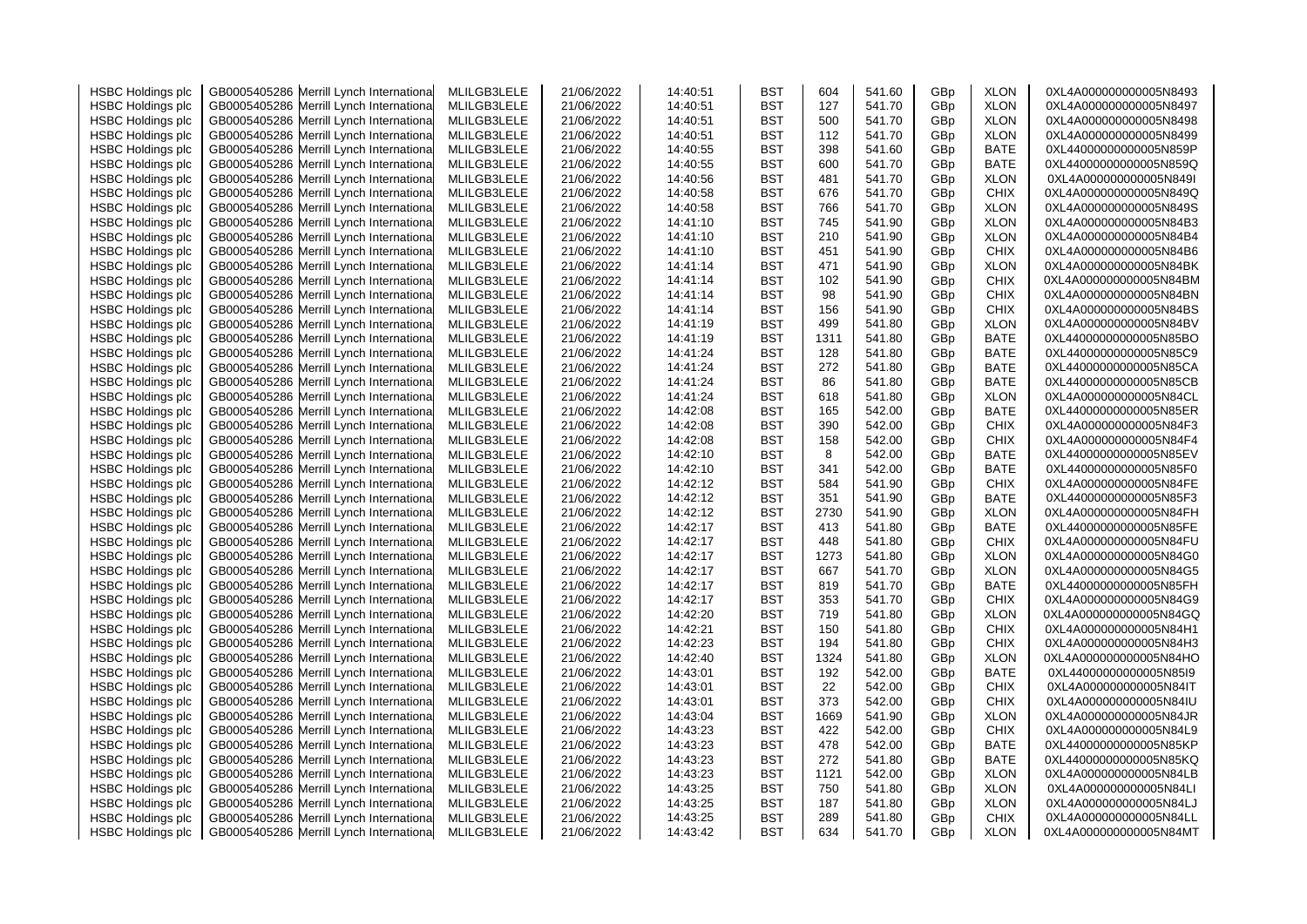| HSBC Holdings plc | GB0005405286 | Merrill Lynch International | MLILGB3LELE | 21/06/2022 | 14:40:51 | BST | 604 | 541.60 | GBp | XLON | 0XL4A000000000005N8493 |
|---|---|---|---|---|---|---|---|---|---|---|---|
| HSBC Holdings plc | GB0005405286 | Merrill Lynch International | MLILGB3LELE | 21/06/2022 | 14:40:51 | BST | 127 | 541.70 | GBp | XLON | 0XL4A000000000005N8497 |
| HSBC Holdings plc | GB0005405286 | Merrill Lynch International | MLILGB3LELE | 21/06/2022 | 14:40:51 | BST | 500 | 541.70 | GBp | XLON | 0XL4A000000000005N8498 |
| HSBC Holdings plc | GB0005405286 | Merrill Lynch International | MLILGB3LELE | 21/06/2022 | 14:40:51 | BST | 112 | 541.70 | GBp | XLON | 0XL4A000000000005N8499 |
| HSBC Holdings plc | GB0005405286 | Merrill Lynch International | MLILGB3LELE | 21/06/2022 | 14:40:55 | BST | 398 | 541.60 | GBp | BATE | 0XL44000000000005N859P |
| HSBC Holdings plc | GB0005405286 | Merrill Lynch International | MLILGB3LELE | 21/06/2022 | 14:40:55 | BST | 600 | 541.70 | GBp | BATE | 0XL44000000000005N859Q |
| HSBC Holdings plc | GB0005405286 | Merrill Lynch International | MLILGB3LELE | 21/06/2022 | 14:40:56 | BST | 481 | 541.70 | GBp | XLON | 0XL4A000000000005N849I |
| HSBC Holdings plc | GB0005405286 | Merrill Lynch International | MLILGB3LELE | 21/06/2022 | 14:40:58 | BST | 676 | 541.70 | GBp | CHIX | 0XL4A000000000005N849Q |
| HSBC Holdings plc | GB0005405286 | Merrill Lynch International | MLILGB3LELE | 21/06/2022 | 14:40:58 | BST | 766 | 541.70 | GBp | XLON | 0XL4A000000000005N849S |
| HSBC Holdings plc | GB0005405286 | Merrill Lynch International | MLILGB3LELE | 21/06/2022 | 14:41:10 | BST | 745 | 541.90 | GBp | XLON | 0XL4A000000000005N84B3 |
| HSBC Holdings plc | GB0005405286 | Merrill Lynch International | MLILGB3LELE | 21/06/2022 | 14:41:10 | BST | 210 | 541.90 | GBp | XLON | 0XL4A000000000005N84B4 |
| HSBC Holdings plc | GB0005405286 | Merrill Lynch International | MLILGB3LELE | 21/06/2022 | 14:41:10 | BST | 451 | 541.90 | GBp | CHIX | 0XL4A000000000005N84B6 |
| HSBC Holdings plc | GB0005405286 | Merrill Lynch International | MLILGB3LELE | 21/06/2022 | 14:41:14 | BST | 471 | 541.90 | GBp | XLON | 0XL4A000000000005N84BK |
| HSBC Holdings plc | GB0005405286 | Merrill Lynch International | MLILGB3LELE | 21/06/2022 | 14:41:14 | BST | 102 | 541.90 | GBp | CHIX | 0XL4A000000000005N84BM |
| HSBC Holdings plc | GB0005405286 | Merrill Lynch International | MLILGB3LELE | 21/06/2022 | 14:41:14 | BST | 98 | 541.90 | GBp | CHIX | 0XL4A000000000005N84BN |
| HSBC Holdings plc | GB0005405286 | Merrill Lynch International | MLILGB3LELE | 21/06/2022 | 14:41:14 | BST | 156 | 541.90 | GBp | CHIX | 0XL4A000000000005N84BS |
| HSBC Holdings plc | GB0005405286 | Merrill Lynch International | MLILGB3LELE | 21/06/2022 | 14:41:19 | BST | 499 | 541.80 | GBp | XLON | 0XL4A000000000005N84BV |
| HSBC Holdings plc | GB0005405286 | Merrill Lynch International | MLILGB3LELE | 21/06/2022 | 14:41:19 | BST | 1311 | 541.80 | GBp | BATE | 0XL44000000000005N85BO |
| HSBC Holdings plc | GB0005405286 | Merrill Lynch International | MLILGB3LELE | 21/06/2022 | 14:41:24 | BST | 128 | 541.80 | GBp | BATE | 0XL44000000000005N85C9 |
| HSBC Holdings plc | GB0005405286 | Merrill Lynch International | MLILGB3LELE | 21/06/2022 | 14:41:24 | BST | 272 | 541.80 | GBp | BATE | 0XL44000000000005N85CA |
| HSBC Holdings plc | GB0005405286 | Merrill Lynch International | MLILGB3LELE | 21/06/2022 | 14:41:24 | BST | 86 | 541.80 | GBp | BATE | 0XL44000000000005N85CB |
| HSBC Holdings plc | GB0005405286 | Merrill Lynch International | MLILGB3LELE | 21/06/2022 | 14:41:24 | BST | 618 | 541.80 | GBp | XLON | 0XL4A000000000005N84CL |
| HSBC Holdings plc | GB0005405286 | Merrill Lynch International | MLILGB3LELE | 21/06/2022 | 14:42:08 | BST | 165 | 542.00 | GBp | BATE | 0XL44000000000005N85ER |
| HSBC Holdings plc | GB0005405286 | Merrill Lynch International | MLILGB3LELE | 21/06/2022 | 14:42:08 | BST | 390 | 542.00 | GBp | CHIX | 0XL4A000000000005N84F3 |
| HSBC Holdings plc | GB0005405286 | Merrill Lynch International | MLILGB3LELE | 21/06/2022 | 14:42:08 | BST | 158 | 542.00 | GBp | CHIX | 0XL4A000000000005N84F4 |
| HSBC Holdings plc | GB0005405286 | Merrill Lynch International | MLILGB3LELE | 21/06/2022 | 14:42:10 | BST | 8 | 542.00 | GBp | BATE | 0XL44000000000005N85EV |
| HSBC Holdings plc | GB0005405286 | Merrill Lynch International | MLILGB3LELE | 21/06/2022 | 14:42:10 | BST | 341 | 542.00 | GBp | BATE | 0XL44000000000005N85F0 |
| HSBC Holdings plc | GB0005405286 | Merrill Lynch International | MLILGB3LELE | 21/06/2022 | 14:42:12 | BST | 584 | 541.90 | GBp | CHIX | 0XL4A000000000005N84FE |
| HSBC Holdings plc | GB0005405286 | Merrill Lynch International | MLILGB3LELE | 21/06/2022 | 14:42:12 | BST | 351 | 541.90 | GBp | BATE | 0XL44000000000005N85F3 |
| HSBC Holdings plc | GB0005405286 | Merrill Lynch International | MLILGB3LELE | 21/06/2022 | 14:42:12 | BST | 2730 | 541.90 | GBp | XLON | 0XL4A000000000005N84FH |
| HSBC Holdings plc | GB0005405286 | Merrill Lynch International | MLILGB3LELE | 21/06/2022 | 14:42:17 | BST | 413 | 541.80 | GBp | BATE | 0XL44000000000005N85FE |
| HSBC Holdings plc | GB0005405286 | Merrill Lynch International | MLILGB3LELE | 21/06/2022 | 14:42:17 | BST | 448 | 541.80 | GBp | CHIX | 0XL4A000000000005N84FU |
| HSBC Holdings plc | GB0005405286 | Merrill Lynch International | MLILGB3LELE | 21/06/2022 | 14:42:17 | BST | 1273 | 541.80 | GBp | XLON | 0XL4A000000000005N84G0 |
| HSBC Holdings plc | GB0005405286 | Merrill Lynch International | MLILGB3LELE | 21/06/2022 | 14:42:17 | BST | 667 | 541.70 | GBp | XLON | 0XL4A000000000005N84G5 |
| HSBC Holdings plc | GB0005405286 | Merrill Lynch International | MLILGB3LELE | 21/06/2022 | 14:42:17 | BST | 819 | 541.70 | GBp | BATE | 0XL44000000000005N85FH |
| HSBC Holdings plc | GB0005405286 | Merrill Lynch International | MLILGB3LELE | 21/06/2022 | 14:42:17 | BST | 353 | 541.70 | GBp | CHIX | 0XL4A000000000005N84G9 |
| HSBC Holdings plc | GB0005405286 | Merrill Lynch International | MLILGB3LELE | 21/06/2022 | 14:42:20 | BST | 719 | 541.80 | GBp | XLON | 0XL4A000000000005N84GQ |
| HSBC Holdings plc | GB0005405286 | Merrill Lynch International | MLILGB3LELE | 21/06/2022 | 14:42:21 | BST | 150 | 541.80 | GBp | CHIX | 0XL4A000000000005N84H1 |
| HSBC Holdings plc | GB0005405286 | Merrill Lynch International | MLILGB3LELE | 21/06/2022 | 14:42:23 | BST | 194 | 541.80 | GBp | CHIX | 0XL4A000000000005N84H3 |
| HSBC Holdings plc | GB0005405286 | Merrill Lynch International | MLILGB3LELE | 21/06/2022 | 14:42:40 | BST | 1324 | 541.80 | GBp | XLON | 0XL4A000000000005N84HO |
| HSBC Holdings plc | GB0005405286 | Merrill Lynch International | MLILGB3LELE | 21/06/2022 | 14:43:01 | BST | 192 | 542.00 | GBp | BATE | 0XL44000000000005N85I9 |
| HSBC Holdings plc | GB0005405286 | Merrill Lynch International | MLILGB3LELE | 21/06/2022 | 14:43:01 | BST | 22 | 542.00 | GBp | CHIX | 0XL4A000000000005N84IT |
| HSBC Holdings plc | GB0005405286 | Merrill Lynch International | MLILGB3LELE | 21/06/2022 | 14:43:01 | BST | 373 | 542.00 | GBp | CHIX | 0XL4A000000000005N84IU |
| HSBC Holdings plc | GB0005405286 | Merrill Lynch International | MLILGB3LELE | 21/06/2022 | 14:43:04 | BST | 1669 | 541.90 | GBp | XLON | 0XL4A000000000005N84JR |
| HSBC Holdings plc | GB0005405286 | Merrill Lynch International | MLILGB3LELE | 21/06/2022 | 14:43:23 | BST | 422 | 542.00 | GBp | CHIX | 0XL4A000000000005N84L9 |
| HSBC Holdings plc | GB0005405286 | Merrill Lynch International | MLILGB3LELE | 21/06/2022 | 14:43:23 | BST | 478 | 542.00 | GBp | BATE | 0XL44000000000005N85KP |
| HSBC Holdings plc | GB0005405286 | Merrill Lynch International | MLILGB3LELE | 21/06/2022 | 14:43:23 | BST | 272 | 541.80 | GBp | BATE | 0XL44000000000005N85KQ |
| HSBC Holdings plc | GB0005405286 | Merrill Lynch International | MLILGB3LELE | 21/06/2022 | 14:43:23 | BST | 1121 | 542.00 | GBp | XLON | 0XL4A000000000005N84LB |
| HSBC Holdings plc | GB0005405286 | Merrill Lynch International | MLILGB3LELE | 21/06/2022 | 14:43:25 | BST | 750 | 541.80 | GBp | XLON | 0XL4A000000000005N84LI |
| HSBC Holdings plc | GB0005405286 | Merrill Lynch International | MLILGB3LELE | 21/06/2022 | 14:43:25 | BST | 187 | 541.80 | GBp | XLON | 0XL4A000000000005N84LJ |
| HSBC Holdings plc | GB0005405286 | Merrill Lynch International | MLILGB3LELE | 21/06/2022 | 14:43:25 | BST | 289 | 541.80 | GBp | CHIX | 0XL4A000000000005N84LL |
| HSBC Holdings plc | GB0005405286 | Merrill Lynch International | MLILGB3LELE | 21/06/2022 | 14:43:42 | BST | 634 | 541.70 | GBp | XLON | 0XL4A000000000005N84MT |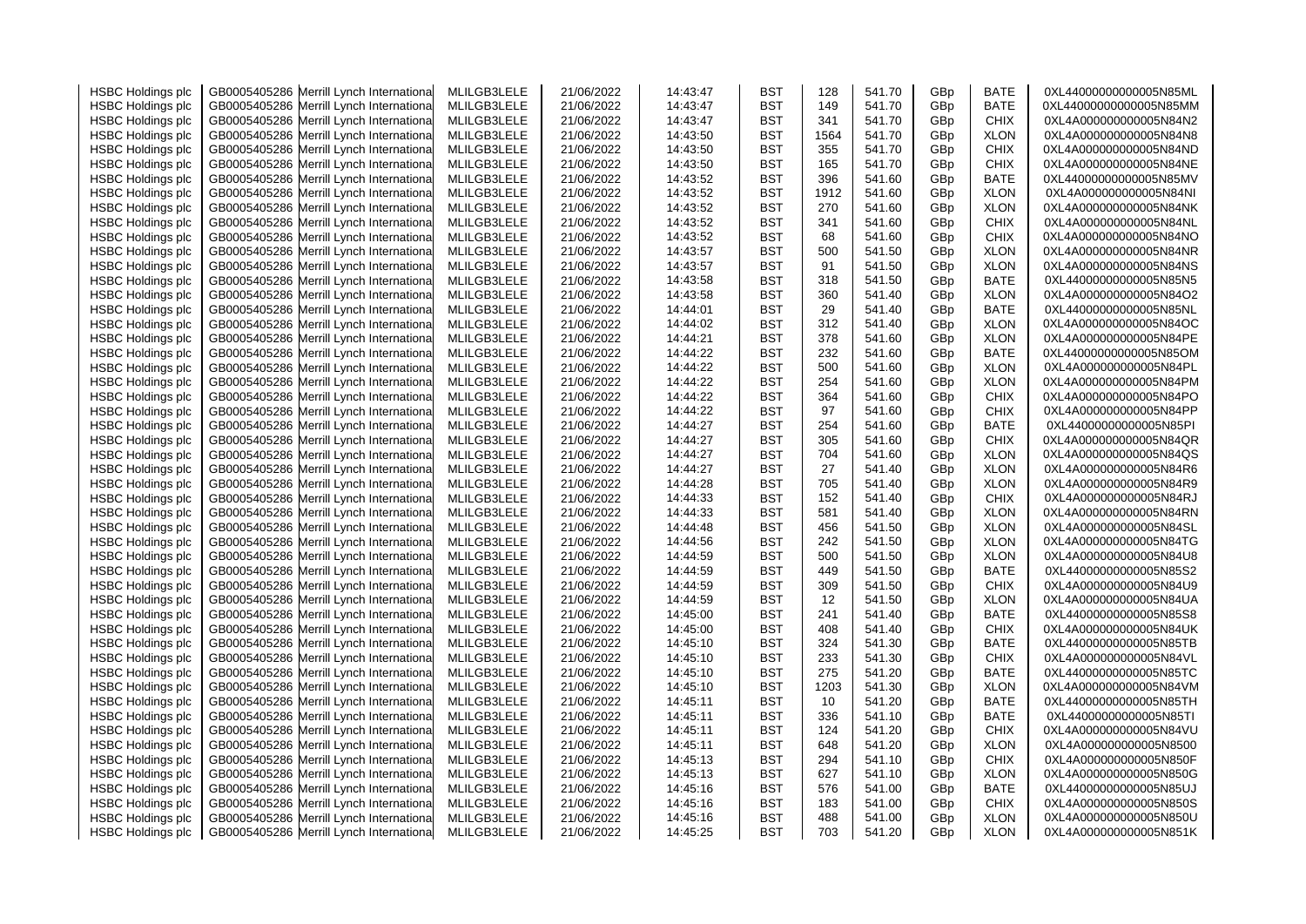| HSBC Holdings plc | GB0005405286 | Merrill Lynch International | MLILGB3LELE | 21/06/2022 | 14:43:47 | BST | 128 | 541.70 | GBp | BATE | 0XL44000000000005N85ML |
|---|---|---|---|---|---|---|---|---|---|---|---|
| HSBC Holdings plc | GB0005405286 | Merrill Lynch International | MLILGB3LELE | 21/06/2022 | 14:43:47 | BST | 149 | 541.70 | GBp | BATE | 0XL44000000000005N85MM |
| HSBC Holdings plc | GB0005405286 | Merrill Lynch International | MLILGB3LELE | 21/06/2022 | 14:43:47 | BST | 341 | 541.70 | GBp | CHIX | 0XL4A000000000005N84N2 |
| HSBC Holdings plc | GB0005405286 | Merrill Lynch International | MLILGB3LELE | 21/06/2022 | 14:43:50 | BST | 1564 | 541.70 | GBp | XLON | 0XL4A000000000005N84N8 |
| HSBC Holdings plc | GB0005405286 | Merrill Lynch International | MLILGB3LELE | 21/06/2022 | 14:43:50 | BST | 355 | 541.70 | GBp | CHIX | 0XL4A000000000005N84ND |
| HSBC Holdings plc | GB0005405286 | Merrill Lynch International | MLILGB3LELE | 21/06/2022 | 14:43:50 | BST | 165 | 541.70 | GBp | CHIX | 0XL4A000000000005N84NE |
| HSBC Holdings plc | GB0005405286 | Merrill Lynch International | MLILGB3LELE | 21/06/2022 | 14:43:52 | BST | 396 | 541.60 | GBp | BATE | 0XL44000000000005N85MV |
| HSBC Holdings plc | GB0005405286 | Merrill Lynch International | MLILGB3LELE | 21/06/2022 | 14:43:52 | BST | 1912 | 541.60 | GBp | XLON | 0XL4A000000000005N84NI |
| HSBC Holdings plc | GB0005405286 | Merrill Lynch International | MLILGB3LELE | 21/06/2022 | 14:43:52 | BST | 270 | 541.60 | GBp | XLON | 0XL4A000000000005N84NK |
| HSBC Holdings plc | GB0005405286 | Merrill Lynch International | MLILGB3LELE | 21/06/2022 | 14:43:52 | BST | 341 | 541.60 | GBp | CHIX | 0XL4A000000000005N84NL |
| HSBC Holdings plc | GB0005405286 | Merrill Lynch International | MLILGB3LELE | 21/06/2022 | 14:43:52 | BST | 68 | 541.60 | GBp | CHIX | 0XL4A000000000005N84NO |
| HSBC Holdings plc | GB0005405286 | Merrill Lynch International | MLILGB3LELE | 21/06/2022 | 14:43:57 | BST | 500 | 541.50 | GBp | XLON | 0XL4A000000000005N84NR |
| HSBC Holdings plc | GB0005405286 | Merrill Lynch International | MLILGB3LELE | 21/06/2022 | 14:43:57 | BST | 91 | 541.50 | GBp | XLON | 0XL4A000000000005N84NS |
| HSBC Holdings plc | GB0005405286 | Merrill Lynch International | MLILGB3LELE | 21/06/2022 | 14:43:58 | BST | 318 | 541.50 | GBp | BATE | 0XL44000000000005N85N5 |
| HSBC Holdings plc | GB0005405286 | Merrill Lynch International | MLILGB3LELE | 21/06/2022 | 14:43:58 | BST | 360 | 541.40 | GBp | XLON | 0XL4A000000000005N84O2 |
| HSBC Holdings plc | GB0005405286 | Merrill Lynch International | MLILGB3LELE | 21/06/2022 | 14:44:01 | BST | 29 | 541.40 | GBp | BATE | 0XL44000000000005N85NL |
| HSBC Holdings plc | GB0005405286 | Merrill Lynch International | MLILGB3LELE | 21/06/2022 | 14:44:02 | BST | 312 | 541.40 | GBp | XLON | 0XL4A000000000005N84OC |
| HSBC Holdings plc | GB0005405286 | Merrill Lynch International | MLILGB3LELE | 21/06/2022 | 14:44:21 | BST | 378 | 541.60 | GBp | XLON | 0XL4A000000000005N84PE |
| HSBC Holdings plc | GB0005405286 | Merrill Lynch International | MLILGB3LELE | 21/06/2022 | 14:44:22 | BST | 232 | 541.60 | GBp | BATE | 0XL44000000000005N85OM |
| HSBC Holdings plc | GB0005405286 | Merrill Lynch International | MLILGB3LELE | 21/06/2022 | 14:44:22 | BST | 500 | 541.60 | GBp | XLON | 0XL4A000000000005N84PL |
| HSBC Holdings plc | GB0005405286 | Merrill Lynch International | MLILGB3LELE | 21/06/2022 | 14:44:22 | BST | 254 | 541.60 | GBp | XLON | 0XL4A000000000005N84PM |
| HSBC Holdings plc | GB0005405286 | Merrill Lynch International | MLILGB3LELE | 21/06/2022 | 14:44:22 | BST | 364 | 541.60 | GBp | CHIX | 0XL4A000000000005N84PO |
| HSBC Holdings plc | GB0005405286 | Merrill Lynch International | MLILGB3LELE | 21/06/2022 | 14:44:22 | BST | 97 | 541.60 | GBp | CHIX | 0XL4A000000000005N84PP |
| HSBC Holdings plc | GB0005405286 | Merrill Lynch International | MLILGB3LELE | 21/06/2022 | 14:44:27 | BST | 254 | 541.60 | GBp | BATE | 0XL44000000000005N85PI |
| HSBC Holdings plc | GB0005405286 | Merrill Lynch International | MLILGB3LELE | 21/06/2022 | 14:44:27 | BST | 305 | 541.60 | GBp | CHIX | 0XL4A000000000005N84QR |
| HSBC Holdings plc | GB0005405286 | Merrill Lynch International | MLILGB3LELE | 21/06/2022 | 14:44:27 | BST | 704 | 541.60 | GBp | XLON | 0XL4A000000000005N84QS |
| HSBC Holdings plc | GB0005405286 | Merrill Lynch International | MLILGB3LELE | 21/06/2022 | 14:44:27 | BST | 27 | 541.40 | GBp | XLON | 0XL4A000000000005N84R6 |
| HSBC Holdings plc | GB0005405286 | Merrill Lynch International | MLILGB3LELE | 21/06/2022 | 14:44:28 | BST | 705 | 541.40 | GBp | XLON | 0XL4A000000000005N84R9 |
| HSBC Holdings plc | GB0005405286 | Merrill Lynch International | MLILGB3LELE | 21/06/2022 | 14:44:33 | BST | 152 | 541.40 | GBp | CHIX | 0XL4A000000000005N84RJ |
| HSBC Holdings plc | GB0005405286 | Merrill Lynch International | MLILGB3LELE | 21/06/2022 | 14:44:33 | BST | 581 | 541.40 | GBp | XLON | 0XL4A000000000005N84RN |
| HSBC Holdings plc | GB0005405286 | Merrill Lynch International | MLILGB3LELE | 21/06/2022 | 14:44:48 | BST | 456 | 541.50 | GBp | XLON | 0XL4A000000000005N84SL |
| HSBC Holdings plc | GB0005405286 | Merrill Lynch International | MLILGB3LELE | 21/06/2022 | 14:44:56 | BST | 242 | 541.50 | GBp | XLON | 0XL4A000000000005N84TG |
| HSBC Holdings plc | GB0005405286 | Merrill Lynch International | MLILGB3LELE | 21/06/2022 | 14:44:59 | BST | 500 | 541.50 | GBp | XLON | 0XL4A000000000005N84U8 |
| HSBC Holdings plc | GB0005405286 | Merrill Lynch International | MLILGB3LELE | 21/06/2022 | 14:44:59 | BST | 449 | 541.50 | GBp | BATE | 0XL44000000000005N85S2 |
| HSBC Holdings plc | GB0005405286 | Merrill Lynch International | MLILGB3LELE | 21/06/2022 | 14:44:59 | BST | 309 | 541.50 | GBp | CHIX | 0XL4A000000000005N84U9 |
| HSBC Holdings plc | GB0005405286 | Merrill Lynch International | MLILGB3LELE | 21/06/2022 | 14:44:59 | BST | 12 | 541.50 | GBp | XLON | 0XL4A000000000005N84UA |
| HSBC Holdings plc | GB0005405286 | Merrill Lynch International | MLILGB3LELE | 21/06/2022 | 14:45:00 | BST | 241 | 541.40 | GBp | BATE | 0XL44000000000005N85S8 |
| HSBC Holdings plc | GB0005405286 | Merrill Lynch International | MLILGB3LELE | 21/06/2022 | 14:45:00 | BST | 408 | 541.40 | GBp | CHIX | 0XL4A000000000005N84UK |
| HSBC Holdings plc | GB0005405286 | Merrill Lynch International | MLILGB3LELE | 21/06/2022 | 14:45:10 | BST | 324 | 541.30 | GBp | BATE | 0XL44000000000005N85TB |
| HSBC Holdings plc | GB0005405286 | Merrill Lynch International | MLILGB3LELE | 21/06/2022 | 14:45:10 | BST | 233 | 541.30 | GBp | CHIX | 0XL4A000000000005N84VL |
| HSBC Holdings plc | GB0005405286 | Merrill Lynch International | MLILGB3LELE | 21/06/2022 | 14:45:10 | BST | 275 | 541.20 | GBp | BATE | 0XL44000000000005N85TC |
| HSBC Holdings plc | GB0005405286 | Merrill Lynch International | MLILGB3LELE | 21/06/2022 | 14:45:10 | BST | 1203 | 541.30 | GBp | XLON | 0XL4A000000000005N84VM |
| HSBC Holdings plc | GB0005405286 | Merrill Lynch International | MLILGB3LELE | 21/06/2022 | 14:45:11 | BST | 10 | 541.20 | GBp | BATE | 0XL44000000000005N85TH |
| HSBC Holdings plc | GB0005405286 | Merrill Lynch International | MLILGB3LELE | 21/06/2022 | 14:45:11 | BST | 336 | 541.10 | GBp | BATE | 0XL44000000000005N85TI |
| HSBC Holdings plc | GB0005405286 | Merrill Lynch International | MLILGB3LELE | 21/06/2022 | 14:45:11 | BST | 124 | 541.20 | GBp | CHIX | 0XL4A000000000005N84VU |
| HSBC Holdings plc | GB0005405286 | Merrill Lynch International | MLILGB3LELE | 21/06/2022 | 14:45:11 | BST | 648 | 541.20 | GBp | XLON | 0XL4A000000000005N8500 |
| HSBC Holdings plc | GB0005405286 | Merrill Lynch International | MLILGB3LELE | 21/06/2022 | 14:45:13 | BST | 294 | 541.10 | GBp | CHIX | 0XL4A000000000005N850F |
| HSBC Holdings plc | GB0005405286 | Merrill Lynch International | MLILGB3LELE | 21/06/2022 | 14:45:13 | BST | 627 | 541.10 | GBp | XLON | 0XL4A000000000005N850G |
| HSBC Holdings plc | GB0005405286 | Merrill Lynch International | MLILGB3LELE | 21/06/2022 | 14:45:16 | BST | 576 | 541.00 | GBp | BATE | 0XL44000000000005N85UJ |
| HSBC Holdings plc | GB0005405286 | Merrill Lynch International | MLILGB3LELE | 21/06/2022 | 14:45:16 | BST | 183 | 541.00 | GBp | CHIX | 0XL4A000000000005N850S |
| HSBC Holdings plc | GB0005405286 | Merrill Lynch International | MLILGB3LELE | 21/06/2022 | 14:45:16 | BST | 488 | 541.00 | GBp | XLON | 0XL4A000000000005N850U |
| HSBC Holdings plc | GB0005405286 | Merrill Lynch International | MLILGB3LELE | 21/06/2022 | 14:45:25 | BST | 703 | 541.20 | GBp | XLON | 0XL4A000000000005N851K |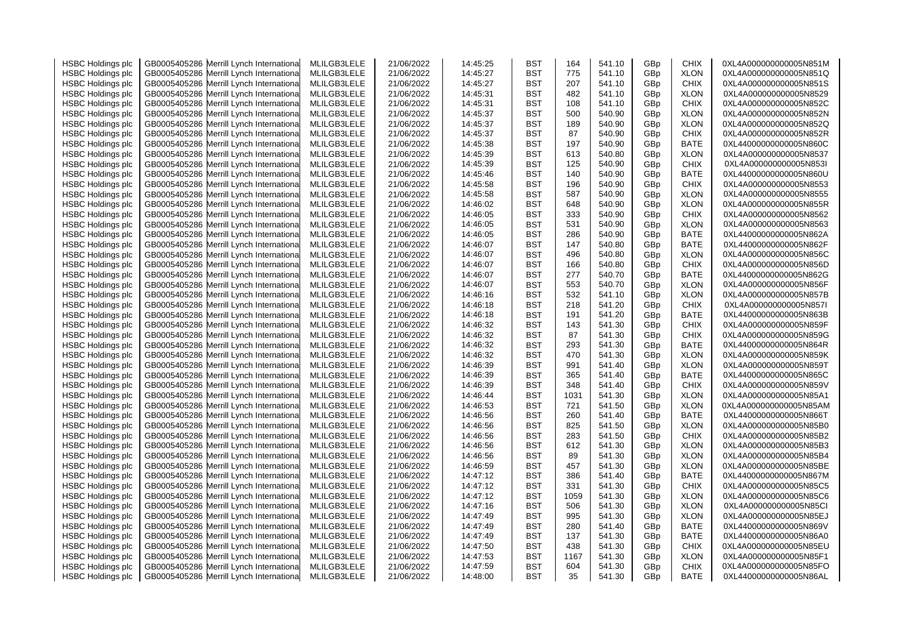| | | | | | | | | | | | |
|---|---|---|---|---|---|---|---|---|---|---|---|
| HSBC Holdings plc | GB0005405286 | Merrill Lynch International | MLILGB3LELE | 21/06/2022 | 14:45:25 | BST | 164 | 541.10 | GBp | CHIX | 0XL4A000000000005N851M |
| HSBC Holdings plc | GB0005405286 | Merrill Lynch International | MLILGB3LELE | 21/06/2022 | 14:45:27 | BST | 775 | 541.10 | GBp | XLON | 0XL4A000000000005N851Q |
| HSBC Holdings plc | GB0005405286 | Merrill Lynch International | MLILGB3LELE | 21/06/2022 | 14:45:27 | BST | 207 | 541.10 | GBp | CHIX | 0XL4A000000000005N851S |
| HSBC Holdings plc | GB0005405286 | Merrill Lynch International | MLILGB3LELE | 21/06/2022 | 14:45:31 | BST | 482 | 541.10 | GBp | XLON | 0XL4A000000000005N8529 |
| HSBC Holdings plc | GB0005405286 | Merrill Lynch International | MLILGB3LELE | 21/06/2022 | 14:45:31 | BST | 108 | 541.10 | GBp | CHIX | 0XL4A000000000005N852C |
| HSBC Holdings plc | GB0005405286 | Merrill Lynch International | MLILGB3LELE | 21/06/2022 | 14:45:37 | BST | 500 | 540.90 | GBp | XLON | 0XL4A000000000005N852N |
| HSBC Holdings plc | GB0005405286 | Merrill Lynch International | MLILGB3LELE | 21/06/2022 | 14:45:37 | BST | 189 | 540.90 | GBp | XLON | 0XL4A000000000005N852Q |
| HSBC Holdings plc | GB0005405286 | Merrill Lynch International | MLILGB3LELE | 21/06/2022 | 14:45:37 | BST | 87 | 540.90 | GBp | CHIX | 0XL4A000000000005N852R |
| HSBC Holdings plc | GB0005405286 | Merrill Lynch International | MLILGB3LELE | 21/06/2022 | 14:45:38 | BST | 197 | 540.90 | GBp | BATE | 0XL44000000000005N860C |
| HSBC Holdings plc | GB0005405286 | Merrill Lynch International | MLILGB3LELE | 21/06/2022 | 14:45:39 | BST | 613 | 540.80 | GBp | XLON | 0XL4A000000000005N8537 |
| HSBC Holdings plc | GB0005405286 | Merrill Lynch International | MLILGB3LELE | 21/06/2022 | 14:45:39 | BST | 125 | 540.90 | GBp | CHIX | 0XL4A000000000005N853I |
| HSBC Holdings plc | GB0005405286 | Merrill Lynch International | MLILGB3LELE | 21/06/2022 | 14:45:46 | BST | 140 | 540.90 | GBp | BATE | 0XL44000000000005N860U |
| HSBC Holdings plc | GB0005405286 | Merrill Lynch International | MLILGB3LELE | 21/06/2022 | 14:45:58 | BST | 196 | 540.90 | GBp | CHIX | 0XL4A000000000005N8553 |
| HSBC Holdings plc | GB0005405286 | Merrill Lynch International | MLILGB3LELE | 21/06/2022 | 14:45:58 | BST | 587 | 540.90 | GBp | XLON | 0XL4A000000000005N8555 |
| HSBC Holdings plc | GB0005405286 | Merrill Lynch International | MLILGB3LELE | 21/06/2022 | 14:46:02 | BST | 648 | 540.90 | GBp | XLON | 0XL4A000000000005N855R |
| HSBC Holdings plc | GB0005405286 | Merrill Lynch International | MLILGB3LELE | 21/06/2022 | 14:46:05 | BST | 333 | 540.90 | GBp | CHIX | 0XL4A000000000005N8562 |
| HSBC Holdings plc | GB0005405286 | Merrill Lynch International | MLILGB3LELE | 21/06/2022 | 14:46:05 | BST | 531 | 540.90 | GBp | XLON | 0XL4A000000000005N8563 |
| HSBC Holdings plc | GB0005405286 | Merrill Lynch International | MLILGB3LELE | 21/06/2022 | 14:46:05 | BST | 286 | 540.90 | GBp | BATE | 0XL44000000000005N862A |
| HSBC Holdings plc | GB0005405286 | Merrill Lynch International | MLILGB3LELE | 21/06/2022 | 14:46:07 | BST | 147 | 540.80 | GBp | BATE | 0XL44000000000005N862F |
| HSBC Holdings plc | GB0005405286 | Merrill Lynch International | MLILGB3LELE | 21/06/2022 | 14:46:07 | BST | 496 | 540.80 | GBp | XLON | 0XL4A000000000005N856C |
| HSBC Holdings plc | GB0005405286 | Merrill Lynch International | MLILGB3LELE | 21/06/2022 | 14:46:07 | BST | 166 | 540.80 | GBp | CHIX | 0XL4A000000000005N856D |
| HSBC Holdings plc | GB0005405286 | Merrill Lynch International | MLILGB3LELE | 21/06/2022 | 14:46:07 | BST | 277 | 540.70 | GBp | BATE | 0XL44000000000005N862G |
| HSBC Holdings plc | GB0005405286 | Merrill Lynch International | MLILGB3LELE | 21/06/2022 | 14:46:07 | BST | 553 | 540.70 | GBp | XLON | 0XL4A000000000005N856F |
| HSBC Holdings plc | GB0005405286 | Merrill Lynch International | MLILGB3LELE | 21/06/2022 | 14:46:16 | BST | 532 | 541.10 | GBp | XLON | 0XL4A000000000005N857B |
| HSBC Holdings plc | GB0005405286 | Merrill Lynch International | MLILGB3LELE | 21/06/2022 | 14:46:18 | BST | 218 | 541.20 | GBp | CHIX | 0XL4A000000000005N857I |
| HSBC Holdings plc | GB0005405286 | Merrill Lynch International | MLILGB3LELE | 21/06/2022 | 14:46:18 | BST | 191 | 541.20 | GBp | BATE | 0XL44000000000005N863B |
| HSBC Holdings plc | GB0005405286 | Merrill Lynch International | MLILGB3LELE | 21/06/2022 | 14:46:32 | BST | 143 | 541.30 | GBp | CHIX | 0XL4A000000000005N859F |
| HSBC Holdings plc | GB0005405286 | Merrill Lynch International | MLILGB3LELE | 21/06/2022 | 14:46:32 | BST | 87 | 541.30 | GBp | CHIX | 0XL4A000000000005N859G |
| HSBC Holdings plc | GB0005405286 | Merrill Lynch International | MLILGB3LELE | 21/06/2022 | 14:46:32 | BST | 293 | 541.30 | GBp | BATE | 0XL44000000000005N864R |
| HSBC Holdings plc | GB0005405286 | Merrill Lynch International | MLILGB3LELE | 21/06/2022 | 14:46:32 | BST | 470 | 541.30 | GBp | XLON | 0XL4A000000000005N859K |
| HSBC Holdings plc | GB0005405286 | Merrill Lynch International | MLILGB3LELE | 21/06/2022 | 14:46:39 | BST | 991 | 541.40 | GBp | XLON | 0XL4A000000000005N859T |
| HSBC Holdings plc | GB0005405286 | Merrill Lynch International | MLILGB3LELE | 21/06/2022 | 14:46:39 | BST | 365 | 541.40 | GBp | BATE | 0XL44000000000005N865C |
| HSBC Holdings plc | GB0005405286 | Merrill Lynch International | MLILGB3LELE | 21/06/2022 | 14:46:39 | BST | 348 | 541.40 | GBp | CHIX | 0XL4A000000000005N859V |
| HSBC Holdings plc | GB0005405286 | Merrill Lynch International | MLILGB3LELE | 21/06/2022 | 14:46:44 | BST | 1031 | 541.30 | GBp | XLON | 0XL4A000000000005N85A1 |
| HSBC Holdings plc | GB0005405286 | Merrill Lynch International | MLILGB3LELE | 21/06/2022 | 14:46:53 | BST | 721 | 541.50 | GBp | XLON | 0XL4A000000000005N85AM |
| HSBC Holdings plc | GB0005405286 | Merrill Lynch International | MLILGB3LELE | 21/06/2022 | 14:46:56 | BST | 260 | 541.40 | GBp | BATE | 0XL44000000000005N866T |
| HSBC Holdings plc | GB0005405286 | Merrill Lynch International | MLILGB3LELE | 21/06/2022 | 14:46:56 | BST | 825 | 541.50 | GBp | XLON | 0XL4A000000000005N85B0 |
| HSBC Holdings plc | GB0005405286 | Merrill Lynch International | MLILGB3LELE | 21/06/2022 | 14:46:56 | BST | 283 | 541.50 | GBp | CHIX | 0XL4A000000000005N85B2 |
| HSBC Holdings plc | GB0005405286 | Merrill Lynch International | MLILGB3LELE | 21/06/2022 | 14:46:56 | BST | 612 | 541.30 | GBp | XLON | 0XL4A000000000005N85B3 |
| HSBC Holdings plc | GB0005405286 | Merrill Lynch International | MLILGB3LELE | 21/06/2022 | 14:46:56 | BST | 89 | 541.30 | GBp | XLON | 0XL4A000000000005N85B4 |
| HSBC Holdings plc | GB0005405286 | Merrill Lynch International | MLILGB3LELE | 21/06/2022 | 14:46:59 | BST | 457 | 541.30 | GBp | XLON | 0XL4A000000000005N85BE |
| HSBC Holdings plc | GB0005405286 | Merrill Lynch International | MLILGB3LELE | 21/06/2022 | 14:47:12 | BST | 386 | 541.40 | GBp | BATE | 0XL44000000000005N867M |
| HSBC Holdings plc | GB0005405286 | Merrill Lynch International | MLILGB3LELE | 21/06/2022 | 14:47:12 | BST | 331 | 541.30 | GBp | CHIX | 0XL4A000000000005N85C5 |
| HSBC Holdings plc | GB0005405286 | Merrill Lynch International | MLILGB3LELE | 21/06/2022 | 14:47:12 | BST | 1059 | 541.30 | GBp | XLON | 0XL4A000000000005N85C6 |
| HSBC Holdings plc | GB0005405286 | Merrill Lynch International | MLILGB3LELE | 21/06/2022 | 14:47:16 | BST | 506 | 541.30 | GBp | XLON | 0XL4A000000000005N85CI |
| HSBC Holdings plc | GB0005405286 | Merrill Lynch International | MLILGB3LELE | 21/06/2022 | 14:47:49 | BST | 995 | 541.30 | GBp | XLON | 0XL4A000000000005N85EJ |
| HSBC Holdings plc | GB0005405286 | Merrill Lynch International | MLILGB3LELE | 21/06/2022 | 14:47:49 | BST | 280 | 541.40 | GBp | BATE | 0XL44000000000005N869V |
| HSBC Holdings plc | GB0005405286 | Merrill Lynch International | MLILGB3LELE | 21/06/2022 | 14:47:49 | BST | 137 | 541.30 | GBp | BATE | 0XL44000000000005N86A0 |
| HSBC Holdings plc | GB0005405286 | Merrill Lynch International | MLILGB3LELE | 21/06/2022 | 14:47:50 | BST | 438 | 541.30 | GBp | CHIX | 0XL4A000000000005N85EU |
| HSBC Holdings plc | GB0005405286 | Merrill Lynch International | MLILGB3LELE | 21/06/2022 | 14:47:53 | BST | 1167 | 541.30 | GBp | XLON | 0XL4A000000000005N85F1 |
| HSBC Holdings plc | GB0005405286 | Merrill Lynch International | MLILGB3LELE | 21/06/2022 | 14:47:59 | BST | 604 | 541.30 | GBp | CHIX | 0XL4A000000000005N85FO |
| HSBC Holdings plc | GB0005405286 | Merrill Lynch International | MLILGB3LELE | 21/06/2022 | 14:48:00 | BST | 35 | 541.30 | GBp | BATE | 0XL44000000000005N86AL |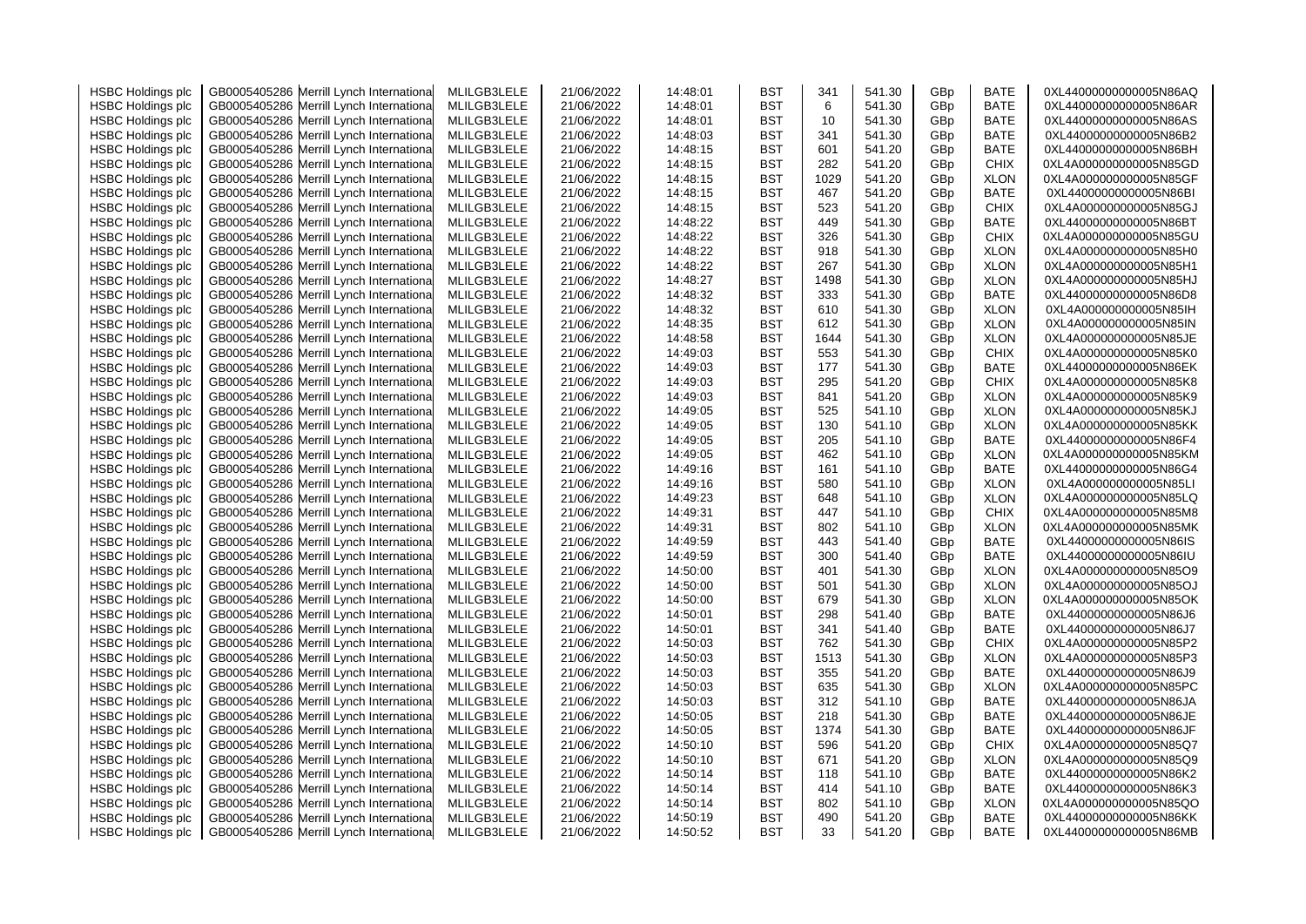| | | | | | | | | | | | |
|---|---|---|---|---|---|---|---|---|---|---|---|
| HSBC Holdings plc | GB0005405286 | Merrill Lynch International | MLILGB3LELE | 21/06/2022 | 14:48:01 | BST | 341 | 541.30 | GBp | BATE | 0XL44000000000005N86AQ |
| HSBC Holdings plc | GB0005405286 | Merrill Lynch International | MLILGB3LELE | 21/06/2022 | 14:48:01 | BST | 6 | 541.30 | GBp | BATE | 0XL44000000000005N86AR |
| HSBC Holdings plc | GB0005405286 | Merrill Lynch International | MLILGB3LELE | 21/06/2022 | 14:48:01 | BST | 10 | 541.30 | GBp | BATE | 0XL44000000000005N86AS |
| HSBC Holdings plc | GB0005405286 | Merrill Lynch International | MLILGB3LELE | 21/06/2022 | 14:48:03 | BST | 341 | 541.30 | GBp | BATE | 0XL44000000000005N86B2 |
| HSBC Holdings plc | GB0005405286 | Merrill Lynch International | MLILGB3LELE | 21/06/2022 | 14:48:15 | BST | 601 | 541.20 | GBp | BATE | 0XL44000000000005N86BH |
| HSBC Holdings plc | GB0005405286 | Merrill Lynch International | MLILGB3LELE | 21/06/2022 | 14:48:15 | BST | 282 | 541.20 | GBp | CHIX | 0XL4A000000000005N85GD |
| HSBC Holdings plc | GB0005405286 | Merrill Lynch International | MLILGB3LELE | 21/06/2022 | 14:48:15 | BST | 1029 | 541.20 | GBp | XLON | 0XL4A000000000005N85GF |
| HSBC Holdings plc | GB0005405286 | Merrill Lynch International | MLILGB3LELE | 21/06/2022 | 14:48:15 | BST | 467 | 541.20 | GBp | BATE | 0XL44000000000005N86BI |
| HSBC Holdings plc | GB0005405286 | Merrill Lynch International | MLILGB3LELE | 21/06/2022 | 14:48:15 | BST | 523 | 541.20 | GBp | CHIX | 0XL4A000000000005N85GJ |
| HSBC Holdings plc | GB0005405286 | Merrill Lynch International | MLILGB3LELE | 21/06/2022 | 14:48:22 | BST | 449 | 541.30 | GBp | BATE | 0XL44000000000005N86BT |
| HSBC Holdings plc | GB0005405286 | Merrill Lynch International | MLILGB3LELE | 21/06/2022 | 14:48:22 | BST | 326 | 541.30 | GBp | CHIX | 0XL4A000000000005N85GU |
| HSBC Holdings plc | GB0005405286 | Merrill Lynch International | MLILGB3LELE | 21/06/2022 | 14:48:22 | BST | 918 | 541.30 | GBp | XLON | 0XL4A000000000005N85H0 |
| HSBC Holdings plc | GB0005405286 | Merrill Lynch International | MLILGB3LELE | 21/06/2022 | 14:48:22 | BST | 267 | 541.30 | GBp | XLON | 0XL4A000000000005N85H1 |
| HSBC Holdings plc | GB0005405286 | Merrill Lynch International | MLILGB3LELE | 21/06/2022 | 14:48:27 | BST | 1498 | 541.30 | GBp | XLON | 0XL4A000000000005N85HJ |
| HSBC Holdings plc | GB0005405286 | Merrill Lynch International | MLILGB3LELE | 21/06/2022 | 14:48:32 | BST | 333 | 541.30 | GBp | BATE | 0XL44000000000005N86D8 |
| HSBC Holdings plc | GB0005405286 | Merrill Lynch International | MLILGB3LELE | 21/06/2022 | 14:48:32 | BST | 610 | 541.30 | GBp | XLON | 0XL4A000000000005N85IH |
| HSBC Holdings plc | GB0005405286 | Merrill Lynch International | MLILGB3LELE | 21/06/2022 | 14:48:35 | BST | 612 | 541.30 | GBp | XLON | 0XL4A000000000005N85IN |
| HSBC Holdings plc | GB0005405286 | Merrill Lynch International | MLILGB3LELE | 21/06/2022 | 14:48:58 | BST | 1644 | 541.30 | GBp | XLON | 0XL4A000000000005N85JE |
| HSBC Holdings plc | GB0005405286 | Merrill Lynch International | MLILGB3LELE | 21/06/2022 | 14:49:03 | BST | 553 | 541.30 | GBp | CHIX | 0XL4A000000000005N85K0 |
| HSBC Holdings plc | GB0005405286 | Merrill Lynch International | MLILGB3LELE | 21/06/2022 | 14:49:03 | BST | 177 | 541.30 | GBp | BATE | 0XL44000000000005N86EK |
| HSBC Holdings plc | GB0005405286 | Merrill Lynch International | MLILGB3LELE | 21/06/2022 | 14:49:03 | BST | 295 | 541.20 | GBp | CHIX | 0XL4A000000000005N85K8 |
| HSBC Holdings plc | GB0005405286 | Merrill Lynch International | MLILGB3LELE | 21/06/2022 | 14:49:03 | BST | 841 | 541.20 | GBp | XLON | 0XL4A000000000005N85K9 |
| HSBC Holdings plc | GB0005405286 | Merrill Lynch International | MLILGB3LELE | 21/06/2022 | 14:49:05 | BST | 525 | 541.10 | GBp | XLON | 0XL4A000000000005N85KJ |
| HSBC Holdings plc | GB0005405286 | Merrill Lynch International | MLILGB3LELE | 21/06/2022 | 14:49:05 | BST | 130 | 541.10 | GBp | XLON | 0XL4A000000000005N85KK |
| HSBC Holdings plc | GB0005405286 | Merrill Lynch International | MLILGB3LELE | 21/06/2022 | 14:49:05 | BST | 205 | 541.10 | GBp | BATE | 0XL44000000000005N86F4 |
| HSBC Holdings plc | GB0005405286 | Merrill Lynch International | MLILGB3LELE | 21/06/2022 | 14:49:05 | BST | 462 | 541.10 | GBp | XLON | 0XL4A000000000005N85KM |
| HSBC Holdings plc | GB0005405286 | Merrill Lynch International | MLILGB3LELE | 21/06/2022 | 14:49:16 | BST | 161 | 541.10 | GBp | BATE | 0XL44000000000005N86G4 |
| HSBC Holdings plc | GB0005405286 | Merrill Lynch International | MLILGB3LELE | 21/06/2022 | 14:49:16 | BST | 580 | 541.10 | GBp | XLON | 0XL4A000000000005N85LI |
| HSBC Holdings plc | GB0005405286 | Merrill Lynch International | MLILGB3LELE | 21/06/2022 | 14:49:23 | BST | 648 | 541.10 | GBp | XLON | 0XL4A000000000005N85LQ |
| HSBC Holdings plc | GB0005405286 | Merrill Lynch International | MLILGB3LELE | 21/06/2022 | 14:49:31 | BST | 447 | 541.10 | GBp | CHIX | 0XL4A000000000005N85M8 |
| HSBC Holdings plc | GB0005405286 | Merrill Lynch International | MLILGB3LELE | 21/06/2022 | 14:49:31 | BST | 802 | 541.10 | GBp | XLON | 0XL4A000000000005N85MK |
| HSBC Holdings plc | GB0005405286 | Merrill Lynch International | MLILGB3LELE | 21/06/2022 | 14:49:59 | BST | 443 | 541.40 | GBp | BATE | 0XL44000000000005N86IS |
| HSBC Holdings plc | GB0005405286 | Merrill Lynch International | MLILGB3LELE | 21/06/2022 | 14:49:59 | BST | 300 | 541.40 | GBp | BATE | 0XL44000000000005N86IU |
| HSBC Holdings plc | GB0005405286 | Merrill Lynch International | MLILGB3LELE | 21/06/2022 | 14:50:00 | BST | 401 | 541.30 | GBp | XLON | 0XL4A000000000005N85O9 |
| HSBC Holdings plc | GB0005405286 | Merrill Lynch International | MLILGB3LELE | 21/06/2022 | 14:50:00 | BST | 501 | 541.30 | GBp | XLON | 0XL4A000000000005N85OJ |
| HSBC Holdings plc | GB0005405286 | Merrill Lynch International | MLILGB3LELE | 21/06/2022 | 14:50:00 | BST | 679 | 541.30 | GBp | XLON | 0XL4A000000000005N85OK |
| HSBC Holdings plc | GB0005405286 | Merrill Lynch International | MLILGB3LELE | 21/06/2022 | 14:50:01 | BST | 298 | 541.40 | GBp | BATE | 0XL44000000000005N86J6 |
| HSBC Holdings plc | GB0005405286 | Merrill Lynch International | MLILGB3LELE | 21/06/2022 | 14:50:01 | BST | 341 | 541.40 | GBp | BATE | 0XL44000000000005N86J7 |
| HSBC Holdings plc | GB0005405286 | Merrill Lynch International | MLILGB3LELE | 21/06/2022 | 14:50:03 | BST | 762 | 541.30 | GBp | CHIX | 0XL4A000000000005N85P2 |
| HSBC Holdings plc | GB0005405286 | Merrill Lynch International | MLILGB3LELE | 21/06/2022 | 14:50:03 | BST | 1513 | 541.30 | GBp | XLON | 0XL4A000000000005N85P3 |
| HSBC Holdings plc | GB0005405286 | Merrill Lynch International | MLILGB3LELE | 21/06/2022 | 14:50:03 | BST | 355 | 541.20 | GBp | BATE | 0XL44000000000005N86J9 |
| HSBC Holdings plc | GB0005405286 | Merrill Lynch International | MLILGB3LELE | 21/06/2022 | 14:50:03 | BST | 635 | 541.30 | GBp | XLON | 0XL4A000000000005N85PC |
| HSBC Holdings plc | GB0005405286 | Merrill Lynch International | MLILGB3LELE | 21/06/2022 | 14:50:03 | BST | 312 | 541.10 | GBp | BATE | 0XL44000000000005N86JA |
| HSBC Holdings plc | GB0005405286 | Merrill Lynch International | MLILGB3LELE | 21/06/2022 | 14:50:05 | BST | 218 | 541.30 | GBp | BATE | 0XL44000000000005N86JE |
| HSBC Holdings plc | GB0005405286 | Merrill Lynch International | MLILGB3LELE | 21/06/2022 | 14:50:05 | BST | 1374 | 541.30 | GBp | BATE | 0XL44000000000005N86JF |
| HSBC Holdings plc | GB0005405286 | Merrill Lynch International | MLILGB3LELE | 21/06/2022 | 14:50:10 | BST | 596 | 541.20 | GBp | CHIX | 0XL4A000000000005N85Q7 |
| HSBC Holdings plc | GB0005405286 | Merrill Lynch International | MLILGB3LELE | 21/06/2022 | 14:50:10 | BST | 671 | 541.20 | GBp | XLON | 0XL4A000000000005N85Q9 |
| HSBC Holdings plc | GB0005405286 | Merrill Lynch International | MLILGB3LELE | 21/06/2022 | 14:50:14 | BST | 118 | 541.10 | GBp | BATE | 0XL44000000000005N86K2 |
| HSBC Holdings plc | GB0005405286 | Merrill Lynch International | MLILGB3LELE | 21/06/2022 | 14:50:14 | BST | 414 | 541.10 | GBp | BATE | 0XL44000000000005N86K3 |
| HSBC Holdings plc | GB0005405286 | Merrill Lynch International | MLILGB3LELE | 21/06/2022 | 14:50:14 | BST | 802 | 541.10 | GBp | XLON | 0XL4A000000000005N85QO |
| HSBC Holdings plc | GB0005405286 | Merrill Lynch International | MLILGB3LELE | 21/06/2022 | 14:50:19 | BST | 490 | 541.20 | GBp | BATE | 0XL44000000000005N86KK |
| HSBC Holdings plc | GB0005405286 | Merrill Lynch International | MLILGB3LELE | 21/06/2022 | 14:50:52 | BST | 33 | 541.20 | GBp | BATE | 0XL44000000000005N86MB |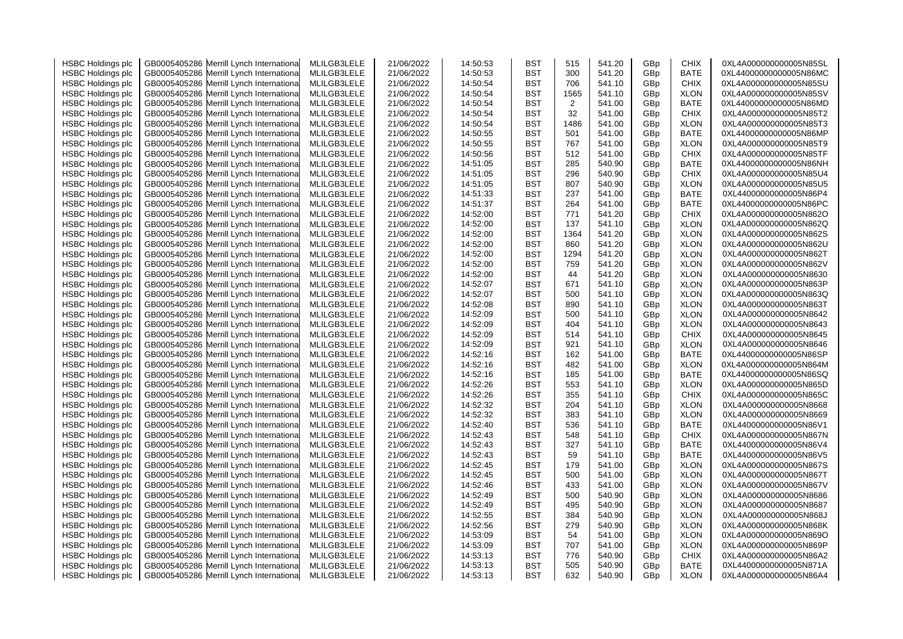| | | | | | | | | | | | |
|---|---|---|---|---|---|---|---|---|---|---|---|
| HSBC Holdings plc | GB0005405286 | Merrill Lynch International | MLILGB3LELE | 21/06/2022 | 14:50:53 | BST | 515 | 541.20 | GBp | CHIX | 0XL4A000000000005N85SL |
| HSBC Holdings plc | GB0005405286 | Merrill Lynch International | MLILGB3LELE | 21/06/2022 | 14:50:53 | BST | 300 | 541.20 | GBp | BATE | 0XL44000000000005N86MC |
| HSBC Holdings plc | GB0005405286 | Merrill Lynch International | MLILGB3LELE | 21/06/2022 | 14:50:54 | BST | 706 | 541.10 | GBp | CHIX | 0XL4A000000000005N85SU |
| HSBC Holdings plc | GB0005405286 | Merrill Lynch International | MLILGB3LELE | 21/06/2022 | 14:50:54 | BST | 1565 | 541.10 | GBp | XLON | 0XL4A000000000005N85SV |
| HSBC Holdings plc | GB0005405286 | Merrill Lynch International | MLILGB3LELE | 21/06/2022 | 14:50:54 | BST | 2 | 541.00 | GBp | BATE | 0XL44000000000005N86MD |
| HSBC Holdings plc | GB0005405286 | Merrill Lynch International | MLILGB3LELE | 21/06/2022 | 14:50:54 | BST | 32 | 541.00 | GBp | CHIX | 0XL4A000000000005N85T2 |
| HSBC Holdings plc | GB0005405286 | Merrill Lynch International | MLILGB3LELE | 21/06/2022 | 14:50:54 | BST | 1486 | 541.00 | GBp | XLON | 0XL4A000000000005N85T3 |
| HSBC Holdings plc | GB0005405286 | Merrill Lynch International | MLILGB3LELE | 21/06/2022 | 14:50:55 | BST | 501 | 541.00 | GBp | BATE | 0XL44000000000005N86MP |
| HSBC Holdings plc | GB0005405286 | Merrill Lynch International | MLILGB3LELE | 21/06/2022 | 14:50:55 | BST | 767 | 541.00 | GBp | XLON | 0XL4A000000000005N85T9 |
| HSBC Holdings plc | GB0005405286 | Merrill Lynch International | MLILGB3LELE | 21/06/2022 | 14:50:56 | BST | 512 | 541.00 | GBp | CHIX | 0XL4A000000000005N85TF |
| HSBC Holdings plc | GB0005405286 | Merrill Lynch International | MLILGB3LELE | 21/06/2022 | 14:51:05 | BST | 285 | 540.90 | GBp | BATE | 0XL44000000000005N86NH |
| HSBC Holdings plc | GB0005405286 | Merrill Lynch International | MLILGB3LELE | 21/06/2022 | 14:51:05 | BST | 296 | 540.90 | GBp | CHIX | 0XL4A000000000005N85U4 |
| HSBC Holdings plc | GB0005405286 | Merrill Lynch International | MLILGB3LELE | 21/06/2022 | 14:51:05 | BST | 807 | 540.90 | GBp | XLON | 0XL4A000000000005N85U5 |
| HSBC Holdings plc | GB0005405286 | Merrill Lynch International | MLILGB3LELE | 21/06/2022 | 14:51:33 | BST | 237 | 541.00 | GBp | BATE | 0XL44000000000005N86P4 |
| HSBC Holdings plc | GB0005405286 | Merrill Lynch International | MLILGB3LELE | 21/06/2022 | 14:51:37 | BST | 264 | 541.00 | GBp | BATE | 0XL44000000000005N86PC |
| HSBC Holdings plc | GB0005405286 | Merrill Lynch International | MLILGB3LELE | 21/06/2022 | 14:52:00 | BST | 771 | 541.20 | GBp | CHIX | 0XL4A000000000005N862O |
| HSBC Holdings plc | GB0005405286 | Merrill Lynch International | MLILGB3LELE | 21/06/2022 | 14:52:00 | BST | 137 | 541.10 | GBp | XLON | 0XL4A000000000005N862Q |
| HSBC Holdings plc | GB0005405286 | Merrill Lynch International | MLILGB3LELE | 21/06/2022 | 14:52:00 | BST | 1364 | 541.20 | GBp | XLON | 0XL4A000000000005N862S |
| HSBC Holdings plc | GB0005405286 | Merrill Lynch International | MLILGB3LELE | 21/06/2022 | 14:52:00 | BST | 860 | 541.20 | GBp | XLON | 0XL4A000000000005N862U |
| HSBC Holdings plc | GB0005405286 | Merrill Lynch International | MLILGB3LELE | 21/06/2022 | 14:52:00 | BST | 1294 | 541.20 | GBp | XLON | 0XL4A000000000005N862T |
| HSBC Holdings plc | GB0005405286 | Merrill Lynch International | MLILGB3LELE | 21/06/2022 | 14:52:00 | BST | 759 | 541.20 | GBp | XLON | 0XL4A000000000005N862V |
| HSBC Holdings plc | GB0005405286 | Merrill Lynch International | MLILGB3LELE | 21/06/2022 | 14:52:00 | BST | 44 | 541.20 | GBp | XLON | 0XL4A000000000005N8630 |
| HSBC Holdings plc | GB0005405286 | Merrill Lynch International | MLILGB3LELE | 21/06/2022 | 14:52:07 | BST | 671 | 541.10 | GBp | XLON | 0XL4A000000000005N863P |
| HSBC Holdings plc | GB0005405286 | Merrill Lynch International | MLILGB3LELE | 21/06/2022 | 14:52:07 | BST | 500 | 541.10 | GBp | XLON | 0XL4A000000000005N863Q |
| HSBC Holdings plc | GB0005405286 | Merrill Lynch International | MLILGB3LELE | 21/06/2022 | 14:52:08 | BST | 890 | 541.10 | GBp | XLON | 0XL4A000000000005N863T |
| HSBC Holdings plc | GB0005405286 | Merrill Lynch International | MLILGB3LELE | 21/06/2022 | 14:52:09 | BST | 500 | 541.10 | GBp | XLON | 0XL4A000000000005N8642 |
| HSBC Holdings plc | GB0005405286 | Merrill Lynch International | MLILGB3LELE | 21/06/2022 | 14:52:09 | BST | 404 | 541.10 | GBp | XLON | 0XL4A000000000005N8643 |
| HSBC Holdings plc | GB0005405286 | Merrill Lynch International | MLILGB3LELE | 21/06/2022 | 14:52:09 | BST | 514 | 541.10 | GBp | CHIX | 0XL4A000000000005N8645 |
| HSBC Holdings plc | GB0005405286 | Merrill Lynch International | MLILGB3LELE | 21/06/2022 | 14:52:09 | BST | 921 | 541.10 | GBp | XLON | 0XL4A000000000005N8646 |
| HSBC Holdings plc | GB0005405286 | Merrill Lynch International | MLILGB3LELE | 21/06/2022 | 14:52:16 | BST | 162 | 541.00 | GBp | BATE | 0XL44000000000005N86SP |
| HSBC Holdings plc | GB0005405286 | Merrill Lynch International | MLILGB3LELE | 21/06/2022 | 14:52:16 | BST | 482 | 541.00 | GBp | XLON | 0XL4A000000000005N864M |
| HSBC Holdings plc | GB0005405286 | Merrill Lynch International | MLILGB3LELE | 21/06/2022 | 14:52:16 | BST | 185 | 541.00 | GBp | BATE | 0XL44000000000005N86SQ |
| HSBC Holdings plc | GB0005405286 | Merrill Lynch International | MLILGB3LELE | 21/06/2022 | 14:52:26 | BST | 553 | 541.10 | GBp | XLON | 0XL4A000000000005N865D |
| HSBC Holdings plc | GB0005405286 | Merrill Lynch International | MLILGB3LELE | 21/06/2022 | 14:52:26 | BST | 355 | 541.10 | GBp | CHIX | 0XL4A000000000005N865C |
| HSBC Holdings plc | GB0005405286 | Merrill Lynch International | MLILGB3LELE | 21/06/2022 | 14:52:32 | BST | 204 | 541.10 | GBp | XLON | 0XL4A000000000005N8668 |
| HSBC Holdings plc | GB0005405286 | Merrill Lynch International | MLILGB3LELE | 21/06/2022 | 14:52:32 | BST | 383 | 541.10 | GBp | XLON | 0XL4A000000000005N8669 |
| HSBC Holdings plc | GB0005405286 | Merrill Lynch International | MLILGB3LELE | 21/06/2022 | 14:52:40 | BST | 536 | 541.10 | GBp | BATE | 0XL44000000000005N86V1 |
| HSBC Holdings plc | GB0005405286 | Merrill Lynch International | MLILGB3LELE | 21/06/2022 | 14:52:43 | BST | 548 | 541.10 | GBp | CHIX | 0XL4A000000000005N867N |
| HSBC Holdings plc | GB0005405286 | Merrill Lynch International | MLILGB3LELE | 21/06/2022 | 14:52:43 | BST | 327 | 541.10 | GBp | BATE | 0XL44000000000005N86V4 |
| HSBC Holdings plc | GB0005405286 | Merrill Lynch International | MLILGB3LELE | 21/06/2022 | 14:52:43 | BST | 59 | 541.10 | GBp | BATE | 0XL44000000000005N86V5 |
| HSBC Holdings plc | GB0005405286 | Merrill Lynch International | MLILGB3LELE | 21/06/2022 | 14:52:45 | BST | 179 | 541.00 | GBp | XLON | 0XL4A000000000005N867S |
| HSBC Holdings plc | GB0005405286 | Merrill Lynch International | MLILGB3LELE | 21/06/2022 | 14:52:45 | BST | 500 | 541.00 | GBp | XLON | 0XL4A000000000005N867T |
| HSBC Holdings plc | GB0005405286 | Merrill Lynch International | MLILGB3LELE | 21/06/2022 | 14:52:46 | BST | 433 | 541.00 | GBp | XLON | 0XL4A000000000005N867V |
| HSBC Holdings plc | GB0005405286 | Merrill Lynch International | MLILGB3LELE | 21/06/2022 | 14:52:49 | BST | 500 | 540.90 | GBp | XLON | 0XL4A000000000005N8686 |
| HSBC Holdings plc | GB0005405286 | Merrill Lynch International | MLILGB3LELE | 21/06/2022 | 14:52:49 | BST | 495 | 540.90 | GBp | XLON | 0XL4A000000000005N8687 |
| HSBC Holdings plc | GB0005405286 | Merrill Lynch International | MLILGB3LELE | 21/06/2022 | 14:52:55 | BST | 384 | 540.90 | GBp | XLON | 0XL4A000000000005N868J |
| HSBC Holdings plc | GB0005405286 | Merrill Lynch International | MLILGB3LELE | 21/06/2022 | 14:52:56 | BST | 279 | 540.90 | GBp | XLON | 0XL4A000000000005N868K |
| HSBC Holdings plc | GB0005405286 | Merrill Lynch International | MLILGB3LELE | 21/06/2022 | 14:53:09 | BST | 54 | 541.00 | GBp | XLON | 0XL4A000000000005N869O |
| HSBC Holdings plc | GB0005405286 | Merrill Lynch International | MLILGB3LELE | 21/06/2022 | 14:53:09 | BST | 707 | 541.00 | GBp | XLON | 0XL4A000000000005N869P |
| HSBC Holdings plc | GB0005405286 | Merrill Lynch International | MLILGB3LELE | 21/06/2022 | 14:53:13 | BST | 776 | 540.90 | GBp | CHIX | 0XL4A000000000005N86A2 |
| HSBC Holdings plc | GB0005405286 | Merrill Lynch International | MLILGB3LELE | 21/06/2022 | 14:53:13 | BST | 505 | 540.90 | GBp | BATE | 0XL44000000000005N871A |
| HSBC Holdings plc | GB0005405286 | Merrill Lynch International | MLILGB3LELE | 21/06/2022 | 14:53:13 | BST | 632 | 540.90 | GBp | XLON | 0XL4A000000000005N86A4 |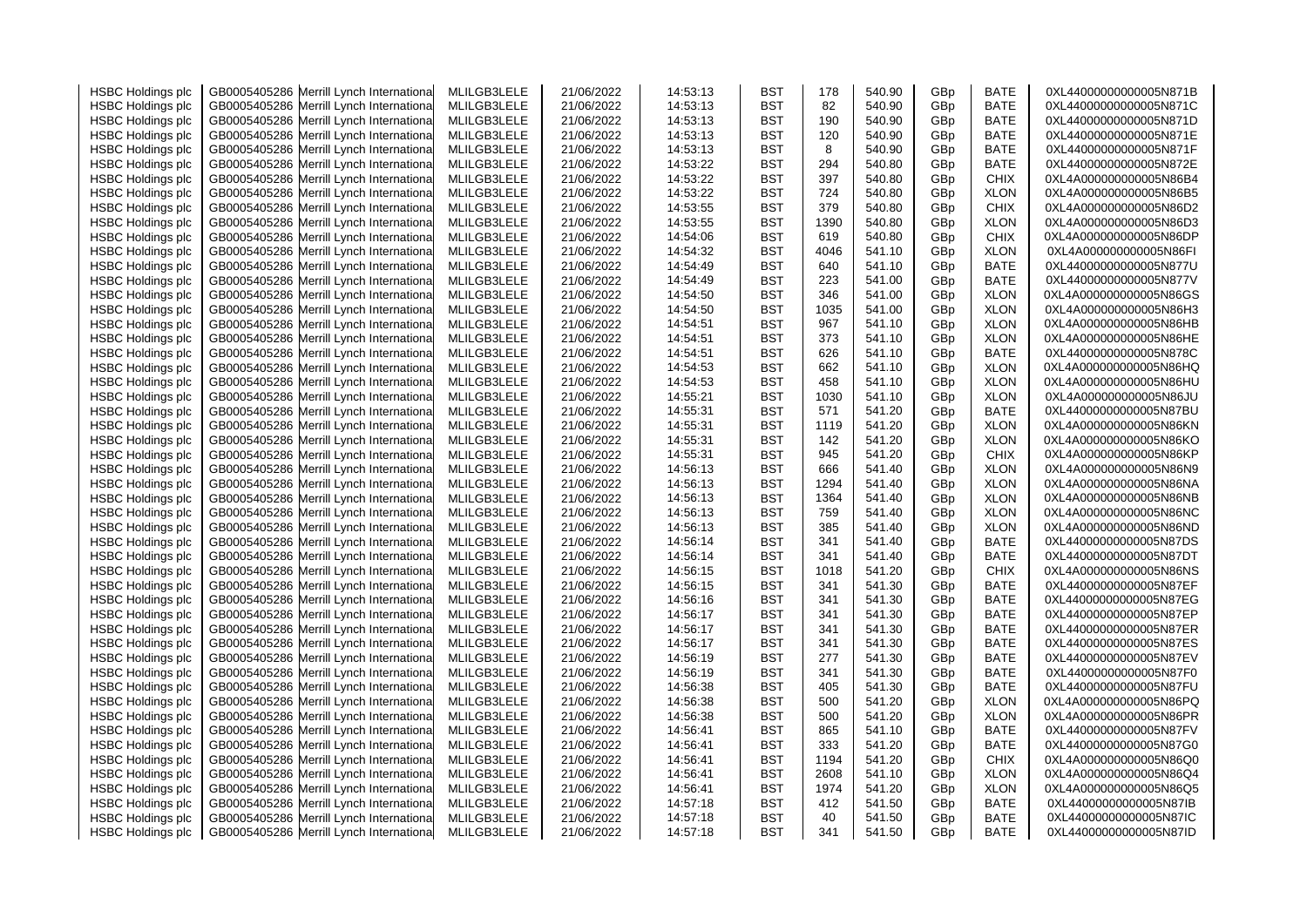| | | | | | | | | | | | |
|---|---|---|---|---|---|---|---|---|---|---|---|
| HSBC Holdings plc | GB0005405286 | Merrill Lynch International | MLILGB3LELE | 21/06/2022 | 14:53:13 | BST | 178 | 540.90 | GBp | BATE | 0XL44000000000005N871B |
| HSBC Holdings plc | GB0005405286 | Merrill Lynch International | MLILGB3LELE | 21/06/2022 | 14:53:13 | BST | 82 | 540.90 | GBp | BATE | 0XL44000000000005N871C |
| HSBC Holdings plc | GB0005405286 | Merrill Lynch International | MLILGB3LELE | 21/06/2022 | 14:53:13 | BST | 190 | 540.90 | GBp | BATE | 0XL44000000000005N871D |
| HSBC Holdings plc | GB0005405286 | Merrill Lynch International | MLILGB3LELE | 21/06/2022 | 14:53:13 | BST | 120 | 540.90 | GBp | BATE | 0XL44000000000005N871E |
| HSBC Holdings plc | GB0005405286 | Merrill Lynch International | MLILGB3LELE | 21/06/2022 | 14:53:13 | BST | 8 | 540.90 | GBp | BATE | 0XL44000000000005N871F |
| HSBC Holdings plc | GB0005405286 | Merrill Lynch International | MLILGB3LELE | 21/06/2022 | 14:53:22 | BST | 294 | 540.80 | GBp | BATE | 0XL44000000000005N872E |
| HSBC Holdings plc | GB0005405286 | Merrill Lynch International | MLILGB3LELE | 21/06/2022 | 14:53:22 | BST | 397 | 540.80 | GBp | CHIX | 0XL4A000000000005N86B4 |
| HSBC Holdings plc | GB0005405286 | Merrill Lynch International | MLILGB3LELE | 21/06/2022 | 14:53:22 | BST | 724 | 540.80 | GBp | XLON | 0XL4A000000000005N86B5 |
| HSBC Holdings plc | GB0005405286 | Merrill Lynch International | MLILGB3LELE | 21/06/2022 | 14:53:55 | BST | 379 | 540.80 | GBp | CHIX | 0XL4A000000000005N86D2 |
| HSBC Holdings plc | GB0005405286 | Merrill Lynch International | MLILGB3LELE | 21/06/2022 | 14:53:55 | BST | 1390 | 540.80 | GBp | XLON | 0XL4A000000000005N86D3 |
| HSBC Holdings plc | GB0005405286 | Merrill Lynch International | MLILGB3LELE | 21/06/2022 | 14:54:06 | BST | 619 | 540.80 | GBp | CHIX | 0XL4A000000000005N86DP |
| HSBC Holdings plc | GB0005405286 | Merrill Lynch International | MLILGB3LELE | 21/06/2022 | 14:54:32 | BST | 4046 | 541.10 | GBp | XLON | 0XL4A000000000005N86FI |
| HSBC Holdings plc | GB0005405286 | Merrill Lynch International | MLILGB3LELE | 21/06/2022 | 14:54:49 | BST | 640 | 541.10 | GBp | BATE | 0XL44000000000005N877U |
| HSBC Holdings plc | GB0005405286 | Merrill Lynch International | MLILGB3LELE | 21/06/2022 | 14:54:49 | BST | 223 | 541.00 | GBp | BATE | 0XL44000000000005N877V |
| HSBC Holdings plc | GB0005405286 | Merrill Lynch International | MLILGB3LELE | 21/06/2022 | 14:54:50 | BST | 346 | 541.00 | GBp | XLON | 0XL4A000000000005N86GS |
| HSBC Holdings plc | GB0005405286 | Merrill Lynch International | MLILGB3LELE | 21/06/2022 | 14:54:50 | BST | 1035 | 541.00 | GBp | XLON | 0XL4A000000000005N86H3 |
| HSBC Holdings plc | GB0005405286 | Merrill Lynch International | MLILGB3LELE | 21/06/2022 | 14:54:51 | BST | 967 | 541.10 | GBp | XLON | 0XL4A000000000005N86HB |
| HSBC Holdings plc | GB0005405286 | Merrill Lynch International | MLILGB3LELE | 21/06/2022 | 14:54:51 | BST | 373 | 541.10 | GBp | XLON | 0XL4A000000000005N86HE |
| HSBC Holdings plc | GB0005405286 | Merrill Lynch International | MLILGB3LELE | 21/06/2022 | 14:54:51 | BST | 626 | 541.10 | GBp | BATE | 0XL44000000000005N878C |
| HSBC Holdings plc | GB0005405286 | Merrill Lynch International | MLILGB3LELE | 21/06/2022 | 14:54:53 | BST | 662 | 541.10 | GBp | XLON | 0XL4A000000000005N86HQ |
| HSBC Holdings plc | GB0005405286 | Merrill Lynch International | MLILGB3LELE | 21/06/2022 | 14:54:53 | BST | 458 | 541.10 | GBp | XLON | 0XL4A000000000005N86HU |
| HSBC Holdings plc | GB0005405286 | Merrill Lynch International | MLILGB3LELE | 21/06/2022 | 14:55:21 | BST | 1030 | 541.10 | GBp | XLON | 0XL4A000000000005N86JU |
| HSBC Holdings plc | GB0005405286 | Merrill Lynch International | MLILGB3LELE | 21/06/2022 | 14:55:31 | BST | 571 | 541.20 | GBp | BATE | 0XL44000000000005N87BU |
| HSBC Holdings plc | GB0005405286 | Merrill Lynch International | MLILGB3LELE | 21/06/2022 | 14:55:31 | BST | 1119 | 541.20 | GBp | XLON | 0XL4A000000000005N86KN |
| HSBC Holdings plc | GB0005405286 | Merrill Lynch International | MLILGB3LELE | 21/06/2022 | 14:55:31 | BST | 142 | 541.20 | GBp | XLON | 0XL4A000000000005N86KO |
| HSBC Holdings plc | GB0005405286 | Merrill Lynch International | MLILGB3LELE | 21/06/2022 | 14:55:31 | BST | 945 | 541.20 | GBp | CHIX | 0XL4A000000000005N86KP |
| HSBC Holdings plc | GB0005405286 | Merrill Lynch International | MLILGB3LELE | 21/06/2022 | 14:56:13 | BST | 666 | 541.40 | GBp | XLON | 0XL4A000000000005N86N9 |
| HSBC Holdings plc | GB0005405286 | Merrill Lynch International | MLILGB3LELE | 21/06/2022 | 14:56:13 | BST | 1294 | 541.40 | GBp | XLON | 0XL4A000000000005N86NA |
| HSBC Holdings plc | GB0005405286 | Merrill Lynch International | MLILGB3LELE | 21/06/2022 | 14:56:13 | BST | 1364 | 541.40 | GBp | XLON | 0XL4A000000000005N86NB |
| HSBC Holdings plc | GB0005405286 | Merrill Lynch International | MLILGB3LELE | 21/06/2022 | 14:56:13 | BST | 759 | 541.40 | GBp | XLON | 0XL4A000000000005N86NC |
| HSBC Holdings plc | GB0005405286 | Merrill Lynch International | MLILGB3LELE | 21/06/2022 | 14:56:13 | BST | 385 | 541.40 | GBp | XLON | 0XL4A000000000005N86ND |
| HSBC Holdings plc | GB0005405286 | Merrill Lynch International | MLILGB3LELE | 21/06/2022 | 14:56:14 | BST | 341 | 541.40 | GBp | BATE | 0XL44000000000005N87DS |
| HSBC Holdings plc | GB0005405286 | Merrill Lynch International | MLILGB3LELE | 21/06/2022 | 14:56:14 | BST | 341 | 541.40 | GBp | BATE | 0XL44000000000005N87DT |
| HSBC Holdings plc | GB0005405286 | Merrill Lynch International | MLILGB3LELE | 21/06/2022 | 14:56:15 | BST | 1018 | 541.20 | GBp | CHIX | 0XL4A000000000005N86NS |
| HSBC Holdings plc | GB0005405286 | Merrill Lynch International | MLILGB3LELE | 21/06/2022 | 14:56:15 | BST | 341 | 541.30 | GBp | BATE | 0XL44000000000005N87EF |
| HSBC Holdings plc | GB0005405286 | Merrill Lynch International | MLILGB3LELE | 21/06/2022 | 14:56:16 | BST | 341 | 541.30 | GBp | BATE | 0XL44000000000005N87EG |
| HSBC Holdings plc | GB0005405286 | Merrill Lynch International | MLILGB3LELE | 21/06/2022 | 14:56:17 | BST | 341 | 541.30 | GBp | BATE | 0XL44000000000005N87EP |
| HSBC Holdings plc | GB0005405286 | Merrill Lynch International | MLILGB3LELE | 21/06/2022 | 14:56:17 | BST | 341 | 541.30 | GBp | BATE | 0XL44000000000005N87ER |
| HSBC Holdings plc | GB0005405286 | Merrill Lynch International | MLILGB3LELE | 21/06/2022 | 14:56:17 | BST | 341 | 541.30 | GBp | BATE | 0XL44000000000005N87ES |
| HSBC Holdings plc | GB0005405286 | Merrill Lynch International | MLILGB3LELE | 21/06/2022 | 14:56:19 | BST | 277 | 541.30 | GBp | BATE | 0XL44000000000005N87EV |
| HSBC Holdings plc | GB0005405286 | Merrill Lynch International | MLILGB3LELE | 21/06/2022 | 14:56:19 | BST | 341 | 541.30 | GBp | BATE | 0XL44000000000005N87F0 |
| HSBC Holdings plc | GB0005405286 | Merrill Lynch International | MLILGB3LELE | 21/06/2022 | 14:56:38 | BST | 405 | 541.30 | GBp | BATE | 0XL44000000000005N87FU |
| HSBC Holdings plc | GB0005405286 | Merrill Lynch International | MLILGB3LELE | 21/06/2022 | 14:56:38 | BST | 500 | 541.20 | GBp | XLON | 0XL4A000000000005N86PQ |
| HSBC Holdings plc | GB0005405286 | Merrill Lynch International | MLILGB3LELE | 21/06/2022 | 14:56:38 | BST | 500 | 541.20 | GBp | XLON | 0XL4A000000000005N86PR |
| HSBC Holdings plc | GB0005405286 | Merrill Lynch International | MLILGB3LELE | 21/06/2022 | 14:56:41 | BST | 865 | 541.10 | GBp | BATE | 0XL44000000000005N87FV |
| HSBC Holdings plc | GB0005405286 | Merrill Lynch International | MLILGB3LELE | 21/06/2022 | 14:56:41 | BST | 333 | 541.20 | GBp | BATE | 0XL44000000000005N87G0 |
| HSBC Holdings plc | GB0005405286 | Merrill Lynch International | MLILGB3LELE | 21/06/2022 | 14:56:41 | BST | 1194 | 541.20 | GBp | CHIX | 0XL4A000000000005N86Q0 |
| HSBC Holdings plc | GB0005405286 | Merrill Lynch International | MLILGB3LELE | 21/06/2022 | 14:56:41 | BST | 2608 | 541.10 | GBp | XLON | 0XL4A000000000005N86Q4 |
| HSBC Holdings plc | GB0005405286 | Merrill Lynch International | MLILGB3LELE | 21/06/2022 | 14:56:41 | BST | 1974 | 541.20 | GBp | XLON | 0XL4A000000000005N86Q5 |
| HSBC Holdings plc | GB0005405286 | Merrill Lynch International | MLILGB3LELE | 21/06/2022 | 14:57:18 | BST | 412 | 541.50 | GBp | BATE | 0XL44000000000005N87IB |
| HSBC Holdings plc | GB0005405286 | Merrill Lynch International | MLILGB3LELE | 21/06/2022 | 14:57:18 | BST | 40 | 541.50 | GBp | BATE | 0XL44000000000005N87IC |
| HSBC Holdings plc | GB0005405286 | Merrill Lynch International | MLILGB3LELE | 21/06/2022 | 14:57:18 | BST | 341 | 541.50 | GBp | BATE | 0XL44000000000005N87ID |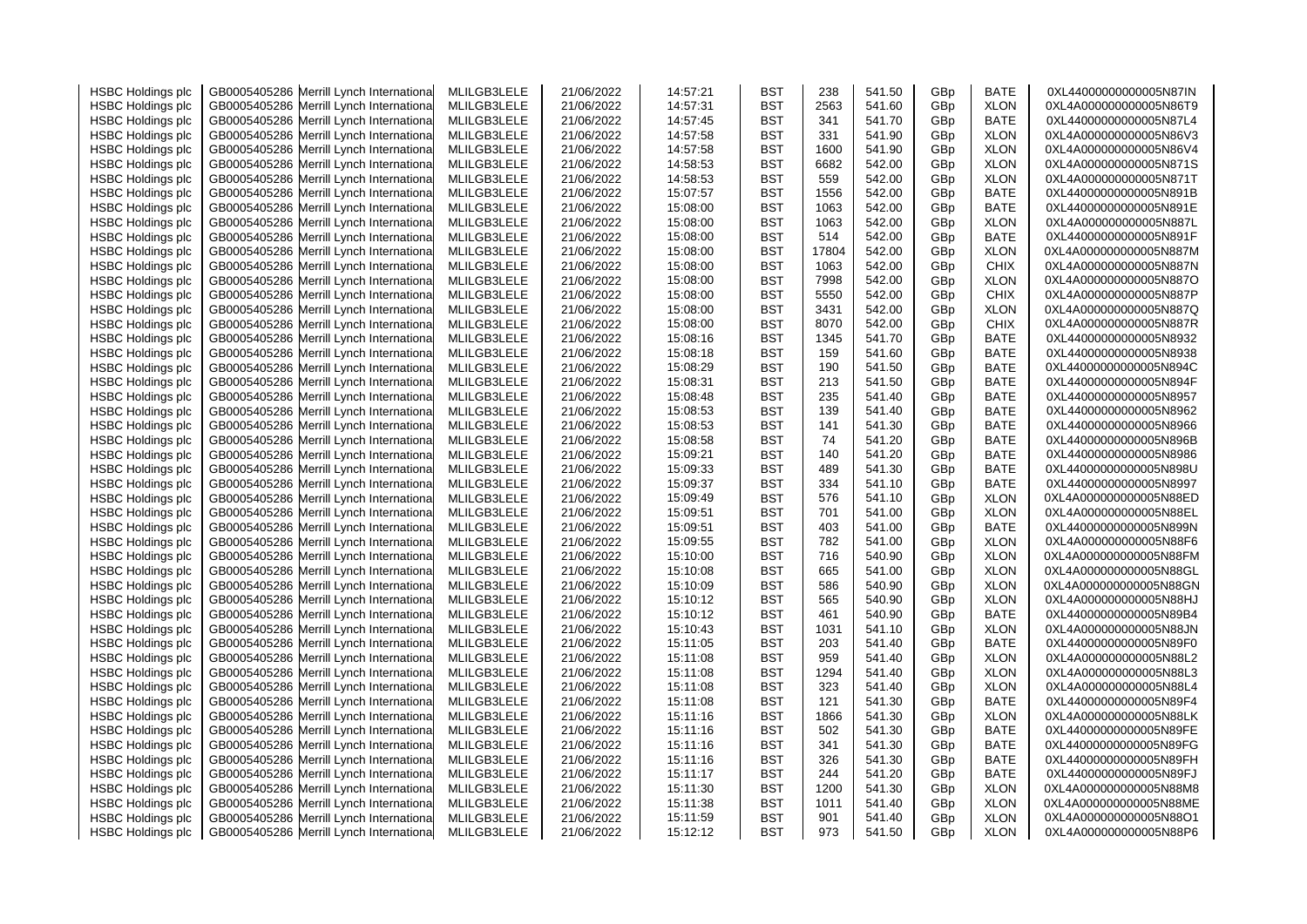| | | | | | | | | | | | |
|---|---|---|---|---|---|---|---|---|---|---|---|
| HSBC Holdings plc | GB0005405286 | Merrill Lynch International | MLILGB3LELE | 21/06/2022 | 14:57:21 | BST | 238 | 541.50 | GBp | BATE | 0XL44000000000005N87IN |
| HSBC Holdings plc | GB0005405286 | Merrill Lynch International | MLILGB3LELE | 21/06/2022 | 14:57:31 | BST | 2563 | 541.60 | GBp | XLON | 0XL4A000000000005N86T9 |
| HSBC Holdings plc | GB0005405286 | Merrill Lynch International | MLILGB3LELE | 21/06/2022 | 14:57:45 | BST | 341 | 541.70 | GBp | BATE | 0XL44000000000005N87L4 |
| HSBC Holdings plc | GB0005405286 | Merrill Lynch International | MLILGB3LELE | 21/06/2022 | 14:57:58 | BST | 331 | 541.90 | GBp | XLON | 0XL4A000000000005N86V3 |
| HSBC Holdings plc | GB0005405286 | Merrill Lynch International | MLILGB3LELE | 21/06/2022 | 14:57:58 | BST | 1600 | 541.90 | GBp | XLON | 0XL4A000000000005N86V4 |
| HSBC Holdings plc | GB0005405286 | Merrill Lynch International | MLILGB3LELE | 21/06/2022 | 14:58:53 | BST | 6682 | 542.00 | GBp | XLON | 0XL4A000000000005N871S |
| HSBC Holdings plc | GB0005405286 | Merrill Lynch International | MLILGB3LELE | 21/06/2022 | 14:58:53 | BST | 559 | 542.00 | GBp | XLON | 0XL4A000000000005N871T |
| HSBC Holdings plc | GB0005405286 | Merrill Lynch International | MLILGB3LELE | 21/06/2022 | 15:07:57 | BST | 1556 | 542.00 | GBp | BATE | 0XL44000000000005N891B |
| HSBC Holdings plc | GB0005405286 | Merrill Lynch International | MLILGB3LELE | 21/06/2022 | 15:08:00 | BST | 1063 | 542.00 | GBp | BATE | 0XL44000000000005N891E |
| HSBC Holdings plc | GB0005405286 | Merrill Lynch International | MLILGB3LELE | 21/06/2022 | 15:08:00 | BST | 1063 | 542.00 | GBp | XLON | 0XL4A000000000005N887L |
| HSBC Holdings plc | GB0005405286 | Merrill Lynch International | MLILGB3LELE | 21/06/2022 | 15:08:00 | BST | 514 | 542.00 | GBp | BATE | 0XL44000000000005N891F |
| HSBC Holdings plc | GB0005405286 | Merrill Lynch International | MLILGB3LELE | 21/06/2022 | 15:08:00 | BST | 17804 | 542.00 | GBp | XLON | 0XL4A000000000005N887M |
| HSBC Holdings plc | GB0005405286 | Merrill Lynch International | MLILGB3LELE | 21/06/2022 | 15:08:00 | BST | 1063 | 542.00 | GBp | CHIX | 0XL4A000000000005N887N |
| HSBC Holdings plc | GB0005405286 | Merrill Lynch International | MLILGB3LELE | 21/06/2022 | 15:08:00 | BST | 7998 | 542.00 | GBp | XLON | 0XL4A000000000005N887O |
| HSBC Holdings plc | GB0005405286 | Merrill Lynch International | MLILGB3LELE | 21/06/2022 | 15:08:00 | BST | 5550 | 542.00 | GBp | CHIX | 0XL4A000000000005N887P |
| HSBC Holdings plc | GB0005405286 | Merrill Lynch International | MLILGB3LELE | 21/06/2022 | 15:08:00 | BST | 3431 | 542.00 | GBp | XLON | 0XL4A000000000005N887Q |
| HSBC Holdings plc | GB0005405286 | Merrill Lynch International | MLILGB3LELE | 21/06/2022 | 15:08:00 | BST | 8070 | 542.00 | GBp | CHIX | 0XL4A000000000005N887R |
| HSBC Holdings plc | GB0005405286 | Merrill Lynch International | MLILGB3LELE | 21/06/2022 | 15:08:16 | BST | 1345 | 541.70 | GBp | BATE | 0XL44000000000005N8932 |
| HSBC Holdings plc | GB0005405286 | Merrill Lynch International | MLILGB3LELE | 21/06/2022 | 15:08:18 | BST | 159 | 541.60 | GBp | BATE | 0XL44000000000005N8938 |
| HSBC Holdings plc | GB0005405286 | Merrill Lynch International | MLILGB3LELE | 21/06/2022 | 15:08:29 | BST | 190 | 541.50 | GBp | BATE | 0XL44000000000005N894C |
| HSBC Holdings plc | GB0005405286 | Merrill Lynch International | MLILGB3LELE | 21/06/2022 | 15:08:31 | BST | 213 | 541.50 | GBp | BATE | 0XL44000000000005N894F |
| HSBC Holdings plc | GB0005405286 | Merrill Lynch International | MLILGB3LELE | 21/06/2022 | 15:08:48 | BST | 235 | 541.40 | GBp | BATE | 0XL44000000000005N8957 |
| HSBC Holdings plc | GB0005405286 | Merrill Lynch International | MLILGB3LELE | 21/06/2022 | 15:08:53 | BST | 139 | 541.40 | GBp | BATE | 0XL44000000000005N8962 |
| HSBC Holdings plc | GB0005405286 | Merrill Lynch International | MLILGB3LELE | 21/06/2022 | 15:08:53 | BST | 141 | 541.30 | GBp | BATE | 0XL44000000000005N8966 |
| HSBC Holdings plc | GB0005405286 | Merrill Lynch International | MLILGB3LELE | 21/06/2022 | 15:08:58 | BST | 74 | 541.20 | GBp | BATE | 0XL44000000000005N896B |
| HSBC Holdings plc | GB0005405286 | Merrill Lynch International | MLILGB3LELE | 21/06/2022 | 15:09:21 | BST | 140 | 541.20 | GBp | BATE | 0XL44000000000005N8986 |
| HSBC Holdings plc | GB0005405286 | Merrill Lynch International | MLILGB3LELE | 21/06/2022 | 15:09:33 | BST | 489 | 541.30 | GBp | BATE | 0XL44000000000005N898U |
| HSBC Holdings plc | GB0005405286 | Merrill Lynch International | MLILGB3LELE | 21/06/2022 | 15:09:37 | BST | 334 | 541.10 | GBp | BATE | 0XL44000000000005N8997 |
| HSBC Holdings plc | GB0005405286 | Merrill Lynch International | MLILGB3LELE | 21/06/2022 | 15:09:49 | BST | 576 | 541.10 | GBp | XLON | 0XL4A000000000005N88ED |
| HSBC Holdings plc | GB0005405286 | Merrill Lynch International | MLILGB3LELE | 21/06/2022 | 15:09:51 | BST | 701 | 541.00 | GBp | XLON | 0XL4A000000000005N88EL |
| HSBC Holdings plc | GB0005405286 | Merrill Lynch International | MLILGB3LELE | 21/06/2022 | 15:09:51 | BST | 403 | 541.00 | GBp | BATE | 0XL44000000000005N899N |
| HSBC Holdings plc | GB0005405286 | Merrill Lynch International | MLILGB3LELE | 21/06/2022 | 15:09:55 | BST | 782 | 541.00 | GBp | XLON | 0XL4A000000000005N88F6 |
| HSBC Holdings plc | GB0005405286 | Merrill Lynch International | MLILGB3LELE | 21/06/2022 | 15:10:00 | BST | 716 | 540.90 | GBp | XLON | 0XL4A000000000005N88FM |
| HSBC Holdings plc | GB0005405286 | Merrill Lynch International | MLILGB3LELE | 21/06/2022 | 15:10:08 | BST | 665 | 541.00 | GBp | XLON | 0XL4A000000000005N88GL |
| HSBC Holdings plc | GB0005405286 | Merrill Lynch International | MLILGB3LELE | 21/06/2022 | 15:10:09 | BST | 586 | 540.90 | GBp | XLON | 0XL4A000000000005N88GN |
| HSBC Holdings plc | GB0005405286 | Merrill Lynch International | MLILGB3LELE | 21/06/2022 | 15:10:12 | BST | 565 | 540.90 | GBp | XLON | 0XL4A000000000005N88HJ |
| HSBC Holdings plc | GB0005405286 | Merrill Lynch International | MLILGB3LELE | 21/06/2022 | 15:10:12 | BST | 461 | 540.90 | GBp | BATE | 0XL44000000000005N89B4 |
| HSBC Holdings plc | GB0005405286 | Merrill Lynch International | MLILGB3LELE | 21/06/2022 | 15:10:43 | BST | 1031 | 541.10 | GBp | XLON | 0XL4A000000000005N88JN |
| HSBC Holdings plc | GB0005405286 | Merrill Lynch International | MLILGB3LELE | 21/06/2022 | 15:11:05 | BST | 203 | 541.40 | GBp | BATE | 0XL44000000000005N89F0 |
| HSBC Holdings plc | GB0005405286 | Merrill Lynch International | MLILGB3LELE | 21/06/2022 | 15:11:08 | BST | 959 | 541.40 | GBp | XLON | 0XL4A000000000005N88L2 |
| HSBC Holdings plc | GB0005405286 | Merrill Lynch International | MLILGB3LELE | 21/06/2022 | 15:11:08 | BST | 1294 | 541.40 | GBp | XLON | 0XL4A000000000005N88L3 |
| HSBC Holdings plc | GB0005405286 | Merrill Lynch International | MLILGB3LELE | 21/06/2022 | 15:11:08 | BST | 323 | 541.40 | GBp | XLON | 0XL4A000000000005N88L4 |
| HSBC Holdings plc | GB0005405286 | Merrill Lynch International | MLILGB3LELE | 21/06/2022 | 15:11:08 | BST | 121 | 541.30 | GBp | BATE | 0XL44000000000005N89F4 |
| HSBC Holdings plc | GB0005405286 | Merrill Lynch International | MLILGB3LELE | 21/06/2022 | 15:11:16 | BST | 1866 | 541.30 | GBp | XLON | 0XL4A000000000005N88LK |
| HSBC Holdings plc | GB0005405286 | Merrill Lynch International | MLILGB3LELE | 21/06/2022 | 15:11:16 | BST | 502 | 541.30 | GBp | BATE | 0XL44000000000005N89FE |
| HSBC Holdings plc | GB0005405286 | Merrill Lynch International | MLILGB3LELE | 21/06/2022 | 15:11:16 | BST | 341 | 541.30 | GBp | BATE | 0XL44000000000005N89FG |
| HSBC Holdings plc | GB0005405286 | Merrill Lynch International | MLILGB3LELE | 21/06/2022 | 15:11:16 | BST | 326 | 541.30 | GBp | BATE | 0XL44000000000005N89FH |
| HSBC Holdings plc | GB0005405286 | Merrill Lynch International | MLILGB3LELE | 21/06/2022 | 15:11:17 | BST | 244 | 541.20 | GBp | BATE | 0XL44000000000005N89FJ |
| HSBC Holdings plc | GB0005405286 | Merrill Lynch International | MLILGB3LELE | 21/06/2022 | 15:11:30 | BST | 1200 | 541.30 | GBp | XLON | 0XL4A000000000005N88M8 |
| HSBC Holdings plc | GB0005405286 | Merrill Lynch International | MLILGB3LELE | 21/06/2022 | 15:11:38 | BST | 1011 | 541.40 | GBp | XLON | 0XL4A000000000005N88ME |
| HSBC Holdings plc | GB0005405286 | Merrill Lynch International | MLILGB3LELE | 21/06/2022 | 15:11:59 | BST | 901 | 541.40 | GBp | XLON | 0XL4A000000000005N88O1 |
| HSBC Holdings plc | GB0005405286 | Merrill Lynch International | MLILGB3LELE | 21/06/2022 | 15:12:12 | BST | 973 | 541.50 | GBp | XLON | 0XL4A000000000005N88P6 |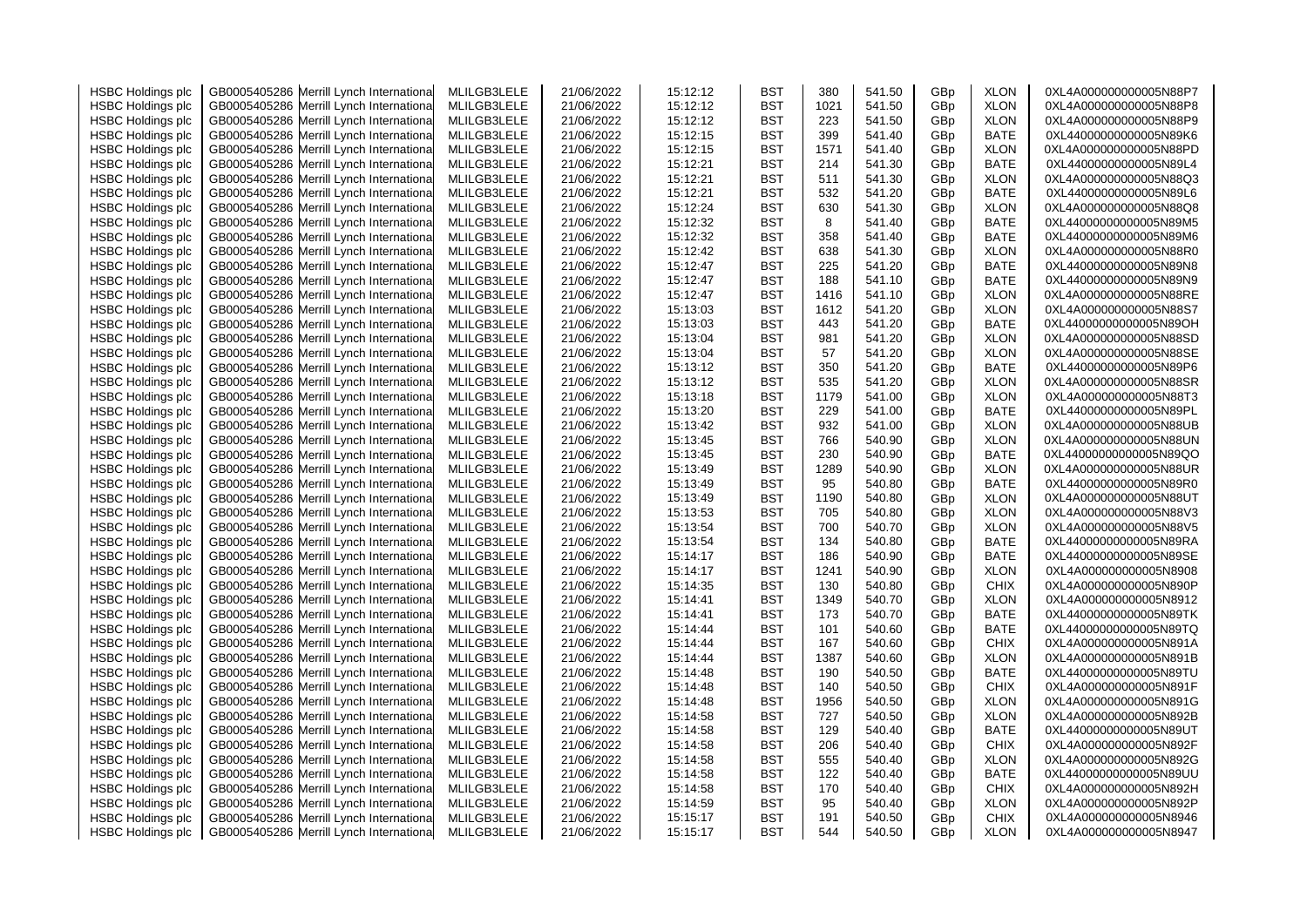| HSBC Holdings plc | GB0005405286 | Merrill Lynch International | MLILGB3LELE | 21/06/2022 | 15:12:12 | BST | 380 | 541.50 | GBp | XLON | 0XL4A000000000005N88P7 |
|---|---|---|---|---|---|---|---|---|---|---|---|
| HSBC Holdings plc | GB0005405286 | Merrill Lynch International | MLILGB3LELE | 21/06/2022 | 15:12:12 | BST | 1021 | 541.50 | GBp | XLON | 0XL4A000000000005N88P8 |
| HSBC Holdings plc | GB0005405286 | Merrill Lynch International | MLILGB3LELE | 21/06/2022 | 15:12:12 | BST | 223 | 541.50 | GBp | XLON | 0XL4A000000000005N88P9 |
| HSBC Holdings plc | GB0005405286 | Merrill Lynch International | MLILGB3LELE | 21/06/2022 | 15:12:15 | BST | 399 | 541.40 | GBp | BATE | 0XL44000000000005N89K6 |
| HSBC Holdings plc | GB0005405286 | Merrill Lynch International | MLILGB3LELE | 21/06/2022 | 15:12:15 | BST | 1571 | 541.40 | GBp | XLON | 0XL4A000000000005N88PD |
| HSBC Holdings plc | GB0005405286 | Merrill Lynch International | MLILGB3LELE | 21/06/2022 | 15:12:21 | BST | 214 | 541.30 | GBp | BATE | 0XL44000000000005N89L4 |
| HSBC Holdings plc | GB0005405286 | Merrill Lynch International | MLILGB3LELE | 21/06/2022 | 15:12:21 | BST | 511 | 541.30 | GBp | XLON | 0XL4A000000000005N88Q3 |
| HSBC Holdings plc | GB0005405286 | Merrill Lynch International | MLILGB3LELE | 21/06/2022 | 15:12:21 | BST | 532 | 541.20 | GBp | BATE | 0XL44000000000005N89L6 |
| HSBC Holdings plc | GB0005405286 | Merrill Lynch International | MLILGB3LELE | 21/06/2022 | 15:12:24 | BST | 630 | 541.30 | GBp | XLON | 0XL4A000000000005N88Q8 |
| HSBC Holdings plc | GB0005405286 | Merrill Lynch International | MLILGB3LELE | 21/06/2022 | 15:12:32 | BST | 8 | 541.40 | GBp | BATE | 0XL44000000000005N89M5 |
| HSBC Holdings plc | GB0005405286 | Merrill Lynch International | MLILGB3LELE | 21/06/2022 | 15:12:32 | BST | 358 | 541.40 | GBp | BATE | 0XL44000000000005N89M6 |
| HSBC Holdings plc | GB0005405286 | Merrill Lynch International | MLILGB3LELE | 21/06/2022 | 15:12:42 | BST | 638 | 541.30 | GBp | XLON | 0XL4A000000000005N88R0 |
| HSBC Holdings plc | GB0005405286 | Merrill Lynch International | MLILGB3LELE | 21/06/2022 | 15:12:47 | BST | 225 | 541.20 | GBp | BATE | 0XL44000000000005N89N8 |
| HSBC Holdings plc | GB0005405286 | Merrill Lynch International | MLILGB3LELE | 21/06/2022 | 15:12:47 | BST | 188 | 541.10 | GBp | BATE | 0XL44000000000005N89N9 |
| HSBC Holdings plc | GB0005405286 | Merrill Lynch International | MLILGB3LELE | 21/06/2022 | 15:12:47 | BST | 1416 | 541.10 | GBp | XLON | 0XL4A000000000005N88RE |
| HSBC Holdings plc | GB0005405286 | Merrill Lynch International | MLILGB3LELE | 21/06/2022 | 15:13:03 | BST | 1612 | 541.20 | GBp | XLON | 0XL4A000000000005N88S7 |
| HSBC Holdings plc | GB0005405286 | Merrill Lynch International | MLILGB3LELE | 21/06/2022 | 15:13:03 | BST | 443 | 541.20 | GBp | BATE | 0XL44000000000005N89OH |
| HSBC Holdings plc | GB0005405286 | Merrill Lynch International | MLILGB3LELE | 21/06/2022 | 15:13:04 | BST | 981 | 541.20 | GBp | XLON | 0XL4A000000000005N88SD |
| HSBC Holdings plc | GB0005405286 | Merrill Lynch International | MLILGB3LELE | 21/06/2022 | 15:13:04 | BST | 57 | 541.20 | GBp | XLON | 0XL4A000000000005N88SE |
| HSBC Holdings plc | GB0005405286 | Merrill Lynch International | MLILGB3LELE | 21/06/2022 | 15:13:12 | BST | 350 | 541.20 | GBp | BATE | 0XL44000000000005N89P6 |
| HSBC Holdings plc | GB0005405286 | Merrill Lynch International | MLILGB3LELE | 21/06/2022 | 15:13:12 | BST | 535 | 541.20 | GBp | XLON | 0XL4A000000000005N88SR |
| HSBC Holdings plc | GB0005405286 | Merrill Lynch International | MLILGB3LELE | 21/06/2022 | 15:13:18 | BST | 1179 | 541.00 | GBp | XLON | 0XL4A000000000005N88T3 |
| HSBC Holdings plc | GB0005405286 | Merrill Lynch International | MLILGB3LELE | 21/06/2022 | 15:13:20 | BST | 229 | 541.00 | GBp | BATE | 0XL44000000000005N89PL |
| HSBC Holdings plc | GB0005405286 | Merrill Lynch International | MLILGB3LELE | 21/06/2022 | 15:13:42 | BST | 932 | 541.00 | GBp | XLON | 0XL4A000000000005N88UB |
| HSBC Holdings plc | GB0005405286 | Merrill Lynch International | MLILGB3LELE | 21/06/2022 | 15:13:45 | BST | 766 | 540.90 | GBp | XLON | 0XL4A000000000005N88UN |
| HSBC Holdings plc | GB0005405286 | Merrill Lynch International | MLILGB3LELE | 21/06/2022 | 15:13:45 | BST | 230 | 540.90 | GBp | BATE | 0XL44000000000005N89QO |
| HSBC Holdings plc | GB0005405286 | Merrill Lynch International | MLILGB3LELE | 21/06/2022 | 15:13:49 | BST | 1289 | 540.90 | GBp | XLON | 0XL4A000000000005N88UR |
| HSBC Holdings plc | GB0005405286 | Merrill Lynch International | MLILGB3LELE | 21/06/2022 | 15:13:49 | BST | 95 | 540.80 | GBp | BATE | 0XL44000000000005N89R0 |
| HSBC Holdings plc | GB0005405286 | Merrill Lynch International | MLILGB3LELE | 21/06/2022 | 15:13:49 | BST | 1190 | 540.80 | GBp | XLON | 0XL4A000000000005N88UT |
| HSBC Holdings plc | GB0005405286 | Merrill Lynch International | MLILGB3LELE | 21/06/2022 | 15:13:53 | BST | 705 | 540.80 | GBp | XLON | 0XL4A000000000005N88V3 |
| HSBC Holdings plc | GB0005405286 | Merrill Lynch International | MLILGB3LELE | 21/06/2022 | 15:13:54 | BST | 700 | 540.70 | GBp | XLON | 0XL4A000000000005N88V5 |
| HSBC Holdings plc | GB0005405286 | Merrill Lynch International | MLILGB3LELE | 21/06/2022 | 15:13:54 | BST | 134 | 540.80 | GBp | BATE | 0XL44000000000005N89RA |
| HSBC Holdings plc | GB0005405286 | Merrill Lynch International | MLILGB3LELE | 21/06/2022 | 15:14:17 | BST | 186 | 540.90 | GBp | BATE | 0XL44000000000005N89SE |
| HSBC Holdings plc | GB0005405286 | Merrill Lynch International | MLILGB3LELE | 21/06/2022 | 15:14:17 | BST | 1241 | 540.90 | GBp | XLON | 0XL4A000000000005N8908 |
| HSBC Holdings plc | GB0005405286 | Merrill Lynch International | MLILGB3LELE | 21/06/2022 | 15:14:35 | BST | 130 | 540.80 | GBp | CHIX | 0XL4A000000000005N890P |
| HSBC Holdings plc | GB0005405286 | Merrill Lynch International | MLILGB3LELE | 21/06/2022 | 15:14:41 | BST | 1349 | 540.70 | GBp | XLON | 0XL4A000000000005N8912 |
| HSBC Holdings plc | GB0005405286 | Merrill Lynch International | MLILGB3LELE | 21/06/2022 | 15:14:41 | BST | 173 | 540.70 | GBp | BATE | 0XL44000000000005N89TK |
| HSBC Holdings plc | GB0005405286 | Merrill Lynch International | MLILGB3LELE | 21/06/2022 | 15:14:44 | BST | 101 | 540.60 | GBp | BATE | 0XL44000000000005N89TQ |
| HSBC Holdings plc | GB0005405286 | Merrill Lynch International | MLILGB3LELE | 21/06/2022 | 15:14:44 | BST | 167 | 540.60 | GBp | CHIX | 0XL4A000000000005N891A |
| HSBC Holdings plc | GB0005405286 | Merrill Lynch International | MLILGB3LELE | 21/06/2022 | 15:14:44 | BST | 1387 | 540.60 | GBp | XLON | 0XL4A000000000005N891B |
| HSBC Holdings plc | GB0005405286 | Merrill Lynch International | MLILGB3LELE | 21/06/2022 | 15:14:48 | BST | 190 | 540.50 | GBp | BATE | 0XL44000000000005N89TU |
| HSBC Holdings plc | GB0005405286 | Merrill Lynch International | MLILGB3LELE | 21/06/2022 | 15:14:48 | BST | 140 | 540.50 | GBp | CHIX | 0XL4A000000000005N891F |
| HSBC Holdings plc | GB0005405286 | Merrill Lynch International | MLILGB3LELE | 21/06/2022 | 15:14:48 | BST | 1956 | 540.50 | GBp | XLON | 0XL4A000000000005N891G |
| HSBC Holdings plc | GB0005405286 | Merrill Lynch International | MLILGB3LELE | 21/06/2022 | 15:14:58 | BST | 727 | 540.50 | GBp | XLON | 0XL4A000000000005N892B |
| HSBC Holdings plc | GB0005405286 | Merrill Lynch International | MLILGB3LELE | 21/06/2022 | 15:14:58 | BST | 129 | 540.40 | GBp | BATE | 0XL44000000000005N89UT |
| HSBC Holdings plc | GB0005405286 | Merrill Lynch International | MLILGB3LELE | 21/06/2022 | 15:14:58 | BST | 206 | 540.40 | GBp | CHIX | 0XL4A000000000005N892F |
| HSBC Holdings plc | GB0005405286 | Merrill Lynch International | MLILGB3LELE | 21/06/2022 | 15:14:58 | BST | 555 | 540.40 | GBp | XLON | 0XL4A000000000005N892G |
| HSBC Holdings plc | GB0005405286 | Merrill Lynch International | MLILGB3LELE | 21/06/2022 | 15:14:58 | BST | 122 | 540.40 | GBp | BATE | 0XL44000000000005N89UU |
| HSBC Holdings plc | GB0005405286 | Merrill Lynch International | MLILGB3LELE | 21/06/2022 | 15:14:58 | BST | 170 | 540.40 | GBp | CHIX | 0XL4A000000000005N892H |
| HSBC Holdings plc | GB0005405286 | Merrill Lynch International | MLILGB3LELE | 21/06/2022 | 15:14:59 | BST | 95 | 540.40 | GBp | XLON | 0XL4A000000000005N892P |
| HSBC Holdings plc | GB0005405286 | Merrill Lynch International | MLILGB3LELE | 21/06/2022 | 15:15:17 | BST | 191 | 540.50 | GBp | CHIX | 0XL4A000000000005N8946 |
| HSBC Holdings plc | GB0005405286 | Merrill Lynch International | MLILGB3LELE | 21/06/2022 | 15:15:17 | BST | 544 | 540.50 | GBp | XLON | 0XL4A000000000005N8947 |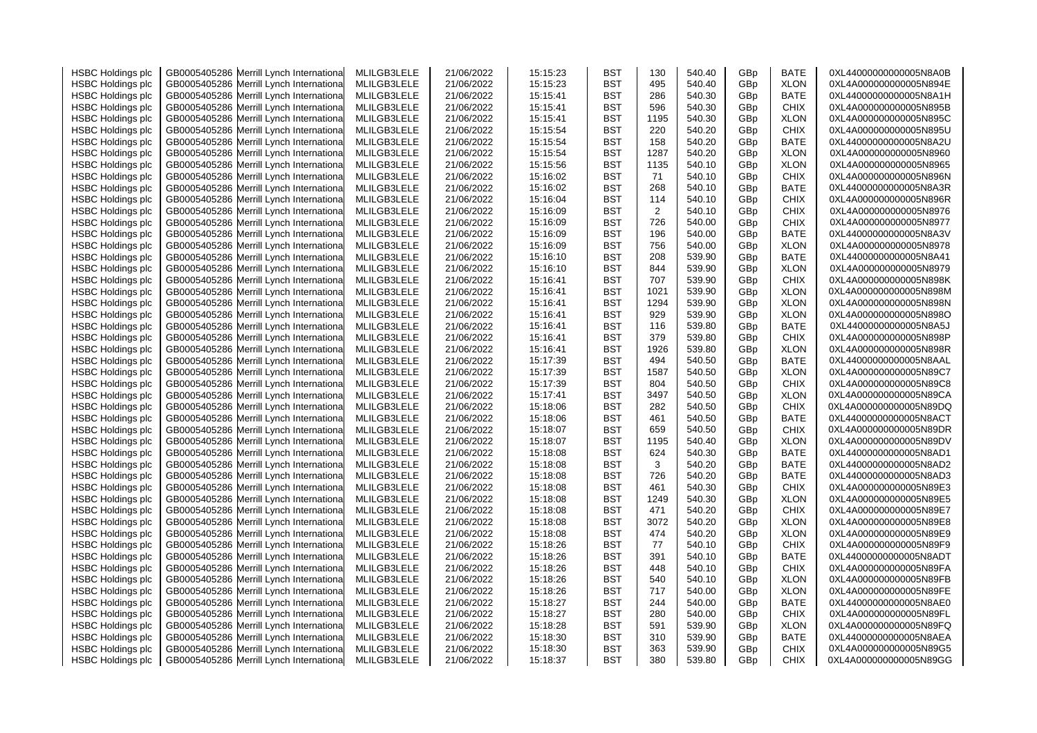| HSBC Holdings plc | GB0005405286 | Merrill Lynch International | MLILGB3LELE | 21/06/2022 | 15:15:23 | BST | 130 | 540.40 | GBp | BATE | 0XL44000000000005N8A0B |
|---|---|---|---|---|---|---|---|---|---|---|---|
| HSBC Holdings plc | GB0005405286 | Merrill Lynch International | MLILGB3LELE | 21/06/2022 | 15:15:23 | BST | 495 | 540.40 | GBp | XLON | 0XL4A000000000005N894E |
| HSBC Holdings plc | GB0005405286 | Merrill Lynch International | MLILGB3LELE | 21/06/2022 | 15:15:41 | BST | 286 | 540.30 | GBp | BATE | 0XL44000000000005N8A1H |
| HSBC Holdings plc | GB0005405286 | Merrill Lynch International | MLILGB3LELE | 21/06/2022 | 15:15:41 | BST | 596 | 540.30 | GBp | CHIX | 0XL4A000000000005N895B |
| HSBC Holdings plc | GB0005405286 | Merrill Lynch International | MLILGB3LELE | 21/06/2022 | 15:15:41 | BST | 1195 | 540.30 | GBp | XLON | 0XL4A000000000005N895C |
| HSBC Holdings plc | GB0005405286 | Merrill Lynch International | MLILGB3LELE | 21/06/2022 | 15:15:54 | BST | 220 | 540.20 | GBp | CHIX | 0XL4A000000000005N895U |
| HSBC Holdings plc | GB0005405286 | Merrill Lynch International | MLILGB3LELE | 21/06/2022 | 15:15:54 | BST | 158 | 540.20 | GBp | BATE | 0XL44000000000005N8A2U |
| HSBC Holdings plc | GB0005405286 | Merrill Lynch International | MLILGB3LELE | 21/06/2022 | 15:15:54 | BST | 1287 | 540.20 | GBp | XLON | 0XL4A000000000005N8960 |
| HSBC Holdings plc | GB0005405286 | Merrill Lynch International | MLILGB3LELE | 21/06/2022 | 15:15:56 | BST | 1135 | 540.10 | GBp | XLON | 0XL4A000000000005N8965 |
| HSBC Holdings plc | GB0005405286 | Merrill Lynch International | MLILGB3LELE | 21/06/2022 | 15:16:02 | BST | 71 | 540.10 | GBp | CHIX | 0XL4A000000000005N896N |
| HSBC Holdings plc | GB0005405286 | Merrill Lynch International | MLILGB3LELE | 21/06/2022 | 15:16:02 | BST | 268 | 540.10 | GBp | BATE | 0XL44000000000005N8A3R |
| HSBC Holdings plc | GB0005405286 | Merrill Lynch International | MLILGB3LELE | 21/06/2022 | 15:16:04 | BST | 114 | 540.10 | GBp | CHIX | 0XL4A000000000005N896R |
| HSBC Holdings plc | GB0005405286 | Merrill Lynch International | MLILGB3LELE | 21/06/2022 | 15:16:09 | BST | 2 | 540.10 | GBp | CHIX | 0XL4A000000000005N8976 |
| HSBC Holdings plc | GB0005405286 | Merrill Lynch International | MLILGB3LELE | 21/06/2022 | 15:16:09 | BST | 726 | 540.00 | GBp | CHIX | 0XL4A000000000005N8977 |
| HSBC Holdings plc | GB0005405286 | Merrill Lynch International | MLILGB3LELE | 21/06/2022 | 15:16:09 | BST | 196 | 540.00 | GBp | BATE | 0XL44000000000005N8A3V |
| HSBC Holdings plc | GB0005405286 | Merrill Lynch International | MLILGB3LELE | 21/06/2022 | 15:16:09 | BST | 756 | 540.00 | GBp | XLON | 0XL4A000000000005N8978 |
| HSBC Holdings plc | GB0005405286 | Merrill Lynch International | MLILGB3LELE | 21/06/2022 | 15:16:10 | BST | 208 | 539.90 | GBp | BATE | 0XL44000000000005N8A41 |
| HSBC Holdings plc | GB0005405286 | Merrill Lynch International | MLILGB3LELE | 21/06/2022 | 15:16:10 | BST | 844 | 539.90 | GBp | XLON | 0XL4A000000000005N8979 |
| HSBC Holdings plc | GB0005405286 | Merrill Lynch International | MLILGB3LELE | 21/06/2022 | 15:16:41 | BST | 707 | 539.90 | GBp | CHIX | 0XL4A000000000005N898K |
| HSBC Holdings plc | GB0005405286 | Merrill Lynch International | MLILGB3LELE | 21/06/2022 | 15:16:41 | BST | 1021 | 539.90 | GBp | XLON | 0XL4A000000000005N898M |
| HSBC Holdings plc | GB0005405286 | Merrill Lynch International | MLILGB3LELE | 21/06/2022 | 15:16:41 | BST | 1294 | 539.90 | GBp | XLON | 0XL4A000000000005N898N |
| HSBC Holdings plc | GB0005405286 | Merrill Lynch International | MLILGB3LELE | 21/06/2022 | 15:16:41 | BST | 929 | 539.90 | GBp | XLON | 0XL4A000000000005N898O |
| HSBC Holdings plc | GB0005405286 | Merrill Lynch International | MLILGB3LELE | 21/06/2022 | 15:16:41 | BST | 116 | 539.80 | GBp | BATE | 0XL44000000000005N8A5J |
| HSBC Holdings plc | GB0005405286 | Merrill Lynch International | MLILGB3LELE | 21/06/2022 | 15:16:41 | BST | 379 | 539.80 | GBp | CHIX | 0XL4A000000000005N898P |
| HSBC Holdings plc | GB0005405286 | Merrill Lynch International | MLILGB3LELE | 21/06/2022 | 15:16:41 | BST | 1926 | 539.80 | GBp | XLON | 0XL4A000000000005N898R |
| HSBC Holdings plc | GB0005405286 | Merrill Lynch International | MLILGB3LELE | 21/06/2022 | 15:17:39 | BST | 494 | 540.50 | GBp | BATE | 0XL44000000000005N8AAL |
| HSBC Holdings plc | GB0005405286 | Merrill Lynch International | MLILGB3LELE | 21/06/2022 | 15:17:39 | BST | 1587 | 540.50 | GBp | XLON | 0XL4A000000000005N89C7 |
| HSBC Holdings plc | GB0005405286 | Merrill Lynch International | MLILGB3LELE | 21/06/2022 | 15:17:39 | BST | 804 | 540.50 | GBp | CHIX | 0XL4A000000000005N89C8 |
| HSBC Holdings plc | GB0005405286 | Merrill Lynch International | MLILGB3LELE | 21/06/2022 | 15:17:41 | BST | 3497 | 540.50 | GBp | XLON | 0XL4A000000000005N89CA |
| HSBC Holdings plc | GB0005405286 | Merrill Lynch International | MLILGB3LELE | 21/06/2022 | 15:18:06 | BST | 282 | 540.50 | GBp | CHIX | 0XL4A000000000005N89DQ |
| HSBC Holdings plc | GB0005405286 | Merrill Lynch International | MLILGB3LELE | 21/06/2022 | 15:18:06 | BST | 461 | 540.50 | GBp | BATE | 0XL44000000000005N8ACT |
| HSBC Holdings plc | GB0005405286 | Merrill Lynch International | MLILGB3LELE | 21/06/2022 | 15:18:07 | BST | 659 | 540.50 | GBp | CHIX | 0XL4A000000000005N89DR |
| HSBC Holdings plc | GB0005405286 | Merrill Lynch International | MLILGB3LELE | 21/06/2022 | 15:18:07 | BST | 1195 | 540.40 | GBp | XLON | 0XL4A000000000005N89DV |
| HSBC Holdings plc | GB0005405286 | Merrill Lynch International | MLILGB3LELE | 21/06/2022 | 15:18:08 | BST | 624 | 540.30 | GBp | BATE | 0XL44000000000005N8AD1 |
| HSBC Holdings plc | GB0005405286 | Merrill Lynch International | MLILGB3LELE | 21/06/2022 | 15:18:08 | BST | 3 | 540.20 | GBp | BATE | 0XL44000000000005N8AD2 |
| HSBC Holdings plc | GB0005405286 | Merrill Lynch International | MLILGB3LELE | 21/06/2022 | 15:18:08 | BST | 726 | 540.20 | GBp | BATE | 0XL44000000000005N8AD3 |
| HSBC Holdings plc | GB0005405286 | Merrill Lynch International | MLILGB3LELE | 21/06/2022 | 15:18:08 | BST | 461 | 540.30 | GBp | CHIX | 0XL4A000000000005N89E3 |
| HSBC Holdings plc | GB0005405286 | Merrill Lynch International | MLILGB3LELE | 21/06/2022 | 15:18:08 | BST | 1249 | 540.30 | GBp | XLON | 0XL4A000000000005N89E5 |
| HSBC Holdings plc | GB0005405286 | Merrill Lynch International | MLILGB3LELE | 21/06/2022 | 15:18:08 | BST | 471 | 540.20 | GBp | CHIX | 0XL4A000000000005N89E7 |
| HSBC Holdings plc | GB0005405286 | Merrill Lynch International | MLILGB3LELE | 21/06/2022 | 15:18:08 | BST | 3072 | 540.20 | GBp | XLON | 0XL4A000000000005N89E8 |
| HSBC Holdings plc | GB0005405286 | Merrill Lynch International | MLILGB3LELE | 21/06/2022 | 15:18:08 | BST | 474 | 540.20 | GBp | XLON | 0XL4A000000000005N89E9 |
| HSBC Holdings plc | GB0005405286 | Merrill Lynch International | MLILGB3LELE | 21/06/2022 | 15:18:26 | BST | 77 | 540.10 | GBp | CHIX | 0XL4A000000000005N89F9 |
| HSBC Holdings plc | GB0005405286 | Merrill Lynch International | MLILGB3LELE | 21/06/2022 | 15:18:26 | BST | 391 | 540.10 | GBp | BATE | 0XL44000000000005N8ADT |
| HSBC Holdings plc | GB0005405286 | Merrill Lynch International | MLILGB3LELE | 21/06/2022 | 15:18:26 | BST | 448 | 540.10 | GBp | CHIX | 0XL4A000000000005N89FA |
| HSBC Holdings plc | GB0005405286 | Merrill Lynch International | MLILGB3LELE | 21/06/2022 | 15:18:26 | BST | 540 | 540.10 | GBp | XLON | 0XL4A000000000005N89FB |
| HSBC Holdings plc | GB0005405286 | Merrill Lynch International | MLILGB3LELE | 21/06/2022 | 15:18:26 | BST | 717 | 540.00 | GBp | XLON | 0XL4A000000000005N89FE |
| HSBC Holdings plc | GB0005405286 | Merrill Lynch International | MLILGB3LELE | 21/06/2022 | 15:18:27 | BST | 244 | 540.00 | GBp | BATE | 0XL44000000000005N8AE0 |
| HSBC Holdings plc | GB0005405286 | Merrill Lynch International | MLILGB3LELE | 21/06/2022 | 15:18:27 | BST | 280 | 540.00 | GBp | CHIX | 0XL4A000000000005N89FL |
| HSBC Holdings plc | GB0005405286 | Merrill Lynch International | MLILGB3LELE | 21/06/2022 | 15:18:28 | BST | 591 | 539.90 | GBp | XLON | 0XL4A000000000005N89FQ |
| HSBC Holdings plc | GB0005405286 | Merrill Lynch International | MLILGB3LELE | 21/06/2022 | 15:18:30 | BST | 310 | 539.90 | GBp | BATE | 0XL44000000000005N8AEA |
| HSBC Holdings plc | GB0005405286 | Merrill Lynch International | MLILGB3LELE | 21/06/2022 | 15:18:30 | BST | 363 | 539.90 | GBp | CHIX | 0XL4A000000000005N89G5 |
| HSBC Holdings plc | GB0005405286 | Merrill Lynch International | MLILGB3LELE | 21/06/2022 | 15:18:37 | BST | 380 | 539.80 | GBp | CHIX | 0XL4A000000000005N89GG |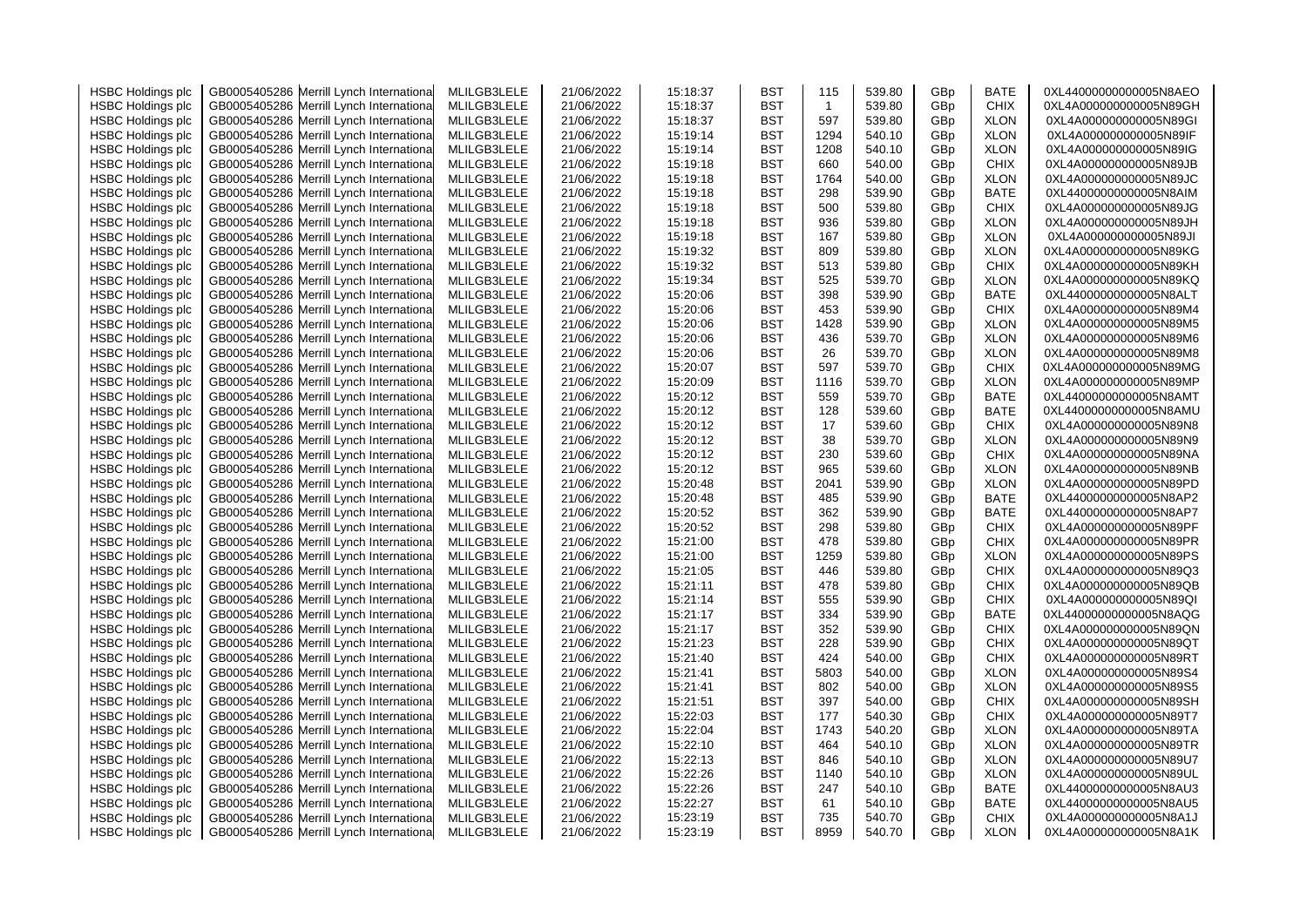| | | | | | | | | | | | |
|---|---|---|---|---|---|---|---|---|---|---|---|
| HSBC Holdings plc | GB0005405286 | Merrill Lynch International | MLILGB3LELE | 21/06/2022 | 15:18:37 | BST | 115 | 539.80 | GBp | BATE | 0XL44000000000005N8AEO |
| HSBC Holdings plc | GB0005405286 | Merrill Lynch International | MLILGB3LELE | 21/06/2022 | 15:18:37 | BST | 1 | 539.80 | GBp | CHIX | 0XL4A000000000005N89GH |
| HSBC Holdings plc | GB0005405286 | Merrill Lynch International | MLILGB3LELE | 21/06/2022 | 15:18:37 | BST | 597 | 539.80 | GBp | XLON | 0XL4A000000000005N89GI |
| HSBC Holdings plc | GB0005405286 | Merrill Lynch International | MLILGB3LELE | 21/06/2022 | 15:19:14 | BST | 1294 | 540.10 | GBp | XLON | 0XL4A000000000005N89IF |
| HSBC Holdings plc | GB0005405286 | Merrill Lynch International | MLILGB3LELE | 21/06/2022 | 15:19:14 | BST | 1208 | 540.10 | GBp | XLON | 0XL4A000000000005N89IG |
| HSBC Holdings plc | GB0005405286 | Merrill Lynch International | MLILGB3LELE | 21/06/2022 | 15:19:18 | BST | 660 | 540.00 | GBp | CHIX | 0XL4A000000000005N89JB |
| HSBC Holdings plc | GB0005405286 | Merrill Lynch International | MLILGB3LELE | 21/06/2022 | 15:19:18 | BST | 1764 | 540.00 | GBp | XLON | 0XL4A000000000005N89JC |
| HSBC Holdings plc | GB0005405286 | Merrill Lynch International | MLILGB3LELE | 21/06/2022 | 15:19:18 | BST | 298 | 539.90 | GBp | BATE | 0XL44000000000005N8AIM |
| HSBC Holdings plc | GB0005405286 | Merrill Lynch International | MLILGB3LELE | 21/06/2022 | 15:19:18 | BST | 500 | 539.80 | GBp | CHIX | 0XL4A000000000005N89JG |
| HSBC Holdings plc | GB0005405286 | Merrill Lynch International | MLILGB3LELE | 21/06/2022 | 15:19:18 | BST | 936 | 539.80 | GBp | XLON | 0XL4A000000000005N89JH |
| HSBC Holdings plc | GB0005405286 | Merrill Lynch International | MLILGB3LELE | 21/06/2022 | 15:19:18 | BST | 167 | 539.80 | GBp | XLON | 0XL4A000000000005N89JI |
| HSBC Holdings plc | GB0005405286 | Merrill Lynch International | MLILGB3LELE | 21/06/2022 | 15:19:32 | BST | 809 | 539.80 | GBp | XLON | 0XL4A000000000005N89KG |
| HSBC Holdings plc | GB0005405286 | Merrill Lynch International | MLILGB3LELE | 21/06/2022 | 15:19:32 | BST | 513 | 539.80 | GBp | CHIX | 0XL4A000000000005N89KH |
| HSBC Holdings plc | GB0005405286 | Merrill Lynch International | MLILGB3LELE | 21/06/2022 | 15:19:34 | BST | 525 | 539.70 | GBp | XLON | 0XL4A000000000005N89KQ |
| HSBC Holdings plc | GB0005405286 | Merrill Lynch International | MLILGB3LELE | 21/06/2022 | 15:20:06 | BST | 398 | 539.90 | GBp | BATE | 0XL44000000000005N8ALT |
| HSBC Holdings plc | GB0005405286 | Merrill Lynch International | MLILGB3LELE | 21/06/2022 | 15:20:06 | BST | 453 | 539.90 | GBp | CHIX | 0XL4A000000000005N89M4 |
| HSBC Holdings plc | GB0005405286 | Merrill Lynch International | MLILGB3LELE | 21/06/2022 | 15:20:06 | BST | 1428 | 539.90 | GBp | XLON | 0XL4A000000000005N89M5 |
| HSBC Holdings plc | GB0005405286 | Merrill Lynch International | MLILGB3LELE | 21/06/2022 | 15:20:06 | BST | 436 | 539.70 | GBp | XLON | 0XL4A000000000005N89M6 |
| HSBC Holdings plc | GB0005405286 | Merrill Lynch International | MLILGB3LELE | 21/06/2022 | 15:20:06 | BST | 26 | 539.70 | GBp | XLON | 0XL4A000000000005N89M8 |
| HSBC Holdings plc | GB0005405286 | Merrill Lynch International | MLILGB3LELE | 21/06/2022 | 15:20:07 | BST | 597 | 539.70 | GBp | CHIX | 0XL4A000000000005N89MG |
| HSBC Holdings plc | GB0005405286 | Merrill Lynch International | MLILGB3LELE | 21/06/2022 | 15:20:09 | BST | 1116 | 539.70 | GBp | XLON | 0XL4A000000000005N89MP |
| HSBC Holdings plc | GB0005405286 | Merrill Lynch International | MLILGB3LELE | 21/06/2022 | 15:20:12 | BST | 559 | 539.70 | GBp | BATE | 0XL44000000000005N8AMT |
| HSBC Holdings plc | GB0005405286 | Merrill Lynch International | MLILGB3LELE | 21/06/2022 | 15:20:12 | BST | 128 | 539.60 | GBp | BATE | 0XL44000000000005N8AMU |
| HSBC Holdings plc | GB0005405286 | Merrill Lynch International | MLILGB3LELE | 21/06/2022 | 15:20:12 | BST | 17 | 539.60 | GBp | CHIX | 0XL4A000000000005N89N8 |
| HSBC Holdings plc | GB0005405286 | Merrill Lynch International | MLILGB3LELE | 21/06/2022 | 15:20:12 | BST | 38 | 539.70 | GBp | XLON | 0XL4A000000000005N89N9 |
| HSBC Holdings plc | GB0005405286 | Merrill Lynch International | MLILGB3LELE | 21/06/2022 | 15:20:12 | BST | 230 | 539.60 | GBp | CHIX | 0XL4A000000000005N89NA |
| HSBC Holdings plc | GB0005405286 | Merrill Lynch International | MLILGB3LELE | 21/06/2022 | 15:20:12 | BST | 965 | 539.60 | GBp | XLON | 0XL4A000000000005N89NB |
| HSBC Holdings plc | GB0005405286 | Merrill Lynch International | MLILGB3LELE | 21/06/2022 | 15:20:48 | BST | 2041 | 539.90 | GBp | XLON | 0XL4A000000000005N89PD |
| HSBC Holdings plc | GB0005405286 | Merrill Lynch International | MLILGB3LELE | 21/06/2022 | 15:20:48 | BST | 485 | 539.90 | GBp | BATE | 0XL44000000000005N8AP2 |
| HSBC Holdings plc | GB0005405286 | Merrill Lynch International | MLILGB3LELE | 21/06/2022 | 15:20:52 | BST | 362 | 539.90 | GBp | BATE | 0XL44000000000005N8AP7 |
| HSBC Holdings plc | GB0005405286 | Merrill Lynch International | MLILGB3LELE | 21/06/2022 | 15:20:52 | BST | 298 | 539.80 | GBp | CHIX | 0XL4A000000000005N89PF |
| HSBC Holdings plc | GB0005405286 | Merrill Lynch International | MLILGB3LELE | 21/06/2022 | 15:21:00 | BST | 478 | 539.80 | GBp | CHIX | 0XL4A000000000005N89PR |
| HSBC Holdings plc | GB0005405286 | Merrill Lynch International | MLILGB3LELE | 21/06/2022 | 15:21:00 | BST | 1259 | 539.80 | GBp | XLON | 0XL4A000000000005N89PS |
| HSBC Holdings plc | GB0005405286 | Merrill Lynch International | MLILGB3LELE | 21/06/2022 | 15:21:05 | BST | 446 | 539.80 | GBp | CHIX | 0XL4A000000000005N89Q3 |
| HSBC Holdings plc | GB0005405286 | Merrill Lynch International | MLILGB3LELE | 21/06/2022 | 15:21:11 | BST | 478 | 539.80 | GBp | CHIX | 0XL4A000000000005N89QB |
| HSBC Holdings plc | GB0005405286 | Merrill Lynch International | MLILGB3LELE | 21/06/2022 | 15:21:14 | BST | 555 | 539.90 | GBp | CHIX | 0XL4A000000000005N89QI |
| HSBC Holdings plc | GB0005405286 | Merrill Lynch International | MLILGB3LELE | 21/06/2022 | 15:21:17 | BST | 334 | 539.90 | GBp | BATE | 0XL44000000000005N8AQG |
| HSBC Holdings plc | GB0005405286 | Merrill Lynch International | MLILGB3LELE | 21/06/2022 | 15:21:17 | BST | 352 | 539.90 | GBp | CHIX | 0XL4A000000000005N89QN |
| HSBC Holdings plc | GB0005405286 | Merrill Lynch International | MLILGB3LELE | 21/06/2022 | 15:21:23 | BST | 228 | 539.90 | GBp | CHIX | 0XL4A000000000005N89QT |
| HSBC Holdings plc | GB0005405286 | Merrill Lynch International | MLILGB3LELE | 21/06/2022 | 15:21:40 | BST | 424 | 540.00 | GBp | CHIX | 0XL4A000000000005N89RT |
| HSBC Holdings plc | GB0005405286 | Merrill Lynch International | MLILGB3LELE | 21/06/2022 | 15:21:41 | BST | 5803 | 540.00 | GBp | XLON | 0XL4A000000000005N89S4 |
| HSBC Holdings plc | GB0005405286 | Merrill Lynch International | MLILGB3LELE | 21/06/2022 | 15:21:41 | BST | 802 | 540.00 | GBp | XLON | 0XL4A000000000005N89S5 |
| HSBC Holdings plc | GB0005405286 | Merrill Lynch International | MLILGB3LELE | 21/06/2022 | 15:21:51 | BST | 397 | 540.00 | GBp | CHIX | 0XL4A000000000005N89SH |
| HSBC Holdings plc | GB0005405286 | Merrill Lynch International | MLILGB3LELE | 21/06/2022 | 15:22:03 | BST | 177 | 540.30 | GBp | CHIX | 0XL4A000000000005N89T7 |
| HSBC Holdings plc | GB0005405286 | Merrill Lynch International | MLILGB3LELE | 21/06/2022 | 15:22:04 | BST | 1743 | 540.20 | GBp | XLON | 0XL4A000000000005N89TA |
| HSBC Holdings plc | GB0005405286 | Merrill Lynch International | MLILGB3LELE | 21/06/2022 | 15:22:10 | BST | 464 | 540.10 | GBp | XLON | 0XL4A000000000005N89TR |
| HSBC Holdings plc | GB0005405286 | Merrill Lynch International | MLILGB3LELE | 21/06/2022 | 15:22:13 | BST | 846 | 540.10 | GBp | XLON | 0XL4A000000000005N89U7 |
| HSBC Holdings plc | GB0005405286 | Merrill Lynch International | MLILGB3LELE | 21/06/2022 | 15:22:26 | BST | 1140 | 540.10 | GBp | XLON | 0XL4A000000000005N89UL |
| HSBC Holdings plc | GB0005405286 | Merrill Lynch International | MLILGB3LELE | 21/06/2022 | 15:22:26 | BST | 247 | 540.10 | GBp | BATE | 0XL44000000000005N8AU3 |
| HSBC Holdings plc | GB0005405286 | Merrill Lynch International | MLILGB3LELE | 21/06/2022 | 15:22:27 | BST | 61 | 540.10 | GBp | BATE | 0XL44000000000005N8AU5 |
| HSBC Holdings plc | GB0005405286 | Merrill Lynch International | MLILGB3LELE | 21/06/2022 | 15:23:19 | BST | 735 | 540.70 | GBp | CHIX | 0XL4A000000000005N8A1J |
| HSBC Holdings plc | GB0005405286 | Merrill Lynch International | MLILGB3LELE | 21/06/2022 | 15:23:19 | BST | 8959 | 540.70 | GBp | XLON | 0XL4A000000000005N8A1K |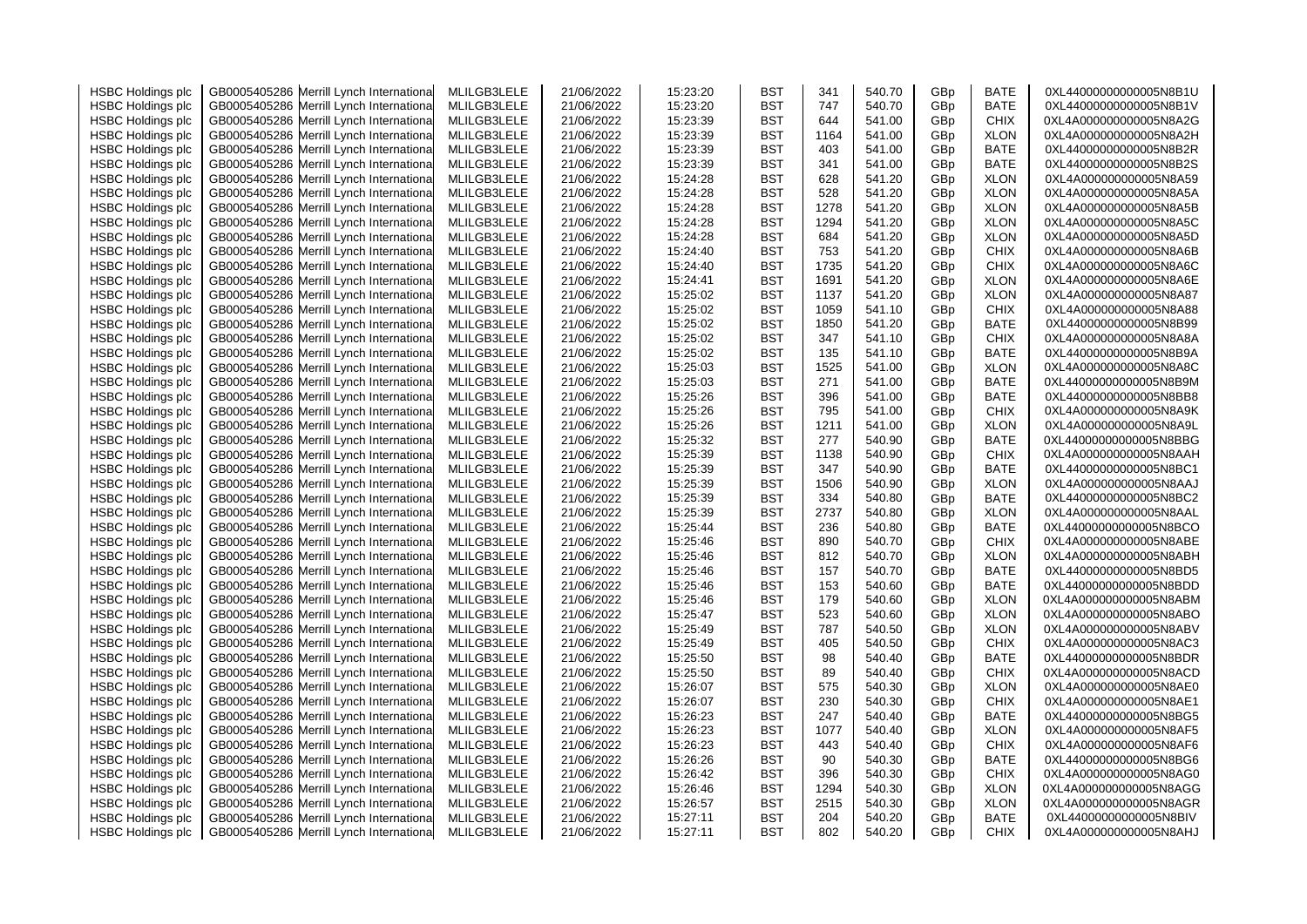| HSBC Holdings plc | GB0005405286 | Merrill Lynch International | MLILGB3LELE | 21/06/2022 | 15:23:20 | BST | 341 | 540.70 | GBp | BATE | 0XL44000000000005N8B1U |
|---|---|---|---|---|---|---|---|---|---|---|---|
| HSBC Holdings plc | GB0005405286 | Merrill Lynch International | MLILGB3LELE | 21/06/2022 | 15:23:20 | BST | 747 | 540.70 | GBp | BATE | 0XL44000000000005N8B1V |
| HSBC Holdings plc | GB0005405286 | Merrill Lynch International | MLILGB3LELE | 21/06/2022 | 15:23:39 | BST | 644 | 541.00 | GBp | CHIX | 0XL4A000000000005N8A2G |
| HSBC Holdings plc | GB0005405286 | Merrill Lynch International | MLILGB3LELE | 21/06/2022 | 15:23:39 | BST | 1164 | 541.00 | GBp | XLON | 0XL4A000000000005N8A2H |
| HSBC Holdings plc | GB0005405286 | Merrill Lynch International | MLILGB3LELE | 21/06/2022 | 15:23:39 | BST | 403 | 541.00 | GBp | BATE | 0XL44000000000005N8B2R |
| HSBC Holdings plc | GB0005405286 | Merrill Lynch International | MLILGB3LELE | 21/06/2022 | 15:23:39 | BST | 341 | 541.00 | GBp | BATE | 0XL44000000000005N8B2S |
| HSBC Holdings plc | GB0005405286 | Merrill Lynch International | MLILGB3LELE | 21/06/2022 | 15:24:28 | BST | 628 | 541.20 | GBp | XLON | 0XL4A000000000005N8A59 |
| HSBC Holdings plc | GB0005405286 | Merrill Lynch International | MLILGB3LELE | 21/06/2022 | 15:24:28 | BST | 528 | 541.20 | GBp | XLON | 0XL4A000000000005N8A5A |
| HSBC Holdings plc | GB0005405286 | Merrill Lynch International | MLILGB3LELE | 21/06/2022 | 15:24:28 | BST | 1278 | 541.20 | GBp | XLON | 0XL4A000000000005N8A5B |
| HSBC Holdings plc | GB0005405286 | Merrill Lynch International | MLILGB3LELE | 21/06/2022 | 15:24:28 | BST | 1294 | 541.20 | GBp | XLON | 0XL4A000000000005N8A5C |
| HSBC Holdings plc | GB0005405286 | Merrill Lynch International | MLILGB3LELE | 21/06/2022 | 15:24:28 | BST | 684 | 541.20 | GBp | XLON | 0XL4A000000000005N8A5D |
| HSBC Holdings plc | GB0005405286 | Merrill Lynch International | MLILGB3LELE | 21/06/2022 | 15:24:40 | BST | 753 | 541.20 | GBp | CHIX | 0XL4A000000000005N8A6B |
| HSBC Holdings plc | GB0005405286 | Merrill Lynch International | MLILGB3LELE | 21/06/2022 | 15:24:40 | BST | 1735 | 541.20 | GBp | CHIX | 0XL4A000000000005N8A6C |
| HSBC Holdings plc | GB0005405286 | Merrill Lynch International | MLILGB3LELE | 21/06/2022 | 15:24:41 | BST | 1691 | 541.20 | GBp | XLON | 0XL4A000000000005N8A6E |
| HSBC Holdings plc | GB0005405286 | Merrill Lynch International | MLILGB3LELE | 21/06/2022 | 15:25:02 | BST | 1137 | 541.20 | GBp | XLON | 0XL4A000000000005N8A87 |
| HSBC Holdings plc | GB0005405286 | Merrill Lynch International | MLILGB3LELE | 21/06/2022 | 15:25:02 | BST | 1059 | 541.10 | GBp | CHIX | 0XL4A000000000005N8A88 |
| HSBC Holdings plc | GB0005405286 | Merrill Lynch International | MLILGB3LELE | 21/06/2022 | 15:25:02 | BST | 1850 | 541.20 | GBp | BATE | 0XL44000000000005N8B99 |
| HSBC Holdings plc | GB0005405286 | Merrill Lynch International | MLILGB3LELE | 21/06/2022 | 15:25:02 | BST | 347 | 541.10 | GBp | CHIX | 0XL4A000000000005N8A8A |
| HSBC Holdings plc | GB0005405286 | Merrill Lynch International | MLILGB3LELE | 21/06/2022 | 15:25:02 | BST | 135 | 541.10 | GBp | BATE | 0XL44000000000005N8B9A |
| HSBC Holdings plc | GB0005405286 | Merrill Lynch International | MLILGB3LELE | 21/06/2022 | 15:25:03 | BST | 1525 | 541.00 | GBp | XLON | 0XL4A000000000005N8A8C |
| HSBC Holdings plc | GB0005405286 | Merrill Lynch International | MLILGB3LELE | 21/06/2022 | 15:25:03 | BST | 271 | 541.00 | GBp | BATE | 0XL44000000000005N8B9M |
| HSBC Holdings plc | GB0005405286 | Merrill Lynch International | MLILGB3LELE | 21/06/2022 | 15:25:26 | BST | 396 | 541.00 | GBp | BATE | 0XL44000000000005N8BB8 |
| HSBC Holdings plc | GB0005405286 | Merrill Lynch International | MLILGB3LELE | 21/06/2022 | 15:25:26 | BST | 795 | 541.00 | GBp | CHIX | 0XL4A000000000005N8A9K |
| HSBC Holdings plc | GB0005405286 | Merrill Lynch International | MLILGB3LELE | 21/06/2022 | 15:25:26 | BST | 1211 | 541.00 | GBp | XLON | 0XL4A000000000005N8A9L |
| HSBC Holdings plc | GB0005405286 | Merrill Lynch International | MLILGB3LELE | 21/06/2022 | 15:25:32 | BST | 277 | 540.90 | GBp | BATE | 0XL44000000000005N8BBG |
| HSBC Holdings plc | GB0005405286 | Merrill Lynch International | MLILGB3LELE | 21/06/2022 | 15:25:39 | BST | 1138 | 540.90 | GBp | CHIX | 0XL4A000000000005N8AAH |
| HSBC Holdings plc | GB0005405286 | Merrill Lynch International | MLILGB3LELE | 21/06/2022 | 15:25:39 | BST | 347 | 540.90 | GBp | BATE | 0XL44000000000005N8BC1 |
| HSBC Holdings plc | GB0005405286 | Merrill Lynch International | MLILGB3LELE | 21/06/2022 | 15:25:39 | BST | 1506 | 540.90 | GBp | XLON | 0XL4A000000000005N8AAJ |
| HSBC Holdings plc | GB0005405286 | Merrill Lynch International | MLILGB3LELE | 21/06/2022 | 15:25:39 | BST | 334 | 540.80 | GBp | BATE | 0XL44000000000005N8BC2 |
| HSBC Holdings plc | GB0005405286 | Merrill Lynch International | MLILGB3LELE | 21/06/2022 | 15:25:39 | BST | 2737 | 540.80 | GBp | XLON | 0XL4A000000000005N8AAL |
| HSBC Holdings plc | GB0005405286 | Merrill Lynch International | MLILGB3LELE | 21/06/2022 | 15:25:44 | BST | 236 | 540.80 | GBp | BATE | 0XL44000000000005N8BCO |
| HSBC Holdings plc | GB0005405286 | Merrill Lynch International | MLILGB3LELE | 21/06/2022 | 15:25:46 | BST | 890 | 540.70 | GBp | CHIX | 0XL4A000000000005N8ABE |
| HSBC Holdings plc | GB0005405286 | Merrill Lynch International | MLILGB3LELE | 21/06/2022 | 15:25:46 | BST | 812 | 540.70 | GBp | XLON | 0XL4A000000000005N8ABH |
| HSBC Holdings plc | GB0005405286 | Merrill Lynch International | MLILGB3LELE | 21/06/2022 | 15:25:46 | BST | 157 | 540.70 | GBp | BATE | 0XL44000000000005N8BD5 |
| HSBC Holdings plc | GB0005405286 | Merrill Lynch International | MLILGB3LELE | 21/06/2022 | 15:25:46 | BST | 153 | 540.60 | GBp | BATE | 0XL44000000000005N8BDD |
| HSBC Holdings plc | GB0005405286 | Merrill Lynch International | MLILGB3LELE | 21/06/2022 | 15:25:46 | BST | 179 | 540.60 | GBp | XLON | 0XL4A000000000005N8ABM |
| HSBC Holdings plc | GB0005405286 | Merrill Lynch International | MLILGB3LELE | 21/06/2022 | 15:25:47 | BST | 523 | 540.60 | GBp | XLON | 0XL4A000000000005N8ABO |
| HSBC Holdings plc | GB0005405286 | Merrill Lynch International | MLILGB3LELE | 21/06/2022 | 15:25:49 | BST | 787 | 540.50 | GBp | XLON | 0XL4A000000000005N8ABV |
| HSBC Holdings plc | GB0005405286 | Merrill Lynch International | MLILGB3LELE | 21/06/2022 | 15:25:49 | BST | 405 | 540.50 | GBp | CHIX | 0XL4A000000000005N8AC3 |
| HSBC Holdings plc | GB0005405286 | Merrill Lynch International | MLILGB3LELE | 21/06/2022 | 15:25:50 | BST | 98 | 540.40 | GBp | BATE | 0XL44000000000005N8BDR |
| HSBC Holdings plc | GB0005405286 | Merrill Lynch International | MLILGB3LELE | 21/06/2022 | 15:25:50 | BST | 89 | 540.40 | GBp | CHIX | 0XL4A000000000005N8ACD |
| HSBC Holdings plc | GB0005405286 | Merrill Lynch International | MLILGB3LELE | 21/06/2022 | 15:26:07 | BST | 575 | 540.30 | GBp | XLON | 0XL4A000000000005N8AE0 |
| HSBC Holdings plc | GB0005405286 | Merrill Lynch International | MLILGB3LELE | 21/06/2022 | 15:26:07 | BST | 230 | 540.30 | GBp | CHIX | 0XL4A000000000005N8AE1 |
| HSBC Holdings plc | GB0005405286 | Merrill Lynch International | MLILGB3LELE | 21/06/2022 | 15:26:23 | BST | 247 | 540.40 | GBp | BATE | 0XL44000000000005N8BG5 |
| HSBC Holdings plc | GB0005405286 | Merrill Lynch International | MLILGB3LELE | 21/06/2022 | 15:26:23 | BST | 1077 | 540.40 | GBp | XLON | 0XL4A000000000005N8AF5 |
| HSBC Holdings plc | GB0005405286 | Merrill Lynch International | MLILGB3LELE | 21/06/2022 | 15:26:23 | BST | 443 | 540.40 | GBp | CHIX | 0XL4A000000000005N8AF6 |
| HSBC Holdings plc | GB0005405286 | Merrill Lynch International | MLILGB3LELE | 21/06/2022 | 15:26:26 | BST | 90 | 540.30 | GBp | BATE | 0XL44000000000005N8BG6 |
| HSBC Holdings plc | GB0005405286 | Merrill Lynch International | MLILGB3LELE | 21/06/2022 | 15:26:42 | BST | 396 | 540.30 | GBp | CHIX | 0XL4A000000000005N8AG0 |
| HSBC Holdings plc | GB0005405286 | Merrill Lynch International | MLILGB3LELE | 21/06/2022 | 15:26:46 | BST | 1294 | 540.30 | GBp | XLON | 0XL4A000000000005N8AGG |
| HSBC Holdings plc | GB0005405286 | Merrill Lynch International | MLILGB3LELE | 21/06/2022 | 15:26:57 | BST | 2515 | 540.30 | GBp | XLON | 0XL4A000000000005N8AGR |
| HSBC Holdings plc | GB0005405286 | Merrill Lynch International | MLILGB3LELE | 21/06/2022 | 15:27:11 | BST | 204 | 540.20 | GBp | BATE | 0XL44000000000005N8BIV |
| HSBC Holdings plc | GB0005405286 | Merrill Lynch International | MLILGB3LELE | 21/06/2022 | 15:27:11 | BST | 802 | 540.20 | GBp | CHIX | 0XL4A000000000005N8AHJ |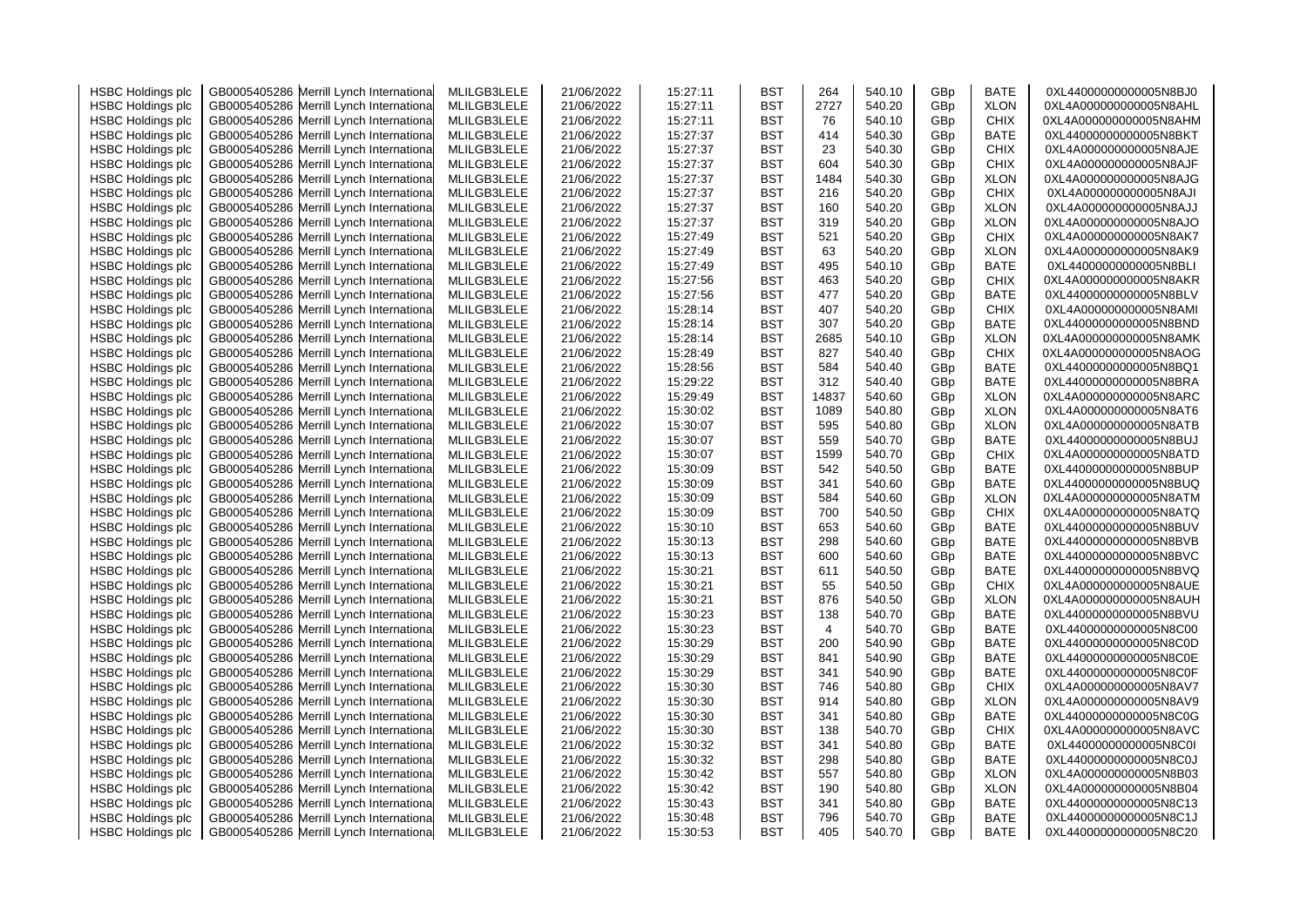| HSBC Holdings plc | GB0005405286 | Merrill Lynch International | MLILGB3LELE | 21/06/2022 | 15:27:11 | BST | 264 | 540.10 | GBp | BATE | 0XL44000000000005N8BJ0 |
|---|---|---|---|---|---|---|---|---|---|---|---|
| HSBC Holdings plc | GB0005405286 | Merrill Lynch International | MLILGB3LELE | 21/06/2022 | 15:27:11 | BST | 2727 | 540.20 | GBp | XLON | 0XL4A000000000005N8AHL |
| HSBC Holdings plc | GB0005405286 | Merrill Lynch International | MLILGB3LELE | 21/06/2022 | 15:27:11 | BST | 76 | 540.10 | GBp | CHIX | 0XL4A000000000005N8AHM |
| HSBC Holdings plc | GB0005405286 | Merrill Lynch International | MLILGB3LELE | 21/06/2022 | 15:27:37 | BST | 414 | 540.30 | GBp | BATE | 0XL44000000000005N8BKT |
| HSBC Holdings plc | GB0005405286 | Merrill Lynch International | MLILGB3LELE | 21/06/2022 | 15:27:37 | BST | 23 | 540.30 | GBp | CHIX | 0XL4A000000000005N8AJE |
| HSBC Holdings plc | GB0005405286 | Merrill Lynch International | MLILGB3LELE | 21/06/2022 | 15:27:37 | BST | 604 | 540.30 | GBp | CHIX | 0XL4A000000000005N8AJF |
| HSBC Holdings plc | GB0005405286 | Merrill Lynch International | MLILGB3LELE | 21/06/2022 | 15:27:37 | BST | 1484 | 540.30 | GBp | XLON | 0XL4A000000000005N8AJG |
| HSBC Holdings plc | GB0005405286 | Merrill Lynch International | MLILGB3LELE | 21/06/2022 | 15:27:37 | BST | 216 | 540.20 | GBp | CHIX | 0XL4A000000000005N8AJI |
| HSBC Holdings plc | GB0005405286 | Merrill Lynch International | MLILGB3LELE | 21/06/2022 | 15:27:37 | BST | 160 | 540.20 | GBp | XLON | 0XL4A000000000005N8AJJ |
| HSBC Holdings plc | GB0005405286 | Merrill Lynch International | MLILGB3LELE | 21/06/2022 | 15:27:37 | BST | 319 | 540.20 | GBp | XLON | 0XL4A000000000005N8AJO |
| HSBC Holdings plc | GB0005405286 | Merrill Lynch International | MLILGB3LELE | 21/06/2022 | 15:27:49 | BST | 521 | 540.20 | GBp | CHIX | 0XL4A000000000005N8AK7 |
| HSBC Holdings plc | GB0005405286 | Merrill Lynch International | MLILGB3LELE | 21/06/2022 | 15:27:49 | BST | 63 | 540.20 | GBp | XLON | 0XL4A000000000005N8AK9 |
| HSBC Holdings plc | GB0005405286 | Merrill Lynch International | MLILGB3LELE | 21/06/2022 | 15:27:49 | BST | 495 | 540.10 | GBp | BATE | 0XL44000000000005N8BLI |
| HSBC Holdings plc | GB0005405286 | Merrill Lynch International | MLILGB3LELE | 21/06/2022 | 15:27:56 | BST | 463 | 540.20 | GBp | CHIX | 0XL4A000000000005N8AKR |
| HSBC Holdings plc | GB0005405286 | Merrill Lynch International | MLILGB3LELE | 21/06/2022 | 15:27:56 | BST | 477 | 540.20 | GBp | BATE | 0XL44000000000005N8BLV |
| HSBC Holdings plc | GB0005405286 | Merrill Lynch International | MLILGB3LELE | 21/06/2022 | 15:28:14 | BST | 407 | 540.20 | GBp | CHIX | 0XL4A000000000005N8AMI |
| HSBC Holdings plc | GB0005405286 | Merrill Lynch International | MLILGB3LELE | 21/06/2022 | 15:28:14 | BST | 307 | 540.20 | GBp | BATE | 0XL44000000000005N8BND |
| HSBC Holdings plc | GB0005405286 | Merrill Lynch International | MLILGB3LELE | 21/06/2022 | 15:28:14 | BST | 2685 | 540.10 | GBp | XLON | 0XL4A000000000005N8AMK |
| HSBC Holdings plc | GB0005405286 | Merrill Lynch International | MLILGB3LELE | 21/06/2022 | 15:28:49 | BST | 827 | 540.40 | GBp | CHIX | 0XL4A000000000005N8AOG |
| HSBC Holdings plc | GB0005405286 | Merrill Lynch International | MLILGB3LELE | 21/06/2022 | 15:28:56 | BST | 584 | 540.40 | GBp | BATE | 0XL44000000000005N8BQ1 |
| HSBC Holdings plc | GB0005405286 | Merrill Lynch International | MLILGB3LELE | 21/06/2022 | 15:29:22 | BST | 312 | 540.40 | GBp | BATE | 0XL44000000000005N8BRA |
| HSBC Holdings plc | GB0005405286 | Merrill Lynch International | MLILGB3LELE | 21/06/2022 | 15:29:49 | BST | 14837 | 540.60 | GBp | XLON | 0XL4A000000000005N8ARC |
| HSBC Holdings plc | GB0005405286 | Merrill Lynch International | MLILGB3LELE | 21/06/2022 | 15:30:02 | BST | 1089 | 540.80 | GBp | XLON | 0XL4A000000000005N8AT6 |
| HSBC Holdings plc | GB0005405286 | Merrill Lynch International | MLILGB3LELE | 21/06/2022 | 15:30:07 | BST | 595 | 540.80 | GBp | XLON | 0XL4A000000000005N8ATB |
| HSBC Holdings plc | GB0005405286 | Merrill Lynch International | MLILGB3LELE | 21/06/2022 | 15:30:07 | BST | 559 | 540.70 | GBp | BATE | 0XL44000000000005N8BUJ |
| HSBC Holdings plc | GB0005405286 | Merrill Lynch International | MLILGB3LELE | 21/06/2022 | 15:30:07 | BST | 1599 | 540.70 | GBp | CHIX | 0XL4A000000000005N8ATD |
| HSBC Holdings plc | GB0005405286 | Merrill Lynch International | MLILGB3LELE | 21/06/2022 | 15:30:09 | BST | 542 | 540.50 | GBp | BATE | 0XL44000000000005N8BUP |
| HSBC Holdings plc | GB0005405286 | Merrill Lynch International | MLILGB3LELE | 21/06/2022 | 15:30:09 | BST | 341 | 540.60 | GBp | BATE | 0XL44000000000005N8BUQ |
| HSBC Holdings plc | GB0005405286 | Merrill Lynch International | MLILGB3LELE | 21/06/2022 | 15:30:09 | BST | 584 | 540.60 | GBp | XLON | 0XL4A000000000005N8ATM |
| HSBC Holdings plc | GB0005405286 | Merrill Lynch International | MLILGB3LELE | 21/06/2022 | 15:30:09 | BST | 700 | 540.50 | GBp | CHIX | 0XL4A000000000005N8ATQ |
| HSBC Holdings plc | GB0005405286 | Merrill Lynch International | MLILGB3LELE | 21/06/2022 | 15:30:10 | BST | 653 | 540.60 | GBp | BATE | 0XL44000000000005N8BUV |
| HSBC Holdings plc | GB0005405286 | Merrill Lynch International | MLILGB3LELE | 21/06/2022 | 15:30:13 | BST | 298 | 540.60 | GBp | BATE | 0XL44000000000005N8BVB |
| HSBC Holdings plc | GB0005405286 | Merrill Lynch International | MLILGB3LELE | 21/06/2022 | 15:30:13 | BST | 600 | 540.60 | GBp | BATE | 0XL44000000000005N8BVC |
| HSBC Holdings plc | GB0005405286 | Merrill Lynch International | MLILGB3LELE | 21/06/2022 | 15:30:21 | BST | 611 | 540.50 | GBp | BATE | 0XL44000000000005N8BVQ |
| HSBC Holdings plc | GB0005405286 | Merrill Lynch International | MLILGB3LELE | 21/06/2022 | 15:30:21 | BST | 55 | 540.50 | GBp | CHIX | 0XL4A000000000005N8AUE |
| HSBC Holdings plc | GB0005405286 | Merrill Lynch International | MLILGB3LELE | 21/06/2022 | 15:30:21 | BST | 876 | 540.50 | GBp | XLON | 0XL4A000000000005N8AUH |
| HSBC Holdings plc | GB0005405286 | Merrill Lynch International | MLILGB3LELE | 21/06/2022 | 15:30:23 | BST | 138 | 540.70 | GBp | BATE | 0XL44000000000005N8BVU |
| HSBC Holdings plc | GB0005405286 | Merrill Lynch International | MLILGB3LELE | 21/06/2022 | 15:30:23 | BST | 4 | 540.70 | GBp | BATE | 0XL44000000000005N8C00 |
| HSBC Holdings plc | GB0005405286 | Merrill Lynch International | MLILGB3LELE | 21/06/2022 | 15:30:29 | BST | 200 | 540.90 | GBp | BATE | 0XL44000000000005N8C0D |
| HSBC Holdings plc | GB0005405286 | Merrill Lynch International | MLILGB3LELE | 21/06/2022 | 15:30:29 | BST | 841 | 540.90 | GBp | BATE | 0XL44000000000005N8C0E |
| HSBC Holdings plc | GB0005405286 | Merrill Lynch International | MLILGB3LELE | 21/06/2022 | 15:30:29 | BST | 341 | 540.90 | GBp | BATE | 0XL44000000000005N8C0F |
| HSBC Holdings plc | GB0005405286 | Merrill Lynch International | MLILGB3LELE | 21/06/2022 | 15:30:30 | BST | 746 | 540.80 | GBp | CHIX | 0XL4A000000000005N8AV7 |
| HSBC Holdings plc | GB0005405286 | Merrill Lynch International | MLILGB3LELE | 21/06/2022 | 15:30:30 | BST | 914 | 540.80 | GBp | XLON | 0XL4A000000000005N8AV9 |
| HSBC Holdings plc | GB0005405286 | Merrill Lynch International | MLILGB3LELE | 21/06/2022 | 15:30:30 | BST | 341 | 540.80 | GBp | BATE | 0XL44000000000005N8C0G |
| HSBC Holdings plc | GB0005405286 | Merrill Lynch International | MLILGB3LELE | 21/06/2022 | 15:30:30 | BST | 138 | 540.70 | GBp | CHIX | 0XL4A000000000005N8AVC |
| HSBC Holdings plc | GB0005405286 | Merrill Lynch International | MLILGB3LELE | 21/06/2022 | 15:30:32 | BST | 341 | 540.80 | GBp | BATE | 0XL44000000000005N8C0I |
| HSBC Holdings plc | GB0005405286 | Merrill Lynch International | MLILGB3LELE | 21/06/2022 | 15:30:32 | BST | 298 | 540.80 | GBp | BATE | 0XL44000000000005N8C0J |
| HSBC Holdings plc | GB0005405286 | Merrill Lynch International | MLILGB3LELE | 21/06/2022 | 15:30:42 | BST | 557 | 540.80 | GBp | XLON | 0XL4A000000000005N8B03 |
| HSBC Holdings plc | GB0005405286 | Merrill Lynch International | MLILGB3LELE | 21/06/2022 | 15:30:42 | BST | 190 | 540.80 | GBp | XLON | 0XL4A000000000005N8B04 |
| HSBC Holdings plc | GB0005405286 | Merrill Lynch International | MLILGB3LELE | 21/06/2022 | 15:30:43 | BST | 341 | 540.80 | GBp | BATE | 0XL44000000000005N8C13 |
| HSBC Holdings plc | GB0005405286 | Merrill Lynch International | MLILGB3LELE | 21/06/2022 | 15:30:48 | BST | 796 | 540.70 | GBp | BATE | 0XL44000000000005N8C1J |
| HSBC Holdings plc | GB0005405286 | Merrill Lynch International | MLILGB3LELE | 21/06/2022 | 15:30:53 | BST | 405 | 540.70 | GBp | BATE | 0XL44000000000005N8C20 |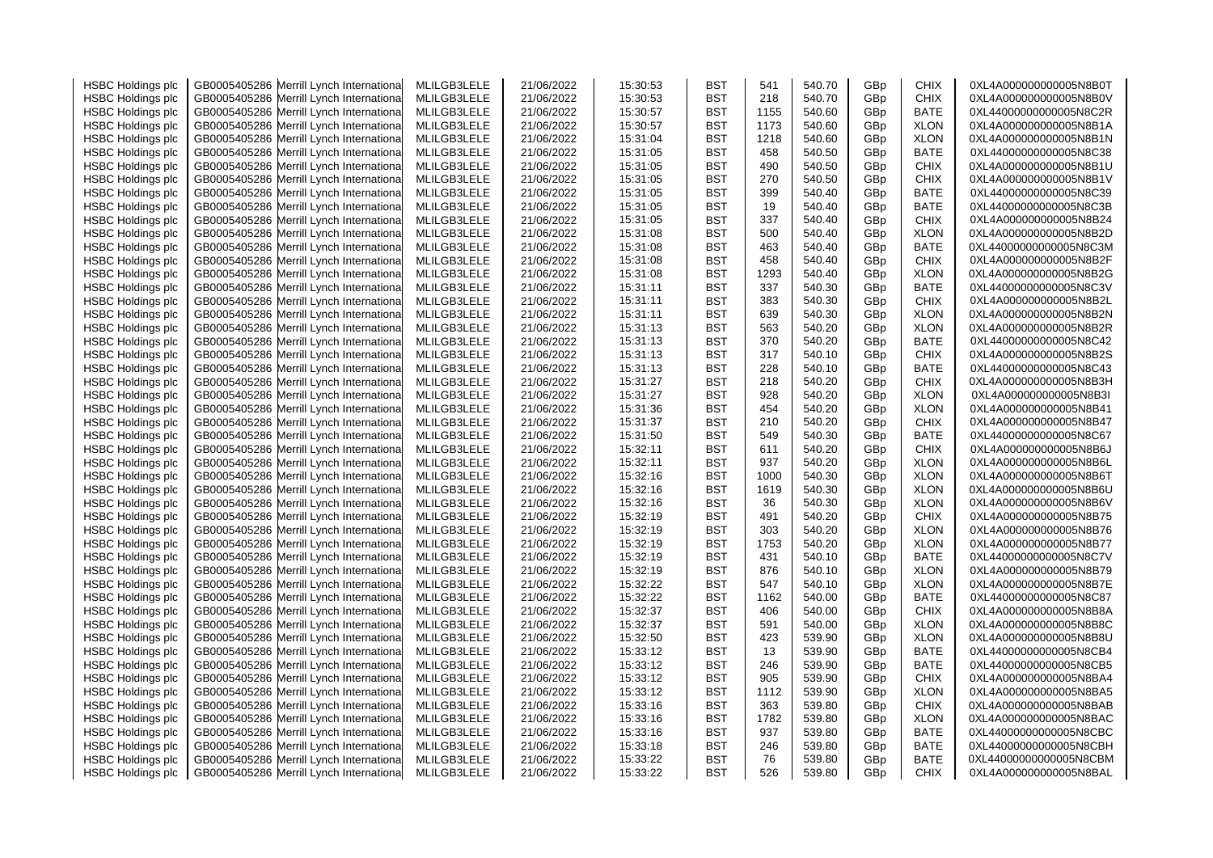| HSBC Holdings plc | GB0005405286 | Merrill Lynch International | MLILGB3LELE | 21/06/2022 | 15:30:53 | BST | 541 | 540.70 | GBp | CHIX | 0XL4A000000000005N8B0T |
|---|---|---|---|---|---|---|---|---|---|---|---|
| HSBC Holdings plc | GB0005405286 | Merrill Lynch International | MLILGB3LELE | 21/06/2022 | 15:30:53 | BST | 218 | 540.70 | GBp | CHIX | 0XL4A000000000005N8B0V |
| HSBC Holdings plc | GB0005405286 | Merrill Lynch International | MLILGB3LELE | 21/06/2022 | 15:30:57 | BST | 1155 | 540.60 | GBp | BATE | 0XL44000000000005N8C2R |
| HSBC Holdings plc | GB0005405286 | Merrill Lynch International | MLILGB3LELE | 21/06/2022 | 15:30:57 | BST | 1173 | 540.60 | GBp | XLON | 0XL4A000000000005N8B1A |
| HSBC Holdings plc | GB0005405286 | Merrill Lynch International | MLILGB3LELE | 21/06/2022 | 15:31:04 | BST | 1218 | 540.60 | GBp | XLON | 0XL4A000000000005N8B1N |
| HSBC Holdings plc | GB0005405286 | Merrill Lynch International | MLILGB3LELE | 21/06/2022 | 15:31:05 | BST | 458 | 540.50 | GBp | BATE | 0XL44000000000005N8C38 |
| HSBC Holdings plc | GB0005405286 | Merrill Lynch International | MLILGB3LELE | 21/06/2022 | 15:31:05 | BST | 490 | 540.50 | GBp | CHIX | 0XL4A000000000005N8B1U |
| HSBC Holdings plc | GB0005405286 | Merrill Lynch International | MLILGB3LELE | 21/06/2022 | 15:31:05 | BST | 270 | 540.50 | GBp | CHIX | 0XL4A000000000005N8B1V |
| HSBC Holdings plc | GB0005405286 | Merrill Lynch International | MLILGB3LELE | 21/06/2022 | 15:31:05 | BST | 399 | 540.40 | GBp | BATE | 0XL44000000000005N8C39 |
| HSBC Holdings plc | GB0005405286 | Merrill Lynch International | MLILGB3LELE | 21/06/2022 | 15:31:05 | BST | 19 | 540.40 | GBp | BATE | 0XL44000000000005N8C3B |
| HSBC Holdings plc | GB0005405286 | Merrill Lynch International | MLILGB3LELE | 21/06/2022 | 15:31:05 | BST | 337 | 540.40 | GBp | CHIX | 0XL4A000000000005N8B24 |
| HSBC Holdings plc | GB0005405286 | Merrill Lynch International | MLILGB3LELE | 21/06/2022 | 15:31:08 | BST | 500 | 540.40 | GBp | XLON | 0XL4A000000000005N8B2D |
| HSBC Holdings plc | GB0005405286 | Merrill Lynch International | MLILGB3LELE | 21/06/2022 | 15:31:08 | BST | 463 | 540.40 | GBp | BATE | 0XL44000000000005N8C3M |
| HSBC Holdings plc | GB0005405286 | Merrill Lynch International | MLILGB3LELE | 21/06/2022 | 15:31:08 | BST | 458 | 540.40 | GBp | CHIX | 0XL4A000000000005N8B2F |
| HSBC Holdings plc | GB0005405286 | Merrill Lynch International | MLILGB3LELE | 21/06/2022 | 15:31:08 | BST | 1293 | 540.40 | GBp | XLON | 0XL4A000000000005N8B2G |
| HSBC Holdings plc | GB0005405286 | Merrill Lynch International | MLILGB3LELE | 21/06/2022 | 15:31:11 | BST | 337 | 540.30 | GBp | BATE | 0XL44000000000005N8C3V |
| HSBC Holdings plc | GB0005405286 | Merrill Lynch International | MLILGB3LELE | 21/06/2022 | 15:31:11 | BST | 383 | 540.30 | GBp | CHIX | 0XL4A000000000005N8B2L |
| HSBC Holdings plc | GB0005405286 | Merrill Lynch International | MLILGB3LELE | 21/06/2022 | 15:31:11 | BST | 639 | 540.30 | GBp | XLON | 0XL4A000000000005N8B2N |
| HSBC Holdings plc | GB0005405286 | Merrill Lynch International | MLILGB3LELE | 21/06/2022 | 15:31:13 | BST | 563 | 540.20 | GBp | XLON | 0XL4A000000000005N8B2R |
| HSBC Holdings plc | GB0005405286 | Merrill Lynch International | MLILGB3LELE | 21/06/2022 | 15:31:13 | BST | 370 | 540.20 | GBp | BATE | 0XL44000000000005N8C42 |
| HSBC Holdings plc | GB0005405286 | Merrill Lynch International | MLILGB3LELE | 21/06/2022 | 15:31:13 | BST | 317 | 540.10 | GBp | CHIX | 0XL4A000000000005N8B2S |
| HSBC Holdings plc | GB0005405286 | Merrill Lynch International | MLILGB3LELE | 21/06/2022 | 15:31:13 | BST | 228 | 540.10 | GBp | BATE | 0XL44000000000005N8C43 |
| HSBC Holdings plc | GB0005405286 | Merrill Lynch International | MLILGB3LELE | 21/06/2022 | 15:31:27 | BST | 218 | 540.20 | GBp | CHIX | 0XL4A000000000005N8B3H |
| HSBC Holdings plc | GB0005405286 | Merrill Lynch International | MLILGB3LELE | 21/06/2022 | 15:31:27 | BST | 928 | 540.20 | GBp | XLON | 0XL4A000000000005N8B3I |
| HSBC Holdings plc | GB0005405286 | Merrill Lynch International | MLILGB3LELE | 21/06/2022 | 15:31:36 | BST | 454 | 540.20 | GBp | XLON | 0XL4A000000000005N8B41 |
| HSBC Holdings plc | GB0005405286 | Merrill Lynch International | MLILGB3LELE | 21/06/2022 | 15:31:37 | BST | 210 | 540.20 | GBp | CHIX | 0XL4A000000000005N8B47 |
| HSBC Holdings plc | GB0005405286 | Merrill Lynch International | MLILGB3LELE | 21/06/2022 | 15:31:50 | BST | 549 | 540.30 | GBp | BATE | 0XL44000000000005N8C67 |
| HSBC Holdings plc | GB0005405286 | Merrill Lynch International | MLILGB3LELE | 21/06/2022 | 15:32:11 | BST | 611 | 540.20 | GBp | CHIX | 0XL4A000000000005N8B6J |
| HSBC Holdings plc | GB0005405286 | Merrill Lynch International | MLILGB3LELE | 21/06/2022 | 15:32:11 | BST | 937 | 540.20 | GBp | XLON | 0XL4A000000000005N8B6L |
| HSBC Holdings plc | GB0005405286 | Merrill Lynch International | MLILGB3LELE | 21/06/2022 | 15:32:16 | BST | 1000 | 540.30 | GBp | XLON | 0XL4A000000000005N8B6T |
| HSBC Holdings plc | GB0005405286 | Merrill Lynch International | MLILGB3LELE | 21/06/2022 | 15:32:16 | BST | 1619 | 540.30 | GBp | XLON | 0XL4A000000000005N8B6U |
| HSBC Holdings plc | GB0005405286 | Merrill Lynch International | MLILGB3LELE | 21/06/2022 | 15:32:16 | BST | 36 | 540.30 | GBp | XLON | 0XL4A000000000005N8B6V |
| HSBC Holdings plc | GB0005405286 | Merrill Lynch International | MLILGB3LELE | 21/06/2022 | 15:32:19 | BST | 491 | 540.20 | GBp | CHIX | 0XL4A000000000005N8B75 |
| HSBC Holdings plc | GB0005405286 | Merrill Lynch International | MLILGB3LELE | 21/06/2022 | 15:32:19 | BST | 303 | 540.20 | GBp | XLON | 0XL4A000000000005N8B76 |
| HSBC Holdings plc | GB0005405286 | Merrill Lynch International | MLILGB3LELE | 21/06/2022 | 15:32:19 | BST | 1753 | 540.20 | GBp | XLON | 0XL4A000000000005N8B77 |
| HSBC Holdings plc | GB0005405286 | Merrill Lynch International | MLILGB3LELE | 21/06/2022 | 15:32:19 | BST | 431 | 540.10 | GBp | BATE | 0XL44000000000005N8C7V |
| HSBC Holdings plc | GB0005405286 | Merrill Lynch International | MLILGB3LELE | 21/06/2022 | 15:32:19 | BST | 876 | 540.10 | GBp | XLON | 0XL4A000000000005N8B79 |
| HSBC Holdings plc | GB0005405286 | Merrill Lynch International | MLILGB3LELE | 21/06/2022 | 15:32:22 | BST | 547 | 540.10 | GBp | XLON | 0XL4A000000000005N8B7E |
| HSBC Holdings plc | GB0005405286 | Merrill Lynch International | MLILGB3LELE | 21/06/2022 | 15:32:22 | BST | 1162 | 540.00 | GBp | BATE | 0XL44000000000005N8C87 |
| HSBC Holdings plc | GB0005405286 | Merrill Lynch International | MLILGB3LELE | 21/06/2022 | 15:32:37 | BST | 406 | 540.00 | GBp | CHIX | 0XL4A000000000005N8B8A |
| HSBC Holdings plc | GB0005405286 | Merrill Lynch International | MLILGB3LELE | 21/06/2022 | 15:32:37 | BST | 591 | 540.00 | GBp | XLON | 0XL4A000000000005N8B8C |
| HSBC Holdings plc | GB0005405286 | Merrill Lynch International | MLILGB3LELE | 21/06/2022 | 15:32:50 | BST | 423 | 539.90 | GBp | XLON | 0XL4A000000000005N8B8U |
| HSBC Holdings plc | GB0005405286 | Merrill Lynch International | MLILGB3LELE | 21/06/2022 | 15:33:12 | BST | 13 | 539.90 | GBp | BATE | 0XL44000000000005N8CB4 |
| HSBC Holdings plc | GB0005405286 | Merrill Lynch International | MLILGB3LELE | 21/06/2022 | 15:33:12 | BST | 246 | 539.90 | GBp | BATE | 0XL44000000000005N8CB5 |
| HSBC Holdings plc | GB0005405286 | Merrill Lynch International | MLILGB3LELE | 21/06/2022 | 15:33:12 | BST | 905 | 539.90 | GBp | CHIX | 0XL4A000000000005N8BA4 |
| HSBC Holdings plc | GB0005405286 | Merrill Lynch International | MLILGB3LELE | 21/06/2022 | 15:33:12 | BST | 1112 | 539.90 | GBp | XLON | 0XL4A000000000005N8BA5 |
| HSBC Holdings plc | GB0005405286 | Merrill Lynch International | MLILGB3LELE | 21/06/2022 | 15:33:16 | BST | 363 | 539.80 | GBp | CHIX | 0XL4A000000000005N8BAB |
| HSBC Holdings plc | GB0005405286 | Merrill Lynch International | MLILGB3LELE | 21/06/2022 | 15:33:16 | BST | 1782 | 539.80 | GBp | XLON | 0XL4A000000000005N8BAC |
| HSBC Holdings plc | GB0005405286 | Merrill Lynch International | MLILGB3LELE | 21/06/2022 | 15:33:16 | BST | 937 | 539.80 | GBp | BATE | 0XL44000000000005N8CBC |
| HSBC Holdings plc | GB0005405286 | Merrill Lynch International | MLILGB3LELE | 21/06/2022 | 15:33:18 | BST | 246 | 539.80 | GBp | BATE | 0XL44000000000005N8CBH |
| HSBC Holdings plc | GB0005405286 | Merrill Lynch International | MLILGB3LELE | 21/06/2022 | 15:33:22 | BST | 76 | 539.80 | GBp | BATE | 0XL44000000000005N8CBM |
| HSBC Holdings plc | GB0005405286 | Merrill Lynch International | MLILGB3LELE | 21/06/2022 | 15:33:22 | BST | 526 | 539.80 | GBp | CHIX | 0XL4A000000000005N8BAL |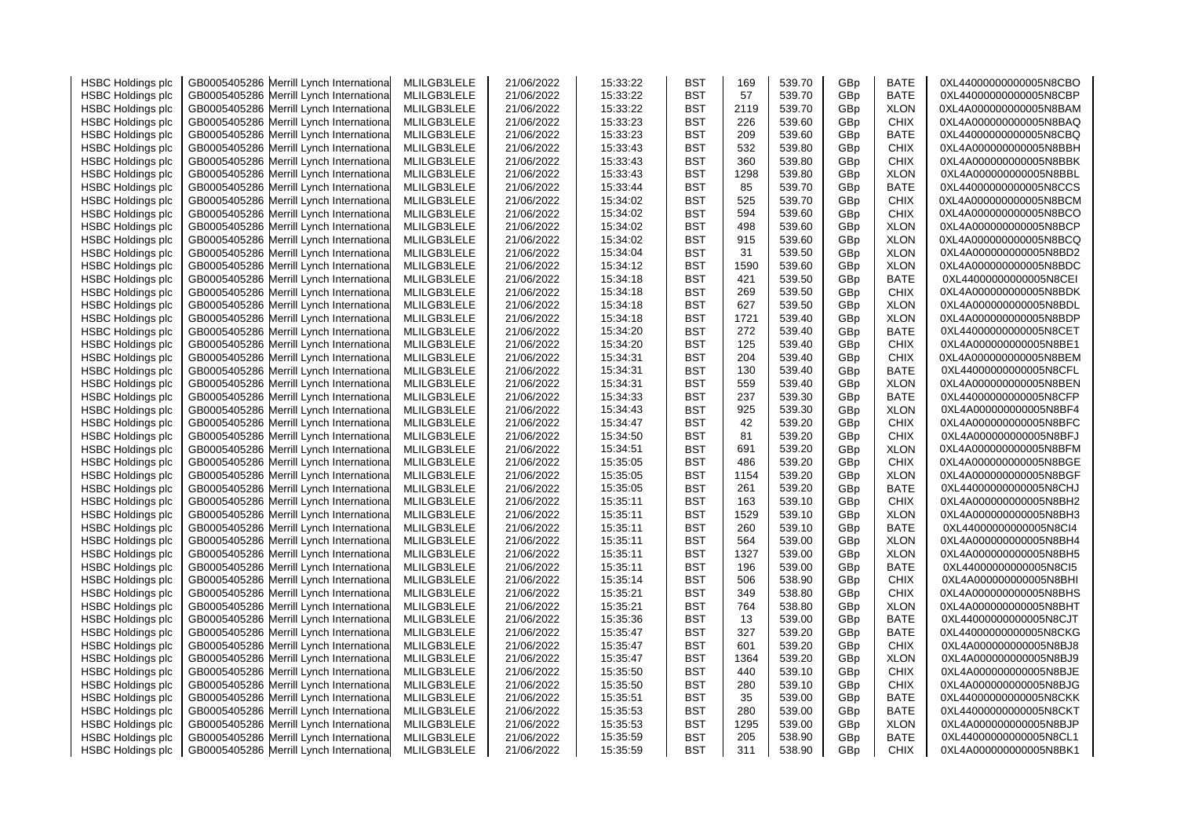| HSBC Holdings plc | GB0005405286 | Merrill Lynch International | MLILGB3LELE | 21/06/2022 | 15:33:22 | BST | 169 | 539.70 | GBp | BATE | 0XL44000000000005N8CBO |
|---|---|---|---|---|---|---|---|---|---|---|---|
| HSBC Holdings plc | GB0005405286 | Merrill Lynch International | MLILGB3LELE | 21/06/2022 | 15:33:22 | BST | 57 | 539.70 | GBp | BATE | 0XL44000000000005N8CBP |
| HSBC Holdings plc | GB0005405286 | Merrill Lynch International | MLILGB3LELE | 21/06/2022 | 15:33:22 | BST | 2119 | 539.70 | GBp | XLON | 0XL4A000000000005N8BAM |
| HSBC Holdings plc | GB0005405286 | Merrill Lynch International | MLILGB3LELE | 21/06/2022 | 15:33:23 | BST | 226 | 539.60 | GBp | CHIX | 0XL4A000000000005N8BAQ |
| HSBC Holdings plc | GB0005405286 | Merrill Lynch International | MLILGB3LELE | 21/06/2022 | 15:33:23 | BST | 209 | 539.60 | GBp | BATE | 0XL44000000000005N8CBQ |
| HSBC Holdings plc | GB0005405286 | Merrill Lynch International | MLILGB3LELE | 21/06/2022 | 15:33:43 | BST | 532 | 539.80 | GBp | CHIX | 0XL4A000000000005N8BBH |
| HSBC Holdings plc | GB0005405286 | Merrill Lynch International | MLILGB3LELE | 21/06/2022 | 15:33:43 | BST | 360 | 539.80 | GBp | CHIX | 0XL4A000000000005N8BBK |
| HSBC Holdings plc | GB0005405286 | Merrill Lynch International | MLILGB3LELE | 21/06/2022 | 15:33:43 | BST | 1298 | 539.80 | GBp | XLON | 0XL4A000000000005N8BBL |
| HSBC Holdings plc | GB0005405286 | Merrill Lynch International | MLILGB3LELE | 21/06/2022 | 15:33:44 | BST | 85 | 539.70 | GBp | BATE | 0XL44000000000005N8CCS |
| HSBC Holdings plc | GB0005405286 | Merrill Lynch International | MLILGB3LELE | 21/06/2022 | 15:34:02 | BST | 525 | 539.70 | GBp | CHIX | 0XL4A000000000005N8BCM |
| HSBC Holdings plc | GB0005405286 | Merrill Lynch International | MLILGB3LELE | 21/06/2022 | 15:34:02 | BST | 594 | 539.60 | GBp | CHIX | 0XL4A000000000005N8BCO |
| HSBC Holdings plc | GB0005405286 | Merrill Lynch International | MLILGB3LELE | 21/06/2022 | 15:34:02 | BST | 498 | 539.60 | GBp | XLON | 0XL4A000000000005N8BCP |
| HSBC Holdings plc | GB0005405286 | Merrill Lynch International | MLILGB3LELE | 21/06/2022 | 15:34:02 | BST | 915 | 539.60 | GBp | XLON | 0XL4A000000000005N8BCQ |
| HSBC Holdings plc | GB0005405286 | Merrill Lynch International | MLILGB3LELE | 21/06/2022 | 15:34:04 | BST | 31 | 539.50 | GBp | XLON | 0XL4A000000000005N8BD2 |
| HSBC Holdings plc | GB0005405286 | Merrill Lynch International | MLILGB3LELE | 21/06/2022 | 15:34:12 | BST | 1590 | 539.60 | GBp | XLON | 0XL4A000000000005N8BDC |
| HSBC Holdings plc | GB0005405286 | Merrill Lynch International | MLILGB3LELE | 21/06/2022 | 15:34:18 | BST | 421 | 539.50 | GBp | BATE | 0XL44000000000005N8CEI |
| HSBC Holdings plc | GB0005405286 | Merrill Lynch International | MLILGB3LELE | 21/06/2022 | 15:34:18 | BST | 269 | 539.50 | GBp | CHIX | 0XL4A000000000005N8BDK |
| HSBC Holdings plc | GB0005405286 | Merrill Lynch International | MLILGB3LELE | 21/06/2022 | 15:34:18 | BST | 627 | 539.50 | GBp | XLON | 0XL4A000000000005N8BDL |
| HSBC Holdings plc | GB0005405286 | Merrill Lynch International | MLILGB3LELE | 21/06/2022 | 15:34:18 | BST | 1721 | 539.40 | GBp | XLON | 0XL4A000000000005N8BDP |
| HSBC Holdings plc | GB0005405286 | Merrill Lynch International | MLILGB3LELE | 21/06/2022 | 15:34:20 | BST | 272 | 539.40 | GBp | BATE | 0XL44000000000005N8CET |
| HSBC Holdings plc | GB0005405286 | Merrill Lynch International | MLILGB3LELE | 21/06/2022 | 15:34:20 | BST | 125 | 539.40 | GBp | CHIX | 0XL4A000000000005N8BE1 |
| HSBC Holdings plc | GB0005405286 | Merrill Lynch International | MLILGB3LELE | 21/06/2022 | 15:34:31 | BST | 204 | 539.40 | GBp | CHIX | 0XL4A000000000005N8BEM |
| HSBC Holdings plc | GB0005405286 | Merrill Lynch International | MLILGB3LELE | 21/06/2022 | 15:34:31 | BST | 130 | 539.40 | GBp | BATE | 0XL44000000000005N8CFL |
| HSBC Holdings plc | GB0005405286 | Merrill Lynch International | MLILGB3LELE | 21/06/2022 | 15:34:31 | BST | 559 | 539.40 | GBp | XLON | 0XL4A000000000005N8BEN |
| HSBC Holdings plc | GB0005405286 | Merrill Lynch International | MLILGB3LELE | 21/06/2022 | 15:34:33 | BST | 237 | 539.30 | GBp | BATE | 0XL44000000000005N8CFP |
| HSBC Holdings plc | GB0005405286 | Merrill Lynch International | MLILGB3LELE | 21/06/2022 | 15:34:43 | BST | 925 | 539.30 | GBp | XLON | 0XL4A000000000005N8BF4 |
| HSBC Holdings plc | GB0005405286 | Merrill Lynch International | MLILGB3LELE | 21/06/2022 | 15:34:47 | BST | 42 | 539.20 | GBp | CHIX | 0XL4A000000000005N8BFC |
| HSBC Holdings plc | GB0005405286 | Merrill Lynch International | MLILGB3LELE | 21/06/2022 | 15:34:50 | BST | 81 | 539.20 | GBp | CHIX | 0XL4A000000000005N8BFJ |
| HSBC Holdings plc | GB0005405286 | Merrill Lynch International | MLILGB3LELE | 21/06/2022 | 15:34:51 | BST | 691 | 539.20 | GBp | XLON | 0XL4A000000000005N8BFM |
| HSBC Holdings plc | GB0005405286 | Merrill Lynch International | MLILGB3LELE | 21/06/2022 | 15:35:05 | BST | 486 | 539.20 | GBp | CHIX | 0XL4A000000000005N8BGE |
| HSBC Holdings plc | GB0005405286 | Merrill Lynch International | MLILGB3LELE | 21/06/2022 | 15:35:05 | BST | 1154 | 539.20 | GBp | XLON | 0XL4A000000000005N8BGF |
| HSBC Holdings plc | GB0005405286 | Merrill Lynch International | MLILGB3LELE | 21/06/2022 | 15:35:05 | BST | 261 | 539.20 | GBp | BATE | 0XL44000000000005N8CHJ |
| HSBC Holdings plc | GB0005405286 | Merrill Lynch International | MLILGB3LELE | 21/06/2022 | 15:35:11 | BST | 163 | 539.10 | GBp | CHIX | 0XL4A000000000005N8BH2 |
| HSBC Holdings plc | GB0005405286 | Merrill Lynch International | MLILGB3LELE | 21/06/2022 | 15:35:11 | BST | 1529 | 539.10 | GBp | XLON | 0XL4A000000000005N8BH3 |
| HSBC Holdings plc | GB0005405286 | Merrill Lynch International | MLILGB3LELE | 21/06/2022 | 15:35:11 | BST | 260 | 539.10 | GBp | BATE | 0XL44000000000005N8CI4 |
| HSBC Holdings plc | GB0005405286 | Merrill Lynch International | MLILGB3LELE | 21/06/2022 | 15:35:11 | BST | 564 | 539.00 | GBp | XLON | 0XL4A000000000005N8BH4 |
| HSBC Holdings plc | GB0005405286 | Merrill Lynch International | MLILGB3LELE | 21/06/2022 | 15:35:11 | BST | 1327 | 539.00 | GBp | XLON | 0XL4A000000000005N8BH5 |
| HSBC Holdings plc | GB0005405286 | Merrill Lynch International | MLILGB3LELE | 21/06/2022 | 15:35:11 | BST | 196 | 539.00 | GBp | BATE | 0XL44000000000005N8CI5 |
| HSBC Holdings plc | GB0005405286 | Merrill Lynch International | MLILGB3LELE | 21/06/2022 | 15:35:14 | BST | 506 | 538.90 | GBp | CHIX | 0XL4A000000000005N8BHI |
| HSBC Holdings plc | GB0005405286 | Merrill Lynch International | MLILGB3LELE | 21/06/2022 | 15:35:21 | BST | 349 | 538.80 | GBp | CHIX | 0XL4A000000000005N8BHS |
| HSBC Holdings plc | GB0005405286 | Merrill Lynch International | MLILGB3LELE | 21/06/2022 | 15:35:21 | BST | 764 | 538.80 | GBp | XLON | 0XL4A000000000005N8BHT |
| HSBC Holdings plc | GB0005405286 | Merrill Lynch International | MLILGB3LELE | 21/06/2022 | 15:35:36 | BST | 13 | 539.00 | GBp | BATE | 0XL44000000000005N8CJT |
| HSBC Holdings plc | GB0005405286 | Merrill Lynch International | MLILGB3LELE | 21/06/2022 | 15:35:47 | BST | 327 | 539.20 | GBp | BATE | 0XL44000000000005N8CKG |
| HSBC Holdings plc | GB0005405286 | Merrill Lynch International | MLILGB3LELE | 21/06/2022 | 15:35:47 | BST | 601 | 539.20 | GBp | CHIX | 0XL4A000000000005N8BJ8 |
| HSBC Holdings plc | GB0005405286 | Merrill Lynch International | MLILGB3LELE | 21/06/2022 | 15:35:47 | BST | 1364 | 539.20 | GBp | XLON | 0XL4A000000000005N8BJ9 |
| HSBC Holdings plc | GB0005405286 | Merrill Lynch International | MLILGB3LELE | 21/06/2022 | 15:35:50 | BST | 440 | 539.10 | GBp | CHIX | 0XL4A000000000005N8BJE |
| HSBC Holdings plc | GB0005405286 | Merrill Lynch International | MLILGB3LELE | 21/06/2022 | 15:35:50 | BST | 280 | 539.10 | GBp | CHIX | 0XL4A000000000005N8BJG |
| HSBC Holdings plc | GB0005405286 | Merrill Lynch International | MLILGB3LELE | 21/06/2022 | 15:35:51 | BST | 35 | 539.00 | GBp | BATE | 0XL44000000000005N8CKK |
| HSBC Holdings plc | GB0005405286 | Merrill Lynch International | MLILGB3LELE | 21/06/2022 | 15:35:53 | BST | 280 | 539.00 | GBp | BATE | 0XL44000000000005N8CKT |
| HSBC Holdings plc | GB0005405286 | Merrill Lynch International | MLILGB3LELE | 21/06/2022 | 15:35:53 | BST | 1295 | 539.00 | GBp | XLON | 0XL4A000000000005N8BJP |
| HSBC Holdings plc | GB0005405286 | Merrill Lynch International | MLILGB3LELE | 21/06/2022 | 15:35:59 | BST | 205 | 538.90 | GBp | BATE | 0XL44000000000005N8CL1 |
| HSBC Holdings plc | GB0005405286 | Merrill Lynch International | MLILGB3LELE | 21/06/2022 | 15:35:59 | BST | 311 | 538.90 | GBp | CHIX | 0XL4A000000000005N8BK1 |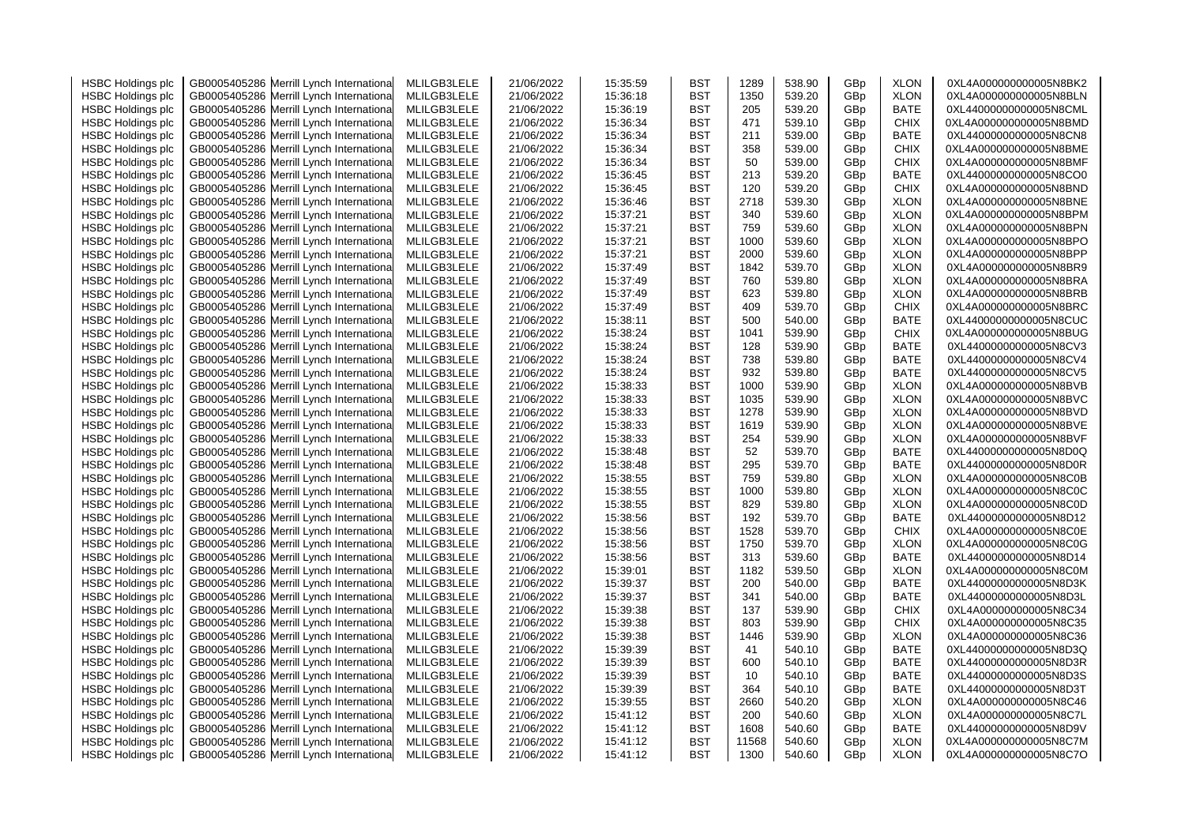| HSBC Holdings plc | GB0005405286 | Merrill Lynch International | MLILGB3LELE | 21/06/2022 | 15:35:59 | BST | 1289 | 538.90 | GBp | XLON | 0XL4A000000000005N8BK2 |
|---|---|---|---|---|---|---|---|---|---|---|---|
| HSBC Holdings plc | GB0005405286 | Merrill Lynch International | MLILGB3LELE | 21/06/2022 | 15:36:18 | BST | 1350 | 539.20 | GBp | XLON | 0XL4A000000000005N8BLN |
| HSBC Holdings plc | GB0005405286 | Merrill Lynch International | MLILGB3LELE | 21/06/2022 | 15:36:19 | BST | 205 | 539.20 | GBp | BATE | 0XL44000000000005N8CML |
| HSBC Holdings plc | GB0005405286 | Merrill Lynch International | MLILGB3LELE | 21/06/2022 | 15:36:34 | BST | 471 | 539.10 | GBp | CHIX | 0XL4A000000000005N8BMD |
| HSBC Holdings plc | GB0005405286 | Merrill Lynch International | MLILGB3LELE | 21/06/2022 | 15:36:34 | BST | 211 | 539.00 | GBp | BATE | 0XL44000000000005N8CN8 |
| HSBC Holdings plc | GB0005405286 | Merrill Lynch International | MLILGB3LELE | 21/06/2022 | 15:36:34 | BST | 358 | 539.00 | GBp | CHIX | 0XL4A000000000005N8BME |
| HSBC Holdings plc | GB0005405286 | Merrill Lynch International | MLILGB3LELE | 21/06/2022 | 15:36:34 | BST | 50 | 539.00 | GBp | CHIX | 0XL4A000000000005N8BMF |
| HSBC Holdings plc | GB0005405286 | Merrill Lynch International | MLILGB3LELE | 21/06/2022 | 15:36:45 | BST | 213 | 539.20 | GBp | BATE | 0XL44000000000005N8CO0 |
| HSBC Holdings plc | GB0005405286 | Merrill Lynch International | MLILGB3LELE | 21/06/2022 | 15:36:45 | BST | 120 | 539.20 | GBp | CHIX | 0XL4A000000000005N8BND |
| HSBC Holdings plc | GB0005405286 | Merrill Lynch International | MLILGB3LELE | 21/06/2022 | 15:36:46 | BST | 2718 | 539.30 | GBp | XLON | 0XL4A000000000005N8BNE |
| HSBC Holdings plc | GB0005405286 | Merrill Lynch International | MLILGB3LELE | 21/06/2022 | 15:37:21 | BST | 340 | 539.60 | GBp | XLON | 0XL4A000000000005N8BPM |
| HSBC Holdings plc | GB0005405286 | Merrill Lynch International | MLILGB3LELE | 21/06/2022 | 15:37:21 | BST | 759 | 539.60 | GBp | XLON | 0XL4A000000000005N8BPN |
| HSBC Holdings plc | GB0005405286 | Merrill Lynch International | MLILGB3LELE | 21/06/2022 | 15:37:21 | BST | 1000 | 539.60 | GBp | XLON | 0XL4A000000000005N8BPO |
| HSBC Holdings plc | GB0005405286 | Merrill Lynch International | MLILGB3LELE | 21/06/2022 | 15:37:21 | BST | 2000 | 539.60 | GBp | XLON | 0XL4A000000000005N8BPP |
| HSBC Holdings plc | GB0005405286 | Merrill Lynch International | MLILGB3LELE | 21/06/2022 | 15:37:49 | BST | 1842 | 539.70 | GBp | XLON | 0XL4A000000000005N8BR9 |
| HSBC Holdings plc | GB0005405286 | Merrill Lynch International | MLILGB3LELE | 21/06/2022 | 15:37:49 | BST | 760 | 539.80 | GBp | XLON | 0XL4A000000000005N8BRA |
| HSBC Holdings plc | GB0005405286 | Merrill Lynch International | MLILGB3LELE | 21/06/2022 | 15:37:49 | BST | 623 | 539.80 | GBp | XLON | 0XL4A000000000005N8BRB |
| HSBC Holdings plc | GB0005405286 | Merrill Lynch International | MLILGB3LELE | 21/06/2022 | 15:37:49 | BST | 409 | 539.70 | GBp | CHIX | 0XL4A000000000005N8BRC |
| HSBC Holdings plc | GB0005405286 | Merrill Lynch International | MLILGB3LELE | 21/06/2022 | 15:38:11 | BST | 500 | 540.00 | GBp | BATE | 0XL44000000000005N8CUC |
| HSBC Holdings plc | GB0005405286 | Merrill Lynch International | MLILGB3LELE | 21/06/2022 | 15:38:24 | BST | 1041 | 539.90 | GBp | CHIX | 0XL4A000000000005N8BUG |
| HSBC Holdings plc | GB0005405286 | Merrill Lynch International | MLILGB3LELE | 21/06/2022 | 15:38:24 | BST | 128 | 539.90 | GBp | BATE | 0XL44000000000005N8CV3 |
| HSBC Holdings plc | GB0005405286 | Merrill Lynch International | MLILGB3LELE | 21/06/2022 | 15:38:24 | BST | 738 | 539.80 | GBp | BATE | 0XL44000000000005N8CV4 |
| HSBC Holdings plc | GB0005405286 | Merrill Lynch International | MLILGB3LELE | 21/06/2022 | 15:38:24 | BST | 932 | 539.80 | GBp | BATE | 0XL44000000000005N8CV5 |
| HSBC Holdings plc | GB0005405286 | Merrill Lynch International | MLILGB3LELE | 21/06/2022 | 15:38:33 | BST | 1000 | 539.90 | GBp | XLON | 0XL4A000000000005N8BVB |
| HSBC Holdings plc | GB0005405286 | Merrill Lynch International | MLILGB3LELE | 21/06/2022 | 15:38:33 | BST | 1035 | 539.90 | GBp | XLON | 0XL4A000000000005N8BVC |
| HSBC Holdings plc | GB0005405286 | Merrill Lynch International | MLILGB3LELE | 21/06/2022 | 15:38:33 | BST | 1278 | 539.90 | GBp | XLON | 0XL4A000000000005N8BVD |
| HSBC Holdings plc | GB0005405286 | Merrill Lynch International | MLILGB3LELE | 21/06/2022 | 15:38:33 | BST | 1619 | 539.90 | GBp | XLON | 0XL4A000000000005N8BVE |
| HSBC Holdings plc | GB0005405286 | Merrill Lynch International | MLILGB3LELE | 21/06/2022 | 15:38:33 | BST | 254 | 539.90 | GBp | XLON | 0XL4A000000000005N8BVF |
| HSBC Holdings plc | GB0005405286 | Merrill Lynch International | MLILGB3LELE | 21/06/2022 | 15:38:48 | BST | 52 | 539.70 | GBp | BATE | 0XL44000000000005N8D0Q |
| HSBC Holdings plc | GB0005405286 | Merrill Lynch International | MLILGB3LELE | 21/06/2022 | 15:38:48 | BST | 295 | 539.70 | GBp | BATE | 0XL44000000000005N8D0R |
| HSBC Holdings plc | GB0005405286 | Merrill Lynch International | MLILGB3LELE | 21/06/2022 | 15:38:55 | BST | 759 | 539.80 | GBp | XLON | 0XL4A000000000005N8C0B |
| HSBC Holdings plc | GB0005405286 | Merrill Lynch International | MLILGB3LELE | 21/06/2022 | 15:38:55 | BST | 1000 | 539.80 | GBp | XLON | 0XL4A000000000005N8C0C |
| HSBC Holdings plc | GB0005405286 | Merrill Lynch International | MLILGB3LELE | 21/06/2022 | 15:38:55 | BST | 829 | 539.80 | GBp | XLON | 0XL4A000000000005N8C0D |
| HSBC Holdings plc | GB0005405286 | Merrill Lynch International | MLILGB3LELE | 21/06/2022 | 15:38:56 | BST | 192 | 539.70 | GBp | BATE | 0XL44000000000005N8D12 |
| HSBC Holdings plc | GB0005405286 | Merrill Lynch International | MLILGB3LELE | 21/06/2022 | 15:38:56 | BST | 1528 | 539.70 | GBp | CHIX | 0XL4A000000000005N8C0E |
| HSBC Holdings plc | GB0005405286 | Merrill Lynch International | MLILGB3LELE | 21/06/2022 | 15:38:56 | BST | 1750 | 539.70 | GBp | XLON | 0XL4A000000000005N8C0G |
| HSBC Holdings plc | GB0005405286 | Merrill Lynch International | MLILGB3LELE | 21/06/2022 | 15:38:56 | BST | 313 | 539.60 | GBp | BATE | 0XL44000000000005N8D14 |
| HSBC Holdings plc | GB0005405286 | Merrill Lynch International | MLILGB3LELE | 21/06/2022 | 15:39:01 | BST | 1182 | 539.50 | GBp | XLON | 0XL4A000000000005N8C0M |
| HSBC Holdings plc | GB0005405286 | Merrill Lynch International | MLILGB3LELE | 21/06/2022 | 15:39:37 | BST | 200 | 540.00 | GBp | BATE | 0XL44000000000005N8D3K |
| HSBC Holdings plc | GB0005405286 | Merrill Lynch International | MLILGB3LELE | 21/06/2022 | 15:39:37 | BST | 341 | 540.00 | GBp | BATE | 0XL44000000000005N8D3L |
| HSBC Holdings plc | GB0005405286 | Merrill Lynch International | MLILGB3LELE | 21/06/2022 | 15:39:38 | BST | 137 | 539.90 | GBp | CHIX | 0XL4A000000000005N8C34 |
| HSBC Holdings plc | GB0005405286 | Merrill Lynch International | MLILGB3LELE | 21/06/2022 | 15:39:38 | BST | 803 | 539.90 | GBp | CHIX | 0XL4A000000000005N8C35 |
| HSBC Holdings plc | GB0005405286 | Merrill Lynch International | MLILGB3LELE | 21/06/2022 | 15:39:38 | BST | 1446 | 539.90 | GBp | XLON | 0XL4A000000000005N8C36 |
| HSBC Holdings plc | GB0005405286 | Merrill Lynch International | MLILGB3LELE | 21/06/2022 | 15:39:39 | BST | 41 | 540.10 | GBp | BATE | 0XL44000000000005N8D3Q |
| HSBC Holdings plc | GB0005405286 | Merrill Lynch International | MLILGB3LELE | 21/06/2022 | 15:39:39 | BST | 600 | 540.10 | GBp | BATE | 0XL44000000000005N8D3R |
| HSBC Holdings plc | GB0005405286 | Merrill Lynch International | MLILGB3LELE | 21/06/2022 | 15:39:39 | BST | 10 | 540.10 | GBp | BATE | 0XL44000000000005N8D3S |
| HSBC Holdings plc | GB0005405286 | Merrill Lynch International | MLILGB3LELE | 21/06/2022 | 15:39:39 | BST | 364 | 540.10 | GBp | BATE | 0XL44000000000005N8D3T |
| HSBC Holdings plc | GB0005405286 | Merrill Lynch International | MLILGB3LELE | 21/06/2022 | 15:39:55 | BST | 2660 | 540.20 | GBp | XLON | 0XL4A000000000005N8C46 |
| HSBC Holdings plc | GB0005405286 | Merrill Lynch International | MLILGB3LELE | 21/06/2022 | 15:41:12 | BST | 200 | 540.60 | GBp | XLON | 0XL4A000000000005N8C7L |
| HSBC Holdings plc | GB0005405286 | Merrill Lynch International | MLILGB3LELE | 21/06/2022 | 15:41:12 | BST | 1608 | 540.60 | GBp | BATE | 0XL44000000000005N8D9V |
| HSBC Holdings plc | GB0005405286 | Merrill Lynch International | MLILGB3LELE | 21/06/2022 | 15:41:12 | BST | 11568 | 540.60 | GBp | XLON | 0XL4A000000000005N8C7M |
| HSBC Holdings plc | GB0005405286 | Merrill Lynch International | MLILGB3LELE | 21/06/2022 | 15:41:12 | BST | 1300 | 540.60 | GBp | XLON | 0XL4A000000000005N8C7O |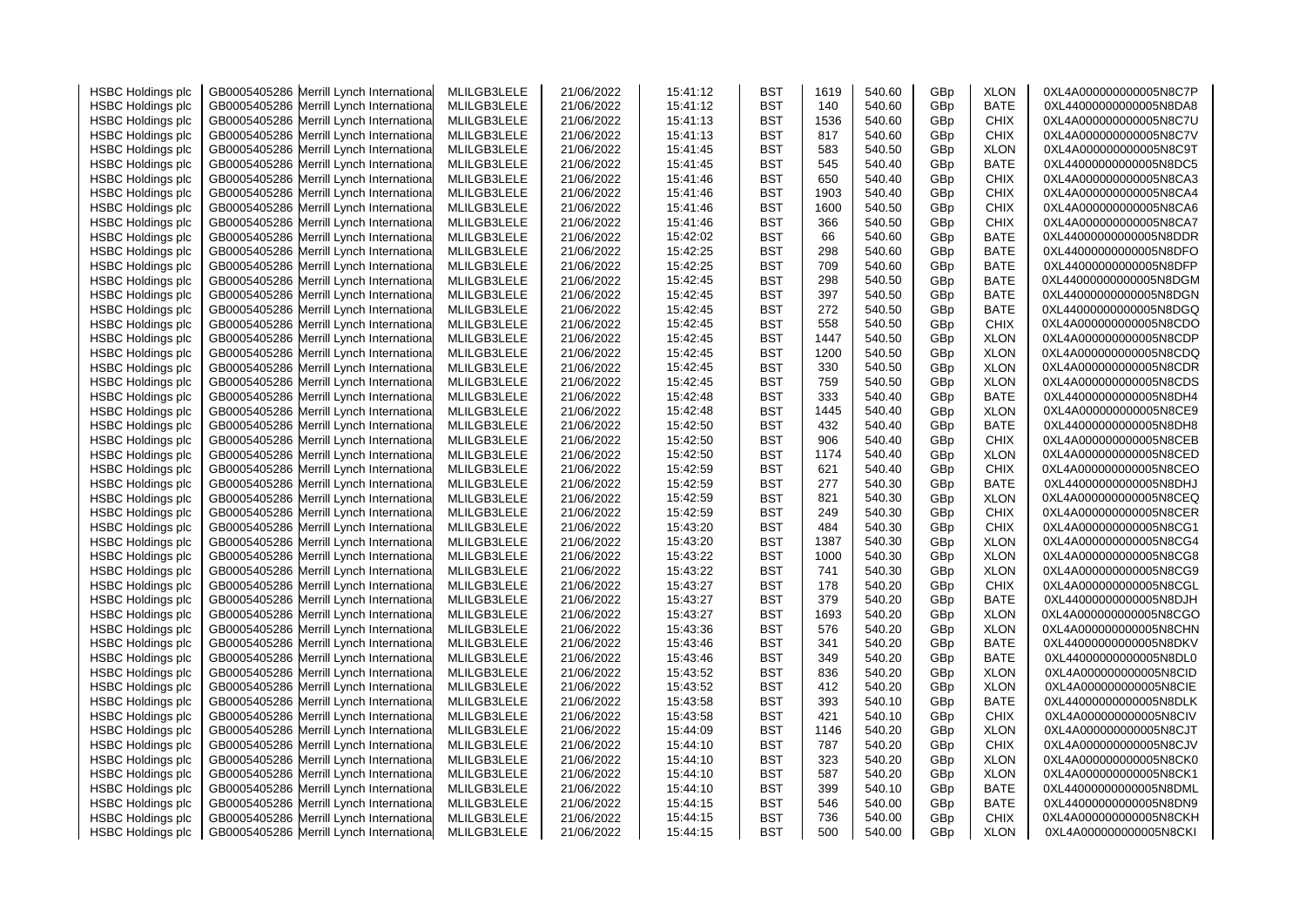| | | | | | | | | | | | |
|---|---|---|---|---|---|---|---|---|---|---|---|
| HSBC Holdings plc | GB0005405286 | Merrill Lynch International | MLILGB3LELE | 21/06/2022 | 15:41:12 | BST | 1619 | 540.60 | GBp | XLON | 0XL4A000000000005N8C7P |
| HSBC Holdings plc | GB0005405286 | Merrill Lynch International | MLILGB3LELE | 21/06/2022 | 15:41:12 | BST | 140 | 540.60 | GBp | BATE | 0XL44000000000005N8DA8 |
| HSBC Holdings plc | GB0005405286 | Merrill Lynch International | MLILGB3LELE | 21/06/2022 | 15:41:13 | BST | 1536 | 540.60 | GBp | CHIX | 0XL4A000000000005N8C7U |
| HSBC Holdings plc | GB0005405286 | Merrill Lynch International | MLILGB3LELE | 21/06/2022 | 15:41:13 | BST | 817 | 540.60 | GBp | CHIX | 0XL4A000000000005N8C7V |
| HSBC Holdings plc | GB0005405286 | Merrill Lynch International | MLILGB3LELE | 21/06/2022 | 15:41:45 | BST | 583 | 540.50 | GBp | XLON | 0XL4A000000000005N8C9T |
| HSBC Holdings plc | GB0005405286 | Merrill Lynch International | MLILGB3LELE | 21/06/2022 | 15:41:45 | BST | 545 | 540.40 | GBp | BATE | 0XL44000000000005N8DC5 |
| HSBC Holdings plc | GB0005405286 | Merrill Lynch International | MLILGB3LELE | 21/06/2022 | 15:41:46 | BST | 650 | 540.40 | GBp | CHIX | 0XL4A000000000005N8CA3 |
| HSBC Holdings plc | GB0005405286 | Merrill Lynch International | MLILGB3LELE | 21/06/2022 | 15:41:46 | BST | 1903 | 540.40 | GBp | CHIX | 0XL4A000000000005N8CA4 |
| HSBC Holdings plc | GB0005405286 | Merrill Lynch International | MLILGB3LELE | 21/06/2022 | 15:41:46 | BST | 1600 | 540.50 | GBp | CHIX | 0XL4A000000000005N8CA6 |
| HSBC Holdings plc | GB0005405286 | Merrill Lynch International | MLILGB3LELE | 21/06/2022 | 15:41:46 | BST | 366 | 540.50 | GBp | CHIX | 0XL4A000000000005N8CA7 |
| HSBC Holdings plc | GB0005405286 | Merrill Lynch International | MLILGB3LELE | 21/06/2022 | 15:42:02 | BST | 66 | 540.60 | GBp | BATE | 0XL44000000000005N8DDR |
| HSBC Holdings plc | GB0005405286 | Merrill Lynch International | MLILGB3LELE | 21/06/2022 | 15:42:25 | BST | 298 | 540.60 | GBp | BATE | 0XL44000000000005N8DFO |
| HSBC Holdings plc | GB0005405286 | Merrill Lynch International | MLILGB3LELE | 21/06/2022 | 15:42:25 | BST | 709 | 540.60 | GBp | BATE | 0XL44000000000005N8DFP |
| HSBC Holdings plc | GB0005405286 | Merrill Lynch International | MLILGB3LELE | 21/06/2022 | 15:42:45 | BST | 298 | 540.50 | GBp | BATE | 0XL44000000000005N8DGM |
| HSBC Holdings plc | GB0005405286 | Merrill Lynch International | MLILGB3LELE | 21/06/2022 | 15:42:45 | BST | 397 | 540.50 | GBp | BATE | 0XL44000000000005N8DGN |
| HSBC Holdings plc | GB0005405286 | Merrill Lynch International | MLILGB3LELE | 21/06/2022 | 15:42:45 | BST | 272 | 540.50 | GBp | BATE | 0XL44000000000005N8DGQ |
| HSBC Holdings plc | GB0005405286 | Merrill Lynch International | MLILGB3LELE | 21/06/2022 | 15:42:45 | BST | 558 | 540.50 | GBp | CHIX | 0XL4A000000000005N8CDO |
| HSBC Holdings plc | GB0005405286 | Merrill Lynch International | MLILGB3LELE | 21/06/2022 | 15:42:45 | BST | 1447 | 540.50 | GBp | XLON | 0XL4A000000000005N8CDP |
| HSBC Holdings plc | GB0005405286 | Merrill Lynch International | MLILGB3LELE | 21/06/2022 | 15:42:45 | BST | 1200 | 540.50 | GBp | XLON | 0XL4A000000000005N8CDQ |
| HSBC Holdings plc | GB0005405286 | Merrill Lynch International | MLILGB3LELE | 21/06/2022 | 15:42:45 | BST | 330 | 540.50 | GBp | XLON | 0XL4A000000000005N8CDR |
| HSBC Holdings plc | GB0005405286 | Merrill Lynch International | MLILGB3LELE | 21/06/2022 | 15:42:45 | BST | 759 | 540.50 | GBp | XLON | 0XL4A000000000005N8CDS |
| HSBC Holdings plc | GB0005405286 | Merrill Lynch International | MLILGB3LELE | 21/06/2022 | 15:42:48 | BST | 333 | 540.40 | GBp | BATE | 0XL44000000000005N8DH4 |
| HSBC Holdings plc | GB0005405286 | Merrill Lynch International | MLILGB3LELE | 21/06/2022 | 15:42:48 | BST | 1445 | 540.40 | GBp | XLON | 0XL4A000000000005N8CE9 |
| HSBC Holdings plc | GB0005405286 | Merrill Lynch International | MLILGB3LELE | 21/06/2022 | 15:42:50 | BST | 432 | 540.40 | GBp | BATE | 0XL44000000000005N8DH8 |
| HSBC Holdings plc | GB0005405286 | Merrill Lynch International | MLILGB3LELE | 21/06/2022 | 15:42:50 | BST | 906 | 540.40 | GBp | CHIX | 0XL4A000000000005N8CEB |
| HSBC Holdings plc | GB0005405286 | Merrill Lynch International | MLILGB3LELE | 21/06/2022 | 15:42:50 | BST | 1174 | 540.40 | GBp | XLON | 0XL4A000000000005N8CED |
| HSBC Holdings plc | GB0005405286 | Merrill Lynch International | MLILGB3LELE | 21/06/2022 | 15:42:59 | BST | 621 | 540.40 | GBp | CHIX | 0XL4A000000000005N8CEO |
| HSBC Holdings plc | GB0005405286 | Merrill Lynch International | MLILGB3LELE | 21/06/2022 | 15:42:59 | BST | 277 | 540.30 | GBp | BATE | 0XL44000000000005N8DHJ |
| HSBC Holdings plc | GB0005405286 | Merrill Lynch International | MLILGB3LELE | 21/06/2022 | 15:42:59 | BST | 821 | 540.30 | GBp | XLON | 0XL4A000000000005N8CEQ |
| HSBC Holdings plc | GB0005405286 | Merrill Lynch International | MLILGB3LELE | 21/06/2022 | 15:42:59 | BST | 249 | 540.30 | GBp | CHIX | 0XL4A000000000005N8CER |
| HSBC Holdings plc | GB0005405286 | Merrill Lynch International | MLILGB3LELE | 21/06/2022 | 15:43:20 | BST | 484 | 540.30 | GBp | CHIX | 0XL4A000000000005N8CG1 |
| HSBC Holdings plc | GB0005405286 | Merrill Lynch International | MLILGB3LELE | 21/06/2022 | 15:43:20 | BST | 1387 | 540.30 | GBp | XLON | 0XL4A000000000005N8CG4 |
| HSBC Holdings plc | GB0005405286 | Merrill Lynch International | MLILGB3LELE | 21/06/2022 | 15:43:22 | BST | 1000 | 540.30 | GBp | XLON | 0XL4A000000000005N8CG8 |
| HSBC Holdings plc | GB0005405286 | Merrill Lynch International | MLILGB3LELE | 21/06/2022 | 15:43:22 | BST | 741 | 540.30 | GBp | XLON | 0XL4A000000000005N8CG9 |
| HSBC Holdings plc | GB0005405286 | Merrill Lynch International | MLILGB3LELE | 21/06/2022 | 15:43:27 | BST | 178 | 540.20 | GBp | CHIX | 0XL4A000000000005N8CGL |
| HSBC Holdings plc | GB0005405286 | Merrill Lynch International | MLILGB3LELE | 21/06/2022 | 15:43:27 | BST | 379 | 540.20 | GBp | BATE | 0XL44000000000005N8DJH |
| HSBC Holdings plc | GB0005405286 | Merrill Lynch International | MLILGB3LELE | 21/06/2022 | 15:43:27 | BST | 1693 | 540.20 | GBp | XLON | 0XL4A000000000005N8CGO |
| HSBC Holdings plc | GB0005405286 | Merrill Lynch International | MLILGB3LELE | 21/06/2022 | 15:43:36 | BST | 576 | 540.20 | GBp | XLON | 0XL4A000000000005N8CHN |
| HSBC Holdings plc | GB0005405286 | Merrill Lynch International | MLILGB3LELE | 21/06/2022 | 15:43:46 | BST | 341 | 540.20 | GBp | BATE | 0XL44000000000005N8DKV |
| HSBC Holdings plc | GB0005405286 | Merrill Lynch International | MLILGB3LELE | 21/06/2022 | 15:43:46 | BST | 349 | 540.20 | GBp | BATE | 0XL44000000000005N8DL0 |
| HSBC Holdings plc | GB0005405286 | Merrill Lynch International | MLILGB3LELE | 21/06/2022 | 15:43:52 | BST | 836 | 540.20 | GBp | XLON | 0XL4A000000000005N8CID |
| HSBC Holdings plc | GB0005405286 | Merrill Lynch International | MLILGB3LELE | 21/06/2022 | 15:43:52 | BST | 412 | 540.20 | GBp | XLON | 0XL4A000000000005N8CIE |
| HSBC Holdings plc | GB0005405286 | Merrill Lynch International | MLILGB3LELE | 21/06/2022 | 15:43:58 | BST | 393 | 540.10 | GBp | BATE | 0XL44000000000005N8DLK |
| HSBC Holdings plc | GB0005405286 | Merrill Lynch International | MLILGB3LELE | 21/06/2022 | 15:43:58 | BST | 421 | 540.10 | GBp | CHIX | 0XL4A000000000005N8CIV |
| HSBC Holdings plc | GB0005405286 | Merrill Lynch International | MLILGB3LELE | 21/06/2022 | 15:44:09 | BST | 1146 | 540.20 | GBp | XLON | 0XL4A000000000005N8CJT |
| HSBC Holdings plc | GB0005405286 | Merrill Lynch International | MLILGB3LELE | 21/06/2022 | 15:44:10 | BST | 787 | 540.20 | GBp | CHIX | 0XL4A000000000005N8CJV |
| HSBC Holdings plc | GB0005405286 | Merrill Lynch International | MLILGB3LELE | 21/06/2022 | 15:44:10 | BST | 323 | 540.20 | GBp | XLON | 0XL4A000000000005N8CK0 |
| HSBC Holdings plc | GB0005405286 | Merrill Lynch International | MLILGB3LELE | 21/06/2022 | 15:44:10 | BST | 587 | 540.20 | GBp | XLON | 0XL4A000000000005N8CK1 |
| HSBC Holdings plc | GB0005405286 | Merrill Lynch International | MLILGB3LELE | 21/06/2022 | 15:44:10 | BST | 399 | 540.10 | GBp | BATE | 0XL44000000000005N8DML |
| HSBC Holdings plc | GB0005405286 | Merrill Lynch International | MLILGB3LELE | 21/06/2022 | 15:44:15 | BST | 546 | 540.00 | GBp | BATE | 0XL44000000000005N8DN9 |
| HSBC Holdings plc | GB0005405286 | Merrill Lynch International | MLILGB3LELE | 21/06/2022 | 15:44:15 | BST | 736 | 540.00 | GBp | CHIX | 0XL4A000000000005N8CKH |
| HSBC Holdings plc | GB0005405286 | Merrill Lynch International | MLILGB3LELE | 21/06/2022 | 15:44:15 | BST | 500 | 540.00 | GBp | XLON | 0XL4A000000000005N8CKI |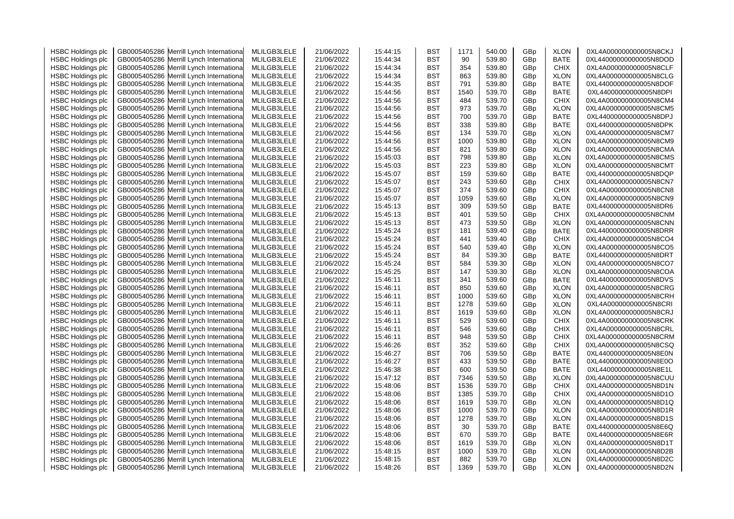| HSBC Holdings plc | GB0005405286 | Merrill Lynch International | MLILGB3LELE | 21/06/2022 | 15:44:15 | BST | 1171 | 540.00 | GBp | XLON | 0XL4A000000000005N8CKJ |
|---|---|---|---|---|---|---|---|---|---|---|---|
| HSBC Holdings plc | GB0005405286 | Merrill Lynch International | MLILGB3LELE | 21/06/2022 | 15:44:34 | BST | 90 | 539.80 | GBp | BATE | 0XL44000000000005N8DOD |
| HSBC Holdings plc | GB0005405286 | Merrill Lynch International | MLILGB3LELE | 21/06/2022 | 15:44:34 | BST | 354 | 539.80 | GBp | CHIX | 0XL4A000000000005N8CLF |
| HSBC Holdings plc | GB0005405286 | Merrill Lynch International | MLILGB3LELE | 21/06/2022 | 15:44:34 | BST | 863 | 539.80 | GBp | XLON | 0XL4A000000000005N8CLG |
| HSBC Holdings plc | GB0005405286 | Merrill Lynch International | MLILGB3LELE | 21/06/2022 | 15:44:35 | BST | 791 | 539.80 | GBp | BATE | 0XL44000000000005N8DOF |
| HSBC Holdings plc | GB0005405286 | Merrill Lynch International | MLILGB3LELE | 21/06/2022 | 15:44:56 | BST | 1540 | 539.70 | GBp | BATE | 0XL44000000000005N8DPI |
| HSBC Holdings plc | GB0005405286 | Merrill Lynch International | MLILGB3LELE | 21/06/2022 | 15:44:56 | BST | 484 | 539.70 | GBp | CHIX | 0XL4A000000000005N8CM4 |
| HSBC Holdings plc | GB0005405286 | Merrill Lynch International | MLILGB3LELE | 21/06/2022 | 15:44:56 | BST | 973 | 539.70 | GBp | XLON | 0XL4A000000000005N8CM5 |
| HSBC Holdings plc | GB0005405286 | Merrill Lynch International | MLILGB3LELE | 21/06/2022 | 15:44:56 | BST | 700 | 539.70 | GBp | BATE | 0XL44000000000005N8DPJ |
| HSBC Holdings plc | GB0005405286 | Merrill Lynch International | MLILGB3LELE | 21/06/2022 | 15:44:56 | BST | 338 | 539.80 | GBp | BATE | 0XL44000000000005N8DPK |
| HSBC Holdings plc | GB0005405286 | Merrill Lynch International | MLILGB3LELE | 21/06/2022 | 15:44:56 | BST | 134 | 539.70 | GBp | XLON | 0XL4A000000000005N8CM7 |
| HSBC Holdings plc | GB0005405286 | Merrill Lynch International | MLILGB3LELE | 21/06/2022 | 15:44:56 | BST | 1000 | 539.80 | GBp | XLON | 0XL4A000000000005N8CM9 |
| HSBC Holdings plc | GB0005405286 | Merrill Lynch International | MLILGB3LELE | 21/06/2022 | 15:44:56 | BST | 821 | 539.80 | GBp | XLON | 0XL4A000000000005N8CMA |
| HSBC Holdings plc | GB0005405286 | Merrill Lynch International | MLILGB3LELE | 21/06/2022 | 15:45:03 | BST | 798 | 539.80 | GBp | XLON | 0XL4A000000000005N8CMS |
| HSBC Holdings plc | GB0005405286 | Merrill Lynch International | MLILGB3LELE | 21/06/2022 | 15:45:03 | BST | 223 | 539.80 | GBp | XLON | 0XL4A000000000005N8CMT |
| HSBC Holdings plc | GB0005405286 | Merrill Lynch International | MLILGB3LELE | 21/06/2022 | 15:45:07 | BST | 159 | 539.60 | GBp | BATE | 0XL44000000000005N8DQP |
| HSBC Holdings plc | GB0005405286 | Merrill Lynch International | MLILGB3LELE | 21/06/2022 | 15:45:07 | BST | 243 | 539.60 | GBp | CHIX | 0XL4A000000000005N8CN7 |
| HSBC Holdings plc | GB0005405286 | Merrill Lynch International | MLILGB3LELE | 21/06/2022 | 15:45:07 | BST | 374 | 539.60 | GBp | CHIX | 0XL4A000000000005N8CN8 |
| HSBC Holdings plc | GB0005405286 | Merrill Lynch International | MLILGB3LELE | 21/06/2022 | 15:45:07 | BST | 1059 | 539.60 | GBp | XLON | 0XL4A000000000005N8CN9 |
| HSBC Holdings plc | GB0005405286 | Merrill Lynch International | MLILGB3LELE | 21/06/2022 | 15:45:13 | BST | 309 | 539.50 | GBp | BATE | 0XL44000000000005N8DR6 |
| HSBC Holdings plc | GB0005405286 | Merrill Lynch International | MLILGB3LELE | 21/06/2022 | 15:45:13 | BST | 401 | 539.50 | GBp | CHIX | 0XL4A000000000005N8CNM |
| HSBC Holdings plc | GB0005405286 | Merrill Lynch International | MLILGB3LELE | 21/06/2022 | 15:45:13 | BST | 473 | 539.50 | GBp | XLON | 0XL4A000000000005N8CNN |
| HSBC Holdings plc | GB0005405286 | Merrill Lynch International | MLILGB3LELE | 21/06/2022 | 15:45:24 | BST | 181 | 539.40 | GBp | BATE | 0XL44000000000005N8DRR |
| HSBC Holdings plc | GB0005405286 | Merrill Lynch International | MLILGB3LELE | 21/06/2022 | 15:45:24 | BST | 441 | 539.40 | GBp | CHIX | 0XL4A000000000005N8CO4 |
| HSBC Holdings plc | GB0005405286 | Merrill Lynch International | MLILGB3LELE | 21/06/2022 | 15:45:24 | BST | 540 | 539.40 | GBp | XLON | 0XL4A000000000005N8CO5 |
| HSBC Holdings plc | GB0005405286 | Merrill Lynch International | MLILGB3LELE | 21/06/2022 | 15:45:24 | BST | 84 | 539.30 | GBp | BATE | 0XL44000000000005N8DRT |
| HSBC Holdings plc | GB0005405286 | Merrill Lynch International | MLILGB3LELE | 21/06/2022 | 15:45:24 | BST | 584 | 539.30 | GBp | XLON | 0XL4A000000000005N8CO7 |
| HSBC Holdings plc | GB0005405286 | Merrill Lynch International | MLILGB3LELE | 21/06/2022 | 15:45:25 | BST | 147 | 539.30 | GBp | XLON | 0XL4A000000000005N8COA |
| HSBC Holdings plc | GB0005405286 | Merrill Lynch International | MLILGB3LELE | 21/06/2022 | 15:46:11 | BST | 341 | 539.60 | GBp | BATE | 0XL44000000000005N8DVS |
| HSBC Holdings plc | GB0005405286 | Merrill Lynch International | MLILGB3LELE | 21/06/2022 | 15:46:11 | BST | 850 | 539.60 | GBp | XLON | 0XL4A000000000005N8CRG |
| HSBC Holdings plc | GB0005405286 | Merrill Lynch International | MLILGB3LELE | 21/06/2022 | 15:46:11 | BST | 1000 | 539.60 | GBp | XLON | 0XL4A000000000005N8CRH |
| HSBC Holdings plc | GB0005405286 | Merrill Lynch International | MLILGB3LELE | 21/06/2022 | 15:46:11 | BST | 1278 | 539.60 | GBp | XLON | 0XL4A000000000005N8CRI |
| HSBC Holdings plc | GB0005405286 | Merrill Lynch International | MLILGB3LELE | 21/06/2022 | 15:46:11 | BST | 1619 | 539.60 | GBp | XLON | 0XL4A000000000005N8CRJ |
| HSBC Holdings plc | GB0005405286 | Merrill Lynch International | MLILGB3LELE | 21/06/2022 | 15:46:11 | BST | 529 | 539.60 | GBp | CHIX | 0XL4A000000000005N8CRK |
| HSBC Holdings plc | GB0005405286 | Merrill Lynch International | MLILGB3LELE | 21/06/2022 | 15:46:11 | BST | 546 | 539.60 | GBp | CHIX | 0XL4A000000000005N8CRL |
| HSBC Holdings plc | GB0005405286 | Merrill Lynch International | MLILGB3LELE | 21/06/2022 | 15:46:11 | BST | 948 | 539.50 | GBp | CHIX | 0XL4A000000000005N8CRM |
| HSBC Holdings plc | GB0005405286 | Merrill Lynch International | MLILGB3LELE | 21/06/2022 | 15:46:26 | BST | 352 | 539.60 | GBp | CHIX | 0XL4A000000000005N8CSQ |
| HSBC Holdings plc | GB0005405286 | Merrill Lynch International | MLILGB3LELE | 21/06/2022 | 15:46:27 | BST | 706 | 539.50 | GBp | BATE | 0XL44000000000005N8E0N |
| HSBC Holdings plc | GB0005405286 | Merrill Lynch International | MLILGB3LELE | 21/06/2022 | 15:46:27 | BST | 433 | 539.50 | GBp | BATE | 0XL44000000000005N8E0O |
| HSBC Holdings plc | GB0005405286 | Merrill Lynch International | MLILGB3LELE | 21/06/2022 | 15:46:38 | BST | 600 | 539.50 | GBp | BATE | 0XL44000000000005N8E1L |
| HSBC Holdings plc | GB0005405286 | Merrill Lynch International | MLILGB3LELE | 21/06/2022 | 15:47:12 | BST | 7346 | 539.50 | GBp | XLON | 0XL4A000000000005N8CUU |
| HSBC Holdings plc | GB0005405286 | Merrill Lynch International | MLILGB3LELE | 21/06/2022 | 15:48:06 | BST | 1536 | 539.70 | GBp | CHIX | 0XL4A000000000005N8D1N |
| HSBC Holdings plc | GB0005405286 | Merrill Lynch International | MLILGB3LELE | 21/06/2022 | 15:48:06 | BST | 1385 | 539.70 | GBp | CHIX | 0XL4A000000000005N8D1O |
| HSBC Holdings plc | GB0005405286 | Merrill Lynch International | MLILGB3LELE | 21/06/2022 | 15:48:06 | BST | 1619 | 539.70 | GBp | XLON | 0XL4A000000000005N8D1Q |
| HSBC Holdings plc | GB0005405286 | Merrill Lynch International | MLILGB3LELE | 21/06/2022 | 15:48:06 | BST | 1000 | 539.70 | GBp | XLON | 0XL4A000000000005N8D1R |
| HSBC Holdings plc | GB0005405286 | Merrill Lynch International | MLILGB3LELE | 21/06/2022 | 15:48:06 | BST | 1278 | 539.70 | GBp | XLON | 0XL4A000000000005N8D1S |
| HSBC Holdings plc | GB0005405286 | Merrill Lynch International | MLILGB3LELE | 21/06/2022 | 15:48:06 | BST | 30 | 539.70 | GBp | BATE | 0XL44000000000005N8E6Q |
| HSBC Holdings plc | GB0005405286 | Merrill Lynch International | MLILGB3LELE | 21/06/2022 | 15:48:06 | BST | 670 | 539.70 | GBp | BATE | 0XL44000000000005N8E6R |
| HSBC Holdings plc | GB0005405286 | Merrill Lynch International | MLILGB3LELE | 21/06/2022 | 15:48:06 | BST | 1619 | 539.70 | GBp | XLON | 0XL4A000000000005N8D1T |
| HSBC Holdings plc | GB0005405286 | Merrill Lynch International | MLILGB3LELE | 21/06/2022 | 15:48:15 | BST | 1000 | 539.70 | GBp | XLON | 0XL4A000000000005N8D2B |
| HSBC Holdings plc | GB0005405286 | Merrill Lynch International | MLILGB3LELE | 21/06/2022 | 15:48:15 | BST | 882 | 539.70 | GBp | XLON | 0XL4A000000000005N8D2C |
| HSBC Holdings plc | GB0005405286 | Merrill Lynch International | MLILGB3LELE | 21/06/2022 | 15:48:26 | BST | 1369 | 539.70 | GBp | XLON | 0XL4A000000000005N8D2N |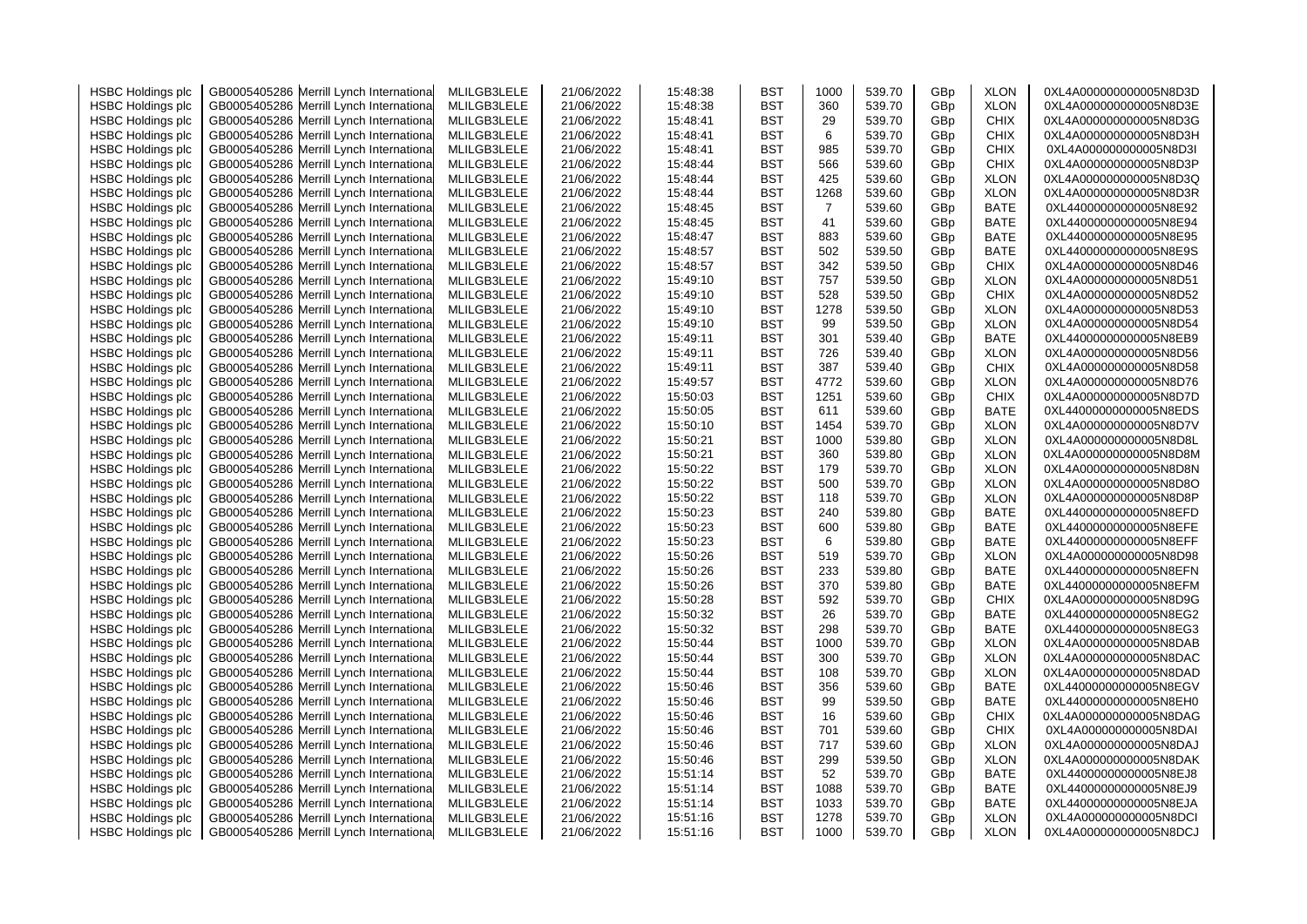| | | | | | | | | | | | |
|---|---|---|---|---|---|---|---|---|---|---|---|
| HSBC Holdings plc | GB0005405286 | Merrill Lynch International | MLILGB3LELE | 21/06/2022 | 15:48:38 | BST | 1000 | 539.70 | GBp | XLON | 0XL4A000000000005N8D3D |
| HSBC Holdings plc | GB0005405286 | Merrill Lynch International | MLILGB3LELE | 21/06/2022 | 15:48:38 | BST | 360 | 539.70 | GBp | XLON | 0XL4A000000000005N8D3E |
| HSBC Holdings plc | GB0005405286 | Merrill Lynch International | MLILGB3LELE | 21/06/2022 | 15:48:41 | BST | 29 | 539.70 | GBp | CHIX | 0XL4A000000000005N8D3G |
| HSBC Holdings plc | GB0005405286 | Merrill Lynch International | MLILGB3LELE | 21/06/2022 | 15:48:41 | BST | 6 | 539.70 | GBp | CHIX | 0XL4A000000000005N8D3H |
| HSBC Holdings plc | GB0005405286 | Merrill Lynch International | MLILGB3LELE | 21/06/2022 | 15:48:41 | BST | 985 | 539.70 | GBp | CHIX | 0XL4A000000000005N8D3I |
| HSBC Holdings plc | GB0005405286 | Merrill Lynch International | MLILGB3LELE | 21/06/2022 | 15:48:44 | BST | 566 | 539.60 | GBp | CHIX | 0XL4A000000000005N8D3P |
| HSBC Holdings plc | GB0005405286 | Merrill Lynch International | MLILGB3LELE | 21/06/2022 | 15:48:44 | BST | 425 | 539.60 | GBp | XLON | 0XL4A000000000005N8D3Q |
| HSBC Holdings plc | GB0005405286 | Merrill Lynch International | MLILGB3LELE | 21/06/2022 | 15:48:44 | BST | 1268 | 539.60 | GBp | XLON | 0XL4A000000000005N8D3R |
| HSBC Holdings plc | GB0005405286 | Merrill Lynch International | MLILGB3LELE | 21/06/2022 | 15:48:45 | BST | 7 | 539.60 | GBp | BATE | 0XL44000000000005N8E92 |
| HSBC Holdings plc | GB0005405286 | Merrill Lynch International | MLILGB3LELE | 21/06/2022 | 15:48:45 | BST | 41 | 539.60 | GBp | BATE | 0XL44000000000005N8E94 |
| HSBC Holdings plc | GB0005405286 | Merrill Lynch International | MLILGB3LELE | 21/06/2022 | 15:48:47 | BST | 883 | 539.60 | GBp | BATE | 0XL44000000000005N8E95 |
| HSBC Holdings plc | GB0005405286 | Merrill Lynch International | MLILGB3LELE | 21/06/2022 | 15:48:57 | BST | 502 | 539.50 | GBp | BATE | 0XL44000000000005N8E9S |
| HSBC Holdings plc | GB0005405286 | Merrill Lynch International | MLILGB3LELE | 21/06/2022 | 15:48:57 | BST | 342 | 539.50 | GBp | CHIX | 0XL4A000000000005N8D46 |
| HSBC Holdings plc | GB0005405286 | Merrill Lynch International | MLILGB3LELE | 21/06/2022 | 15:49:10 | BST | 757 | 539.50 | GBp | XLON | 0XL4A000000000005N8D51 |
| HSBC Holdings plc | GB0005405286 | Merrill Lynch International | MLILGB3LELE | 21/06/2022 | 15:49:10 | BST | 528 | 539.50 | GBp | CHIX | 0XL4A000000000005N8D52 |
| HSBC Holdings plc | GB0005405286 | Merrill Lynch International | MLILGB3LELE | 21/06/2022 | 15:49:10 | BST | 1278 | 539.50 | GBp | XLON | 0XL4A000000000005N8D53 |
| HSBC Holdings plc | GB0005405286 | Merrill Lynch International | MLILGB3LELE | 21/06/2022 | 15:49:10 | BST | 99 | 539.50 | GBp | XLON | 0XL4A000000000005N8D54 |
| HSBC Holdings plc | GB0005405286 | Merrill Lynch International | MLILGB3LELE | 21/06/2022 | 15:49:11 | BST | 301 | 539.40 | GBp | BATE | 0XL44000000000005N8EB9 |
| HSBC Holdings plc | GB0005405286 | Merrill Lynch International | MLILGB3LELE | 21/06/2022 | 15:49:11 | BST | 726 | 539.40 | GBp | XLON | 0XL4A000000000005N8D56 |
| HSBC Holdings plc | GB0005405286 | Merrill Lynch International | MLILGB3LELE | 21/06/2022 | 15:49:11 | BST | 387 | 539.40 | GBp | CHIX | 0XL4A000000000005N8D58 |
| HSBC Holdings plc | GB0005405286 | Merrill Lynch International | MLILGB3LELE | 21/06/2022 | 15:49:57 | BST | 4772 | 539.60 | GBp | XLON | 0XL4A000000000005N8D76 |
| HSBC Holdings plc | GB0005405286 | Merrill Lynch International | MLILGB3LELE | 21/06/2022 | 15:50:03 | BST | 1251 | 539.60 | GBp | CHIX | 0XL4A000000000005N8D7D |
| HSBC Holdings plc | GB0005405286 | Merrill Lynch International | MLILGB3LELE | 21/06/2022 | 15:50:05 | BST | 611 | 539.60 | GBp | BATE | 0XL44000000000005N8EDS |
| HSBC Holdings plc | GB0005405286 | Merrill Lynch International | MLILGB3LELE | 21/06/2022 | 15:50:10 | BST | 1454 | 539.70 | GBp | XLON | 0XL4A000000000005N8D7V |
| HSBC Holdings plc | GB0005405286 | Merrill Lynch International | MLILGB3LELE | 21/06/2022 | 15:50:21 | BST | 1000 | 539.80 | GBp | XLON | 0XL4A000000000005N8D8L |
| HSBC Holdings plc | GB0005405286 | Merrill Lynch International | MLILGB3LELE | 21/06/2022 | 15:50:21 | BST | 360 | 539.80 | GBp | XLON | 0XL4A000000000005N8D8M |
| HSBC Holdings plc | GB0005405286 | Merrill Lynch International | MLILGB3LELE | 21/06/2022 | 15:50:22 | BST | 179 | 539.70 | GBp | XLON | 0XL4A000000000005N8D8N |
| HSBC Holdings plc | GB0005405286 | Merrill Lynch International | MLILGB3LELE | 21/06/2022 | 15:50:22 | BST | 500 | 539.70 | GBp | XLON | 0XL4A000000000005N8D8O |
| HSBC Holdings plc | GB0005405286 | Merrill Lynch International | MLILGB3LELE | 21/06/2022 | 15:50:22 | BST | 118 | 539.70 | GBp | XLON | 0XL4A000000000005N8D8P |
| HSBC Holdings plc | GB0005405286 | Merrill Lynch International | MLILGB3LELE | 21/06/2022 | 15:50:23 | BST | 240 | 539.80 | GBp | BATE | 0XL44000000000005N8EFD |
| HSBC Holdings plc | GB0005405286 | Merrill Lynch International | MLILGB3LELE | 21/06/2022 | 15:50:23 | BST | 600 | 539.80 | GBp | BATE | 0XL44000000000005N8EFE |
| HSBC Holdings plc | GB0005405286 | Merrill Lynch International | MLILGB3LELE | 21/06/2022 | 15:50:23 | BST | 6 | 539.80 | GBp | BATE | 0XL44000000000005N8EFF |
| HSBC Holdings plc | GB0005405286 | Merrill Lynch International | MLILGB3LELE | 21/06/2022 | 15:50:26 | BST | 519 | 539.70 | GBp | XLON | 0XL4A000000000005N8D98 |
| HSBC Holdings plc | GB0005405286 | Merrill Lynch International | MLILGB3LELE | 21/06/2022 | 15:50:26 | BST | 233 | 539.80 | GBp | BATE | 0XL44000000000005N8EFN |
| HSBC Holdings plc | GB0005405286 | Merrill Lynch International | MLILGB3LELE | 21/06/2022 | 15:50:26 | BST | 370 | 539.80 | GBp | BATE | 0XL44000000000005N8EFM |
| HSBC Holdings plc | GB0005405286 | Merrill Lynch International | MLILGB3LELE | 21/06/2022 | 15:50:28 | BST | 592 | 539.70 | GBp | CHIX | 0XL4A000000000005N8D9G |
| HSBC Holdings plc | GB0005405286 | Merrill Lynch International | MLILGB3LELE | 21/06/2022 | 15:50:32 | BST | 26 | 539.70 | GBp | BATE | 0XL44000000000005N8EG2 |
| HSBC Holdings plc | GB0005405286 | Merrill Lynch International | MLILGB3LELE | 21/06/2022 | 15:50:32 | BST | 298 | 539.70 | GBp | BATE | 0XL44000000000005N8EG3 |
| HSBC Holdings plc | GB0005405286 | Merrill Lynch International | MLILGB3LELE | 21/06/2022 | 15:50:44 | BST | 1000 | 539.70 | GBp | XLON | 0XL4A000000000005N8DAB |
| HSBC Holdings plc | GB0005405286 | Merrill Lynch International | MLILGB3LELE | 21/06/2022 | 15:50:44 | BST | 300 | 539.70 | GBp | XLON | 0XL4A000000000005N8DAC |
| HSBC Holdings plc | GB0005405286 | Merrill Lynch International | MLILGB3LELE | 21/06/2022 | 15:50:44 | BST | 108 | 539.70 | GBp | XLON | 0XL4A000000000005N8DAD |
| HSBC Holdings plc | GB0005405286 | Merrill Lynch International | MLILGB3LELE | 21/06/2022 | 15:50:46 | BST | 356 | 539.60 | GBp | BATE | 0XL44000000000005N8EGV |
| HSBC Holdings plc | GB0005405286 | Merrill Lynch International | MLILGB3LELE | 21/06/2022 | 15:50:46 | BST | 99 | 539.50 | GBp | BATE | 0XL44000000000005N8EH0 |
| HSBC Holdings plc | GB0005405286 | Merrill Lynch International | MLILGB3LELE | 21/06/2022 | 15:50:46 | BST | 16 | 539.60 | GBp | CHIX | 0XL4A000000000005N8DAG |
| HSBC Holdings plc | GB0005405286 | Merrill Lynch International | MLILGB3LELE | 21/06/2022 | 15:50:46 | BST | 701 | 539.60 | GBp | CHIX | 0XL4A000000000005N8DAI |
| HSBC Holdings plc | GB0005405286 | Merrill Lynch International | MLILGB3LELE | 21/06/2022 | 15:50:46 | BST | 717 | 539.60 | GBp | XLON | 0XL4A000000000005N8DAJ |
| HSBC Holdings plc | GB0005405286 | Merrill Lynch International | MLILGB3LELE | 21/06/2022 | 15:50:46 | BST | 299 | 539.50 | GBp | XLON | 0XL4A000000000005N8DAK |
| HSBC Holdings plc | GB0005405286 | Merrill Lynch International | MLILGB3LELE | 21/06/2022 | 15:51:14 | BST | 52 | 539.70 | GBp | BATE | 0XL44000000000005N8EJ8 |
| HSBC Holdings plc | GB0005405286 | Merrill Lynch International | MLILGB3LELE | 21/06/2022 | 15:51:14 | BST | 1088 | 539.70 | GBp | BATE | 0XL44000000000005N8EJ9 |
| HSBC Holdings plc | GB0005405286 | Merrill Lynch International | MLILGB3LELE | 21/06/2022 | 15:51:14 | BST | 1033 | 539.70 | GBp | BATE | 0XL44000000000005N8EJA |
| HSBC Holdings plc | GB0005405286 | Merrill Lynch International | MLILGB3LELE | 21/06/2022 | 15:51:16 | BST | 1278 | 539.70 | GBp | XLON | 0XL4A000000000005N8DCI |
| HSBC Holdings plc | GB0005405286 | Merrill Lynch International | MLILGB3LELE | 21/06/2022 | 15:51:16 | BST | 1000 | 539.70 | GBp | XLON | 0XL4A000000000005N8DCJ |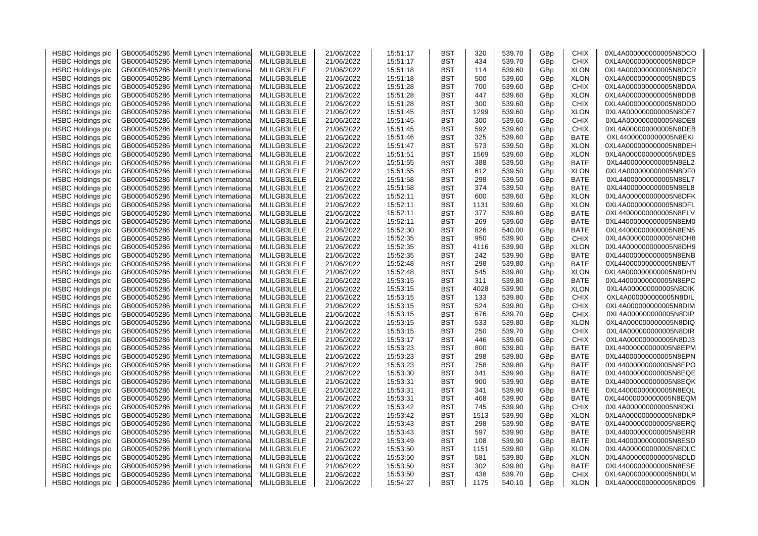| | | | | | | | | | | | |
|---|---|---|---|---|---|---|---|---|---|---|---|
| HSBC Holdings plc | GB0005405286 | Merrill Lynch International | MLILGB3LELE | 21/06/2022 | 15:51:17 | BST | 320 | 539.70 | GBp | CHIX | 0XL4A000000000005N8DCO |
| HSBC Holdings plc | GB0005405286 | Merrill Lynch International | MLILGB3LELE | 21/06/2022 | 15:51:17 | BST | 434 | 539.70 | GBp | CHIX | 0XL4A000000000005N8DCP |
| HSBC Holdings plc | GB0005405286 | Merrill Lynch International | MLILGB3LELE | 21/06/2022 | 15:51:18 | BST | 114 | 539.60 | GBp | XLON | 0XL4A000000000005N8DCR |
| HSBC Holdings plc | GB0005405286 | Merrill Lynch International | MLILGB3LELE | 21/06/2022 | 15:51:18 | BST | 500 | 539.60 | GBp | XLON | 0XL4A000000000005N8DCS |
| HSBC Holdings plc | GB0005405286 | Merrill Lynch International | MLILGB3LELE | 21/06/2022 | 15:51:28 | BST | 700 | 539.60 | GBp | CHIX | 0XL4A000000000005N8DDA |
| HSBC Holdings plc | GB0005405286 | Merrill Lynch International | MLILGB3LELE | 21/06/2022 | 15:51:28 | BST | 447 | 539.60 | GBp | XLON | 0XL4A000000000005N8DDB |
| HSBC Holdings plc | GB0005405286 | Merrill Lynch International | MLILGB3LELE | 21/06/2022 | 15:51:28 | BST | 300 | 539.60 | GBp | CHIX | 0XL4A000000000005N8DDD |
| HSBC Holdings plc | GB0005405286 | Merrill Lynch International | MLILGB3LELE | 21/06/2022 | 15:51:45 | BST | 1299 | 539.60 | GBp | XLON | 0XL4A000000000005N8DE7 |
| HSBC Holdings plc | GB0005405286 | Merrill Lynch International | MLILGB3LELE | 21/06/2022 | 15:51:45 | BST | 300 | 539.60 | GBp | CHIX | 0XL4A000000000005N8DE8 |
| HSBC Holdings plc | GB0005405286 | Merrill Lynch International | MLILGB3LELE | 21/06/2022 | 15:51:45 | BST | 592 | 539.60 | GBp | CHIX | 0XL4A000000000005N8DEB |
| HSBC Holdings plc | GB0005405286 | Merrill Lynch International | MLILGB3LELE | 21/06/2022 | 15:51:46 | BST | 325 | 539.60 | GBp | BATE | 0XL44000000000005N8EKI |
| HSBC Holdings plc | GB0005405286 | Merrill Lynch International | MLILGB3LELE | 21/06/2022 | 15:51:47 | BST | 573 | 539.50 | GBp | XLON | 0XL4A000000000005N8DEH |
| HSBC Holdings plc | GB0005405286 | Merrill Lynch International | MLILGB3LELE | 21/06/2022 | 15:51:51 | BST | 1569 | 539.60 | GBp | XLON | 0XL4A000000000005N8DES |
| HSBC Holdings plc | GB0005405286 | Merrill Lynch International | MLILGB3LELE | 21/06/2022 | 15:51:55 | BST | 388 | 539.50 | GBp | BATE | 0XL44000000000005N8EL2 |
| HSBC Holdings plc | GB0005405286 | Merrill Lynch International | MLILGB3LELE | 21/06/2022 | 15:51:55 | BST | 612 | 539.50 | GBp | XLON | 0XL4A000000000005N8DF0 |
| HSBC Holdings plc | GB0005405286 | Merrill Lynch International | MLILGB3LELE | 21/06/2022 | 15:51:58 | BST | 298 | 539.50 | GBp | BATE | 0XL44000000000005N8EL7 |
| HSBC Holdings plc | GB0005405286 | Merrill Lynch International | MLILGB3LELE | 21/06/2022 | 15:51:58 | BST | 374 | 539.50 | GBp | BATE | 0XL44000000000005N8EL8 |
| HSBC Holdings plc | GB0005405286 | Merrill Lynch International | MLILGB3LELE | 21/06/2022 | 15:52:11 | BST | 600 | 539.60 | GBp | XLON | 0XL4A000000000005N8DFK |
| HSBC Holdings plc | GB0005405286 | Merrill Lynch International | MLILGB3LELE | 21/06/2022 | 15:52:11 | BST | 1131 | 539.60 | GBp | XLON | 0XL4A000000000005N8DFL |
| HSBC Holdings plc | GB0005405286 | Merrill Lynch International | MLILGB3LELE | 21/06/2022 | 15:52:11 | BST | 377 | 539.60 | GBp | BATE | 0XL44000000000005N8ELV |
| HSBC Holdings plc | GB0005405286 | Merrill Lynch International | MLILGB3LELE | 21/06/2022 | 15:52:11 | BST | 269 | 539.60 | GBp | BATE | 0XL44000000000005N8EM0 |
| HSBC Holdings plc | GB0005405286 | Merrill Lynch International | MLILGB3LELE | 21/06/2022 | 15:52:30 | BST | 826 | 540.00 | GBp | BATE | 0XL44000000000005N8EN5 |
| HSBC Holdings plc | GB0005405286 | Merrill Lynch International | MLILGB3LELE | 21/06/2022 | 15:52:35 | BST | 950 | 539.90 | GBp | CHIX | 0XL4A000000000005N8DH8 |
| HSBC Holdings plc | GB0005405286 | Merrill Lynch International | MLILGB3LELE | 21/06/2022 | 15:52:35 | BST | 4116 | 539.90 | GBp | XLON | 0XL4A000000000005N8DH9 |
| HSBC Holdings plc | GB0005405286 | Merrill Lynch International | MLILGB3LELE | 21/06/2022 | 15:52:35 | BST | 242 | 539.90 | GBp | BATE | 0XL44000000000005N8ENB |
| HSBC Holdings plc | GB0005405286 | Merrill Lynch International | MLILGB3LELE | 21/06/2022 | 15:52:48 | BST | 298 | 539.80 | GBp | BATE | 0XL44000000000005N8ENT |
| HSBC Holdings plc | GB0005405286 | Merrill Lynch International | MLILGB3LELE | 21/06/2022 | 15:52:48 | BST | 545 | 539.80 | GBp | XLON | 0XL4A000000000005N8DHN |
| HSBC Holdings plc | GB0005405286 | Merrill Lynch International | MLILGB3LELE | 21/06/2022 | 15:53:15 | BST | 311 | 539.80 | GBp | BATE | 0XL44000000000005N8EPC |
| HSBC Holdings plc | GB0005405286 | Merrill Lynch International | MLILGB3LELE | 21/06/2022 | 15:53:15 | BST | 4028 | 539.90 | GBp | XLON | 0XL4A000000000005N8DIK |
| HSBC Holdings plc | GB0005405286 | Merrill Lynch International | MLILGB3LELE | 21/06/2022 | 15:53:15 | BST | 133 | 539.80 | GBp | CHIX | 0XL4A000000000005N8DIL |
| HSBC Holdings plc | GB0005405286 | Merrill Lynch International | MLILGB3LELE | 21/06/2022 | 15:53:15 | BST | 524 | 539.80 | GBp | CHIX | 0XL4A000000000005N8DIM |
| HSBC Holdings plc | GB0005405286 | Merrill Lynch International | MLILGB3LELE | 21/06/2022 | 15:53:15 | BST | 676 | 539.70 | GBp | CHIX | 0XL4A000000000005N8DIP |
| HSBC Holdings plc | GB0005405286 | Merrill Lynch International | MLILGB3LELE | 21/06/2022 | 15:53:15 | BST | 533 | 539.80 | GBp | XLON | 0XL4A000000000005N8DIQ |
| HSBC Holdings plc | GB0005405286 | Merrill Lynch International | MLILGB3LELE | 21/06/2022 | 15:53:15 | BST | 250 | 539.70 | GBp | CHIX | 0XL4A000000000005N8DIR |
| HSBC Holdings plc | GB0005405286 | Merrill Lynch International | MLILGB3LELE | 21/06/2022 | 15:53:17 | BST | 446 | 539.60 | GBp | CHIX | 0XL4A000000000005N8DJ3 |
| HSBC Holdings plc | GB0005405286 | Merrill Lynch International | MLILGB3LELE | 21/06/2022 | 15:53:23 | BST | 800 | 539.80 | GBp | BATE | 0XL44000000000005N8EPM |
| HSBC Holdings plc | GB0005405286 | Merrill Lynch International | MLILGB3LELE | 21/06/2022 | 15:53:23 | BST | 298 | 539.80 | GBp | BATE | 0XL44000000000005N8EPN |
| HSBC Holdings plc | GB0005405286 | Merrill Lynch International | MLILGB3LELE | 21/06/2022 | 15:53:23 | BST | 758 | 539.80 | GBp | BATE | 0XL44000000000005N8EPO |
| HSBC Holdings plc | GB0005405286 | Merrill Lynch International | MLILGB3LELE | 21/06/2022 | 15:53:30 | BST | 341 | 539.90 | GBp | BATE | 0XL44000000000005N8EQE |
| HSBC Holdings plc | GB0005405286 | Merrill Lynch International | MLILGB3LELE | 21/06/2022 | 15:53:31 | BST | 900 | 539.90 | GBp | BATE | 0XL44000000000005N8EQK |
| HSBC Holdings plc | GB0005405286 | Merrill Lynch International | MLILGB3LELE | 21/06/2022 | 15:53:31 | BST | 341 | 539.90 | GBp | BATE | 0XL44000000000005N8EQL |
| HSBC Holdings plc | GB0005405286 | Merrill Lynch International | MLILGB3LELE | 21/06/2022 | 15:53:31 | BST | 468 | 539.90 | GBp | BATE | 0XL44000000000005N8EQM |
| HSBC Holdings plc | GB0005405286 | Merrill Lynch International | MLILGB3LELE | 21/06/2022 | 15:53:42 | BST | 745 | 539.90 | GBp | CHIX | 0XL4A000000000005N8DKL |
| HSBC Holdings plc | GB0005405286 | Merrill Lynch International | MLILGB3LELE | 21/06/2022 | 15:53:42 | BST | 1513 | 539.90 | GBp | XLON | 0XL4A000000000005N8DKP |
| HSBC Holdings plc | GB0005405286 | Merrill Lynch International | MLILGB3LELE | 21/06/2022 | 15:53:43 | BST | 298 | 539.90 | GBp | BATE | 0XL44000000000005N8ERQ |
| HSBC Holdings plc | GB0005405286 | Merrill Lynch International | MLILGB3LELE | 21/06/2022 | 15:53:43 | BST | 597 | 539.90 | GBp | BATE | 0XL44000000000005N8ERR |
| HSBC Holdings plc | GB0005405286 | Merrill Lynch International | MLILGB3LELE | 21/06/2022 | 15:53:49 | BST | 108 | 539.90 | GBp | BATE | 0XL44000000000005N8ESD |
| HSBC Holdings plc | GB0005405286 | Merrill Lynch International | MLILGB3LELE | 21/06/2022 | 15:53:50 | BST | 1151 | 539.80 | GBp | XLON | 0XL4A000000000005N8DLC |
| HSBC Holdings plc | GB0005405286 | Merrill Lynch International | MLILGB3LELE | 21/06/2022 | 15:53:50 | BST | 581 | 539.80 | GBp | XLON | 0XL4A000000000005N8DLD |
| HSBC Holdings plc | GB0005405286 | Merrill Lynch International | MLILGB3LELE | 21/06/2022 | 15:53:50 | BST | 302 | 539.80 | GBp | BATE | 0XL44000000000005N8ESE |
| HSBC Holdings plc | GB0005405286 | Merrill Lynch International | MLILGB3LELE | 21/06/2022 | 15:53:50 | BST | 438 | 539.70 | GBp | CHIX | 0XL4A000000000005N8DLM |
| HSBC Holdings plc | GB0005405286 | Merrill Lynch International | MLILGB3LELE | 21/06/2022 | 15:54:27 | BST | 1175 | 540.10 | GBp | XLON | 0XL4A000000000005N8DO9 |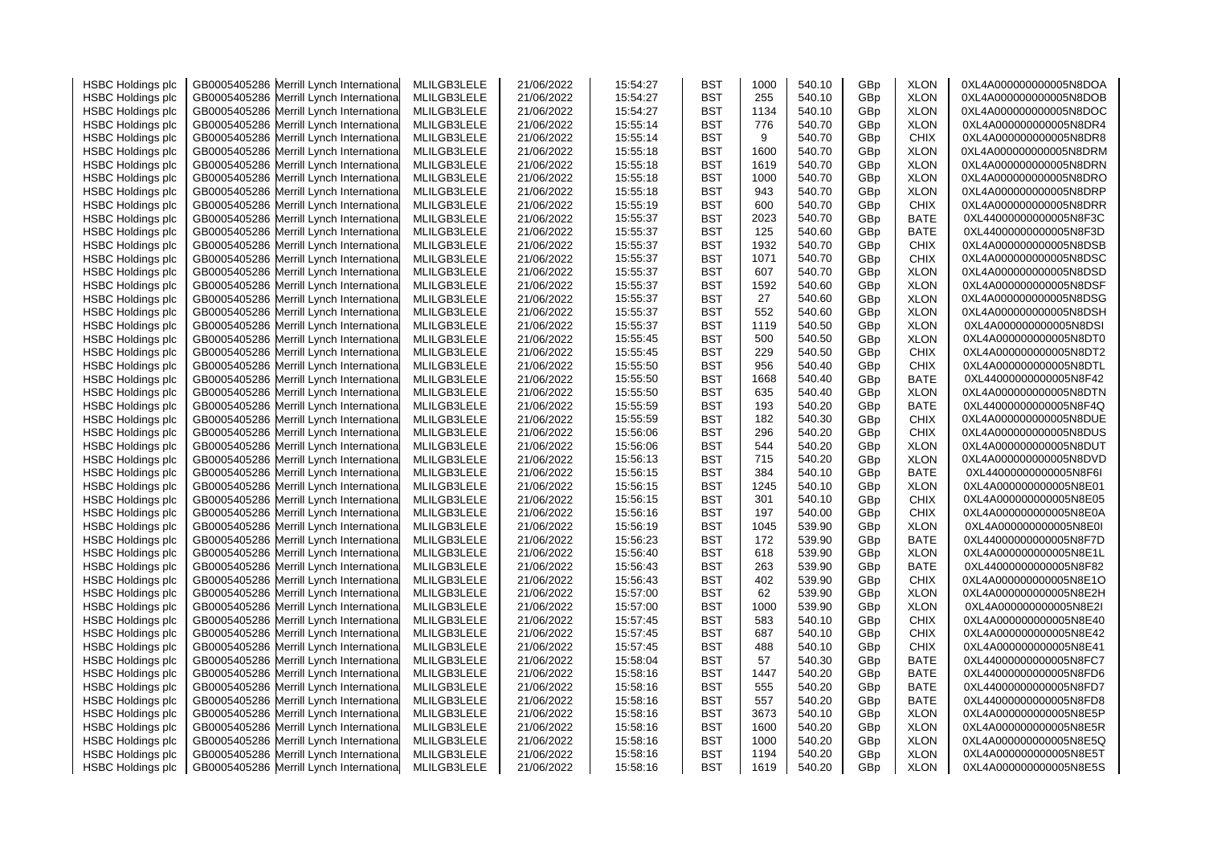| | | | | | | | | | | | |
|---|---|---|---|---|---|---|---|---|---|---|---|
| HSBC Holdings plc | GB0005405286 | Merrill Lynch International | MLILGB3LELE | 21/06/2022 | 15:54:27 | BST | 1000 | 540.10 | GBp | XLON | 0XL4A000000000005N8DOA |
| HSBC Holdings plc | GB0005405286 | Merrill Lynch International | MLILGB3LELE | 21/06/2022 | 15:54:27 | BST | 255 | 540.10 | GBp | XLON | 0XL4A000000000005N8DOB |
| HSBC Holdings plc | GB0005405286 | Merrill Lynch International | MLILGB3LELE | 21/06/2022 | 15:54:27 | BST | 1134 | 540.10 | GBp | XLON | 0XL4A000000000005N8DOC |
| HSBC Holdings plc | GB0005405286 | Merrill Lynch International | MLILGB3LELE | 21/06/2022 | 15:55:14 | BST | 776 | 540.70 | GBp | XLON | 0XL4A000000000005N8DR4 |
| HSBC Holdings plc | GB0005405286 | Merrill Lynch International | MLILGB3LELE | 21/06/2022 | 15:55:14 | BST | 9 | 540.70 | GBp | CHIX | 0XL4A000000000005N8DR8 |
| HSBC Holdings plc | GB0005405286 | Merrill Lynch International | MLILGB3LELE | 21/06/2022 | 15:55:18 | BST | 1600 | 540.70 | GBp | XLON | 0XL4A000000000005N8DRM |
| HSBC Holdings plc | GB0005405286 | Merrill Lynch International | MLILGB3LELE | 21/06/2022 | 15:55:18 | BST | 1619 | 540.70 | GBp | XLON | 0XL4A000000000005N8DRN |
| HSBC Holdings plc | GB0005405286 | Merrill Lynch International | MLILGB3LELE | 21/06/2022 | 15:55:18 | BST | 1000 | 540.70 | GBp | XLON | 0XL4A000000000005N8DRO |
| HSBC Holdings plc | GB0005405286 | Merrill Lynch International | MLILGB3LELE | 21/06/2022 | 15:55:18 | BST | 943 | 540.70 | GBp | XLON | 0XL4A000000000005N8DRP |
| HSBC Holdings plc | GB0005405286 | Merrill Lynch International | MLILGB3LELE | 21/06/2022 | 15:55:19 | BST | 600 | 540.70 | GBp | CHIX | 0XL4A000000000005N8DRR |
| HSBC Holdings plc | GB0005405286 | Merrill Lynch International | MLILGB3LELE | 21/06/2022 | 15:55:37 | BST | 2023 | 540.70 | GBp | BATE | 0XL44000000000005N8F3C |
| HSBC Holdings plc | GB0005405286 | Merrill Lynch International | MLILGB3LELE | 21/06/2022 | 15:55:37 | BST | 125 | 540.60 | GBp | BATE | 0XL44000000000005N8F3D |
| HSBC Holdings plc | GB0005405286 | Merrill Lynch International | MLILGB3LELE | 21/06/2022 | 15:55:37 | BST | 1932 | 540.70 | GBp | CHIX | 0XL4A000000000005N8DSB |
| HSBC Holdings plc | GB0005405286 | Merrill Lynch International | MLILGB3LELE | 21/06/2022 | 15:55:37 | BST | 1071 | 540.70 | GBp | CHIX | 0XL4A000000000005N8DSC |
| HSBC Holdings plc | GB0005405286 | Merrill Lynch International | MLILGB3LELE | 21/06/2022 | 15:55:37 | BST | 607 | 540.70 | GBp | XLON | 0XL4A000000000005N8DSD |
| HSBC Holdings plc | GB0005405286 | Merrill Lynch International | MLILGB3LELE | 21/06/2022 | 15:55:37 | BST | 1592 | 540.60 | GBp | XLON | 0XL4A000000000005N8DSF |
| HSBC Holdings plc | GB0005405286 | Merrill Lynch International | MLILGB3LELE | 21/06/2022 | 15:55:37 | BST | 27 | 540.60 | GBp | XLON | 0XL4A000000000005N8DSG |
| HSBC Holdings plc | GB0005405286 | Merrill Lynch International | MLILGB3LELE | 21/06/2022 | 15:55:37 | BST | 552 | 540.60 | GBp | XLON | 0XL4A000000000005N8DSH |
| HSBC Holdings plc | GB0005405286 | Merrill Lynch International | MLILGB3LELE | 21/06/2022 | 15:55:37 | BST | 1119 | 540.50 | GBp | XLON | 0XL4A000000000005N8DSI |
| HSBC Holdings plc | GB0005405286 | Merrill Lynch International | MLILGB3LELE | 21/06/2022 | 15:55:45 | BST | 500 | 540.50 | GBp | XLON | 0XL4A000000000005N8DT0 |
| HSBC Holdings plc | GB0005405286 | Merrill Lynch International | MLILGB3LELE | 21/06/2022 | 15:55:45 | BST | 229 | 540.50 | GBp | CHIX | 0XL4A000000000005N8DT2 |
| HSBC Holdings plc | GB0005405286 | Merrill Lynch International | MLILGB3LELE | 21/06/2022 | 15:55:50 | BST | 956 | 540.40 | GBp | CHIX | 0XL4A000000000005N8DTL |
| HSBC Holdings plc | GB0005405286 | Merrill Lynch International | MLILGB3LELE | 21/06/2022 | 15:55:50 | BST | 1668 | 540.40 | GBp | BATE | 0XL44000000000005N8F42 |
| HSBC Holdings plc | GB0005405286 | Merrill Lynch International | MLILGB3LELE | 21/06/2022 | 15:55:50 | BST | 635 | 540.40 | GBp | XLON | 0XL4A000000000005N8DTN |
| HSBC Holdings plc | GB0005405286 | Merrill Lynch International | MLILGB3LELE | 21/06/2022 | 15:55:59 | BST | 193 | 540.20 | GBp | BATE | 0XL44000000000005N8F4Q |
| HSBC Holdings plc | GB0005405286 | Merrill Lynch International | MLILGB3LELE | 21/06/2022 | 15:55:59 | BST | 182 | 540.30 | GBp | CHIX | 0XL4A000000000005N8DUE |
| HSBC Holdings plc | GB0005405286 | Merrill Lynch International | MLILGB3LELE | 21/06/2022 | 15:56:06 | BST | 296 | 540.20 | GBp | CHIX | 0XL4A000000000005N8DUS |
| HSBC Holdings plc | GB0005405286 | Merrill Lynch International | MLILGB3LELE | 21/06/2022 | 15:56:06 | BST | 544 | 540.20 | GBp | XLON | 0XL4A000000000005N8DUT |
| HSBC Holdings plc | GB0005405286 | Merrill Lynch International | MLILGB3LELE | 21/06/2022 | 15:56:13 | BST | 715 | 540.20 | GBp | XLON | 0XL4A000000000005N8DVD |
| HSBC Holdings plc | GB0005405286 | Merrill Lynch International | MLILGB3LELE | 21/06/2022 | 15:56:15 | BST | 384 | 540.10 | GBp | BATE | 0XL44000000000005N8F6I |
| HSBC Holdings plc | GB0005405286 | Merrill Lynch International | MLILGB3LELE | 21/06/2022 | 15:56:15 | BST | 1245 | 540.10 | GBp | XLON | 0XL4A000000000005N8E01 |
| HSBC Holdings plc | GB0005405286 | Merrill Lynch International | MLILGB3LELE | 21/06/2022 | 15:56:15 | BST | 301 | 540.10 | GBp | CHIX | 0XL4A000000000005N8E05 |
| HSBC Holdings plc | GB0005405286 | Merrill Lynch International | MLILGB3LELE | 21/06/2022 | 15:56:16 | BST | 197 | 540.00 | GBp | CHIX | 0XL4A000000000005N8E0A |
| HSBC Holdings plc | GB0005405286 | Merrill Lynch International | MLILGB3LELE | 21/06/2022 | 15:56:19 | BST | 1045 | 539.90 | GBp | XLON | 0XL4A000000000005N8E0I |
| HSBC Holdings plc | GB0005405286 | Merrill Lynch International | MLILGB3LELE | 21/06/2022 | 15:56:23 | BST | 172 | 539.90 | GBp | BATE | 0XL44000000000005N8F7D |
| HSBC Holdings plc | GB0005405286 | Merrill Lynch International | MLILGB3LELE | 21/06/2022 | 15:56:40 | BST | 618 | 539.90 | GBp | XLON | 0XL4A000000000005N8E1L |
| HSBC Holdings plc | GB0005405286 | Merrill Lynch International | MLILGB3LELE | 21/06/2022 | 15:56:43 | BST | 263 | 539.90 | GBp | BATE | 0XL44000000000005N8F82 |
| HSBC Holdings plc | GB0005405286 | Merrill Lynch International | MLILGB3LELE | 21/06/2022 | 15:56:43 | BST | 402 | 539.90 | GBp | CHIX | 0XL4A000000000005N8E1O |
| HSBC Holdings plc | GB0005405286 | Merrill Lynch International | MLILGB3LELE | 21/06/2022 | 15:57:00 | BST | 62 | 539.90 | GBp | XLON | 0XL4A000000000005N8E2H |
| HSBC Holdings plc | GB0005405286 | Merrill Lynch International | MLILGB3LELE | 21/06/2022 | 15:57:00 | BST | 1000 | 539.90 | GBp | XLON | 0XL4A000000000005N8E2I |
| HSBC Holdings plc | GB0005405286 | Merrill Lynch International | MLILGB3LELE | 21/06/2022 | 15:57:45 | BST | 583 | 540.10 | GBp | CHIX | 0XL4A000000000005N8E40 |
| HSBC Holdings plc | GB0005405286 | Merrill Lynch International | MLILGB3LELE | 21/06/2022 | 15:57:45 | BST | 687 | 540.10 | GBp | CHIX | 0XL4A000000000005N8E42 |
| HSBC Holdings plc | GB0005405286 | Merrill Lynch International | MLILGB3LELE | 21/06/2022 | 15:57:45 | BST | 488 | 540.10 | GBp | CHIX | 0XL4A000000000005N8E41 |
| HSBC Holdings plc | GB0005405286 | Merrill Lynch International | MLILGB3LELE | 21/06/2022 | 15:58:04 | BST | 57 | 540.30 | GBp | BATE | 0XL44000000000005N8FC7 |
| HSBC Holdings plc | GB0005405286 | Merrill Lynch International | MLILGB3LELE | 21/06/2022 | 15:58:16 | BST | 1447 | 540.20 | GBp | BATE | 0XL44000000000005N8FD6 |
| HSBC Holdings plc | GB0005405286 | Merrill Lynch International | MLILGB3LELE | 21/06/2022 | 15:58:16 | BST | 555 | 540.20 | GBp | BATE | 0XL44000000000005N8FD7 |
| HSBC Holdings plc | GB0005405286 | Merrill Lynch International | MLILGB3LELE | 21/06/2022 | 15:58:16 | BST | 557 | 540.20 | GBp | BATE | 0XL44000000000005N8FD8 |
| HSBC Holdings plc | GB0005405286 | Merrill Lynch International | MLILGB3LELE | 21/06/2022 | 15:58:16 | BST | 3673 | 540.10 | GBp | XLON | 0XL4A000000000005N8E5P |
| HSBC Holdings plc | GB0005405286 | Merrill Lynch International | MLILGB3LELE | 21/06/2022 | 15:58:16 | BST | 1600 | 540.20 | GBp | XLON | 0XL4A000000000005N8E5R |
| HSBC Holdings plc | GB0005405286 | Merrill Lynch International | MLILGB3LELE | 21/06/2022 | 15:58:16 | BST | 1000 | 540.20 | GBp | XLON | 0XL4A000000000005N8E5Q |
| HSBC Holdings plc | GB0005405286 | Merrill Lynch International | MLILGB3LELE | 21/06/2022 | 15:58:16 | BST | 1194 | 540.20 | GBp | XLON | 0XL4A000000000005N8E5T |
| HSBC Holdings plc | GB0005405286 | Merrill Lynch International | MLILGB3LELE | 21/06/2022 | 15:58:16 | BST | 1619 | 540.20 | GBp | XLON | 0XL4A000000000005N8E5S |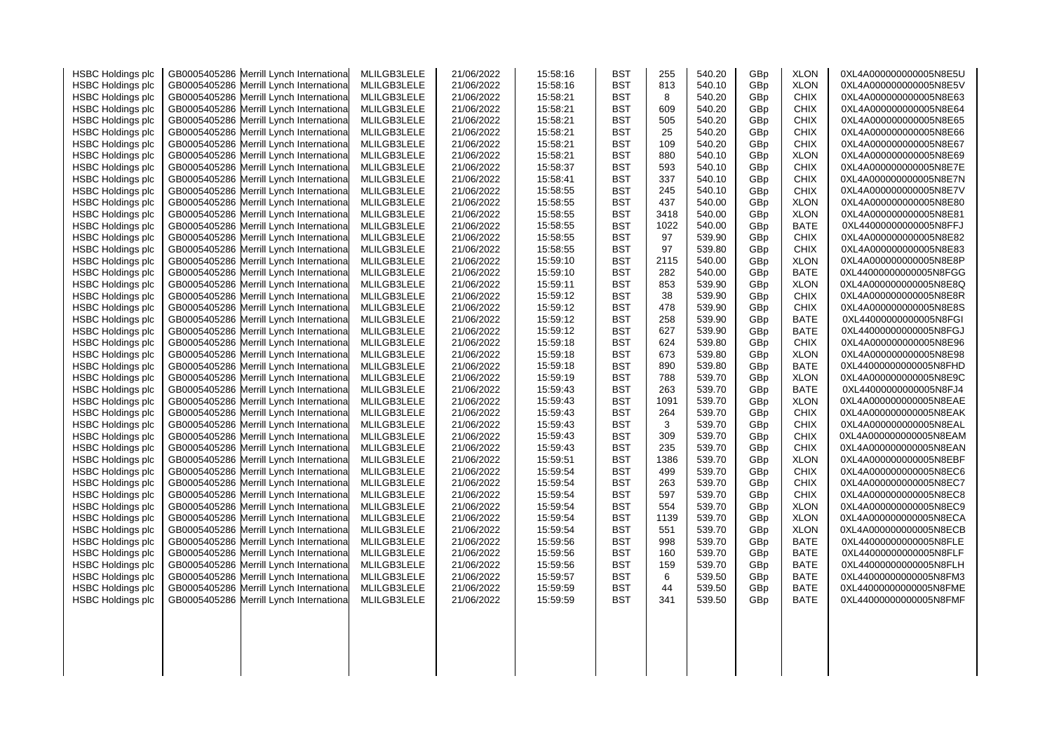| | | | | | | | | | | | |
|---|---|---|---|---|---|---|---|---|---|---|---|
| HSBC Holdings plc | GB0005405286 | Merrill Lynch International | MLILGB3LELE | 21/06/2022 | 15:58:16 | BST | 255 | 540.20 | GBp | XLON | 0XL4A000000000005N8E5U |
| HSBC Holdings plc | GB0005405286 | Merrill Lynch International | MLILGB3LELE | 21/06/2022 | 15:58:16 | BST | 813 | 540.10 | GBp | XLON | 0XL4A000000000005N8E5V |
| HSBC Holdings plc | GB0005405286 | Merrill Lynch International | MLILGB3LELE | 21/06/2022 | 15:58:21 | BST | 8 | 540.20 | GBp | CHIX | 0XL4A000000000005N8E63 |
| HSBC Holdings plc | GB0005405286 | Merrill Lynch International | MLILGB3LELE | 21/06/2022 | 15:58:21 | BST | 609 | 540.20 | GBp | CHIX | 0XL4A000000000005N8E64 |
| HSBC Holdings plc | GB0005405286 | Merrill Lynch International | MLILGB3LELE | 21/06/2022 | 15:58:21 | BST | 505 | 540.20 | GBp | CHIX | 0XL4A000000000005N8E65 |
| HSBC Holdings plc | GB0005405286 | Merrill Lynch International | MLILGB3LELE | 21/06/2022 | 15:58:21 | BST | 25 | 540.20 | GBp | CHIX | 0XL4A000000000005N8E66 |
| HSBC Holdings plc | GB0005405286 | Merrill Lynch International | MLILGB3LELE | 21/06/2022 | 15:58:21 | BST | 109 | 540.20 | GBp | CHIX | 0XL4A000000000005N8E67 |
| HSBC Holdings plc | GB0005405286 | Merrill Lynch International | MLILGB3LELE | 21/06/2022 | 15:58:21 | BST | 880 | 540.10 | GBp | XLON | 0XL4A000000000005N8E69 |
| HSBC Holdings plc | GB0005405286 | Merrill Lynch International | MLILGB3LELE | 21/06/2022 | 15:58:37 | BST | 593 | 540.10 | GBp | CHIX | 0XL4A000000000005N8E7E |
| HSBC Holdings plc | GB0005405286 | Merrill Lynch International | MLILGB3LELE | 21/06/2022 | 15:58:41 | BST | 337 | 540.10 | GBp | CHIX | 0XL4A000000000005N8E7N |
| HSBC Holdings plc | GB0005405286 | Merrill Lynch International | MLILGB3LELE | 21/06/2022 | 15:58:55 | BST | 245 | 540.10 | GBp | CHIX | 0XL4A000000000005N8E7V |
| HSBC Holdings plc | GB0005405286 | Merrill Lynch International | MLILGB3LELE | 21/06/2022 | 15:58:55 | BST | 437 | 540.00 | GBp | XLON | 0XL4A000000000005N8E80 |
| HSBC Holdings plc | GB0005405286 | Merrill Lynch International | MLILGB3LELE | 21/06/2022 | 15:58:55 | BST | 3418 | 540.00 | GBp | XLON | 0XL4A000000000005N8E81 |
| HSBC Holdings plc | GB0005405286 | Merrill Lynch International | MLILGB3LELE | 21/06/2022 | 15:58:55 | BST | 1022 | 540.00 | GBp | BATE | 0XL44000000000005N8FFJ |
| HSBC Holdings plc | GB0005405286 | Merrill Lynch International | MLILGB3LELE | 21/06/2022 | 15:58:55 | BST | 97 | 539.90 | GBp | CHIX | 0XL4A000000000005N8E82 |
| HSBC Holdings plc | GB0005405286 | Merrill Lynch International | MLILGB3LELE | 21/06/2022 | 15:58:55 | BST | 97 | 539.80 | GBp | CHIX | 0XL4A000000000005N8E83 |
| HSBC Holdings plc | GB0005405286 | Merrill Lynch International | MLILGB3LELE | 21/06/2022 | 15:59:10 | BST | 2115 | 540.00 | GBp | XLON | 0XL4A000000000005N8E8P |
| HSBC Holdings plc | GB0005405286 | Merrill Lynch International | MLILGB3LELE | 21/06/2022 | 15:59:10 | BST | 282 | 540.00 | GBp | BATE | 0XL44000000000005N8FGG |
| HSBC Holdings plc | GB0005405286 | Merrill Lynch International | MLILGB3LELE | 21/06/2022 | 15:59:11 | BST | 853 | 539.90 | GBp | XLON | 0XL4A000000000005N8E8Q |
| HSBC Holdings plc | GB0005405286 | Merrill Lynch International | MLILGB3LELE | 21/06/2022 | 15:59:12 | BST | 38 | 539.90 | GBp | CHIX | 0XL4A000000000005N8E8R |
| HSBC Holdings plc | GB0005405286 | Merrill Lynch International | MLILGB3LELE | 21/06/2022 | 15:59:12 | BST | 478 | 539.90 | GBp | CHIX | 0XL4A000000000005N8E8S |
| HSBC Holdings plc | GB0005405286 | Merrill Lynch International | MLILGB3LELE | 21/06/2022 | 15:59:12 | BST | 258 | 539.90 | GBp | BATE | 0XL44000000000005N8FGI |
| HSBC Holdings plc | GB0005405286 | Merrill Lynch International | MLILGB3LELE | 21/06/2022 | 15:59:12 | BST | 627 | 539.90 | GBp | BATE | 0XL44000000000005N8FGJ |
| HSBC Holdings plc | GB0005405286 | Merrill Lynch International | MLILGB3LELE | 21/06/2022 | 15:59:18 | BST | 624 | 539.80 | GBp | CHIX | 0XL4A000000000005N8E96 |
| HSBC Holdings plc | GB0005405286 | Merrill Lynch International | MLILGB3LELE | 21/06/2022 | 15:59:18 | BST | 673 | 539.80 | GBp | XLON | 0XL4A000000000005N8E98 |
| HSBC Holdings plc | GB0005405286 | Merrill Lynch International | MLILGB3LELE | 21/06/2022 | 15:59:18 | BST | 890 | 539.80 | GBp | BATE | 0XL44000000000005N8FHD |
| HSBC Holdings plc | GB0005405286 | Merrill Lynch International | MLILGB3LELE | 21/06/2022 | 15:59:19 | BST | 788 | 539.70 | GBp | XLON | 0XL4A000000000005N8E9C |
| HSBC Holdings plc | GB0005405286 | Merrill Lynch International | MLILGB3LELE | 21/06/2022 | 15:59:43 | BST | 263 | 539.70 | GBp | BATE | 0XL44000000000005N8FJ4 |
| HSBC Holdings plc | GB0005405286 | Merrill Lynch International | MLILGB3LELE | 21/06/2022 | 15:59:43 | BST | 1091 | 539.70 | GBp | XLON | 0XL4A000000000005N8EAE |
| HSBC Holdings plc | GB0005405286 | Merrill Lynch International | MLILGB3LELE | 21/06/2022 | 15:59:43 | BST | 264 | 539.70 | GBp | CHIX | 0XL4A000000000005N8EAK |
| HSBC Holdings plc | GB0005405286 | Merrill Lynch International | MLILGB3LELE | 21/06/2022 | 15:59:43 | BST | 3 | 539.70 | GBp | CHIX | 0XL4A000000000005N8EAL |
| HSBC Holdings plc | GB0005405286 | Merrill Lynch International | MLILGB3LELE | 21/06/2022 | 15:59:43 | BST | 309 | 539.70 | GBp | CHIX | 0XL4A000000000005N8EAM |
| HSBC Holdings plc | GB0005405286 | Merrill Lynch International | MLILGB3LELE | 21/06/2022 | 15:59:43 | BST | 235 | 539.70 | GBp | CHIX | 0XL4A000000000005N8EAN |
| HSBC Holdings plc | GB0005405286 | Merrill Lynch International | MLILGB3LELE | 21/06/2022 | 15:59:51 | BST | 1386 | 539.70 | GBp | XLON | 0XL4A000000000005N8EBF |
| HSBC Holdings plc | GB0005405286 | Merrill Lynch International | MLILGB3LELE | 21/06/2022 | 15:59:54 | BST | 499 | 539.70 | GBp | CHIX | 0XL4A000000000005N8EC6 |
| HSBC Holdings plc | GB0005405286 | Merrill Lynch International | MLILGB3LELE | 21/06/2022 | 15:59:54 | BST | 263 | 539.70 | GBp | CHIX | 0XL4A000000000005N8EC7 |
| HSBC Holdings plc | GB0005405286 | Merrill Lynch International | MLILGB3LELE | 21/06/2022 | 15:59:54 | BST | 597 | 539.70 | GBp | CHIX | 0XL4A000000000005N8EC8 |
| HSBC Holdings plc | GB0005405286 | Merrill Lynch International | MLILGB3LELE | 21/06/2022 | 15:59:54 | BST | 554 | 539.70 | GBp | XLON | 0XL4A000000000005N8EC9 |
| HSBC Holdings plc | GB0005405286 | Merrill Lynch International | MLILGB3LELE | 21/06/2022 | 15:59:54 | BST | 1139 | 539.70 | GBp | XLON | 0XL4A000000000005N8ECA |
| HSBC Holdings plc | GB0005405286 | Merrill Lynch International | MLILGB3LELE | 21/06/2022 | 15:59:54 | BST | 551 | 539.70 | GBp | XLON | 0XL4A000000000005N8ECB |
| HSBC Holdings plc | GB0005405286 | Merrill Lynch International | MLILGB3LELE | 21/06/2022 | 15:59:56 | BST | 998 | 539.70 | GBp | BATE | 0XL44000000000005N8FLE |
| HSBC Holdings plc | GB0005405286 | Merrill Lynch International | MLILGB3LELE | 21/06/2022 | 15:59:56 | BST | 160 | 539.70 | GBp | BATE | 0XL44000000000005N8FLF |
| HSBC Holdings plc | GB0005405286 | Merrill Lynch International | MLILGB3LELE | 21/06/2022 | 15:59:56 | BST | 159 | 539.70 | GBp | BATE | 0XL44000000000005N8FLH |
| HSBC Holdings plc | GB0005405286 | Merrill Lynch International | MLILGB3LELE | 21/06/2022 | 15:59:57 | BST | 6 | 539.50 | GBp | BATE | 0XL44000000000005N8FM3 |
| HSBC Holdings plc | GB0005405286 | Merrill Lynch International | MLILGB3LELE | 21/06/2022 | 15:59:59 | BST | 44 | 539.50 | GBp | BATE | 0XL44000000000005N8FME |
| HSBC Holdings plc | GB0005405286 | Merrill Lynch International | MLILGB3LELE | 21/06/2022 | 15:59:59 | BST | 341 | 539.50 | GBp | BATE | 0XL44000000000005N8FMF |